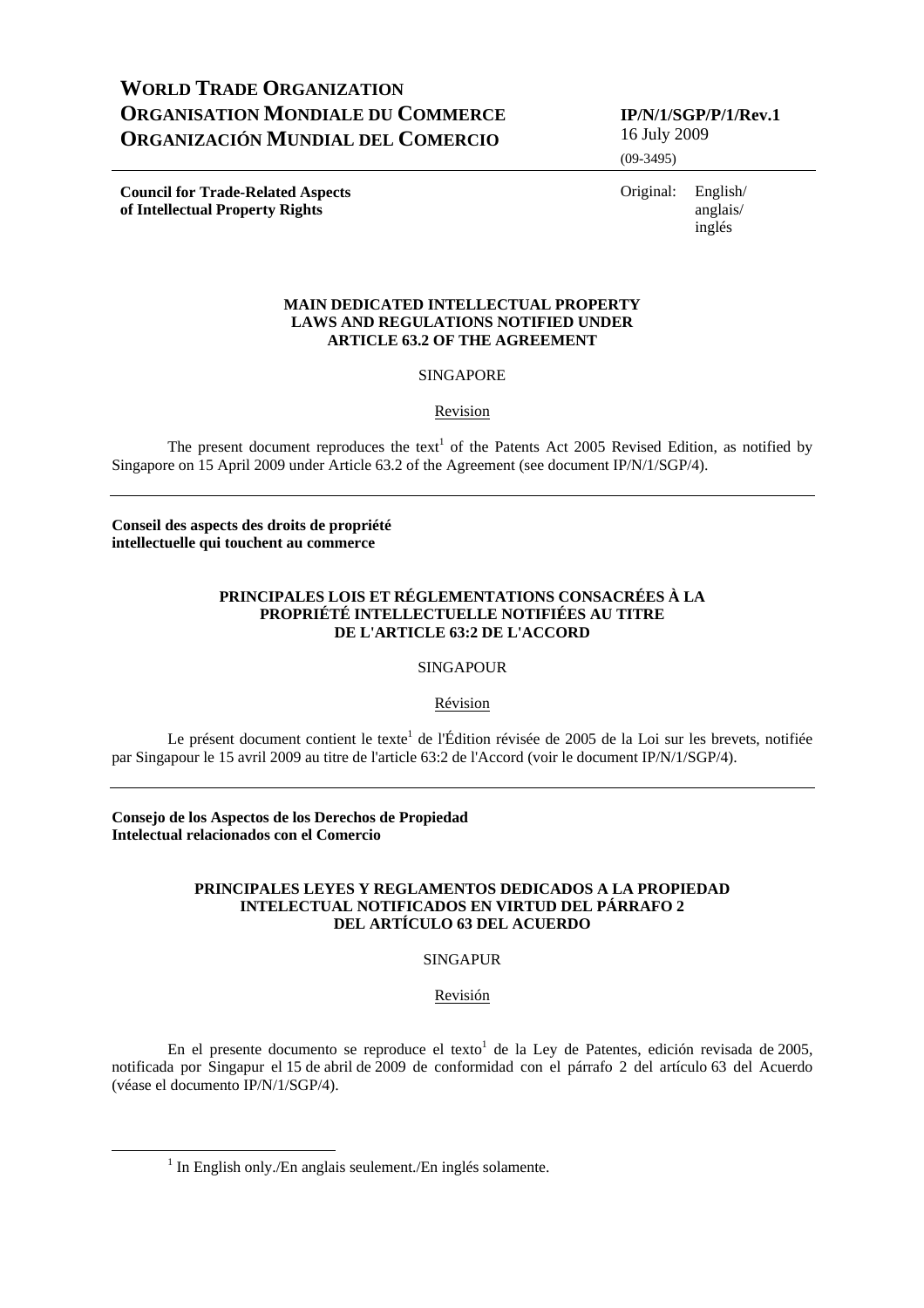**WORLD TRADE ORGANIZATION**
**ORGANISATION MONDIALE DU COMMERCE**
**ORGANIZACIÓN MUNDIAL DEL COMERCIO**

**IP/N/1/SGP/P/1/Rev.1**
16 July 2009
(09-3495)

**Council for Trade-Related Aspects of Intellectual Property Rights**

Original: English/ anglais/ inglés

**MAIN DEDICATED INTELLECTUAL PROPERTY LAWS AND REGULATIONS NOTIFIED UNDER ARTICLE 63.2 OF THE AGREEMENT**

SINGAPORE

Revision

The present document reproduces the text[1] of the Patents Act 2005 Revised Edition, as notified by Singapore on 15 April 2009 under Article 63.2 of the Agreement (see document IP/N/1/SGP/4).

---

**Conseil des aspects des droits de propriété intellectuelle qui touchent au commerce**

**PRINCIPALES LOIS ET RÉGLEMENTATIONS CONSACRÉES À LA PROPRIÉTÉ INTELLECTUELLE NOTIFIÉES AU TITRE DE L'ARTICLE 63:2 DE L'ACCORD**

SINGAPOUR

Révision

Le présent document contient le texte[1] de l'Édition révisée de 2005 de la Loi sur les brevets, notifiée par Singapour le 15 avril 2009 au titre de l'article 63:2 de l'Accord (voir le document IP/N/1/SGP/4).

---

**Consejo de los Aspectos de los Derechos de Propiedad Intelectual relacionados con el Comercio**

**PRINCIPALES LEYES Y REGLAMENTOS DEDICADOS A LA PROPIEDAD INTELECTUAL NOTIFICADOS EN VIRTUD DEL PÁRRAFO 2 DEL ARTÍCULO 63 DEL ACUERDO**

SINGAPUR

Revisión

En el presente documento se reproduce el texto[1] de la Ley de Patentes, edición revisada de 2005, notificada por Singapur el 15 de abril de 2009 de conformidad con el párrafo 2 del artículo 63 del Acuerdo (véase el documento IP/N/1/SGP/4).

---

[1] In English only./En anglais seulement./En inglés solamente.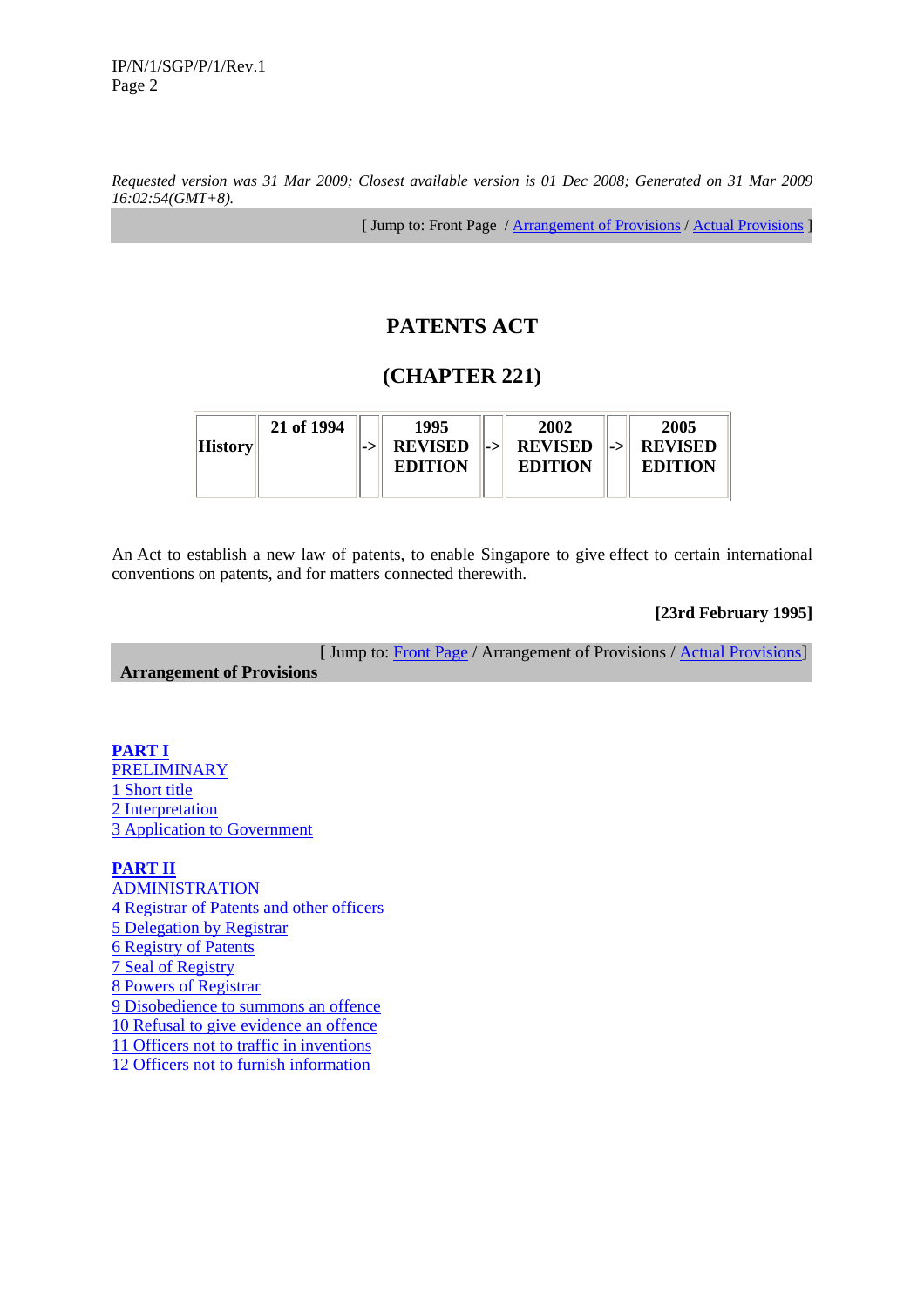*Requested version was 31 Mar 2009; Closest available version is 01 Dec 2008; Generated on 31 Mar 2009 16:02:54(GMT+8).*

[ Jump to: Front Page / Arrangement of Provisions / Actual Provisions ]

# PATENTS ACT

# (CHAPTER 221)

| History | 21 of 1994 | -> | 1995 REVISED EDITION | -> | 2002 REVISED EDITION | -> | 2005 REVISED EDITION |
|---|---|---|---|---|---|---|---|

An Act to establish a new law of patents, to enable Singapore to give effect to certain international conventions on patents, and for matters connected therewith.

**[23rd February 1995]**

[ Jump to: Front Page / Arrangement of Provisions / Actual Provisions]

**Arrangement of Provisions**

**PART I**
PRELIMINARY
1 Short title
2 Interpretation
3 Application to Government

**PART II**
ADMINISTRATION
4 Registrar of Patents and other officers
5 Delegation by Registrar
6 Registry of Patents
7 Seal of Registry
8 Powers of Registrar
9 Disobedience to summons an offence
10 Refusal to give evidence an offence
11 Officers not to traffic in inventions
12 Officers not to furnish information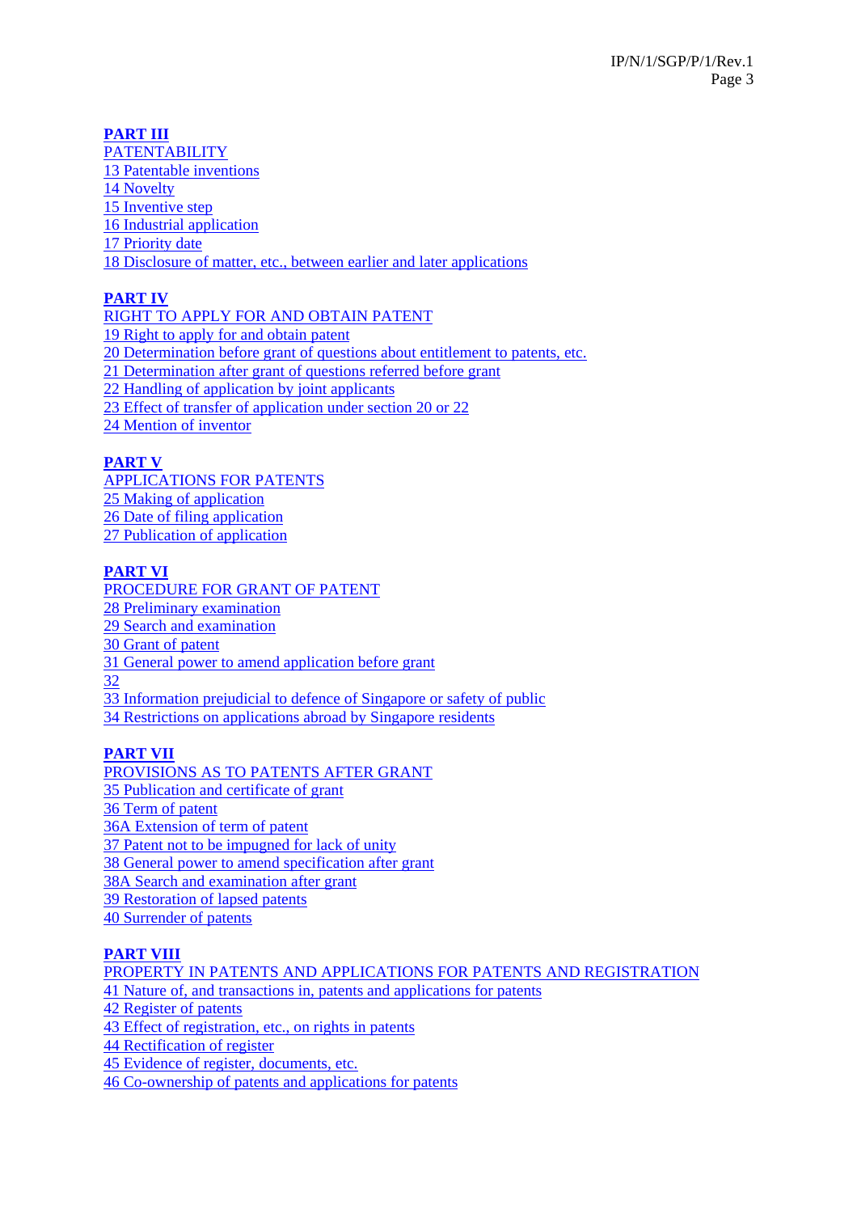**PART III**
PATENTABILITY
13 Patentable inventions
14 Novelty
15 Inventive step
16 Industrial application
17 Priority date
18 Disclosure of matter, etc., between earlier and later applications

**PART IV**
RIGHT TO APPLY FOR AND OBTAIN PATENT
19 Right to apply for and obtain patent
20 Determination before grant of questions about entitlement to patents, etc.
21 Determination after grant of questions referred before grant
22 Handling of application by joint applicants
23 Effect of transfer of application under section 20 or 22
24 Mention of inventor

**PART V**
APPLICATIONS FOR PATENTS
25 Making of application
26 Date of filing application
27 Publication of application

**PART VI**
PROCEDURE FOR GRANT OF PATENT
28 Preliminary examination
29 Search and examination
30 Grant of patent
31 General power to amend application before grant
32
33 Information prejudicial to defence of Singapore or safety of public
34 Restrictions on applications abroad by Singapore residents

**PART VII**
PROVISIONS AS TO PATENTS AFTER GRANT
35 Publication and certificate of grant
36 Term of patent
36A Extension of term of patent
37 Patent not to be impugned for lack of unity
38 General power to amend specification after grant
38A Search and examination after grant
39 Restoration of lapsed patents
40 Surrender of patents

**PART VIII**
PROPERTY IN PATENTS AND APPLICATIONS FOR PATENTS AND REGISTRATION
41 Nature of, and transactions in, patents and applications for patents
42 Register of patents
43 Effect of registration, etc., on rights in patents
44 Rectification of register
45 Evidence of register, documents, etc.
46 Co-ownership of patents and applications for patents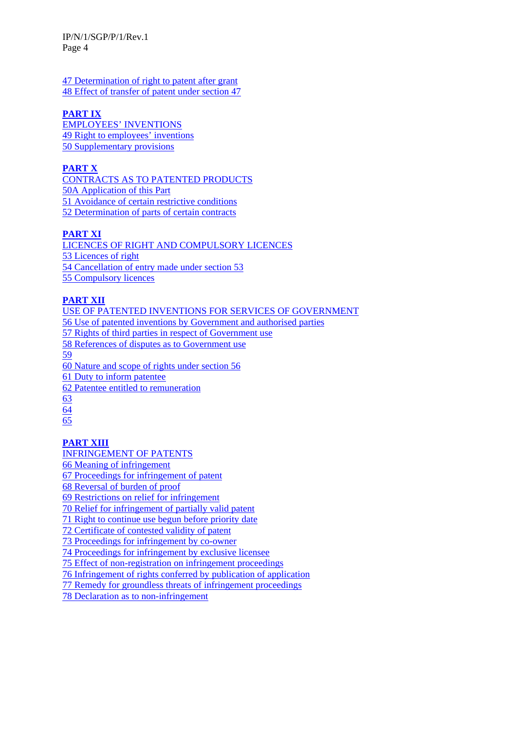47 Determination of right to patent after grant
48 Effect of transfer of patent under section 47

**PART IX**
EMPLOYEES' INVENTIONS
49 Right to employees' inventions
50 Supplementary provisions

**PART X**
CONTRACTS AS TO PATENTED PRODUCTS
50A Application of this Part
51 Avoidance of certain restrictive conditions
52 Determination of parts of certain contracts

**PART XI**
LICENCES OF RIGHT AND COMPULSORY LICENCES
53 Licences of right
54 Cancellation of entry made under section 53
55 Compulsory licences

**PART XII**
USE OF PATENTED INVENTIONS FOR SERVICES OF GOVERNMENT
56 Use of patented inventions by Government and authorised parties
57 Rights of third parties in respect of Government use
58 References of disputes as to Government use
59
60 Nature and scope of rights under section 56
61 Duty to inform patentee
62 Patentee entitled to remuneration
63
64
65

**PART XIII**
INFRINGEMENT OF PATENTS
66 Meaning of infringement
67 Proceedings for infringement of patent
68 Reversal of burden of proof
69 Restrictions on relief for infringement
70 Relief for infringement of partially valid patent
71 Right to continue use begun before priority date
72 Certificate of contested validity of patent
73 Proceedings for infringement by co-owner
74 Proceedings for infringement by exclusive licensee
75 Effect of non-registration on infringement proceedings
76 Infringement of rights conferred by publication of application
77 Remedy for groundless threats of infringement proceedings
78 Declaration as to non-infringement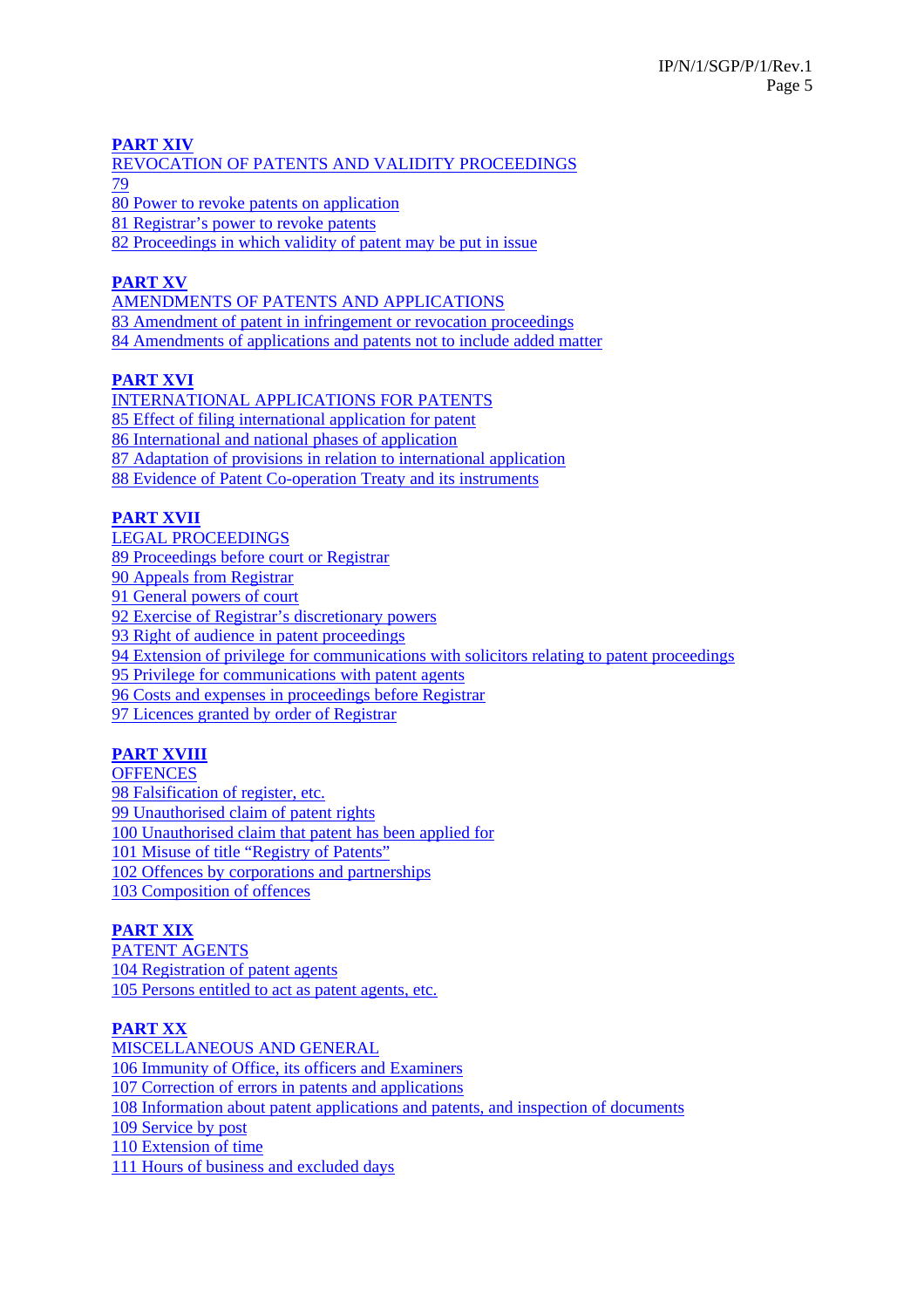**PART XIV**

REVOCATION OF PATENTS AND VALIDITY PROCEEDINGS

79

80 Power to revoke patents on application

81 Registrar's power to revoke patents

82 Proceedings in which validity of patent may be put in issue

**PART XV**

AMENDMENTS OF PATENTS AND APPLICATIONS

83 Amendment of patent in infringement or revocation proceedings

84 Amendments of applications and patents not to include added matter

**PART XVI**

INTERNATIONAL APPLICATIONS FOR PATENTS

85 Effect of filing international application for patent

86 International and national phases of application

87 Adaptation of provisions in relation to international application

88 Evidence of Patent Co-operation Treaty and its instruments

**PART XVII**

LEGAL PROCEEDINGS

89 Proceedings before court or Registrar

90 Appeals from Registrar

91 General powers of court

92 Exercise of Registrar's discretionary powers

93 Right of audience in patent proceedings

94 Extension of privilege for communications with solicitors relating to patent proceedings

95 Privilege for communications with patent agents

96 Costs and expenses in proceedings before Registrar

97 Licences granted by order of Registrar

**PART XVIII**

OFFENCES

98 Falsification of register, etc.

99 Unauthorised claim of patent rights

100 Unauthorised claim that patent has been applied for

101 Misuse of title "Registry of Patents"

102 Offences by corporations and partnerships

103 Composition of offences

**PART XIX**

PATENT AGENTS

104 Registration of patent agents

105 Persons entitled to act as patent agents, etc.

**PART XX**

MISCELLANEOUS AND GENERAL

106 Immunity of Office, its officers and Examiners

107 Correction of errors in patents and applications

108 Information about patent applications and patents, and inspection of documents

109 Service by post

110 Extension of time

111 Hours of business and excluded days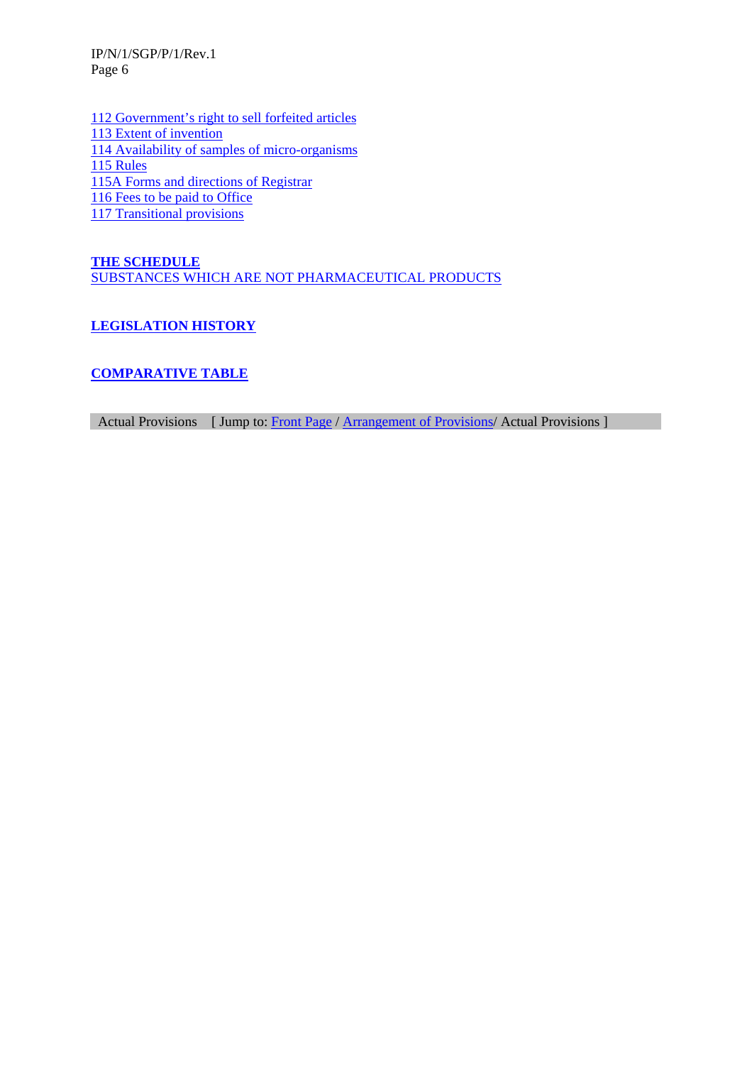112 Government's right to sell forfeited articles
113 Extent of invention
114 Availability of samples of micro-organisms
115 Rules
115A Forms and directions of Registrar
116 Fees to be paid to Office
117 Transitional provisions

**THE SCHEDULE**
SUBSTANCES WHICH ARE NOT PHARMACEUTICAL PRODUCTS

**LEGISLATION HISTORY**

**COMPARATIVE TABLE**

Actual Provisions [ Jump to: Front Page / Arrangement of Provisions/ Actual Provisions ]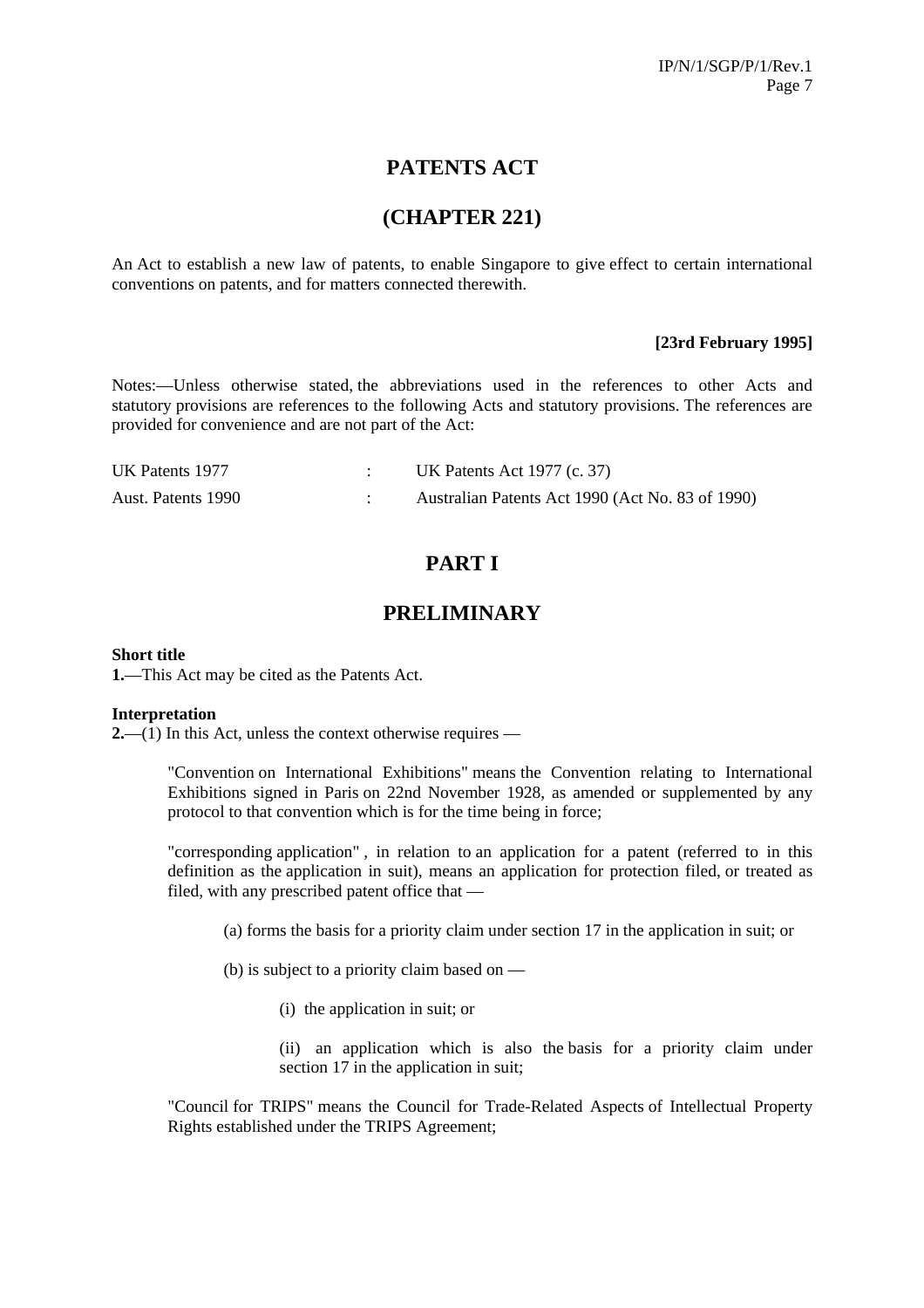# PATENTS ACT

# (CHAPTER 221)

An Act to establish a new law of patents, to enable Singapore to give effect to certain international conventions on patents, and for matters connected therewith.

**[23rd February 1995]**

Notes:—Unless otherwise stated, the abbreviations used in the references to other Acts and statutory provisions are references to the following Acts and statutory provisions. The references are provided for convenience and are not part of the Act:

| | | |
|---|---|---|
| UK Patents 1977 | : | UK Patents Act 1977 (c. 37) |
| Aust. Patents 1990 | : | Australian Patents Act 1990 (Act No. 83 of 1990) |

# PART I

# PRELIMINARY

**Short title**
**1.**—This Act may be cited as the Patents Act.

**Interpretation**
**2.**—(1) In this Act, unless the context otherwise requires —

"Convention on International Exhibitions" means the Convention relating to International Exhibitions signed in Paris on 22nd November 1928, as amended or supplemented by any protocol to that convention which is for the time being in force;

"corresponding application" , in relation to an application for a patent (referred to in this definition as the application in suit), means an application for protection filed, or treated as filed, with any prescribed patent office that —

(a) forms the basis for a priority claim under section 17 in the application in suit; or

(b) is subject to a priority claim based on —

(i) the application in suit; or

(ii) an application which is also the basis for a priority claim under section 17 in the application in suit;

"Council for TRIPS" means the Council for Trade-Related Aspects of Intellectual Property Rights established under the TRIPS Agreement;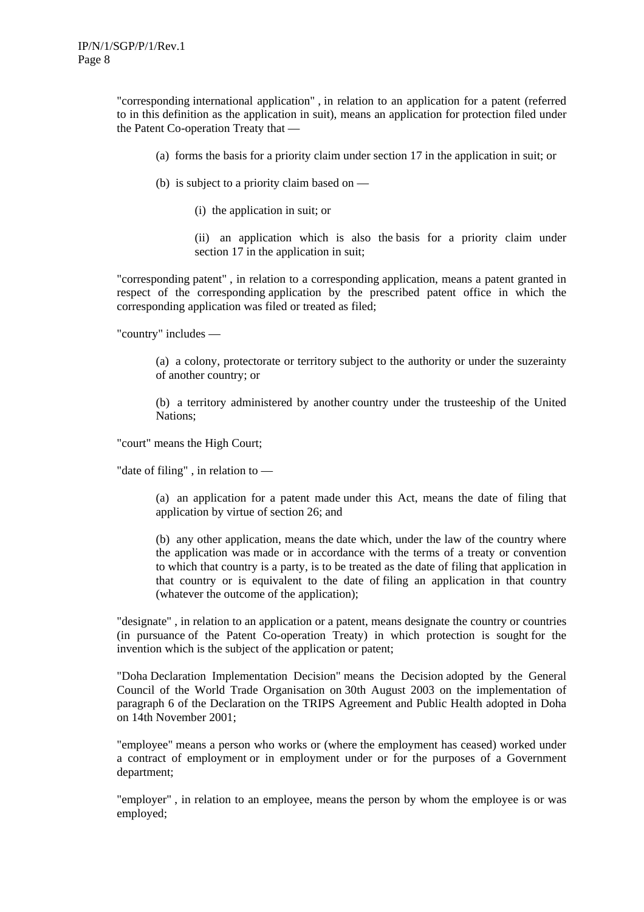"corresponding international application" , in relation to an application for a patent (referred to in this definition as the application in suit), means an application for protection filed under the Patent Co-operation Treaty that —

(a) forms the basis for a priority claim under section 17 in the application in suit; or

(b) is subject to a priority claim based on —

(i) the application in suit; or

(ii) an application which is also the basis for a priority claim under section 17 in the application in suit;

"corresponding patent" , in relation to a corresponding application, means a patent granted in respect of the corresponding application by the prescribed patent office in which the corresponding application was filed or treated as filed;

"country" includes —

(a) a colony, protectorate or territory subject to the authority or under the suzerainty of another country; or

(b) a territory administered by another country under the trusteeship of the United Nations;

"court" means the High Court;

"date of filing" , in relation to —

(a) an application for a patent made under this Act, means the date of filing that application by virtue of section 26; and

(b) any other application, means the date which, under the law of the country where the application was made or in accordance with the terms of a treaty or convention to which that country is a party, is to be treated as the date of filing that application in that country or is equivalent to the date of filing an application in that country (whatever the outcome of the application);

"designate" , in relation to an application or a patent, means designate the country or countries (in pursuance of the Patent Co-operation Treaty) in which protection is sought for the invention which is the subject of the application or patent;

"Doha Declaration Implementation Decision" means the Decision adopted by the General Council of the World Trade Organisation on 30th August 2003 on the implementation of paragraph 6 of the Declaration on the TRIPS Agreement and Public Health adopted in Doha on 14th November 2001;

"employee" means a person who works or (where the employment has ceased) worked under a contract of employment or in employment under or for the purposes of a Government department;

"employer" , in relation to an employee, means the person by whom the employee is or was employed;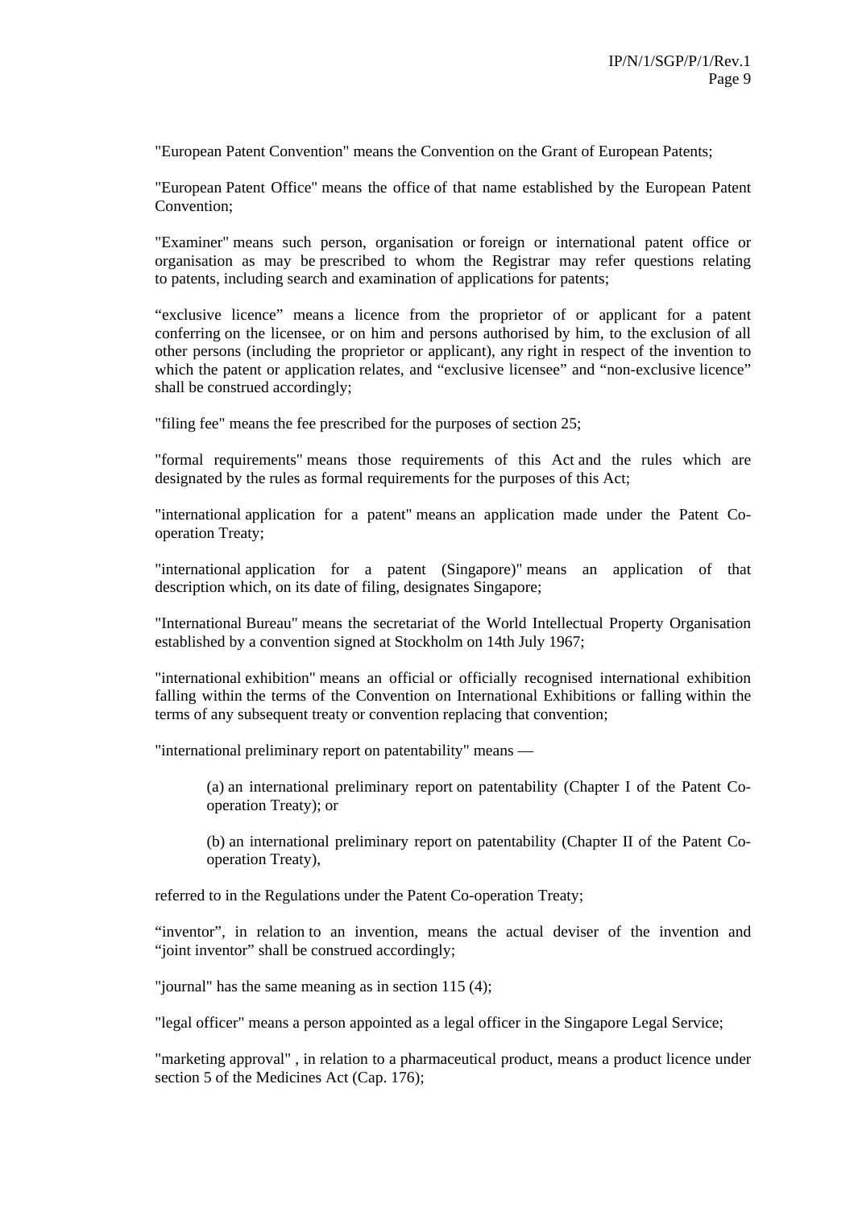"European Patent Convention" means the Convention on the Grant of European Patents;

"European Patent Office" means the office of that name established by the European Patent Convention;

"Examiner" means such person, organisation or foreign or international patent office or organisation as may be prescribed to whom the Registrar may refer questions relating to patents, including search and examination of applications for patents;

“exclusive licence” means a licence from the proprietor of or applicant for a patent conferring on the licensee, or on him and persons authorised by him, to the exclusion of all other persons (including the proprietor or applicant), any right in respect of the invention to which the patent or application relates, and “exclusive licensee” and “non-exclusive licence” shall be construed accordingly;

"filing fee" means the fee prescribed for the purposes of section 25;

"formal requirements" means those requirements of this Act and the rules which are designated by the rules as formal requirements for the purposes of this Act;

"international application for a patent" means an application made under the Patent Co-operation Treaty;

"international application for a patent (Singapore)" means an application of that description which, on its date of filing, designates Singapore;

"International Bureau" means the secretariat of the World Intellectual Property Organisation established by a convention signed at Stockholm on 14th July 1967;

"international exhibition" means an official or officially recognised international exhibition falling within the terms of the Convention on International Exhibitions or falling within the terms of any subsequent treaty or convention replacing that convention;

"international preliminary report on patentability" means —

(a) an international preliminary report on patentability (Chapter I of the Patent Co-operation Treaty); or

(b) an international preliminary report on patentability (Chapter II of the Patent Co-operation Treaty),

referred to in the Regulations under the Patent Co-operation Treaty;

“inventor”, in relation to an invention, means the actual deviser of the invention and “joint inventor” shall be construed accordingly;

"journal" has the same meaning as in section 115 (4);

"legal officer" means a person appointed as a legal officer in the Singapore Legal Service;

"marketing approval" , in relation to a pharmaceutical product, means a product licence under section 5 of the Medicines Act (Cap. 176);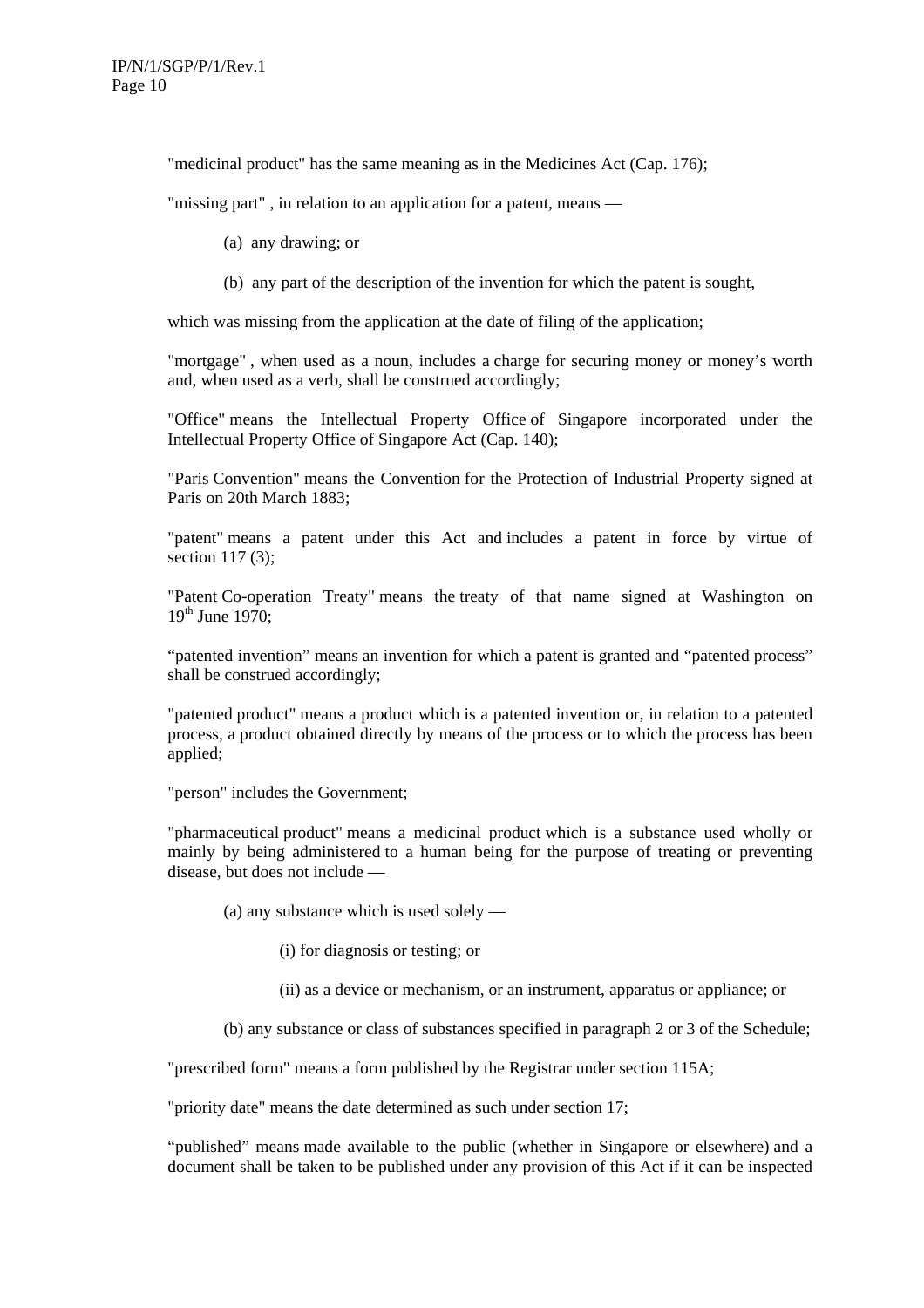"medicinal product" has the same meaning as in the Medicines Act (Cap. 176);

"missing part" , in relation to an application for a patent, means —

(a) any drawing; or

(b) any part of the description of the invention for which the patent is sought,

which was missing from the application at the date of filing of the application;

"mortgage" , when used as a noun, includes a charge for securing money or money's worth and, when used as a verb, shall be construed accordingly;

"Office" means the Intellectual Property Office of Singapore incorporated under the Intellectual Property Office of Singapore Act (Cap. 140);

"Paris Convention" means the Convention for the Protection of Industrial Property signed at Paris on 20th March 1883;

"patent" means a patent under this Act and includes a patent in force by virtue of section 117 (3);

"Patent Co-operation Treaty" means the treaty of that name signed at Washington on 19th June 1970;

"patented invention" means an invention for which a patent is granted and "patented process" shall be construed accordingly;

"patented product" means a product which is a patented invention or, in relation to a patented process, a product obtained directly by means of the process or to which the process has been applied;

"person" includes the Government;

"pharmaceutical product" means a medicinal product which is a substance used wholly or mainly by being administered to a human being for the purpose of treating or preventing disease, but does not include —

(a) any substance which is used solely —

(i) for diagnosis or testing; or

(ii) as a device or mechanism, or an instrument, apparatus or appliance; or

(b) any substance or class of substances specified in paragraph 2 or 3 of the Schedule;

"prescribed form" means a form published by the Registrar under section 115A;

"priority date" means the date determined as such under section 17;

"published" means made available to the public (whether in Singapore or elsewhere) and a document shall be taken to be published under any provision of this Act if it can be inspected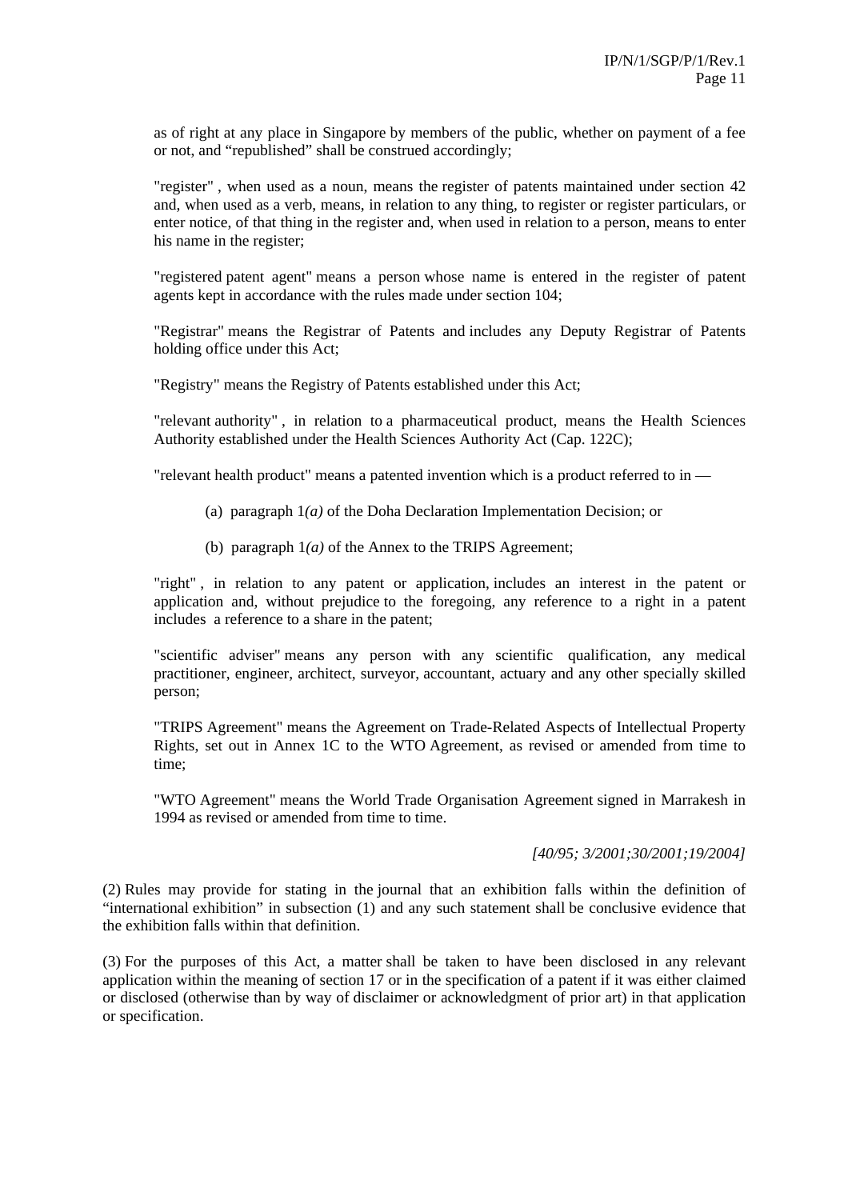as of right at any place in Singapore by members of the public, whether on payment of a fee or not, and “republished” shall be construed accordingly;

"register" , when used as a noun, means the register of patents maintained under section 42 and, when used as a verb, means, in relation to any thing, to register or register particulars, or enter notice, of that thing in the register and, when used in relation to a person, means to enter his name in the register;

"registered patent agent" means a person whose name is entered in the register of patent agents kept in accordance with the rules made under section 104;

"Registrar" means the Registrar of Patents and includes any Deputy Registrar of Patents holding office under this Act;

"Registry" means the Registry of Patents established under this Act;

"relevant authority" , in relation to a pharmaceutical product, means the Health Sciences Authority established under the Health Sciences Authority Act (Cap. 122C);

"relevant health product" means a patented invention which is a product referred to in —

(a) paragraph 1*(a)* of the Doha Declaration Implementation Decision; or

(b) paragraph 1*(a)* of the Annex to the TRIPS Agreement;

"right" , in relation to any patent or application, includes an interest in the patent or application and, without prejudice to the foregoing, any reference to a right in a patent includes a reference to a share in the patent;

"scientific adviser" means any person with any scientific qualification, any medical practitioner, engineer, architect, surveyor, accountant, actuary and any other specially skilled person;

"TRIPS Agreement" means the Agreement on Trade-Related Aspects of Intellectual Property Rights, set out in Annex 1C to the WTO Agreement, as revised or amended from time to time;

"WTO Agreement" means the World Trade Organisation Agreement signed in Marrakesh in 1994 as revised or amended from time to time.

*[40/95; 3/2001;30/2001;19/2004]*

(2) Rules may provide for stating in the journal that an exhibition falls within the definition of “international exhibition” in subsection (1) and any such statement shall be conclusive evidence that the exhibition falls within that definition.

(3) For the purposes of this Act, a matter shall be taken to have been disclosed in any relevant application within the meaning of section 17 or in the specification of a patent if it was either claimed or disclosed (otherwise than by way of disclaimer or acknowledgment of prior art) in that application or specification.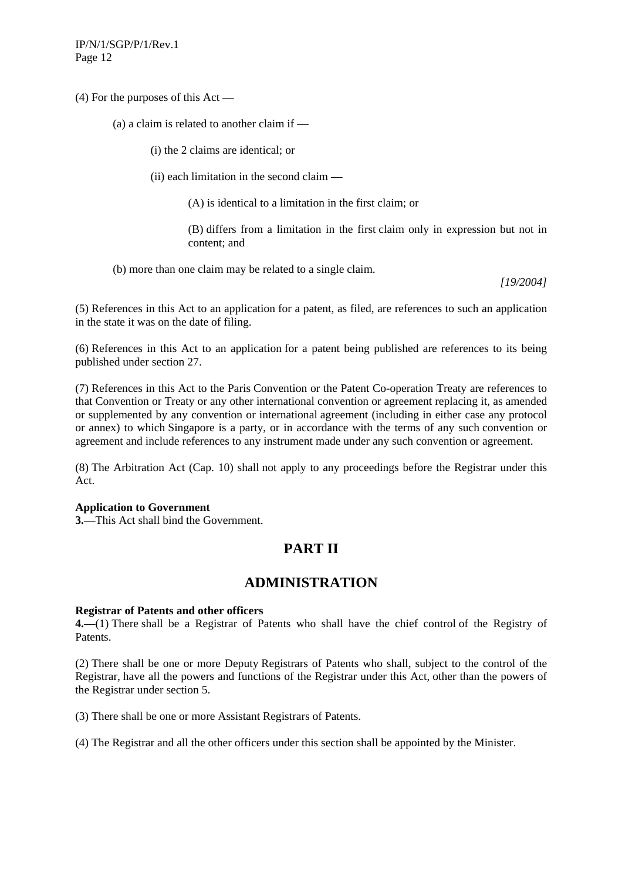(4) For the purposes of this Act —

(a) a claim is related to another claim if —

(i) the 2 claims are identical; or

(ii) each limitation in the second claim —

(A) is identical to a limitation in the first claim; or

(B) differs from a limitation in the first claim only in expression but not in content; and

(b) more than one claim may be related to a single claim.

*[19/2004]*

(5) References in this Act to an application for a patent, as filed, are references to such an application in the state it was on the date of filing.

(6) References in this Act to an application for a patent being published are references to its being published under section 27.

(7) References in this Act to the Paris Convention or the Patent Co-operation Treaty are references to that Convention or Treaty or any other international convention or agreement replacing it, as amended or supplemented by any convention or international agreement (including in either case any protocol or annex) to which Singapore is a party, or in accordance with the terms of any such convention or agreement and include references to any instrument made under any such convention or agreement.

(8) The Arbitration Act (Cap. 10) shall not apply to any proceedings before the Registrar under this Act.

**Application to Government**
**3.**—This Act shall bind the Government.

# PART II

# ADMINISTRATION

**Registrar of Patents and other officers**
**4.**—(1) There shall be a Registrar of Patents who shall have the chief control of the Registry of Patents.

(2) There shall be one or more Deputy Registrars of Patents who shall, subject to the control of the Registrar, have all the powers and functions of the Registrar under this Act, other than the powers of the Registrar under section 5.

(3) There shall be one or more Assistant Registrars of Patents.

(4) The Registrar and all the other officers under this section shall be appointed by the Minister.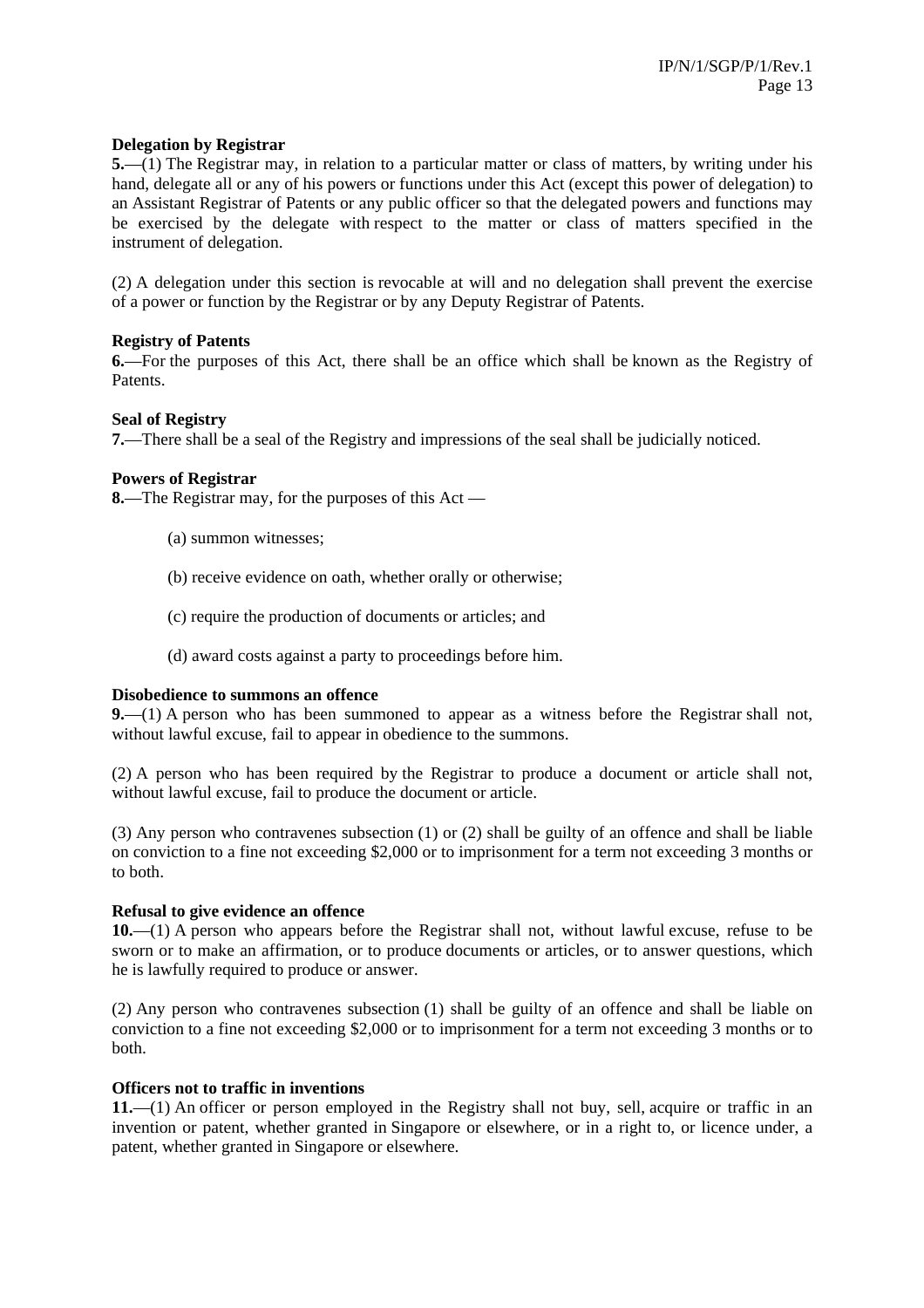**Delegation by Registrar**

**5.**—(1) The Registrar may, in relation to a particular matter or class of matters, by writing under his hand, delegate all or any of his powers or functions under this Act (except this power of delegation) to an Assistant Registrar of Patents or any public officer so that the delegated powers and functions may be exercised by the delegate with respect to the matter or class of matters specified in the instrument of delegation.

(2) A delegation under this section is revocable at will and no delegation shall prevent the exercise of a power or function by the Registrar or by any Deputy Registrar of Patents.

**Registry of Patents**

**6.**—For the purposes of this Act, there shall be an office which shall be known as the Registry of Patents.

**Seal of Registry**

**7.**—There shall be a seal of the Registry and impressions of the seal shall be judicially noticed.

**Powers of Registrar**

**8.**—The Registrar may, for the purposes of this Act —

(a) summon witnesses;

(b) receive evidence on oath, whether orally or otherwise;

(c) require the production of documents or articles; and

(d) award costs against a party to proceedings before him.

**Disobedience to summons an offence**

**9.**—(1) A person who has been summoned to appear as a witness before the Registrar shall not, without lawful excuse, fail to appear in obedience to the summons.

(2) A person who has been required by the Registrar to produce a document or article shall not, without lawful excuse, fail to produce the document or article.

(3) Any person who contravenes subsection (1) or (2) shall be guilty of an offence and shall be liable on conviction to a fine not exceeding $2,000 or to imprisonment for a term not exceeding 3 months or to both.

**Refusal to give evidence an offence**

**10.**—(1) A person who appears before the Registrar shall not, without lawful excuse, refuse to be sworn or to make an affirmation, or to produce documents or articles, or to answer questions, which he is lawfully required to produce or answer.

(2) Any person who contravenes subsection (1) shall be guilty of an offence and shall be liable on conviction to a fine not exceeding $2,000 or to imprisonment for a term not exceeding 3 months or to both.

**Officers not to traffic in inventions**

**11.**—(1) An officer or person employed in the Registry shall not buy, sell, acquire or traffic in an invention or patent, whether granted in Singapore or elsewhere, or in a right to, or licence under, a patent, whether granted in Singapore or elsewhere.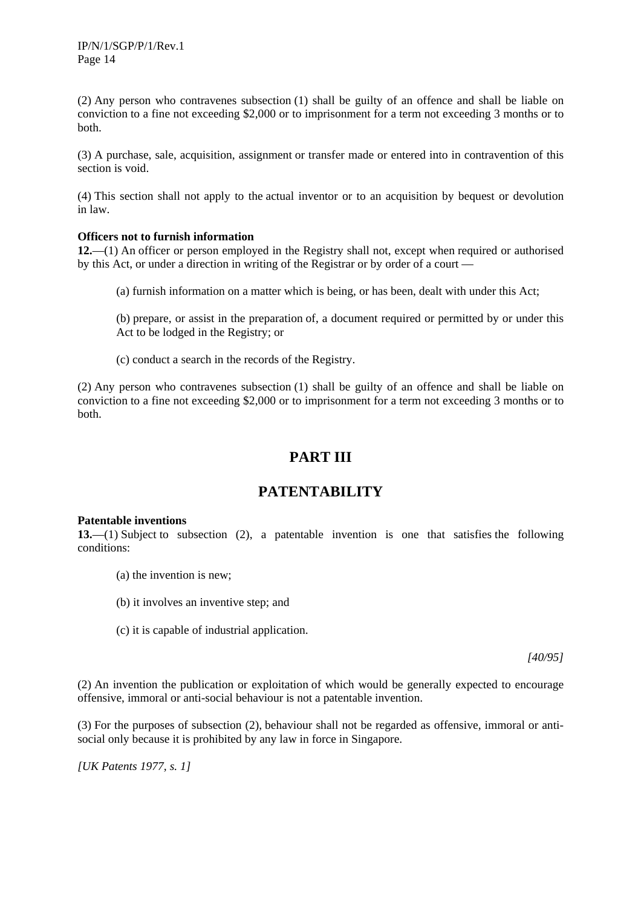(2) Any person who contravenes subsection (1) shall be guilty of an offence and shall be liable on conviction to a fine not exceeding $2,000 or to imprisonment for a term not exceeding 3 months or to both.

(3) A purchase, sale, acquisition, assignment or transfer made or entered into in contravention of this section is void.

(4) This section shall not apply to the actual inventor or to an acquisition by bequest or devolution in law.

**Officers not to furnish information**
**12.**—(1) An officer or person employed in the Registry shall not, except when required or authorised by this Act, or under a direction in writing of the Registrar or by order of a court —

(a) furnish information on a matter which is being, or has been, dealt with under this Act;

(b) prepare, or assist in the preparation of, a document required or permitted by or under this Act to be lodged in the Registry; or

(c) conduct a search in the records of the Registry.

(2) Any person who contravenes subsection (1) shall be guilty of an offence and shall be liable on conviction to a fine not exceeding $2,000 or to imprisonment for a term not exceeding 3 months or to both.

# PART III

# PATENTABILITY

**Patentable inventions**
**13.**—(1) Subject to subsection (2), a patentable invention is one that satisfies the following conditions:

(a) the invention is new;

(b) it involves an inventive step; and

(c) it is capable of industrial application.

*[40/95]*

(2) An invention the publication or exploitation of which would be generally expected to encourage offensive, immoral or anti-social behaviour is not a patentable invention.

(3) For the purposes of subsection (2), behaviour shall not be regarded as offensive, immoral or anti-social only because it is prohibited by any law in force in Singapore.

*[UK Patents 1977, s. 1]*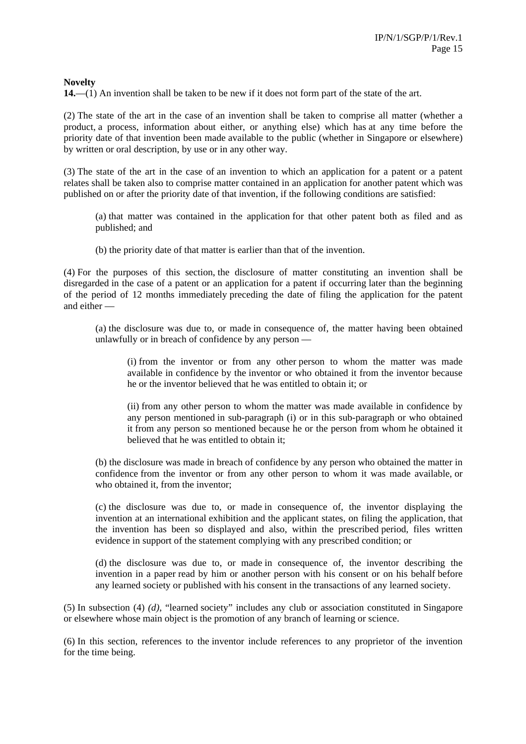**Novelty**

**14.**—(1) An invention shall be taken to be new if it does not form part of the state of the art.

(2) The state of the art in the case of an invention shall be taken to comprise all matter (whether a product, a process, information about either, or anything else) which has at any time before the priority date of that invention been made available to the public (whether in Singapore or elsewhere) by written or oral description, by use or in any other way.

(3) The state of the art in the case of an invention to which an application for a patent or a patent relates shall be taken also to comprise matter contained in an application for another patent which was published on or after the priority date of that invention, if the following conditions are satisfied:

> (a) that matter was contained in the application for that other patent both as filed and as published; and
>
> (b) the priority date of that matter is earlier than that of the invention.

(4) For the purposes of this section, the disclosure of matter constituting an invention shall be disregarded in the case of a patent or an application for a patent if occurring later than the beginning of the period of 12 months immediately preceding the date of filing the application for the patent and either —

> (a) the disclosure was due to, or made in consequence of, the matter having been obtained unlawfully or in breach of confidence by any person —
>
> > (i) from the inventor or from any other person to whom the matter was made available in confidence by the inventor or who obtained it from the inventor because he or the inventor believed that he was entitled to obtain it; or
> >
> > (ii) from any other person to whom the matter was made available in confidence by any person mentioned in sub-paragraph (i) or in this sub-paragraph or who obtained it from any person so mentioned because he or the person from whom he obtained it believed that he was entitled to obtain it;
>
> (b) the disclosure was made in breach of confidence by any person who obtained the matter in confidence from the inventor or from any other person to whom it was made available, or who obtained it, from the inventor;
>
> (c) the disclosure was due to, or made in consequence of, the inventor displaying the invention at an international exhibition and the applicant states, on filing the application, that the invention has been so displayed and also, within the prescribed period, files written evidence in support of the statement complying with any prescribed condition; or
>
> (d) the disclosure was due to, or made in consequence of, the inventor describing the invention in a paper read by him or another person with his consent or on his behalf before any learned society or published with his consent in the transactions of any learned society.

(5) In subsection (4) *(d)*, "learned society" includes any club or association constituted in Singapore or elsewhere whose main object is the promotion of any branch of learning or science.

(6) In this section, references to the inventor include references to any proprietor of the invention for the time being.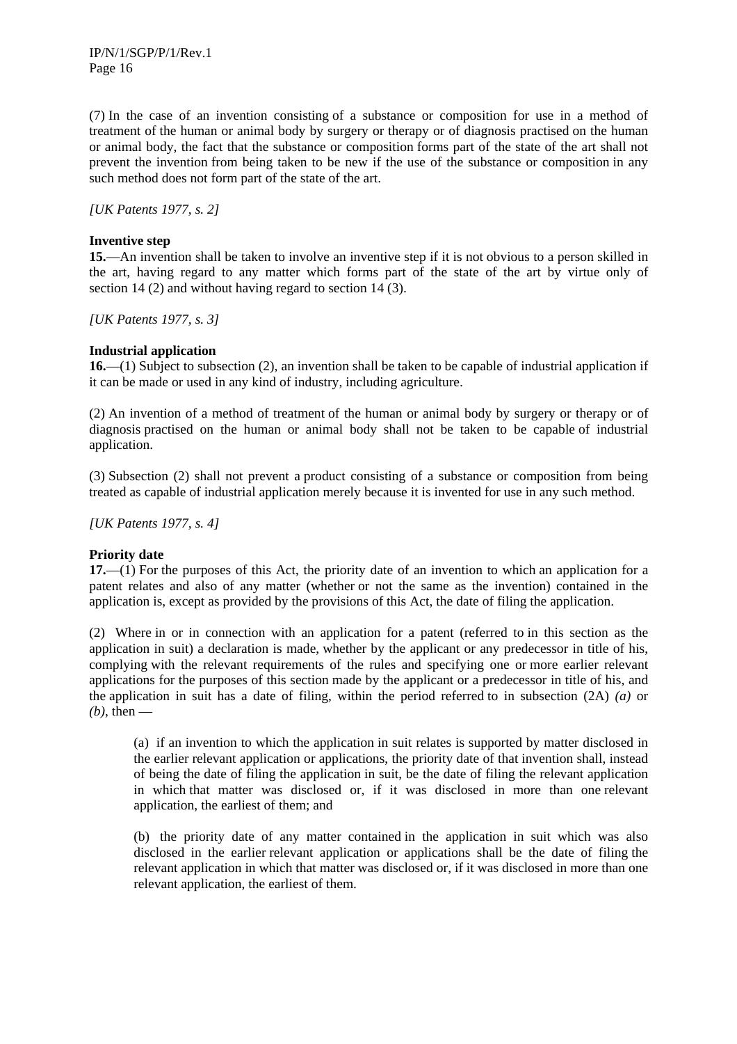(7) In the case of an invention consisting of a substance or composition for use in a method of treatment of the human or animal body by surgery or therapy or of diagnosis practised on the human or animal body, the fact that the substance or composition forms part of the state of the art shall not prevent the invention from being taken to be new if the use of the substance or composition in any such method does not form part of the state of the art.

*[UK Patents 1977, s. 2]*

**Inventive step**
**15.**—An invention shall be taken to involve an inventive step if it is not obvious to a person skilled in the art, having regard to any matter which forms part of the state of the art by virtue only of section 14 (2) and without having regard to section 14 (3).

*[UK Patents 1977, s. 3]*

**Industrial application**
**16.**—(1) Subject to subsection (2), an invention shall be taken to be capable of industrial application if it can be made or used in any kind of industry, including agriculture.

(2) An invention of a method of treatment of the human or animal body by surgery or therapy or of diagnosis practised on the human or animal body shall not be taken to be capable of industrial application.

(3) Subsection (2) shall not prevent a product consisting of a substance or composition from being treated as capable of industrial application merely because it is invented for use in any such method.

*[UK Patents 1977, s. 4]*

**Priority date**
**17.**—(1) For the purposes of this Act, the priority date of an invention to which an application for a patent relates and also of any matter (whether or not the same as the invention) contained in the application is, except as provided by the provisions of this Act, the date of filing the application.

(2) Where in or in connection with an application for a patent (referred to in this section as the application in suit) a declaration is made, whether by the applicant or any predecessor in title of his, complying with the relevant requirements of the rules and specifying one or more earlier relevant applications for the purposes of this section made by the applicant or a predecessor in title of his, and the application in suit has a date of filing, within the period referred to in subsection (2A) *(a)* or *(b)*, then —

> (a) if an invention to which the application in suit relates is supported by matter disclosed in the earlier relevant application or applications, the priority date of that invention shall, instead of being the date of filing the application in suit, be the date of filing the relevant application in which that matter was disclosed or, if it was disclosed in more than one relevant application, the earliest of them; and
>
> (b) the priority date of any matter contained in the application in suit which was also disclosed in the earlier relevant application or applications shall be the date of filing the relevant application in which that matter was disclosed or, if it was disclosed in more than one relevant application, the earliest of them.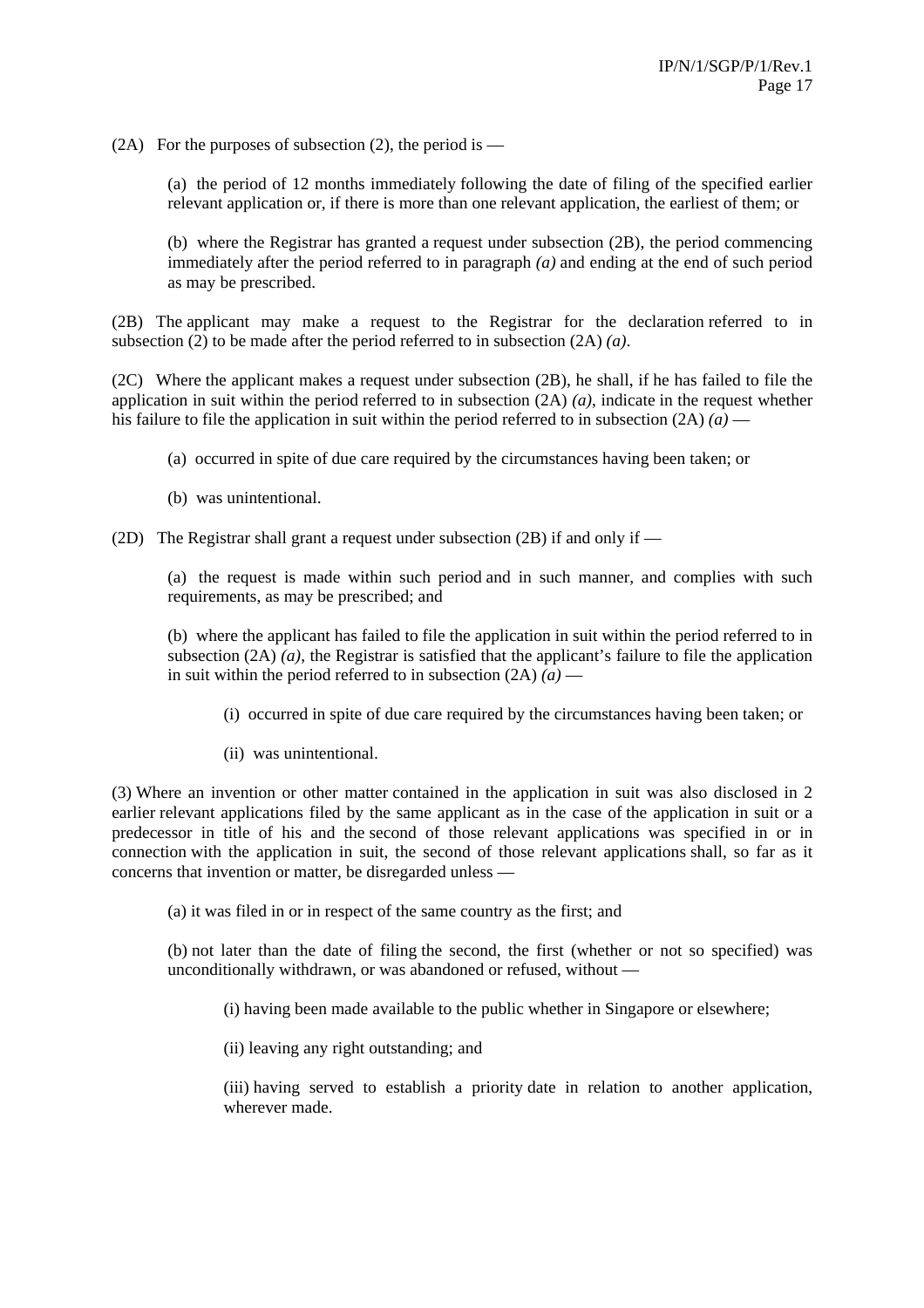(2A) For the purposes of subsection (2), the period is —

(a) the period of 12 months immediately following the date of filing of the specified earlier relevant application or, if there is more than one relevant application, the earliest of them; or

(b) where the Registrar has granted a request under subsection (2B), the period commencing immediately after the period referred to in paragraph *(a)* and ending at the end of such period as may be prescribed.

(2B) The applicant may make a request to the Registrar for the declaration referred to in subsection (2) to be made after the period referred to in subsection (2A) *(a)*.

(2C) Where the applicant makes a request under subsection (2B), he shall, if he has failed to file the application in suit within the period referred to in subsection (2A) *(a)*, indicate in the request whether his failure to file the application in suit within the period referred to in subsection (2A) *(a)* —

(a) occurred in spite of due care required by the circumstances having been taken; or

(b) was unintentional.

(2D) The Registrar shall grant a request under subsection (2B) if and only if —

(a) the request is made within such period and in such manner, and complies with such requirements, as may be prescribed; and

(b) where the applicant has failed to file the application in suit within the period referred to in subsection (2A) *(a)*, the Registrar is satisfied that the applicant's failure to file the application in suit within the period referred to in subsection (2A) *(a)* —

(i) occurred in spite of due care required by the circumstances having been taken; or

(ii) was unintentional.

(3) Where an invention or other matter contained in the application in suit was also disclosed in 2 earlier relevant applications filed by the same applicant as in the case of the application in suit or a predecessor in title of his and the second of those relevant applications was specified in or in connection with the application in suit, the second of those relevant applications shall, so far as it concerns that invention or matter, be disregarded unless —

(a) it was filed in or in respect of the same country as the first; and

(b) not later than the date of filing the second, the first (whether or not so specified) was unconditionally withdrawn, or was abandoned or refused, without —

(i) having been made available to the public whether in Singapore or elsewhere;

(ii) leaving any right outstanding; and

(iii) having served to establish a priority date in relation to another application, wherever made.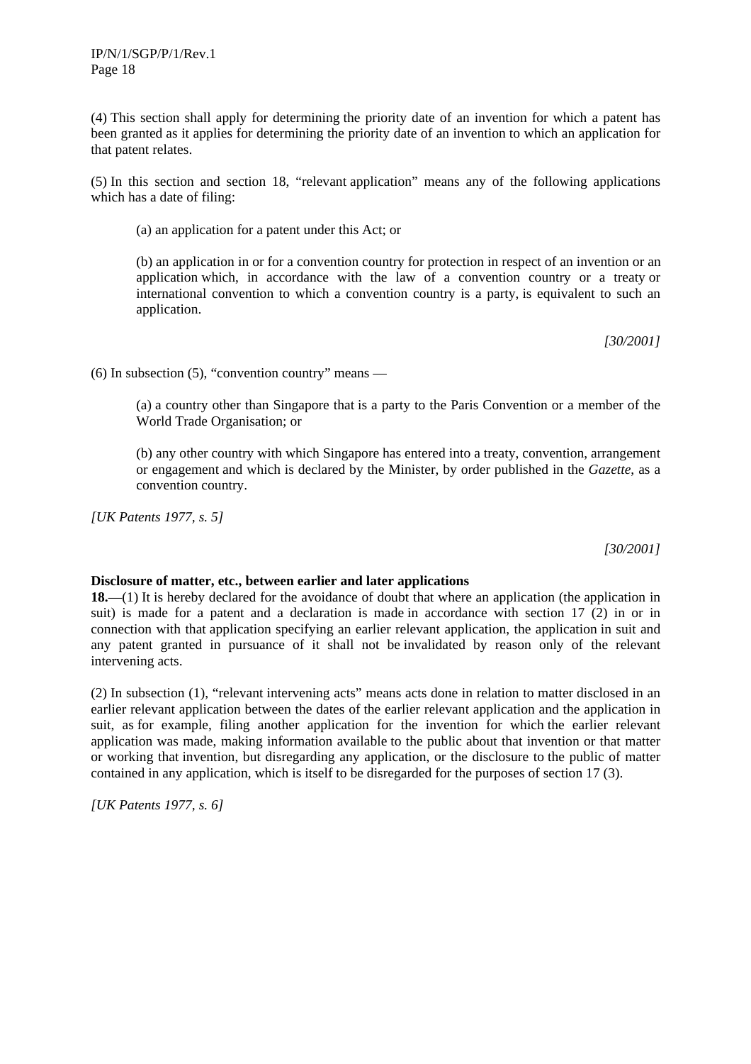(4) This section shall apply for determining the priority date of an invention for which a patent has been granted as it applies for determining the priority date of an invention to which an application for that patent relates.

(5) In this section and section 18, "relevant application" means any of the following applications which has a date of filing:

(a) an application for a patent under this Act; or

(b) an application in or for a convention country for protection in respect of an invention or an application which, in accordance with the law of a convention country or a treaty or international convention to which a convention country is a party, is equivalent to such an application.

*[30/2001]*

(6) In subsection (5), "convention country" means —

(a) a country other than Singapore that is a party to the Paris Convention or a member of the World Trade Organisation; or

(b) any other country with which Singapore has entered into a treaty, convention, arrangement or engagement and which is declared by the Minister, by order published in the *Gazette*, as a convention country.

*[UK Patents 1977, s. 5]*

*[30/2001]*

**Disclosure of matter, etc., between earlier and later applications**

**18.**—(1) It is hereby declared for the avoidance of doubt that where an application (the application in suit) is made for a patent and a declaration is made in accordance with section 17 (2) in or in connection with that application specifying an earlier relevant application, the application in suit and any patent granted in pursuance of it shall not be invalidated by reason only of the relevant intervening acts.

(2) In subsection (1), "relevant intervening acts" means acts done in relation to matter disclosed in an earlier relevant application between the dates of the earlier relevant application and the application in suit, as for example, filing another application for the invention for which the earlier relevant application was made, making information available to the public about that invention or that matter or working that invention, but disregarding any application, or the disclosure to the public of matter contained in any application, which is itself to be disregarded for the purposes of section 17 (3).

*[UK Patents 1977, s. 6]*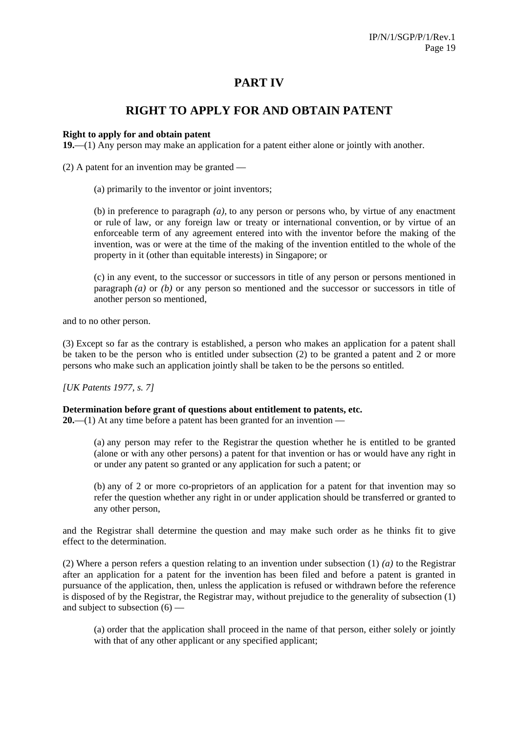# PART IV

## RIGHT TO APPLY FOR AND OBTAIN PATENT

**Right to apply for and obtain patent**
**19.**—(1) Any person may make an application for a patent either alone or jointly with another.

(2) A patent for an invention may be granted —

> (a) primarily to the inventor or joint inventors;
>
> (b) in preference to paragraph *(a)*, to any person or persons who, by virtue of any enactment or rule of law, or any foreign law or treaty or international convention, or by virtue of an enforceable term of any agreement entered into with the inventor before the making of the invention, was or were at the time of the making of the invention entitled to the whole of the property in it (other than equitable interests) in Singapore; or
>
> (c) in any event, to the successor or successors in title of any person or persons mentioned in paragraph *(a)* or *(b)* or any person so mentioned and the successor or successors in title of another person so mentioned,

and to no other person.

(3) Except so far as the contrary is established, a person who makes an application for a patent shall be taken to be the person who is entitled under subsection (2) to be granted a patent and 2 or more persons who make such an application jointly shall be taken to be the persons so entitled.

*[UK Patents 1977, s. 7]*

**Determination before grant of questions about entitlement to patents, etc.**
**20.**—(1) At any time before a patent has been granted for an invention —

> (a) any person may refer to the Registrar the question whether he is entitled to be granted (alone or with any other persons) a patent for that invention or has or would have any right in or under any patent so granted or any application for such a patent; or
>
> (b) any of 2 or more co-proprietors of an application for a patent for that invention may so refer the question whether any right in or under application should be transferred or granted to any other person,

and the Registrar shall determine the question and may make such order as he thinks fit to give effect to the determination.

(2) Where a person refers a question relating to an invention under subsection (1) *(a)* to the Registrar after an application for a patent for the invention has been filed and before a patent is granted in pursuance of the application, then, unless the application is refused or withdrawn before the reference is disposed of by the Registrar, the Registrar may, without prejudice to the generality of subsection (1) and subject to subsection (6) —

> (a) order that the application shall proceed in the name of that person, either solely or jointly with that of any other applicant or any specified applicant;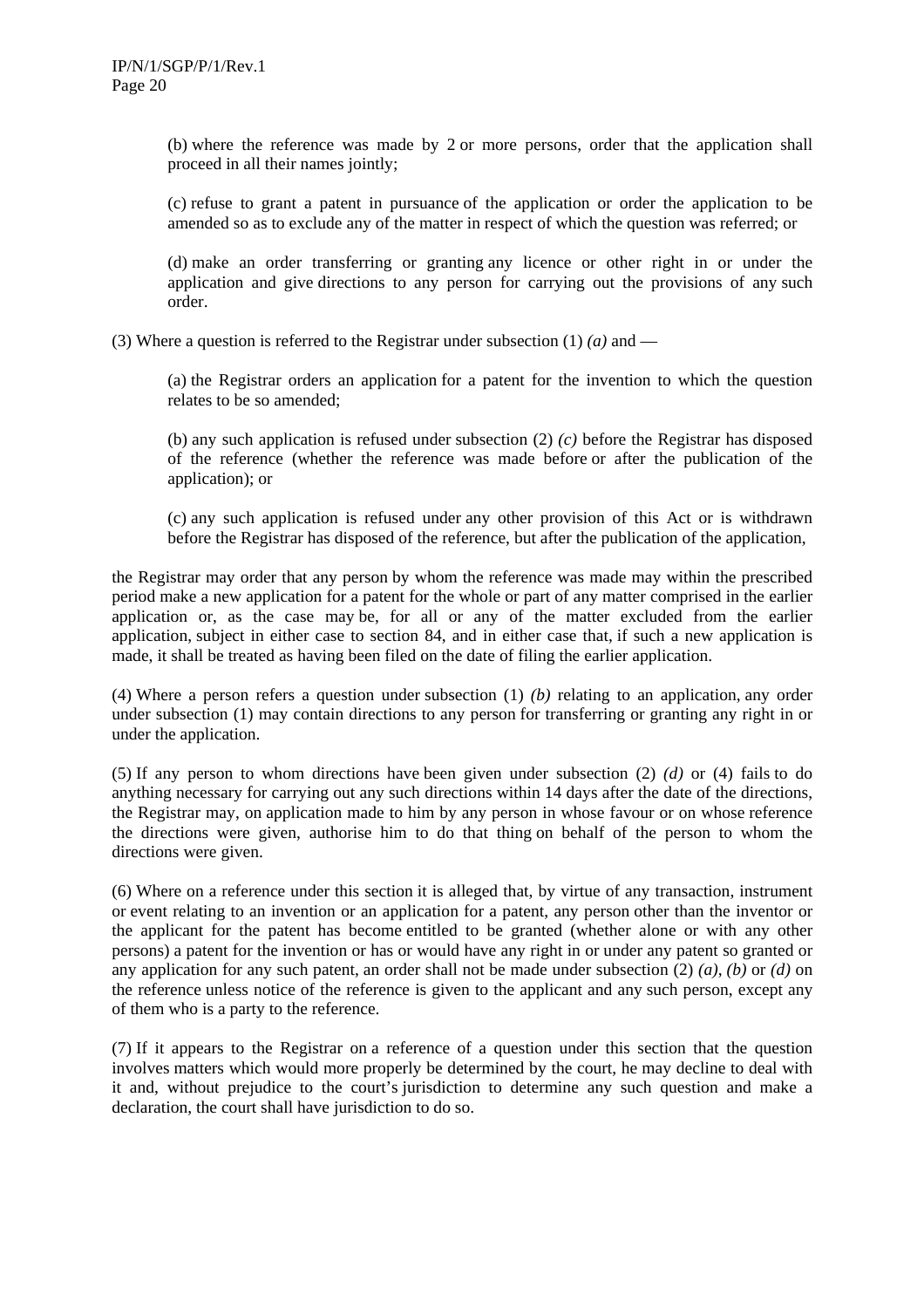(b) where the reference was made by 2 or more persons, order that the application shall proceed in all their names jointly;

(c) refuse to grant a patent in pursuance of the application or order the application to be amended so as to exclude any of the matter in respect of which the question was referred; or

(d) make an order transferring or granting any licence or other right in or under the application and give directions to any person for carrying out the provisions of any such order.

(3) Where a question is referred to the Registrar under subsection (1) *(a)* and —

(a) the Registrar orders an application for a patent for the invention to which the question relates to be so amended;

(b) any such application is refused under subsection (2) *(c)* before the Registrar has disposed of the reference (whether the reference was made before or after the publication of the application); or

(c) any such application is refused under any other provision of this Act or is withdrawn before the Registrar has disposed of the reference, but after the publication of the application,

the Registrar may order that any person by whom the reference was made may within the prescribed period make a new application for a patent for the whole or part of any matter comprised in the earlier application or, as the case may be, for all or any of the matter excluded from the earlier application, subject in either case to section 84, and in either case that, if such a new application is made, it shall be treated as having been filed on the date of filing the earlier application.

(4) Where a person refers a question under subsection (1) *(b)* relating to an application, any order under subsection (1) may contain directions to any person for transferring or granting any right in or under the application.

(5) If any person to whom directions have been given under subsection (2) *(d)* or (4) fails to do anything necessary for carrying out any such directions within 14 days after the date of the directions, the Registrar may, on application made to him by any person in whose favour or on whose reference the directions were given, authorise him to do that thing on behalf of the person to whom the directions were given.

(6) Where on a reference under this section it is alleged that, by virtue of any transaction, instrument or event relating to an invention or an application for a patent, any person other than the inventor or the applicant for the patent has become entitled to be granted (whether alone or with any other persons) a patent for the invention or has or would have any right in or under any patent so granted or any application for any such patent, an order shall not be made under subsection (2) *(a)*, *(b)* or *(d)* on the reference unless notice of the reference is given to the applicant and any such person, except any of them who is a party to the reference.

(7) If it appears to the Registrar on a reference of a question under this section that the question involves matters which would more properly be determined by the court, he may decline to deal with it and, without prejudice to the court's jurisdiction to determine any such question and make a declaration, the court shall have jurisdiction to do so.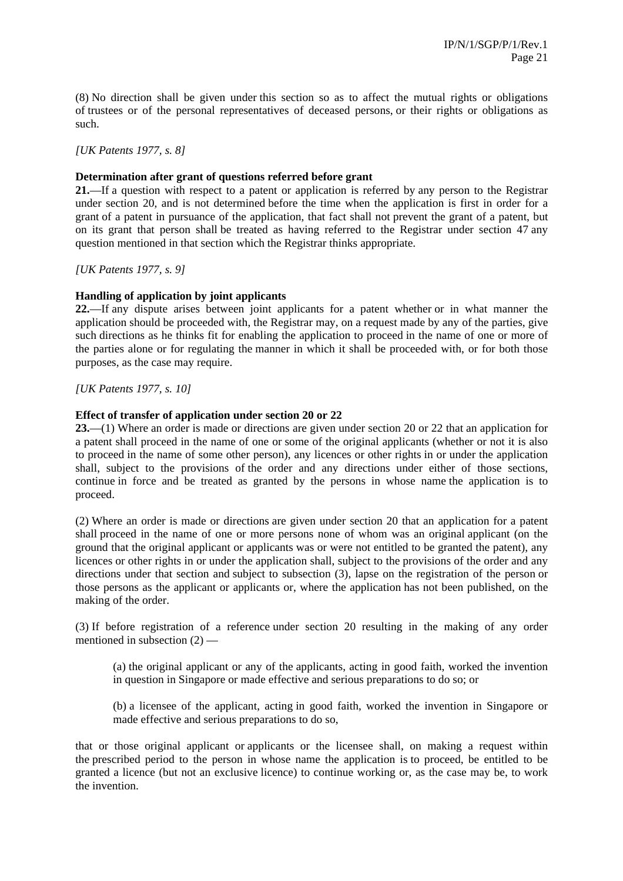(8) No direction shall be given under this section so as to affect the mutual rights or obligations of trustees or of the personal representatives of deceased persons, or their rights or obligations as such.

*[UK Patents 1977, s. 8]*

**Determination after grant of questions referred before grant**

**21.**—If a question with respect to a patent or application is referred by any person to the Registrar under section 20, and is not determined before the time when the application is first in order for a grant of a patent in pursuance of the application, that fact shall not prevent the grant of a patent, but on its grant that person shall be treated as having referred to the Registrar under section 47 any question mentioned in that section which the Registrar thinks appropriate.

*[UK Patents 1977, s. 9]*

**Handling of application by joint applicants**

**22.**—If any dispute arises between joint applicants for a patent whether or in what manner the application should be proceeded with, the Registrar may, on a request made by any of the parties, give such directions as he thinks fit for enabling the application to proceed in the name of one or more of the parties alone or for regulating the manner in which it shall be proceeded with, or for both those purposes, as the case may require.

*[UK Patents 1977, s. 10]*

**Effect of transfer of application under section 20 or 22**

**23.**—(1) Where an order is made or directions are given under section 20 or 22 that an application for a patent shall proceed in the name of one or some of the original applicants (whether or not it is also to proceed in the name of some other person), any licences or other rights in or under the application shall, subject to the provisions of the order and any directions under either of those sections, continue in force and be treated as granted by the persons in whose name the application is to proceed.

(2) Where an order is made or directions are given under section 20 that an application for a patent shall proceed in the name of one or more persons none of whom was an original applicant (on the ground that the original applicant or applicants was or were not entitled to be granted the patent), any licences or other rights in or under the application shall, subject to the provisions of the order and any directions under that section and subject to subsection (3), lapse on the registration of the person or those persons as the applicant or applicants or, where the application has not been published, on the making of the order.

(3) If before registration of a reference under section 20 resulting in the making of any order mentioned in subsection (2) —

> (a) the original applicant or any of the applicants, acting in good faith, worked the invention in question in Singapore or made effective and serious preparations to do so; or
>
> (b) a licensee of the applicant, acting in good faith, worked the invention in Singapore or made effective and serious preparations to do so,

that or those original applicant or applicants or the licensee shall, on making a request within the prescribed period to the person in whose name the application is to proceed, be entitled to be granted a licence (but not an exclusive licence) to continue working or, as the case may be, to work the invention.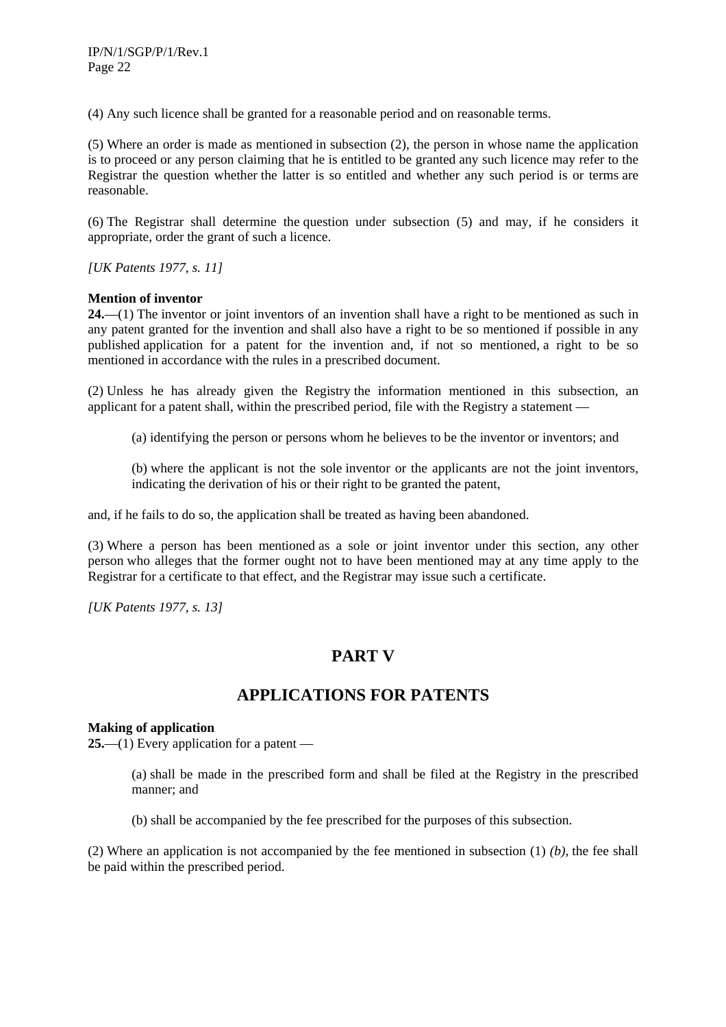(4) Any such licence shall be granted for a reasonable period and on reasonable terms.

(5) Where an order is made as mentioned in subsection (2), the person in whose name the application is to proceed or any person claiming that he is entitled to be granted any such licence may refer to the Registrar the question whether the latter is so entitled and whether any such period is or terms are reasonable.

(6) The Registrar shall determine the question under subsection (5) and may, if he considers it appropriate, order the grant of such a licence.

*[UK Patents 1977, s. 11]*

**Mention of inventor**

**24.**—(1) The inventor or joint inventors of an invention shall have a right to be mentioned as such in any patent granted for the invention and shall also have a right to be so mentioned if possible in any published application for a patent for the invention and, if not so mentioned, a right to be so mentioned in accordance with the rules in a prescribed document.

(2) Unless he has already given the Registry the information mentioned in this subsection, an applicant for a patent shall, within the prescribed period, file with the Registry a statement —

> (a) identifying the person or persons whom he believes to be the inventor or inventors; and
>
> (b) where the applicant is not the sole inventor or the applicants are not the joint inventors, indicating the derivation of his or their right to be granted the patent,

and, if he fails to do so, the application shall be treated as having been abandoned.

(3) Where a person has been mentioned as a sole or joint inventor under this section, any other person who alleges that the former ought not to have been mentioned may at any time apply to the Registrar for a certificate to that effect, and the Registrar may issue such a certificate.

*[UK Patents 1977, s. 13]*

# PART V

# APPLICATIONS FOR PATENTS

**Making of application**

**25.**—(1) Every application for a patent —

> (a) shall be made in the prescribed form and shall be filed at the Registry in the prescribed manner; and
>
> (b) shall be accompanied by the fee prescribed for the purposes of this subsection.

(2) Where an application is not accompanied by the fee mentioned in subsection (1) *(b)*, the fee shall be paid within the prescribed period.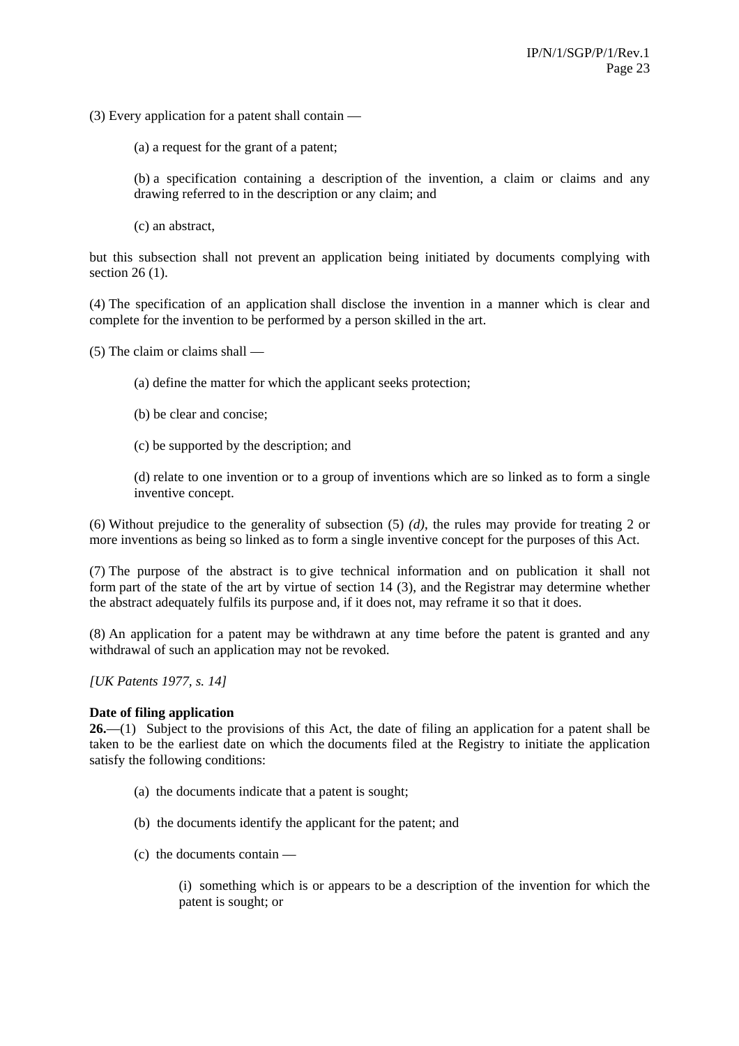(3) Every application for a patent shall contain —

(a) a request for the grant of a patent;

(b) a specification containing a description of the invention, a claim or claims and any drawing referred to in the description or any claim; and

(c) an abstract,

but this subsection shall not prevent an application being initiated by documents complying with section 26 (1).

(4) The specification of an application shall disclose the invention in a manner which is clear and complete for the invention to be performed by a person skilled in the art.

(5) The claim or claims shall —

(a) define the matter for which the applicant seeks protection;

(b) be clear and concise;

(c) be supported by the description; and

(d) relate to one invention or to a group of inventions which are so linked as to form a single inventive concept.

(6) Without prejudice to the generality of subsection (5) *(d)*, the rules may provide for treating 2 or more inventions as being so linked as to form a single inventive concept for the purposes of this Act.

(7) The purpose of the abstract is to give technical information and on publication it shall not form part of the state of the art by virtue of section 14 (3), and the Registrar may determine whether the abstract adequately fulfils its purpose and, if it does not, may reframe it so that it does.

(8) An application for a patent may be withdrawn at any time before the patent is granted and any withdrawal of such an application may not be revoked.

*[UK Patents 1977, s. 14]*

**Date of filing application**

**26.**—(1) Subject to the provisions of this Act, the date of filing an application for a patent shall be taken to be the earliest date on which the documents filed at the Registry to initiate the application satisfy the following conditions:

(a) the documents indicate that a patent is sought;

(b) the documents identify the applicant for the patent; and

(c) the documents contain —

(i) something which is or appears to be a description of the invention for which the patent is sought; or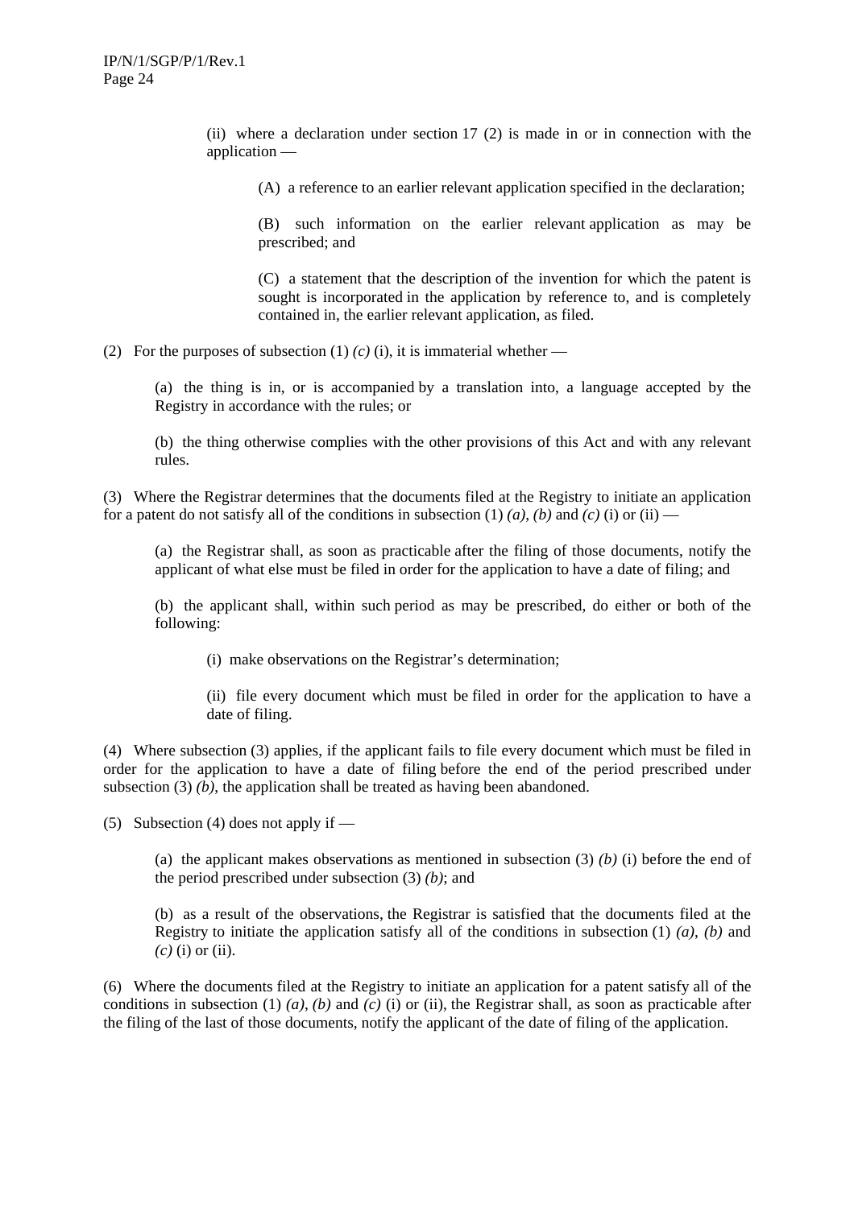(ii) where a declaration under section 17 (2) is made in or in connection with the application —

(A) a reference to an earlier relevant application specified in the declaration;

(B) such information on the earlier relevant application as may be prescribed; and

(C) a statement that the description of the invention for which the patent is sought is incorporated in the application by reference to, and is completely contained in, the earlier relevant application, as filed.

(2) For the purposes of subsection (1) *(c)* (i), it is immaterial whether —

(a) the thing is in, or is accompanied by a translation into, a language accepted by the Registry in accordance with the rules; or

(b) the thing otherwise complies with the other provisions of this Act and with any relevant rules.

(3) Where the Registrar determines that the documents filed at the Registry to initiate an application for a patent do not satisfy all of the conditions in subsection (1) *(a)*, *(b)* and *(c)* (i) or (ii) —

(a) the Registrar shall, as soon as practicable after the filing of those documents, notify the applicant of what else must be filed in order for the application to have a date of filing; and

(b) the applicant shall, within such period as may be prescribed, do either or both of the following:

(i) make observations on the Registrar's determination;

(ii) file every document which must be filed in order for the application to have a date of filing.

(4) Where subsection (3) applies, if the applicant fails to file every document which must be filed in order for the application to have a date of filing before the end of the period prescribed under subsection (3) *(b)*, the application shall be treated as having been abandoned.

(5) Subsection (4) does not apply if —

(a) the applicant makes observations as mentioned in subsection (3) *(b)* (i) before the end of the period prescribed under subsection (3) *(b)*; and

(b) as a result of the observations, the Registrar is satisfied that the documents filed at the Registry to initiate the application satisfy all of the conditions in subsection (1) *(a)*, *(b)* and *(c)* (i) or (ii).

(6) Where the documents filed at the Registry to initiate an application for a patent satisfy all of the conditions in subsection (1) *(a)*, *(b)* and *(c)* (i) or (ii), the Registrar shall, as soon as practicable after the filing of the last of those documents, notify the applicant of the date of filing of the application.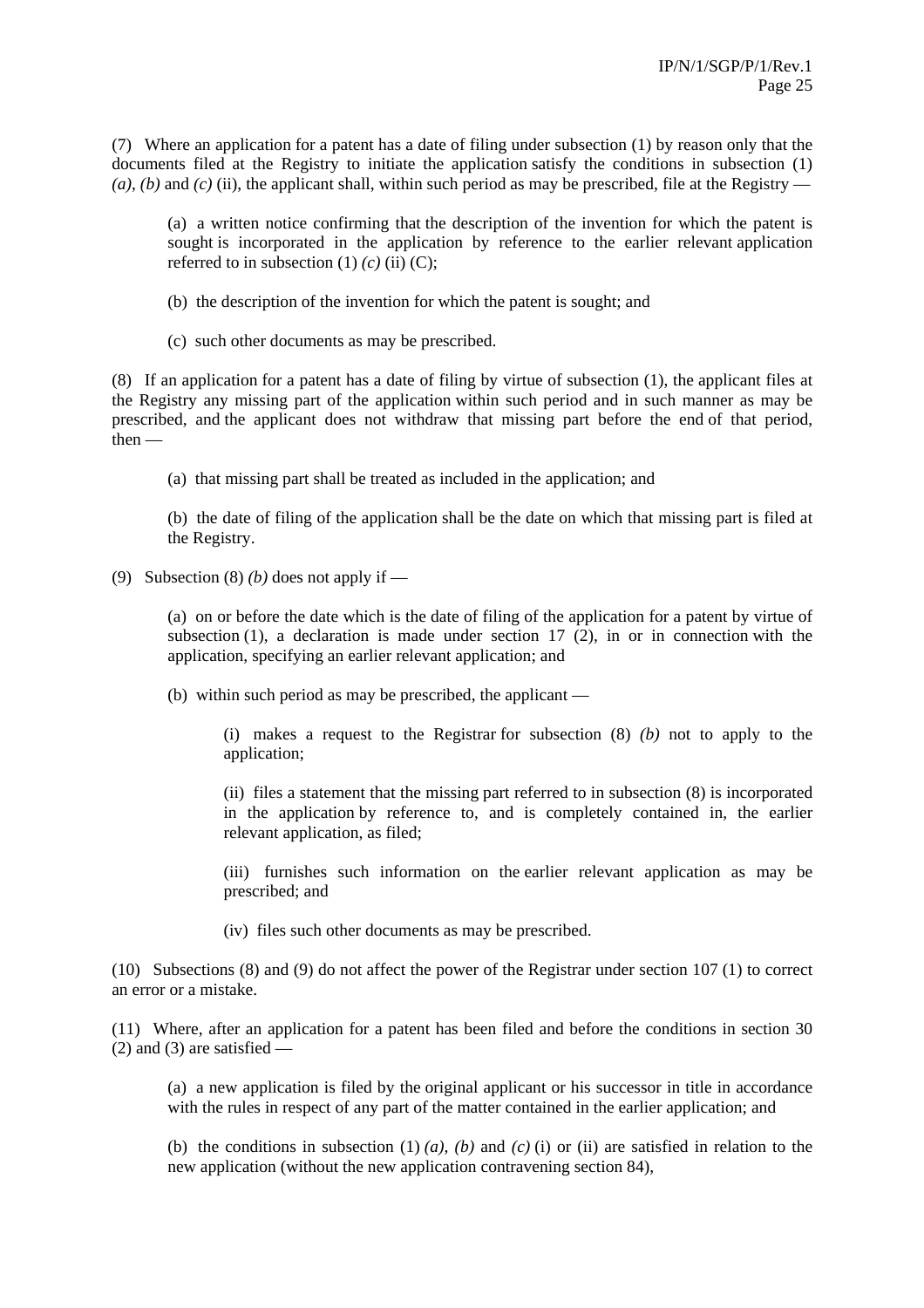(7) Where an application for a patent has a date of filing under subsection (1) by reason only that the documents filed at the Registry to initiate the application satisfy the conditions in subsection (1) *(a)*, *(b)* and *(c)* (ii), the applicant shall, within such period as may be prescribed, file at the Registry —

(a) a written notice confirming that the description of the invention for which the patent is sought is incorporated in the application by reference to the earlier relevant application referred to in subsection (1) *(c)* (ii) (C);

(b) the description of the invention for which the patent is sought; and

(c) such other documents as may be prescribed.

(8) If an application for a patent has a date of filing by virtue of subsection (1), the applicant files at the Registry any missing part of the application within such period and in such manner as may be prescribed, and the applicant does not withdraw that missing part before the end of that period, then —

(a) that missing part shall be treated as included in the application; and

(b) the date of filing of the application shall be the date on which that missing part is filed at the Registry.

(9) Subsection (8) *(b)* does not apply if —

(a) on or before the date which is the date of filing of the application for a patent by virtue of subsection (1), a declaration is made under section 17 (2), in or in connection with the application, specifying an earlier relevant application; and

(b) within such period as may be prescribed, the applicant —

(i) makes a request to the Registrar for subsection (8) *(b)* not to apply to the application;

(ii) files a statement that the missing part referred to in subsection (8) is incorporated in the application by reference to, and is completely contained in, the earlier relevant application, as filed;

(iii) furnishes such information on the earlier relevant application as may be prescribed; and

(iv) files such other documents as may be prescribed.

(10) Subsections (8) and (9) do not affect the power of the Registrar under section 107 (1) to correct an error or a mistake.

(11) Where, after an application for a patent has been filed and before the conditions in section 30 (2) and (3) are satisfied —

(a) a new application is filed by the original applicant or his successor in title in accordance with the rules in respect of any part of the matter contained in the earlier application; and

(b) the conditions in subsection (1) *(a)*, *(b)* and *(c)* (i) or (ii) are satisfied in relation to the new application (without the new application contravening section 84),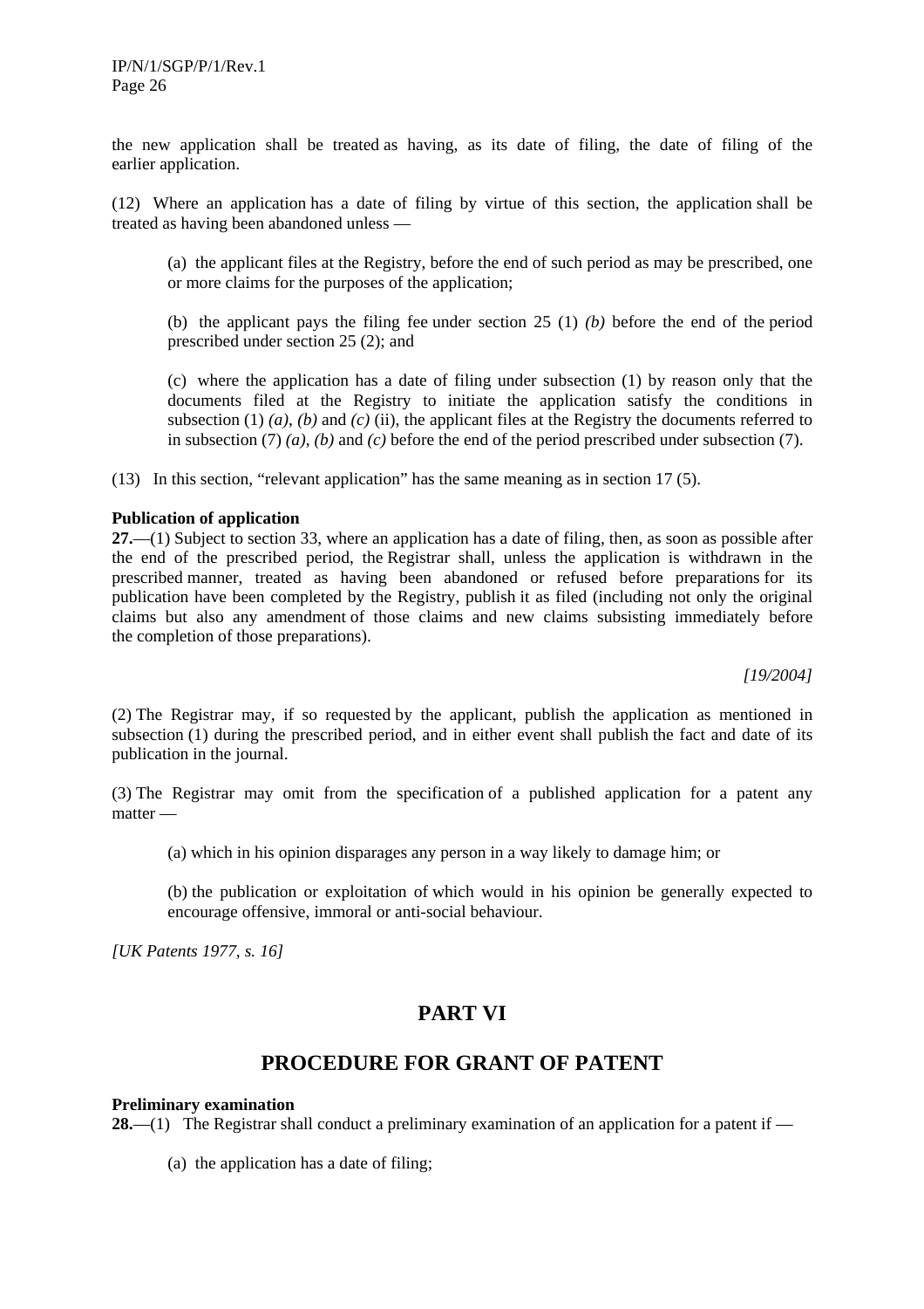the new application shall be treated as having, as its date of filing, the date of filing of the earlier application.

(12) Where an application has a date of filing by virtue of this section, the application shall be treated as having been abandoned unless —

> (a) the applicant files at the Registry, before the end of such period as may be prescribed, one or more claims for the purposes of the application;
>
> (b) the applicant pays the filing fee under section 25 (1) *(b)* before the end of the period prescribed under section 25 (2); and
>
> (c) where the application has a date of filing under subsection (1) by reason only that the documents filed at the Registry to initiate the application satisfy the conditions in subsection (1) *(a)*, *(b)* and *(c)* (ii), the applicant files at the Registry the documents referred to in subsection (7) *(a)*, *(b)* and *(c)* before the end of the period prescribed under subsection (7).

(13) In this section, "relevant application" has the same meaning as in section 17 (5).

**Publication of application**

**27.**—(1) Subject to section 33, where an application has a date of filing, then, as soon as possible after the end of the prescribed period, the Registrar shall, unless the application is withdrawn in the prescribed manner, treated as having been abandoned or refused before preparations for its publication have been completed by the Registry, publish it as filed (including not only the original claims but also any amendment of those claims and new claims subsisting immediately before the completion of those preparations).

*[19/2004]*

(2) The Registrar may, if so requested by the applicant, publish the application as mentioned in subsection (1) during the prescribed period, and in either event shall publish the fact and date of its publication in the journal.

(3) The Registrar may omit from the specification of a published application for a patent any matter —

> (a) which in his opinion disparages any person in a way likely to damage him; or
>
> (b) the publication or exploitation of which would in his opinion be generally expected to encourage offensive, immoral or anti-social behaviour.

*[UK Patents 1977, s. 16]*

## PART VI

## PROCEDURE FOR GRANT OF PATENT

**Preliminary examination**

**28.**—(1) The Registrar shall conduct a preliminary examination of an application for a patent if —

> (a) the application has a date of filing;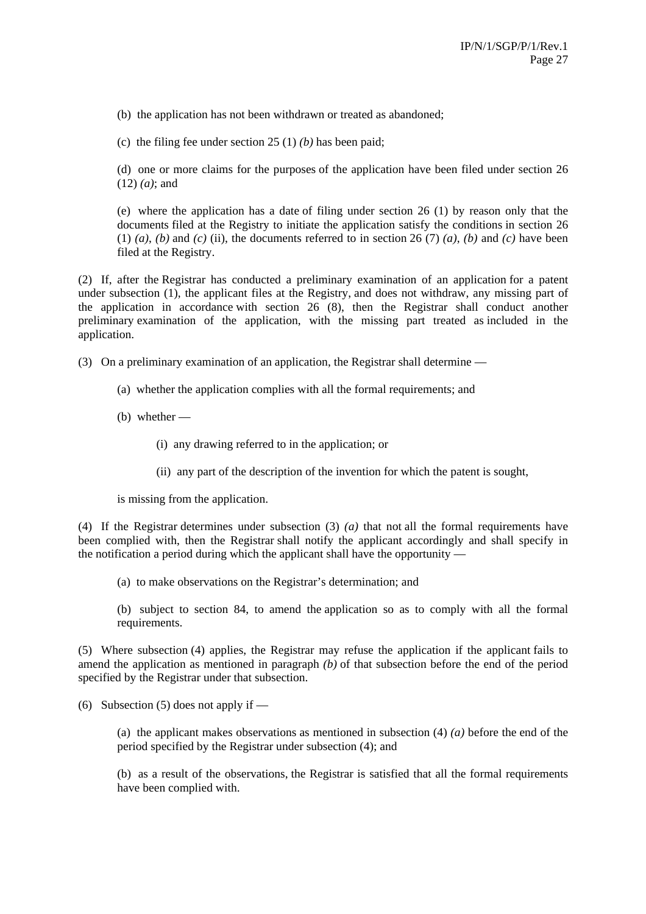(b) the application has not been withdrawn or treated as abandoned;

(c) the filing fee under section 25 (1) *(b)* has been paid;

(d) one or more claims for the purposes of the application have been filed under section 26 (12) *(a)*; and

(e) where the application has a date of filing under section 26 (1) by reason only that the documents filed at the Registry to initiate the application satisfy the conditions in section 26 (1) *(a)*, *(b)* and *(c)* (ii), the documents referred to in section 26 (7) *(a)*, *(b)* and *(c)* have been filed at the Registry.

(2) If, after the Registrar has conducted a preliminary examination of an application for a patent under subsection (1), the applicant files at the Registry, and does not withdraw, any missing part of the application in accordance with section 26 (8), then the Registrar shall conduct another preliminary examination of the application, with the missing part treated as included in the application.

(3) On a preliminary examination of an application, the Registrar shall determine —

(a) whether the application complies with all the formal requirements; and

(b) whether —

(i) any drawing referred to in the application; or

(ii) any part of the description of the invention for which the patent is sought,

is missing from the application.

(4) If the Registrar determines under subsection (3) *(a)* that not all the formal requirements have been complied with, then the Registrar shall notify the applicant accordingly and shall specify in the notification a period during which the applicant shall have the opportunity —

(a) to make observations on the Registrar's determination; and

(b) subject to section 84, to amend the application so as to comply with all the formal requirements.

(5) Where subsection (4) applies, the Registrar may refuse the application if the applicant fails to amend the application as mentioned in paragraph *(b)* of that subsection before the end of the period specified by the Registrar under that subsection.

(6) Subsection (5) does not apply if —

(a) the applicant makes observations as mentioned in subsection (4) *(a)* before the end of the period specified by the Registrar under subsection (4); and

(b) as a result of the observations, the Registrar is satisfied that all the formal requirements have been complied with.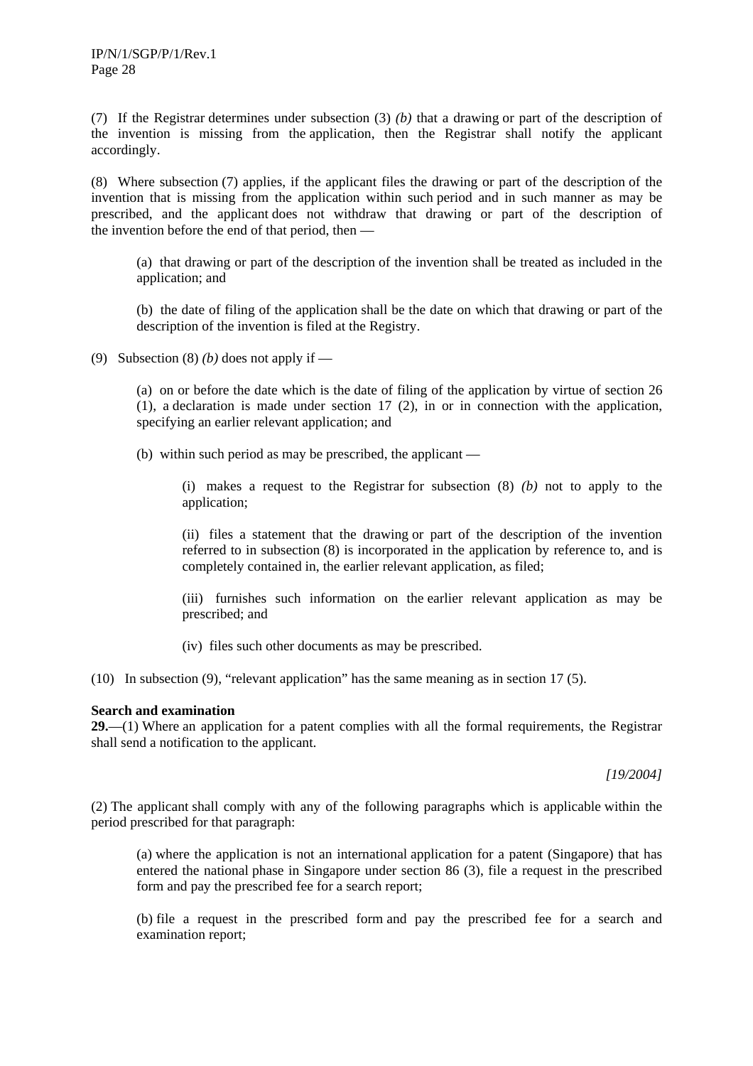(7) If the Registrar determines under subsection (3) *(b)* that a drawing or part of the description of the invention is missing from the application, then the Registrar shall notify the applicant accordingly.

(8) Where subsection (7) applies, if the applicant files the drawing or part of the description of the invention that is missing from the application within such period and in such manner as may be prescribed, and the applicant does not withdraw that drawing or part of the description of the invention before the end of that period, then —

(a) that drawing or part of the description of the invention shall be treated as included in the application; and

(b) the date of filing of the application shall be the date on which that drawing or part of the description of the invention is filed at the Registry.

(9) Subsection (8) *(b)* does not apply if —

(a) on or before the date which is the date of filing of the application by virtue of section 26 (1), a declaration is made under section 17 (2), in or in connection with the application, specifying an earlier relevant application; and

(b) within such period as may be prescribed, the applicant —

(i) makes a request to the Registrar for subsection (8) *(b)* not to apply to the application;

(ii) files a statement that the drawing or part of the description of the invention referred to in subsection (8) is incorporated in the application by reference to, and is completely contained in, the earlier relevant application, as filed;

(iii) furnishes such information on the earlier relevant application as may be prescribed; and

(iv) files such other documents as may be prescribed.

(10) In subsection (9), "relevant application" has the same meaning as in section 17 (5).

**Search and examination**

**29.**—(1) Where an application for a patent complies with all the formal requirements, the Registrar shall send a notification to the applicant.

*[19/2004]*

(2) The applicant shall comply with any of the following paragraphs which is applicable within the period prescribed for that paragraph:

(a) where the application is not an international application for a patent (Singapore) that has entered the national phase in Singapore under section 86 (3), file a request in the prescribed form and pay the prescribed fee for a search report;

(b) file a request in the prescribed form and pay the prescribed fee for a search and examination report;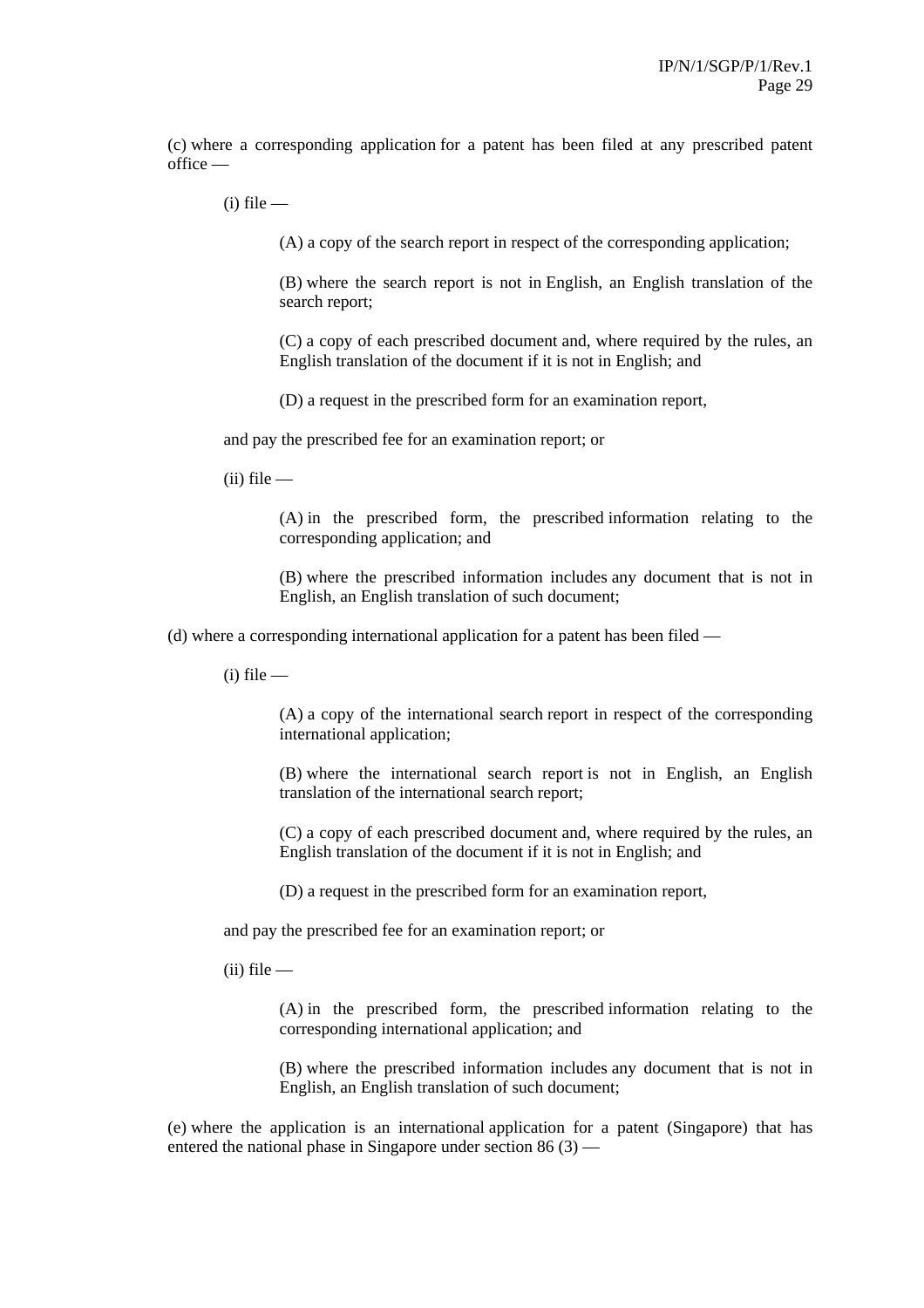(c) where a corresponding application for a patent has been filed at any prescribed patent office —

(i) file —

(A) a copy of the search report in respect of the corresponding application;

(B) where the search report is not in English, an English translation of the search report;

(C) a copy of each prescribed document and, where required by the rules, an English translation of the document if it is not in English; and

(D) a request in the prescribed form for an examination report,

and pay the prescribed fee for an examination report; or

(ii) file —

(A) in the prescribed form, the prescribed information relating to the corresponding application; and

(B) where the prescribed information includes any document that is not in English, an English translation of such document;

(d) where a corresponding international application for a patent has been filed —

(i) file —

(A) a copy of the international search report in respect of the corresponding international application;

(B) where the international search report is not in English, an English translation of the international search report;

(C) a copy of each prescribed document and, where required by the rules, an English translation of the document if it is not in English; and

(D) a request in the prescribed form for an examination report,

and pay the prescribed fee for an examination report; or

(ii) file —

(A) in the prescribed form, the prescribed information relating to the corresponding international application; and

(B) where the prescribed information includes any document that is not in English, an English translation of such document;

(e) where the application is an international application for a patent (Singapore) that has entered the national phase in Singapore under section 86 (3) —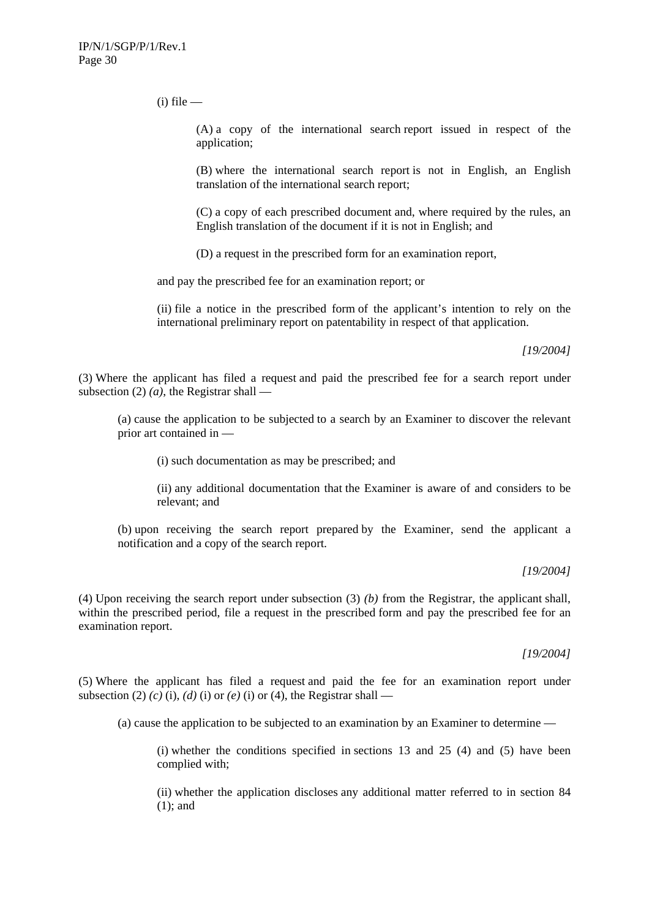(i) file —

(A) a copy of the international search report issued in respect of the application;

(B) where the international search report is not in English, an English translation of the international search report;

(C) a copy of each prescribed document and, where required by the rules, an English translation of the document if it is not in English; and

(D) a request in the prescribed form for an examination report,

and pay the prescribed fee for an examination report; or

(ii) file a notice in the prescribed form of the applicant's intention to rely on the international preliminary report on patentability in respect of that application.

*[19/2004]*

(3) Where the applicant has filed a request and paid the prescribed fee for a search report under subsection (2) *(a)*, the Registrar shall —

(a) cause the application to be subjected to a search by an Examiner to discover the relevant prior art contained in —

(i) such documentation as may be prescribed; and

(ii) any additional documentation that the Examiner is aware of and considers to be relevant; and

(b) upon receiving the search report prepared by the Examiner, send the applicant a notification and a copy of the search report.

*[19/2004]*

(4) Upon receiving the search report under subsection (3) *(b)* from the Registrar, the applicant shall, within the prescribed period, file a request in the prescribed form and pay the prescribed fee for an examination report.

*[19/2004]*

(5) Where the applicant has filed a request and paid the fee for an examination report under subsection (2) *(c)* (i), *(d)* (i) or *(e)* (i) or (4), the Registrar shall —

(a) cause the application to be subjected to an examination by an Examiner to determine —

(i) whether the conditions specified in sections 13 and 25 (4) and (5) have been complied with;

(ii) whether the application discloses any additional matter referred to in section 84 (1); and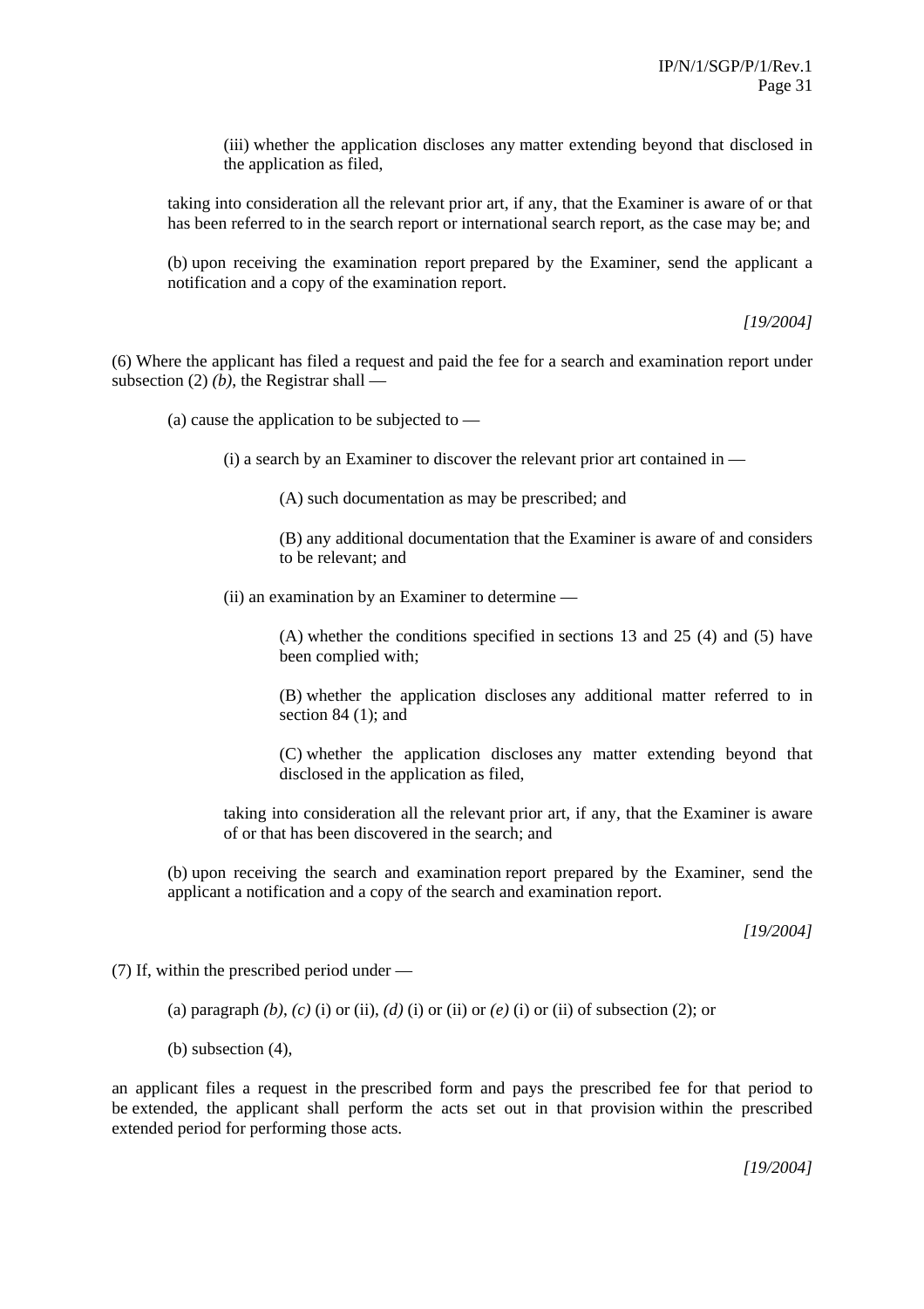(iii) whether the application discloses any matter extending beyond that disclosed in the application as filed,

taking into consideration all the relevant prior art, if any, that the Examiner is aware of or that has been referred to in the search report or international search report, as the case may be; and

(b) upon receiving the examination report prepared by the Examiner, send the applicant a notification and a copy of the examination report.

*[19/2004]*

(6) Where the applicant has filed a request and paid the fee for a search and examination report under subsection (2) *(b)*, the Registrar shall —

(a) cause the application to be subjected to —

(i) a search by an Examiner to discover the relevant prior art contained in —

(A) such documentation as may be prescribed; and

(B) any additional documentation that the Examiner is aware of and considers to be relevant; and

(ii) an examination by an Examiner to determine —

(A) whether the conditions specified in sections 13 and 25 (4) and (5) have been complied with;

(B) whether the application discloses any additional matter referred to in section 84 (1); and

(C) whether the application discloses any matter extending beyond that disclosed in the application as filed,

taking into consideration all the relevant prior art, if any, that the Examiner is aware of or that has been discovered in the search; and

(b) upon receiving the search and examination report prepared by the Examiner, send the applicant a notification and a copy of the search and examination report.

*[19/2004]*

(7) If, within the prescribed period under —

(a) paragraph *(b)*, *(c)* (i) or (ii), *(d)* (i) or (ii) or *(e)* (i) or (ii) of subsection (2); or

(b) subsection (4),

an applicant files a request in the prescribed form and pays the prescribed fee for that period to be extended, the applicant shall perform the acts set out in that provision within the prescribed extended period for performing those acts.

*[19/2004]*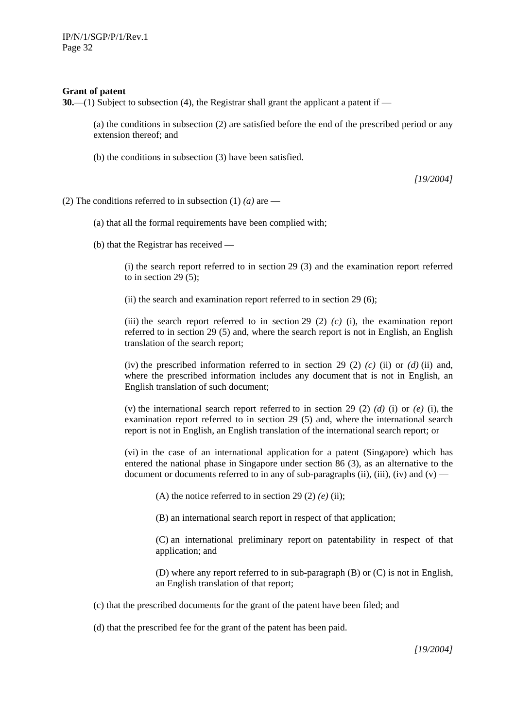**Grant of patent**

**30.**—(1) Subject to subsection (4), the Registrar shall grant the applicant a patent if —

(a) the conditions in subsection (2) are satisfied before the end of the prescribed period or any extension thereof; and

(b) the conditions in subsection (3) have been satisfied.

*[19/2004]*

(2) The conditions referred to in subsection (1) *(a)* are —

(a) that all the formal requirements have been complied with;

(b) that the Registrar has received —

(i) the search report referred to in section 29 (3) and the examination report referred to in section 29 (5);

(ii) the search and examination report referred to in section 29 (6);

(iii) the search report referred to in section 29 (2) *(c)* (i), the examination report referred to in section 29 (5) and, where the search report is not in English, an English translation of the search report;

(iv) the prescribed information referred to in section 29 (2) *(c)* (ii) or *(d)* (ii) and, where the prescribed information includes any document that is not in English, an English translation of such document;

(v) the international search report referred to in section 29 (2) *(d)* (i) or *(e)* (i), the examination report referred to in section 29 (5) and, where the international search report is not in English, an English translation of the international search report; or

(vi) in the case of an international application for a patent (Singapore) which has entered the national phase in Singapore under section 86 (3), as an alternative to the document or documents referred to in any of sub-paragraphs (ii), (iii), (iv) and (v) —

(A) the notice referred to in section 29 (2) *(e)* (ii);

(B) an international search report in respect of that application;

(C) an international preliminary report on patentability in respect of that application; and

(D) where any report referred to in sub-paragraph (B) or (C) is not in English, an English translation of that report;

(c) that the prescribed documents for the grant of the patent have been filed; and

(d) that the prescribed fee for the grant of the patent has been paid.

*[19/2004]*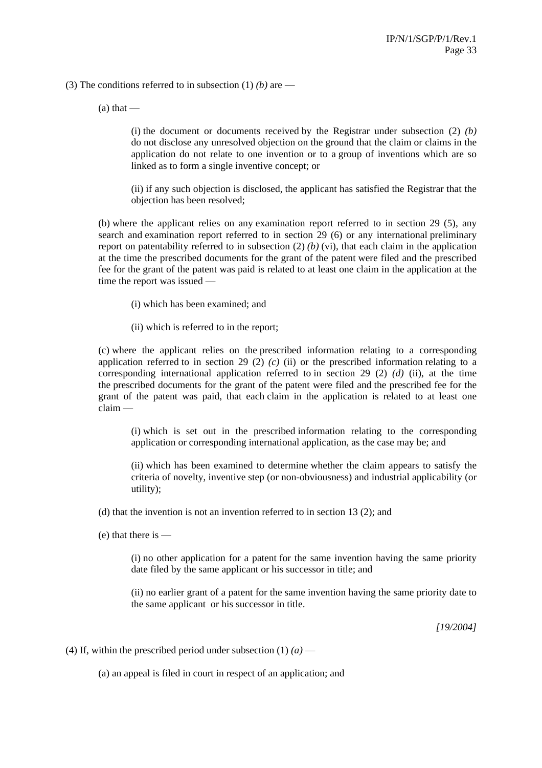(3) The conditions referred to in subsection (1) *(b)* are —

(a) that —

(i) the document or documents received by the Registrar under subsection (2) *(b)* do not disclose any unresolved objection on the ground that the claim or claims in the application do not relate to one invention or to a group of inventions which are so linked as to form a single inventive concept; or

(ii) if any such objection is disclosed, the applicant has satisfied the Registrar that the objection has been resolved;

(b) where the applicant relies on any examination report referred to in section 29 (5), any search and examination report referred to in section 29 (6) or any international preliminary report on patentability referred to in subsection (2) *(b)* (vi), that each claim in the application at the time the prescribed documents for the grant of the patent were filed and the prescribed fee for the grant of the patent was paid is related to at least one claim in the application at the time the report was issued —

(i) which has been examined; and

(ii) which is referred to in the report;

(c) where the applicant relies on the prescribed information relating to a corresponding application referred to in section 29 (2) *(c)* (ii) or the prescribed information relating to a corresponding international application referred to in section 29 (2) *(d)* (ii), at the time the prescribed documents for the grant of the patent were filed and the prescribed fee for the grant of the patent was paid, that each claim in the application is related to at least one claim —

(i) which is set out in the prescribed information relating to the corresponding application or corresponding international application, as the case may be; and

(ii) which has been examined to determine whether the claim appears to satisfy the criteria of novelty, inventive step (or non-obviousness) and industrial applicability (or utility);

(d) that the invention is not an invention referred to in section 13 (2); and

(e) that there is —

(i) no other application for a patent for the same invention having the same priority date filed by the same applicant or his successor in title; and

(ii) no earlier grant of a patent for the same invention having the same priority date to the same applicant or his successor in title.

*[19/2004]*

(4) If, within the prescribed period under subsection (1) *(a)* —

(a) an appeal is filed in court in respect of an application; and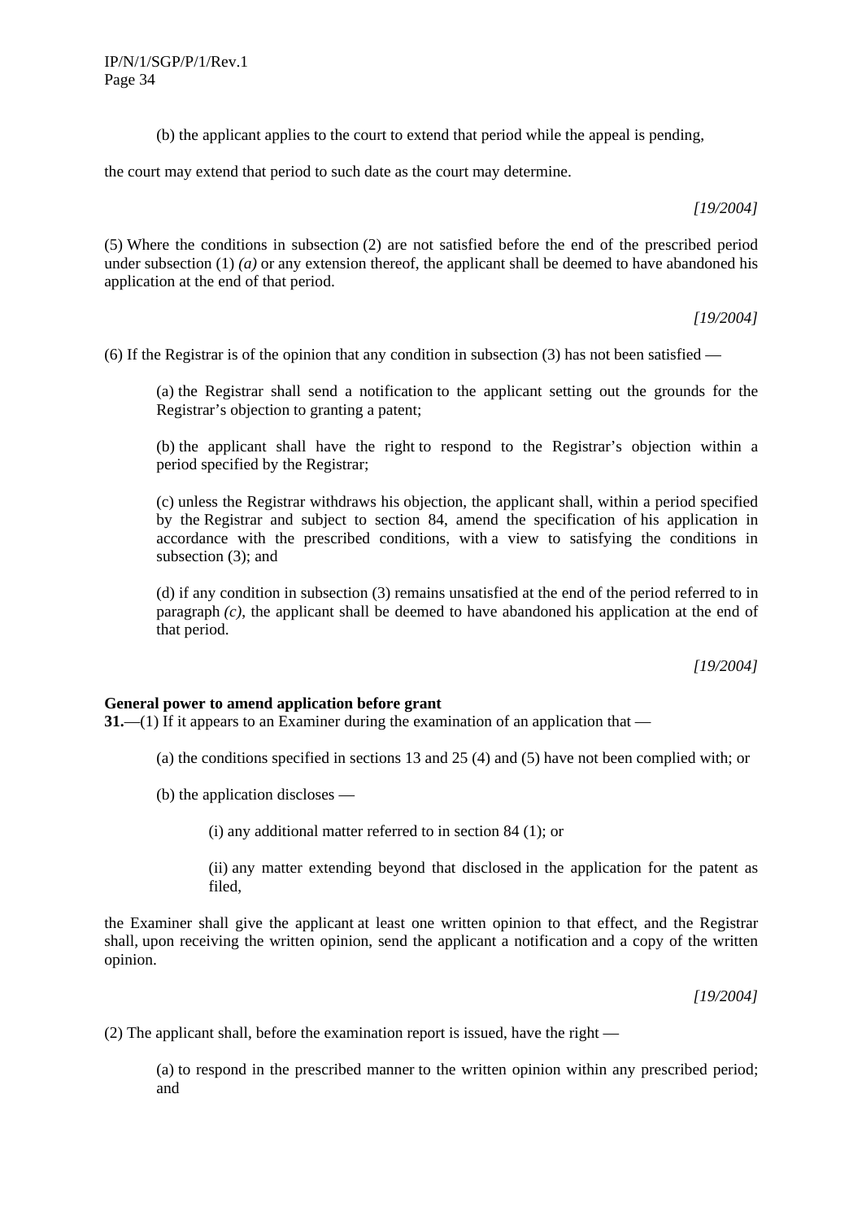(b) the applicant applies to the court to extend that period while the appeal is pending,

the court may extend that period to such date as the court may determine.

*[19/2004]*

(5) Where the conditions in subsection (2) are not satisfied before the end of the prescribed period under subsection (1) *(a)* or any extension thereof, the applicant shall be deemed to have abandoned his application at the end of that period.

*[19/2004]*

(6) If the Registrar is of the opinion that any condition in subsection (3) has not been satisfied —

(a) the Registrar shall send a notification to the applicant setting out the grounds for the Registrar's objection to granting a patent;

(b) the applicant shall have the right to respond to the Registrar's objection within a period specified by the Registrar;

(c) unless the Registrar withdraws his objection, the applicant shall, within a period specified by the Registrar and subject to section 84, amend the specification of his application in accordance with the prescribed conditions, with a view to satisfying the conditions in subsection (3); and

(d) if any condition in subsection (3) remains unsatisfied at the end of the period referred to in paragraph *(c)*, the applicant shall be deemed to have abandoned his application at the end of that period.

*[19/2004]*

**General power to amend application before grant**

**31.**—(1) If it appears to an Examiner during the examination of an application that —

(a) the conditions specified in sections 13 and 25 (4) and (5) have not been complied with; or

(b) the application discloses —

(i) any additional matter referred to in section 84 (1); or

(ii) any matter extending beyond that disclosed in the application for the patent as filed,

the Examiner shall give the applicant at least one written opinion to that effect, and the Registrar shall, upon receiving the written opinion, send the applicant a notification and a copy of the written opinion.

*[19/2004]*

(2) The applicant shall, before the examination report is issued, have the right —

(a) to respond in the prescribed manner to the written opinion within any prescribed period; and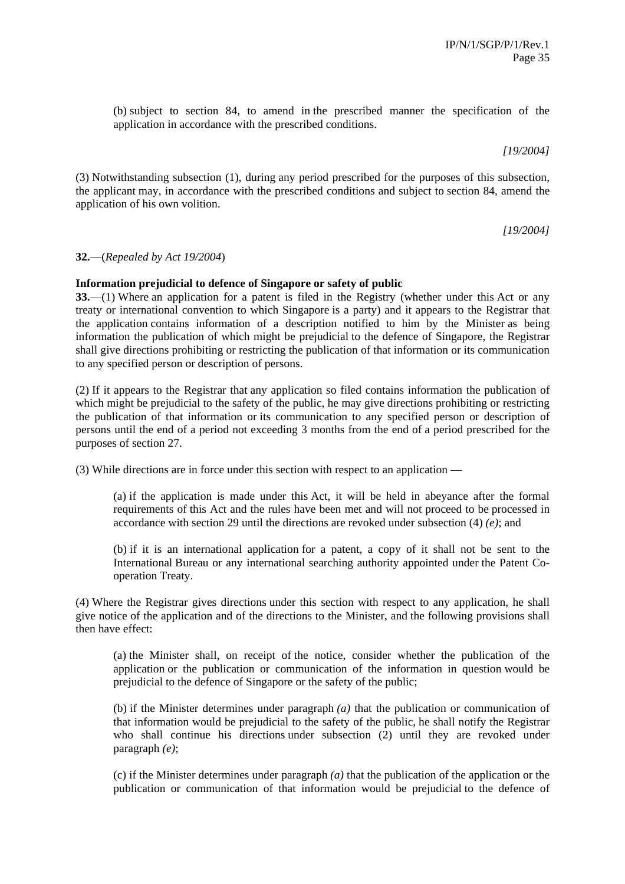(b) subject to section 84, to amend in the prescribed manner the specification of the application in accordance with the prescribed conditions.

*[19/2004]*

(3) Notwithstanding subsection (1), during any period prescribed for the purposes of this subsection, the applicant may, in accordance with the prescribed conditions and subject to section 84, amend the application of his own volition.

*[19/2004]*

**32.**—(*Repealed by Act 19/2004*)

**Information prejudicial to defence of Singapore or safety of public**

**33.**—(1) Where an application for a patent is filed in the Registry (whether under this Act or any treaty or international convention to which Singapore is a party) and it appears to the Registrar that the application contains information of a description notified to him by the Minister as being information the publication of which might be prejudicial to the defence of Singapore, the Registrar shall give directions prohibiting or restricting the publication of that information or its communication to any specified person or description of persons.

(2) If it appears to the Registrar that any application so filed contains information the publication of which might be prejudicial to the safety of the public, he may give directions prohibiting or restricting the publication of that information or its communication to any specified person or description of persons until the end of a period not exceeding 3 months from the end of a period prescribed for the purposes of section 27.

(3) While directions are in force under this section with respect to an application —

(a) if the application is made under this Act, it will be held in abeyance after the formal requirements of this Act and the rules have been met and will not proceed to be processed in accordance with section 29 until the directions are revoked under subsection (4) *(e)*; and

(b) if it is an international application for a patent, a copy of it shall not be sent to the International Bureau or any international searching authority appointed under the Patent Co-operation Treaty.

(4) Where the Registrar gives directions under this section with respect to any application, he shall give notice of the application and of the directions to the Minister, and the following provisions shall then have effect:

(a) the Minister shall, on receipt of the notice, consider whether the publication of the application or the publication or communication of the information in question would be prejudicial to the defence of Singapore or the safety of the public;

(b) if the Minister determines under paragraph *(a)* that the publication or communication of that information would be prejudicial to the safety of the public, he shall notify the Registrar who shall continue his directions under subsection (2) until they are revoked under paragraph *(e)*;

(c) if the Minister determines under paragraph *(a)* that the publication of the application or the publication or communication of that information would be prejudicial to the defence of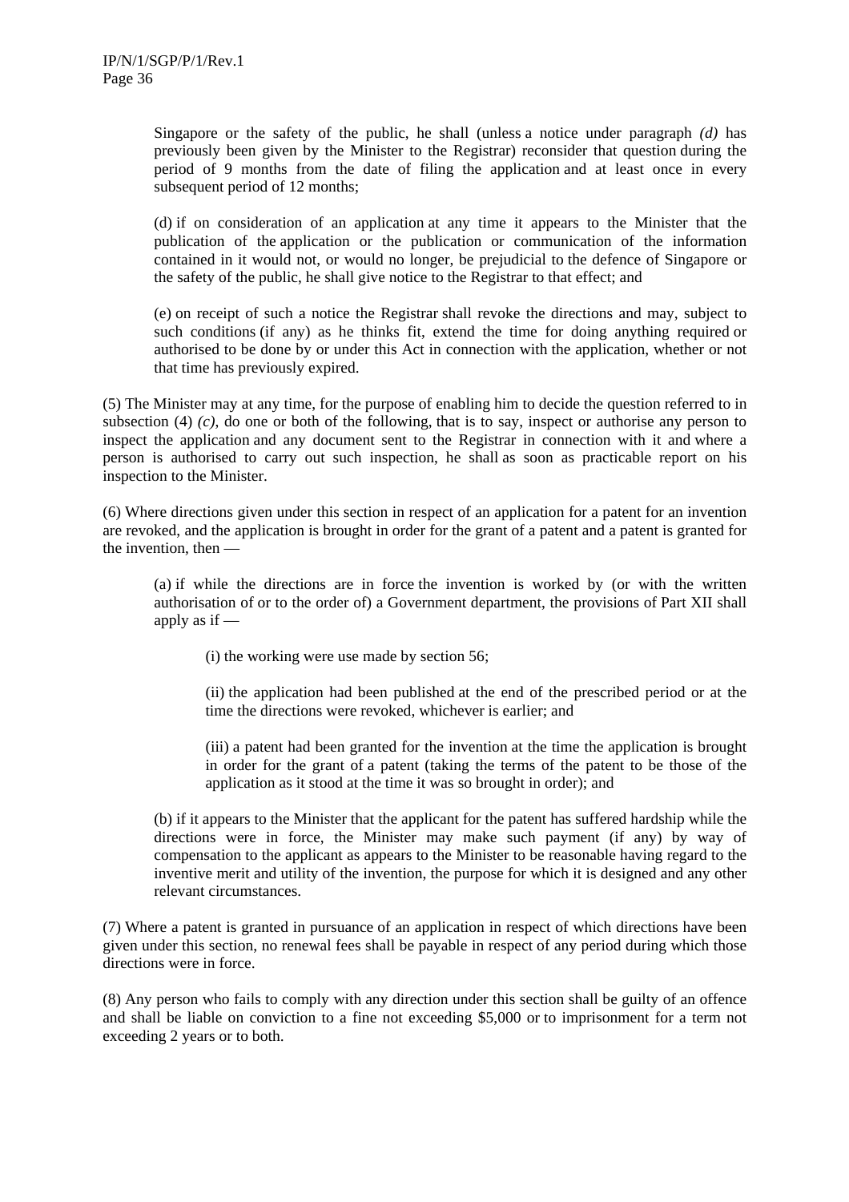Singapore or the safety of the public, he shall (unless a notice under paragraph *(d)* has previously been given by the Minister to the Registrar) reconsider that question during the period of 9 months from the date of filing the application and at least once in every subsequent period of 12 months;

(d) if on consideration of an application at any time it appears to the Minister that the publication of the application or the publication or communication of the information contained in it would not, or would no longer, be prejudicial to the defence of Singapore or the safety of the public, he shall give notice to the Registrar to that effect; and

(e) on receipt of such a notice the Registrar shall revoke the directions and may, subject to such conditions (if any) as he thinks fit, extend the time for doing anything required or authorised to be done by or under this Act in connection with the application, whether or not that time has previously expired.

(5) The Minister may at any time, for the purpose of enabling him to decide the question referred to in subsection (4) *(c)*, do one or both of the following, that is to say, inspect or authorise any person to inspect the application and any document sent to the Registrar in connection with it and where a person is authorised to carry out such inspection, he shall as soon as practicable report on his inspection to the Minister.

(6) Where directions given under this section in respect of an application for a patent for an invention are revoked, and the application is brought in order for the grant of a patent and a patent is granted for the invention, then —

(a) if while the directions are in force the invention is worked by (or with the written authorisation of or to the order of) a Government department, the provisions of Part XII shall apply as if —

(i) the working were use made by section 56;

(ii) the application had been published at the end of the prescribed period or at the time the directions were revoked, whichever is earlier; and

(iii) a patent had been granted for the invention at the time the application is brought in order for the grant of a patent (taking the terms of the patent to be those of the application as it stood at the time it was so brought in order); and

(b) if it appears to the Minister that the applicant for the patent has suffered hardship while the directions were in force, the Minister may make such payment (if any) by way of compensation to the applicant as appears to the Minister to be reasonable having regard to the inventive merit and utility of the invention, the purpose for which it is designed and any other relevant circumstances.

(7) Where a patent is granted in pursuance of an application in respect of which directions have been given under this section, no renewal fees shall be payable in respect of any period during which those directions were in force.

(8) Any person who fails to comply with any direction under this section shall be guilty of an offence and shall be liable on conviction to a fine not exceeding $5,000 or to imprisonment for a term not exceeding 2 years or to both.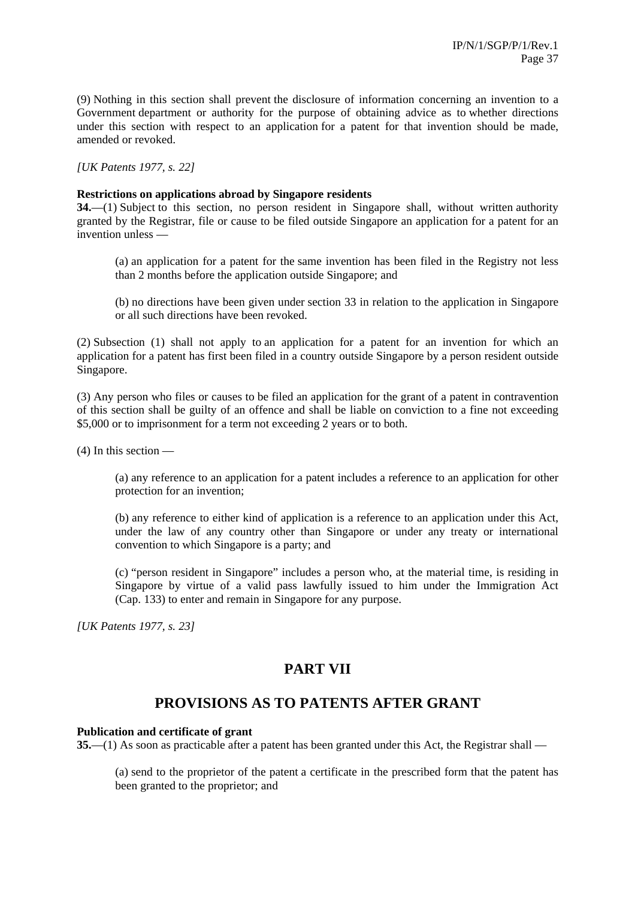(9) Nothing in this section shall prevent the disclosure of information concerning an invention to a Government department or authority for the purpose of obtaining advice as to whether directions under this section with respect to an application for a patent for that invention should be made, amended or revoked.

*[UK Patents 1977, s. 22]*

**Restrictions on applications abroad by Singapore residents**

**34.**—(1) Subject to this section, no person resident in Singapore shall, without written authority granted by the Registrar, file or cause to be filed outside Singapore an application for a patent for an invention unless —

> (a) an application for a patent for the same invention has been filed in the Registry not less than 2 months before the application outside Singapore; and
>
> (b) no directions have been given under section 33 in relation to the application in Singapore or all such directions have been revoked.

(2) Subsection (1) shall not apply to an application for a patent for an invention for which an application for a patent has first been filed in a country outside Singapore by a person resident outside Singapore.

(3) Any person who files or causes to be filed an application for the grant of a patent in contravention of this section shall be guilty of an offence and shall be liable on conviction to a fine not exceeding $5,000 or to imprisonment for a term not exceeding 2 years or to both.

(4) In this section —

> (a) any reference to an application for a patent includes a reference to an application for other protection for an invention;
>
> (b) any reference to either kind of application is a reference to an application under this Act, under the law of any country other than Singapore or under any treaty or international convention to which Singapore is a party; and
>
> (c) "person resident in Singapore" includes a person who, at the material time, is residing in Singapore by virtue of a valid pass lawfully issued to him under the Immigration Act (Cap. 133) to enter and remain in Singapore for any purpose.

*[UK Patents 1977, s. 23]*

## PART VII

## PROVISIONS AS TO PATENTS AFTER GRANT

**Publication and certificate of grant**

**35.**—(1) As soon as practicable after a patent has been granted under this Act, the Registrar shall —

> (a) send to the proprietor of the patent a certificate in the prescribed form that the patent has been granted to the proprietor; and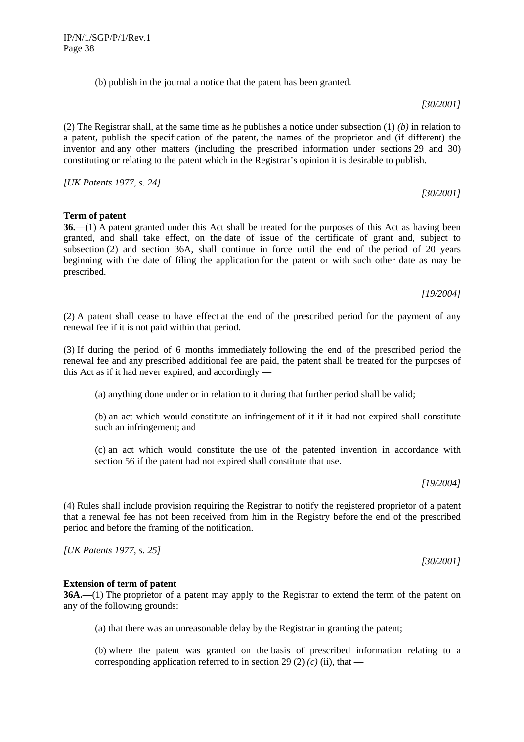(b) publish in the journal a notice that the patent has been granted.

[30/2001]

(2) The Registrar shall, at the same time as he publishes a notice under subsection (1) *(b)* in relation to a patent, publish the specification of the patent, the names of the proprietor and (if different) the inventor and any other matters (including the prescribed information under sections 29 and 30) constituting or relating to the patent which in the Registrar's opinion it is desirable to publish.

*[UK Patents 1977, s. 24]*

[30/2001]

**Term of patent**

**36.**—(1) A patent granted under this Act shall be treated for the purposes of this Act as having been granted, and shall take effect, on the date of issue of the certificate of grant and, subject to subsection (2) and section 36A, shall continue in force until the end of the period of 20 years beginning with the date of filing the application for the patent or with such other date as may be prescribed.

[19/2004]

(2) A patent shall cease to have effect at the end of the prescribed period for the payment of any renewal fee if it is not paid within that period.

(3) If during the period of 6 months immediately following the end of the prescribed period the renewal fee and any prescribed additional fee are paid, the patent shall be treated for the purposes of this Act as if it had never expired, and accordingly —

(a) anything done under or in relation to it during that further period shall be valid;

(b) an act which would constitute an infringement of it if it had not expired shall constitute such an infringement; and

(c) an act which would constitute the use of the patented invention in accordance with section 56 if the patent had not expired shall constitute that use.

[19/2004]

(4) Rules shall include provision requiring the Registrar to notify the registered proprietor of a patent that a renewal fee has not been received from him in the Registry before the end of the prescribed period and before the framing of the notification.

*[UK Patents 1977, s. 25]*

[30/2001]

**Extension of term of patent**

**36A.**—(1) The proprietor of a patent may apply to the Registrar to extend the term of the patent on any of the following grounds:

(a) that there was an unreasonable delay by the Registrar in granting the patent;

(b) where the patent was granted on the basis of prescribed information relating to a corresponding application referred to in section 29 (2) *(c)* (ii), that —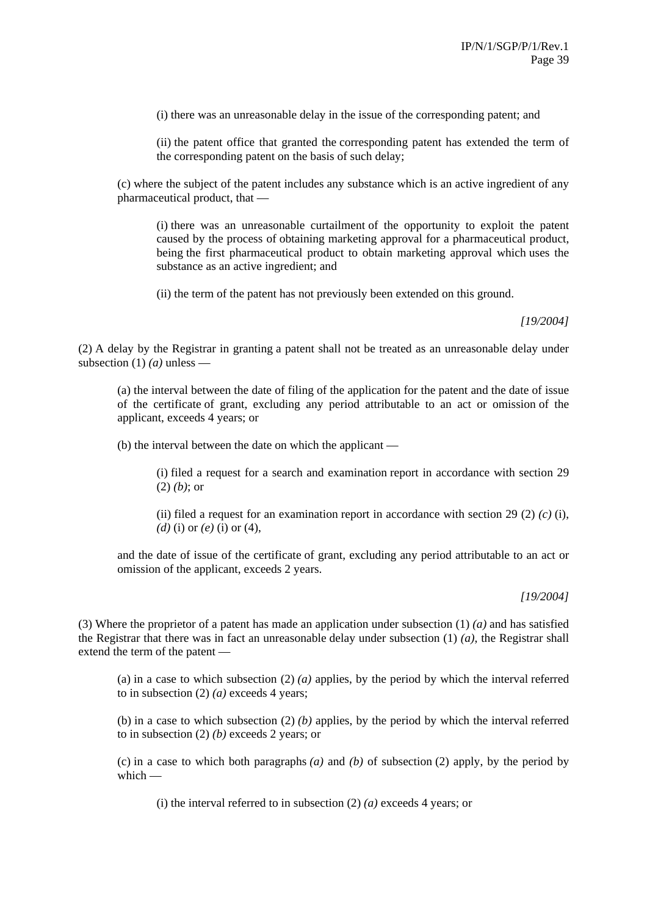(i) there was an unreasonable delay in the issue of the corresponding patent; and

(ii) the patent office that granted the corresponding patent has extended the term of the corresponding patent on the basis of such delay;

(c) where the subject of the patent includes any substance which is an active ingredient of any pharmaceutical product, that —

(i) there was an unreasonable curtailment of the opportunity to exploit the patent caused by the process of obtaining marketing approval for a pharmaceutical product, being the first pharmaceutical product to obtain marketing approval which uses the substance as an active ingredient; and

(ii) the term of the patent has not previously been extended on this ground.

*[19/2004]*

(2) A delay by the Registrar in granting a patent shall not be treated as an unreasonable delay under subsection (1) *(a)* unless —

(a) the interval between the date of filing of the application for the patent and the date of issue of the certificate of grant, excluding any period attributable to an act or omission of the applicant, exceeds 4 years; or

(b) the interval between the date on which the applicant —

(i) filed a request for a search and examination report in accordance with section 29 (2) *(b)*; or

(ii) filed a request for an examination report in accordance with section 29 (2) *(c)* (i), *(d)* (i) or *(e)* (i) or (4),

and the date of issue of the certificate of grant, excluding any period attributable to an act or omission of the applicant, exceeds 2 years.

*[19/2004]*

(3) Where the proprietor of a patent has made an application under subsection (1) *(a)* and has satisfied the Registrar that there was in fact an unreasonable delay under subsection (1) *(a)*, the Registrar shall extend the term of the patent —

(a) in a case to which subsection (2) *(a)* applies, by the period by which the interval referred to in subsection (2) *(a)* exceeds 4 years;

(b) in a case to which subsection (2) *(b)* applies, by the period by which the interval referred to in subsection (2) *(b)* exceeds 2 years; or

(c) in a case to which both paragraphs *(a)* and *(b)* of subsection (2) apply, by the period by which —

(i) the interval referred to in subsection (2) *(a)* exceeds 4 years; or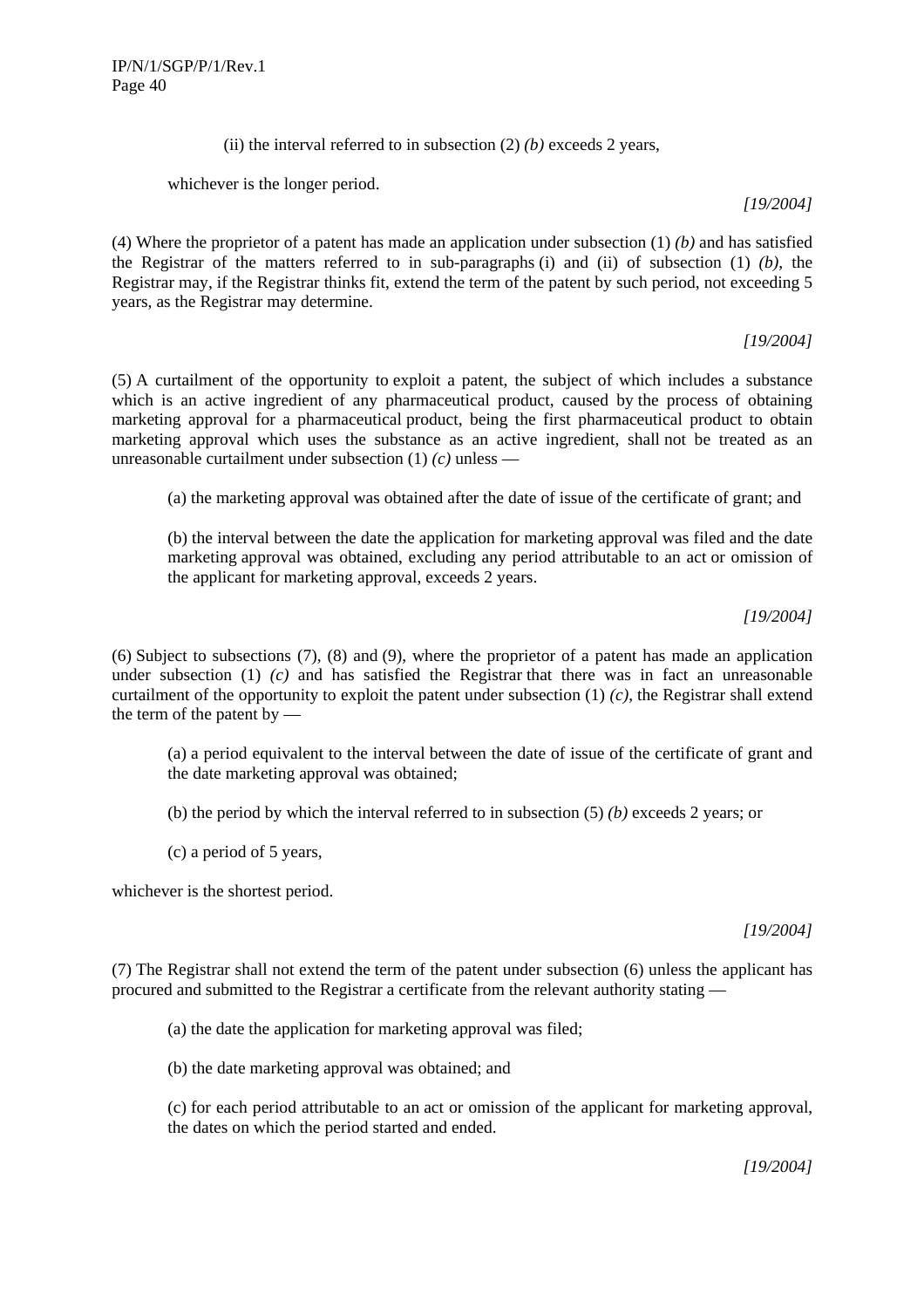(ii) the interval referred to in subsection (2) *(b)* exceeds 2 years,

whichever is the longer period.

*[19/2004]*

(4) Where the proprietor of a patent has made an application under subsection (1) *(b)* and has satisfied the Registrar of the matters referred to in sub-paragraphs (i) and (ii) of subsection (1) *(b)*, the Registrar may, if the Registrar thinks fit, extend the term of the patent by such period, not exceeding 5 years, as the Registrar may determine.

*[19/2004]*

(5) A curtailment of the opportunity to exploit a patent, the subject of which includes a substance which is an active ingredient of any pharmaceutical product, caused by the process of obtaining marketing approval for a pharmaceutical product, being the first pharmaceutical product to obtain marketing approval which uses the substance as an active ingredient, shall not be treated as an unreasonable curtailment under subsection (1) *(c)* unless —

(a) the marketing approval was obtained after the date of issue of the certificate of grant; and

(b) the interval between the date the application for marketing approval was filed and the date marketing approval was obtained, excluding any period attributable to an act or omission of the applicant for marketing approval, exceeds 2 years.

*[19/2004]*

(6) Subject to subsections (7), (8) and (9), where the proprietor of a patent has made an application under subsection (1) *(c)* and has satisfied the Registrar that there was in fact an unreasonable curtailment of the opportunity to exploit the patent under subsection (1) *(c)*, the Registrar shall extend the term of the patent by —

(a) a period equivalent to the interval between the date of issue of the certificate of grant and the date marketing approval was obtained;

(b) the period by which the interval referred to in subsection (5) *(b)* exceeds 2 years; or

(c) a period of 5 years,

whichever is the shortest period.

*[19/2004]*

(7) The Registrar shall not extend the term of the patent under subsection (6) unless the applicant has procured and submitted to the Registrar a certificate from the relevant authority stating —

(a) the date the application for marketing approval was filed;

(b) the date marketing approval was obtained; and

(c) for each period attributable to an act or omission of the applicant for marketing approval, the dates on which the period started and ended.

*[19/2004]*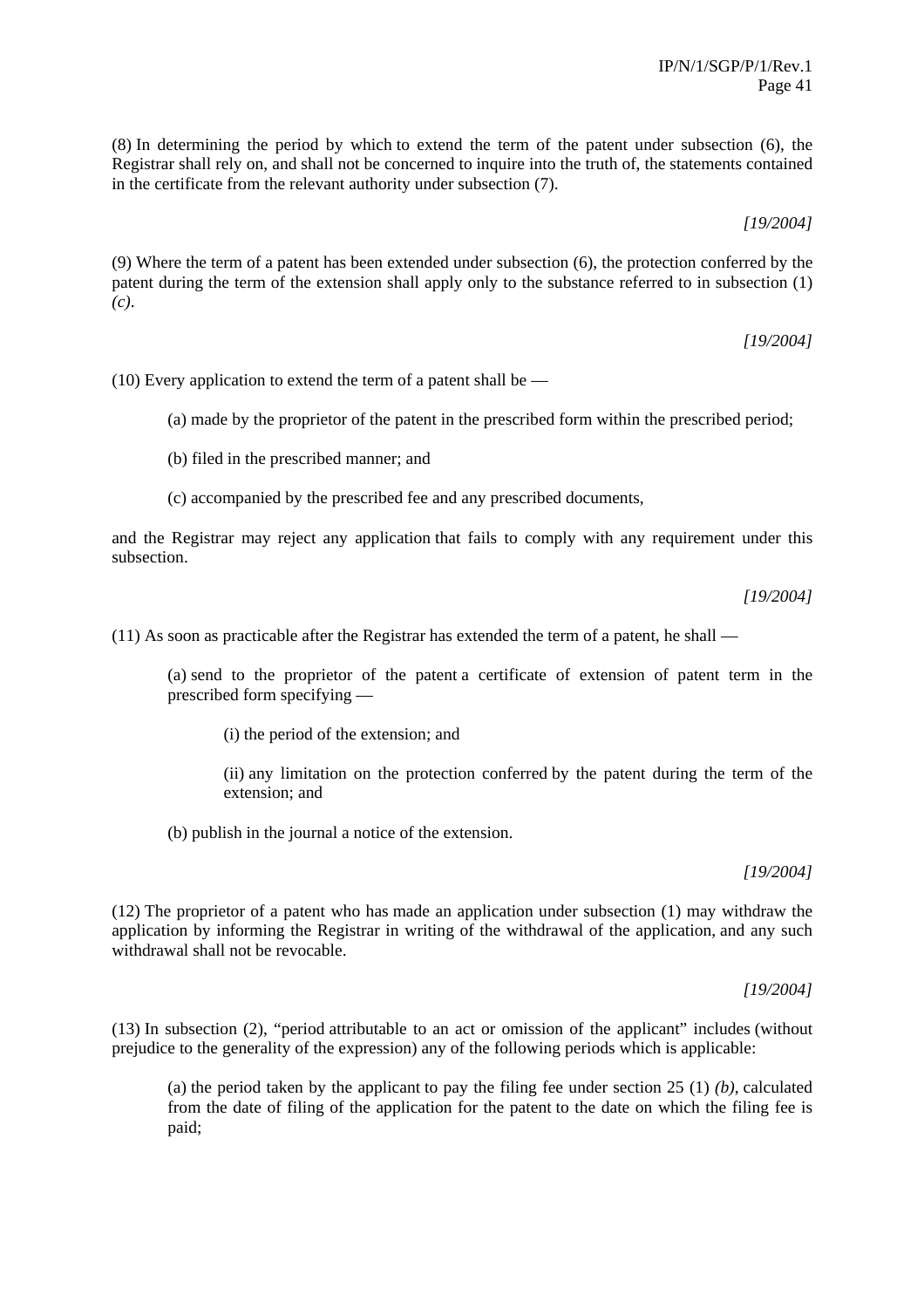(8) In determining the period by which to extend the term of the patent under subsection (6), the Registrar shall rely on, and shall not be concerned to inquire into the truth of, the statements contained in the certificate from the relevant authority under subsection (7).

*[19/2004]*

(9) Where the term of a patent has been extended under subsection (6), the protection conferred by the patent during the term of the extension shall apply only to the substance referred to in subsection (1) *(c)*.

*[19/2004]*

(10) Every application to extend the term of a patent shall be —

> (a) made by the proprietor of the patent in the prescribed form within the prescribed period;
>
> (b) filed in the prescribed manner; and
>
> (c) accompanied by the prescribed fee and any prescribed documents,

and the Registrar may reject any application that fails to comply with any requirement under this subsection.

*[19/2004]*

(11) As soon as practicable after the Registrar has extended the term of a patent, he shall —

> (a) send to the proprietor of the patent a certificate of extension of patent term in the prescribed form specifying —
>
> > (i) the period of the extension; and
> >
> > (ii) any limitation on the protection conferred by the patent during the term of the extension; and
>
> (b) publish in the journal a notice of the extension.

*[19/2004]*

(12) The proprietor of a patent who has made an application under subsection (1) may withdraw the application by informing the Registrar in writing of the withdrawal of the application, and any such withdrawal shall not be revocable.

*[19/2004]*

(13) In subsection (2), "period attributable to an act or omission of the applicant" includes (without prejudice to the generality of the expression) any of the following periods which is applicable:

> (a) the period taken by the applicant to pay the filing fee under section 25 (1) *(b)*, calculated from the date of filing of the application for the patent to the date on which the filing fee is paid;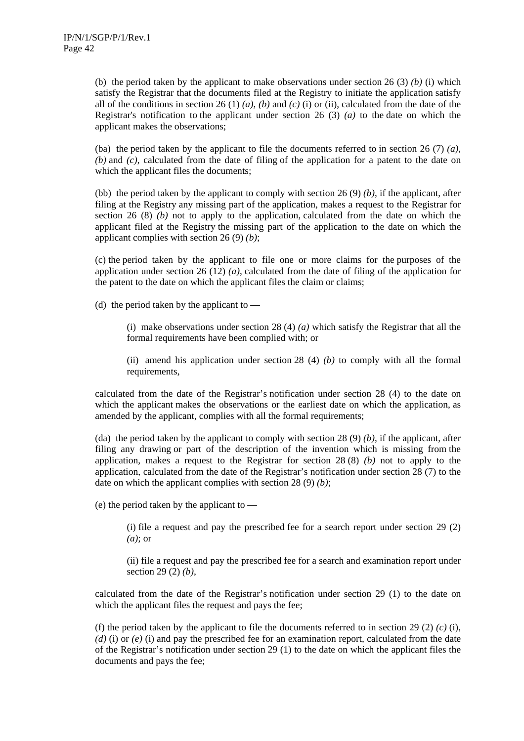(b) the period taken by the applicant to make observations under section 26 (3) *(b)* (i) which satisfy the Registrar that the documents filed at the Registry to initiate the application satisfy all of the conditions in section 26 (1) *(a)*, *(b)* and *(c)* (i) or (ii), calculated from the date of the Registrar's notification to the applicant under section 26 (3) *(a)* to the date on which the applicant makes the observations;

(ba) the period taken by the applicant to file the documents referred to in section 26 (7) *(a)*, *(b)* and *(c)*, calculated from the date of filing of the application for a patent to the date on which the applicant files the documents;

(bb) the period taken by the applicant to comply with section 26 (9) *(b)*, if the applicant, after filing at the Registry any missing part of the application, makes a request to the Registrar for section 26 (8) *(b)* not to apply to the application, calculated from the date on which the applicant filed at the Registry the missing part of the application to the date on which the applicant complies with section 26 (9) *(b)*;

(c) the period taken by the applicant to file one or more claims for the purposes of the application under section 26 (12) *(a)*, calculated from the date of filing of the application for the patent to the date on which the applicant files the claim or claims;

(d) the period taken by the applicant to —

> (i) make observations under section 28 (4) *(a)* which satisfy the Registrar that all the formal requirements have been complied with; or
>
> (ii) amend his application under section 28 (4) *(b)* to comply with all the formal requirements,

calculated from the date of the Registrar's notification under section 28 (4) to the date on which the applicant makes the observations or the earliest date on which the application, as amended by the applicant, complies with all the formal requirements;

(da) the period taken by the applicant to comply with section 28 (9) *(b)*, if the applicant, after filing any drawing or part of the description of the invention which is missing from the application, makes a request to the Registrar for section 28 (8) *(b)* not to apply to the application, calculated from the date of the Registrar's notification under section 28 (7) to the date on which the applicant complies with section 28 (9) *(b)*;

(e) the period taken by the applicant to —

> (i) file a request and pay the prescribed fee for a search report under section 29 (2) *(a)*; or
>
> (ii) file a request and pay the prescribed fee for a search and examination report under section 29 (2) *(b)*,

calculated from the date of the Registrar's notification under section 29 (1) to the date on which the applicant files the request and pays the fee;

(f) the period taken by the applicant to file the documents referred to in section 29 (2) *(c)* (i), *(d)* (i) or *(e)* (i) and pay the prescribed fee for an examination report, calculated from the date of the Registrar's notification under section 29 (1) to the date on which the applicant files the documents and pays the fee;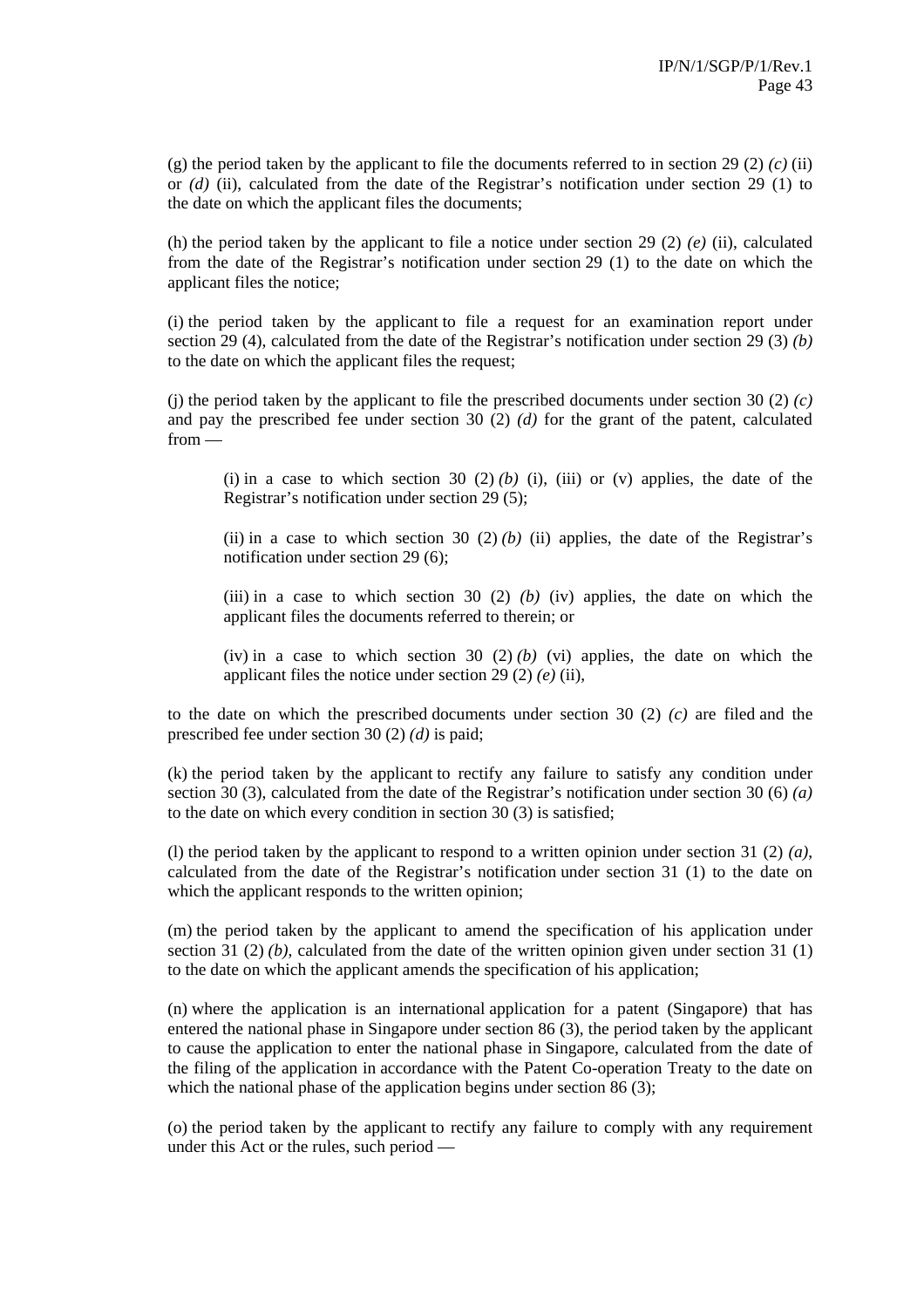(g) the period taken by the applicant to file the documents referred to in section 29 (2) *(c)* (ii) or *(d)* (ii), calculated from the date of the Registrar's notification under section 29 (1) to the date on which the applicant files the documents;

(h) the period taken by the applicant to file a notice under section 29 (2) *(e)* (ii), calculated from the date of the Registrar's notification under section 29 (1) to the date on which the applicant files the notice;

(i) the period taken by the applicant to file a request for an examination report under section 29 (4), calculated from the date of the Registrar's notification under section 29 (3) *(b)* to the date on which the applicant files the request;

(j) the period taken by the applicant to file the prescribed documents under section 30 (2) *(c)* and pay the prescribed fee under section 30 (2) *(d)* for the grant of the patent, calculated from —

> (i) in a case to which section 30 (2) *(b)* (i), (iii) or (v) applies, the date of the Registrar's notification under section 29 (5);
>
> (ii) in a case to which section 30 (2) *(b)* (ii) applies, the date of the Registrar's notification under section 29 (6);
>
> (iii) in a case to which section 30 (2) *(b)* (iv) applies, the date on which the applicant files the documents referred to therein; or
>
> (iv) in a case to which section 30 (2) *(b)* (vi) applies, the date on which the applicant files the notice under section 29 (2) *(e)* (ii),

to the date on which the prescribed documents under section 30 (2) *(c)* are filed and the prescribed fee under section 30 (2) *(d)* is paid;

(k) the period taken by the applicant to rectify any failure to satisfy any condition under section 30 (3), calculated from the date of the Registrar's notification under section 30 (6) *(a)* to the date on which every condition in section 30 (3) is satisfied;

(l) the period taken by the applicant to respond to a written opinion under section 31 (2) *(a)*, calculated from the date of the Registrar's notification under section 31 (1) to the date on which the applicant responds to the written opinion;

(m) the period taken by the applicant to amend the specification of his application under section 31 (2) *(b)*, calculated from the date of the written opinion given under section 31 (1) to the date on which the applicant amends the specification of his application;

(n) where the application is an international application for a patent (Singapore) that has entered the national phase in Singapore under section 86 (3), the period taken by the applicant to cause the application to enter the national phase in Singapore, calculated from the date of the filing of the application in accordance with the Patent Co-operation Treaty to the date on which the national phase of the application begins under section 86 (3);

(o) the period taken by the applicant to rectify any failure to comply with any requirement under this Act or the rules, such period —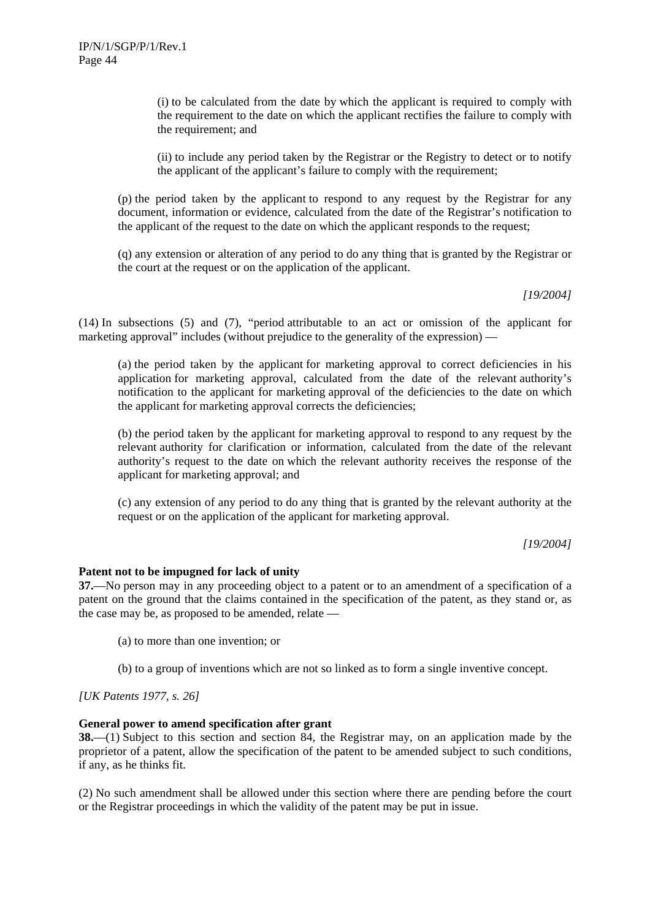(i) to be calculated from the date by which the applicant is required to comply with the requirement to the date on which the applicant rectifies the failure to comply with the requirement; and

(ii) to include any period taken by the Registrar or the Registry to detect or to notify the applicant of the applicant's failure to comply with the requirement;

(p) the period taken by the applicant to respond to any request by the Registrar for any document, information or evidence, calculated from the date of the Registrar's notification to the applicant of the request to the date on which the applicant responds to the request;

(q) any extension or alteration of any period to do any thing that is granted by the Registrar or the court at the request or on the application of the applicant.

*[19/2004]*

(14) In subsections (5) and (7), "period attributable to an act or omission of the applicant for marketing approval" includes (without prejudice to the generality of the expression) —

(a) the period taken by the applicant for marketing approval to correct deficiencies in his application for marketing approval, calculated from the date of the relevant authority's notification to the applicant for marketing approval of the deficiencies to the date on which the applicant for marketing approval corrects the deficiencies;

(b) the period taken by the applicant for marketing approval to respond to any request by the relevant authority for clarification or information, calculated from the date of the relevant authority's request to the date on which the relevant authority receives the response of the applicant for marketing approval; and

(c) any extension of any period to do any thing that is granted by the relevant authority at the request or on the application of the applicant for marketing approval.

*[19/2004]*

**Patent not to be impugned for lack of unity**

**37.**—No person may in any proceeding object to a patent or to an amendment of a specification of a patent on the ground that the claims contained in the specification of the patent, as they stand or, as the case may be, as proposed to be amended, relate —

(a) to more than one invention; or

(b) to a group of inventions which are not so linked as to form a single inventive concept.

*[UK Patents 1977, s. 26]*

**General power to amend specification after grant**

**38.**—(1) Subject to this section and section 84, the Registrar may, on an application made by the proprietor of a patent, allow the specification of the patent to be amended subject to such conditions, if any, as he thinks fit.

(2) No such amendment shall be allowed under this section where there are pending before the court or the Registrar proceedings in which the validity of the patent may be put in issue.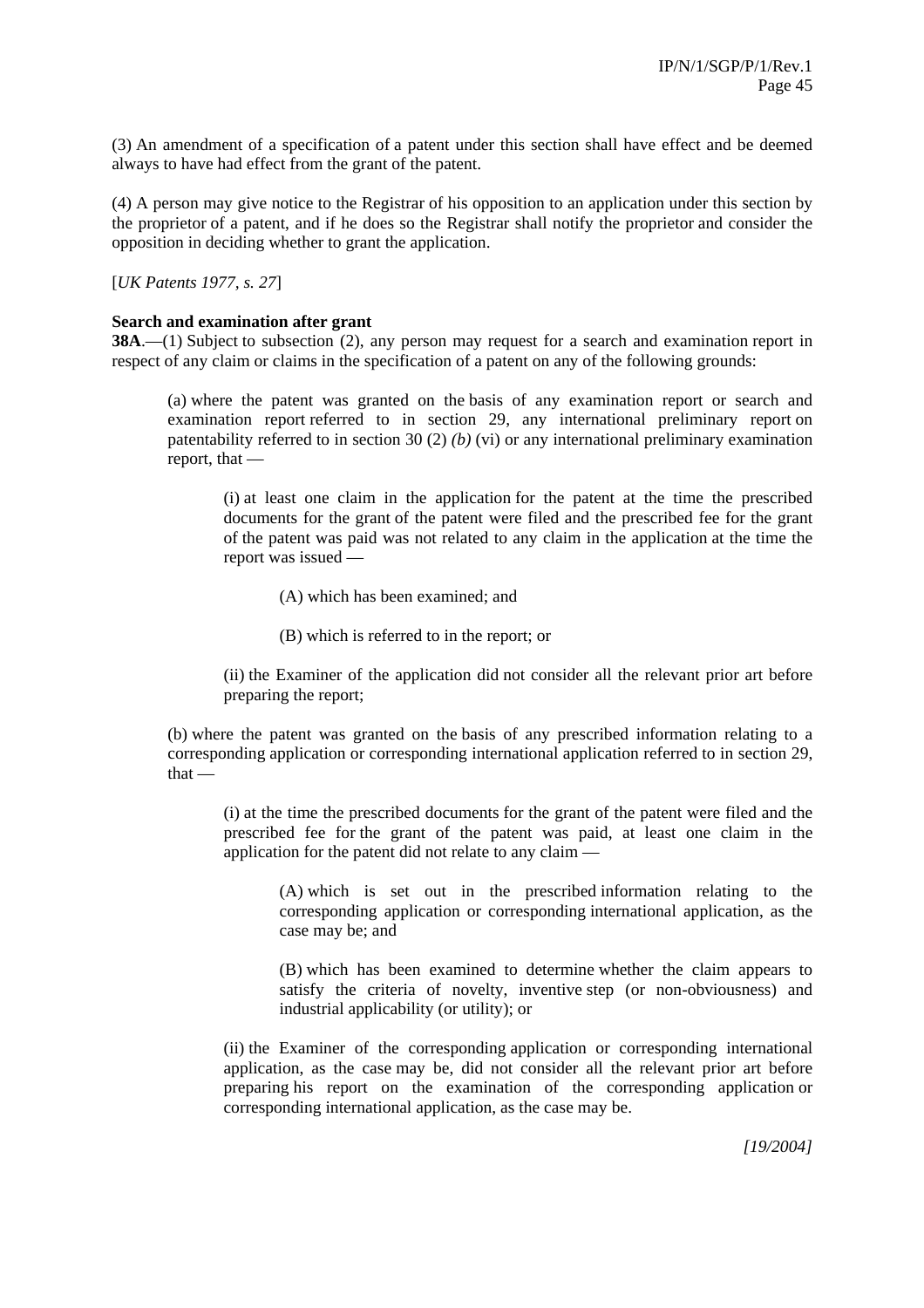(3) An amendment of a specification of a patent under this section shall have effect and be deemed always to have had effect from the grant of the patent.

(4) A person may give notice to the Registrar of his opposition to an application under this section by the proprietor of a patent, and if he does so the Registrar shall notify the proprietor and consider the opposition in deciding whether to grant the application.

[*UK Patents 1977, s. 27*]

**Search and examination after grant**
**38A**.—(1) Subject to subsection (2), any person may request for a search and examination report in respect of any claim or claims in the specification of a patent on any of the following grounds:

> (a) where the patent was granted on the basis of any examination report or search and examination report referred to in section 29, any international preliminary report on patentability referred to in section 30 (2) *(b)* (vi) or any international preliminary examination report, that —
>
> > (i) at least one claim in the application for the patent at the time the prescribed documents for the grant of the patent were filed and the prescribed fee for the grant of the patent was paid was not related to any claim in the application at the time the report was issued —
> >
> > > (A) which has been examined; and
> > >
> > > (B) which is referred to in the report; or
> >
> > (ii) the Examiner of the application did not consider all the relevant prior art before preparing the report;
>
> (b) where the patent was granted on the basis of any prescribed information relating to a corresponding application or corresponding international application referred to in section 29, that —
>
> > (i) at the time the prescribed documents for the grant of the patent were filed and the prescribed fee for the grant of the patent was paid, at least one claim in the application for the patent did not relate to any claim —
> >
> > > (A) which is set out in the prescribed information relating to the corresponding application or corresponding international application, as the case may be; and
> > >
> > > (B) which has been examined to determine whether the claim appears to satisfy the criteria of novelty, inventive step (or non-obviousness) and industrial applicability (or utility); or
> >
> > (ii) the Examiner of the corresponding application or corresponding international application, as the case may be, did not consider all the relevant prior art before preparing his report on the examination of the corresponding application or corresponding international application, as the case may be.

*[19/2004]*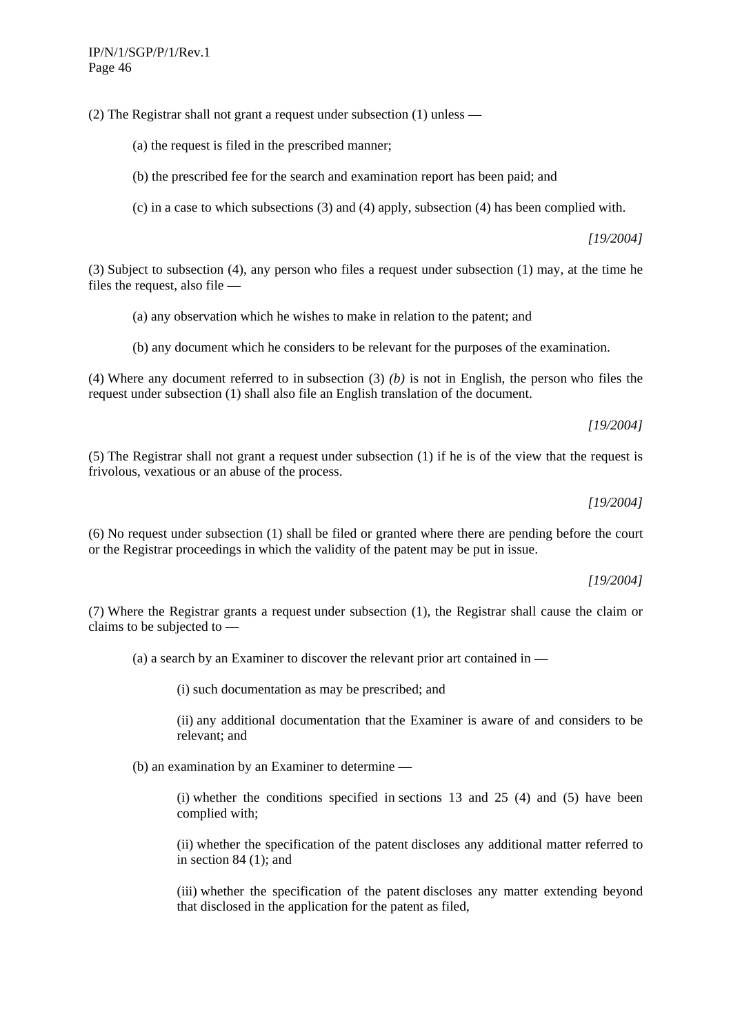(2) The Registrar shall not grant a request under subsection (1) unless —

(a) the request is filed in the prescribed manner;

(b) the prescribed fee for the search and examination report has been paid; and

(c) in a case to which subsections (3) and (4) apply, subsection (4) has been complied with.

*[19/2004]*

(3) Subject to subsection (4), any person who files a request under subsection (1) may, at the time he files the request, also file —

(a) any observation which he wishes to make in relation to the patent; and

(b) any document which he considers to be relevant for the purposes of the examination.

(4) Where any document referred to in subsection (3) *(b)* is not in English, the person who files the request under subsection (1) shall also file an English translation of the document.

*[19/2004]*

(5) The Registrar shall not grant a request under subsection (1) if he is of the view that the request is frivolous, vexatious or an abuse of the process.

*[19/2004]*

(6) No request under subsection (1) shall be filed or granted where there are pending before the court or the Registrar proceedings in which the validity of the patent may be put in issue.

*[19/2004]*

(7) Where the Registrar grants a request under subsection (1), the Registrar shall cause the claim or claims to be subjected to —

(a) a search by an Examiner to discover the relevant prior art contained in —

(i) such documentation as may be prescribed; and

(ii) any additional documentation that the Examiner is aware of and considers to be relevant; and

(b) an examination by an Examiner to determine —

(i) whether the conditions specified in sections 13 and 25 (4) and (5) have been complied with;

(ii) whether the specification of the patent discloses any additional matter referred to in section 84 (1); and

(iii) whether the specification of the patent discloses any matter extending beyond that disclosed in the application for the patent as filed,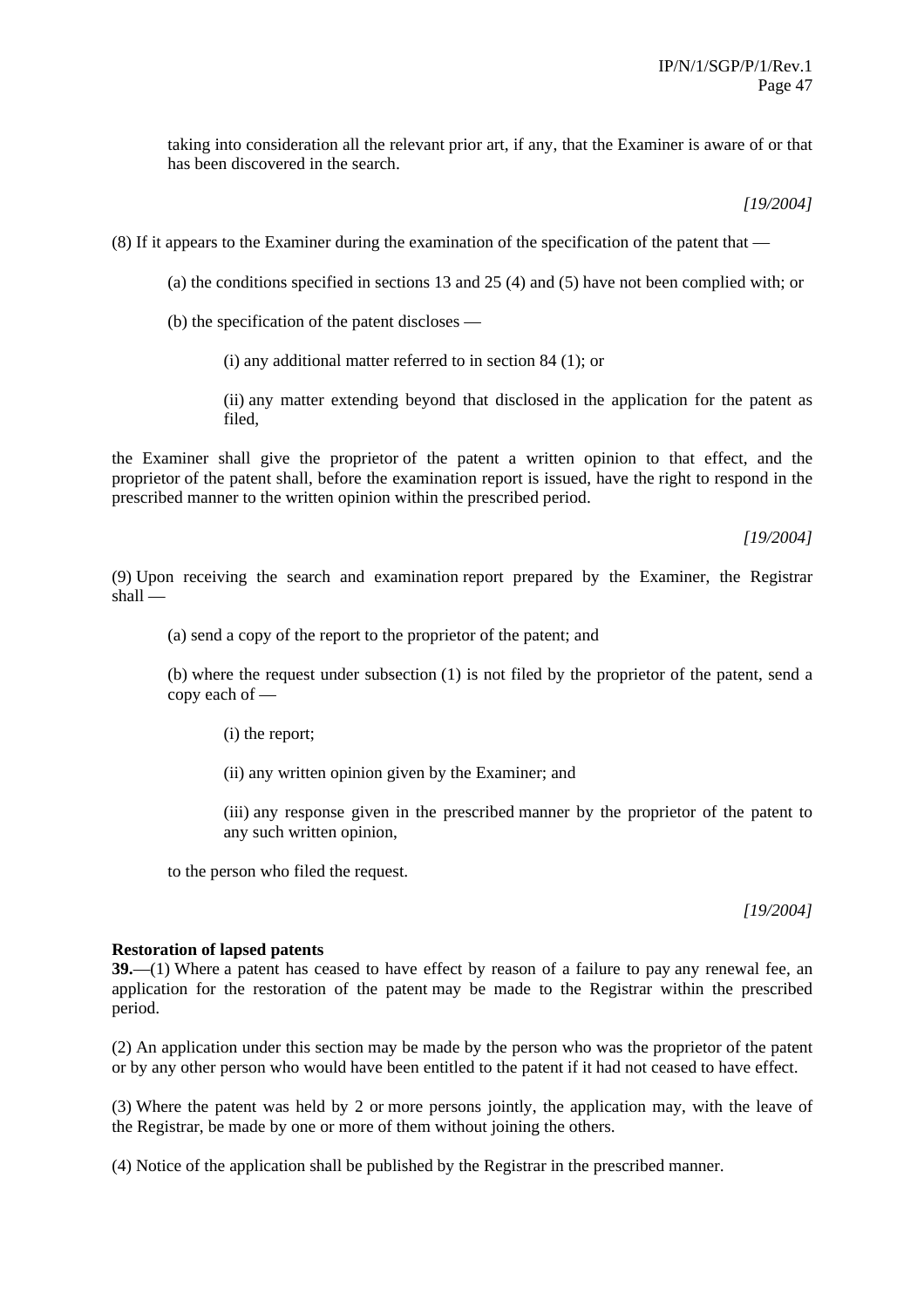taking into consideration all the relevant prior art, if any, that the Examiner is aware of or that has been discovered in the search.

*[19/2004]*

(8) If it appears to the Examiner during the examination of the specification of the patent that —

(a) the conditions specified in sections 13 and 25 (4) and (5) have not been complied with; or

(b) the specification of the patent discloses —

(i) any additional matter referred to in section 84 (1); or

(ii) any matter extending beyond that disclosed in the application for the patent as filed,

the Examiner shall give the proprietor of the patent a written opinion to that effect, and the proprietor of the patent shall, before the examination report is issued, have the right to respond in the prescribed manner to the written opinion within the prescribed period.

*[19/2004]*

(9) Upon receiving the search and examination report prepared by the Examiner, the Registrar shall —

(a) send a copy of the report to the proprietor of the patent; and

(b) where the request under subsection (1) is not filed by the proprietor of the patent, send a copy each of —

(i) the report;

(ii) any written opinion given by the Examiner; and

(iii) any response given in the prescribed manner by the proprietor of the patent to any such written opinion,

to the person who filed the request.

*[19/2004]*

**Restoration of lapsed patents**

**39.**—(1) Where a patent has ceased to have effect by reason of a failure to pay any renewal fee, an application for the restoration of the patent may be made to the Registrar within the prescribed period.

(2) An application under this section may be made by the person who was the proprietor of the patent or by any other person who would have been entitled to the patent if it had not ceased to have effect.

(3) Where the patent was held by 2 or more persons jointly, the application may, with the leave of the Registrar, be made by one or more of them without joining the others.

(4) Notice of the application shall be published by the Registrar in the prescribed manner.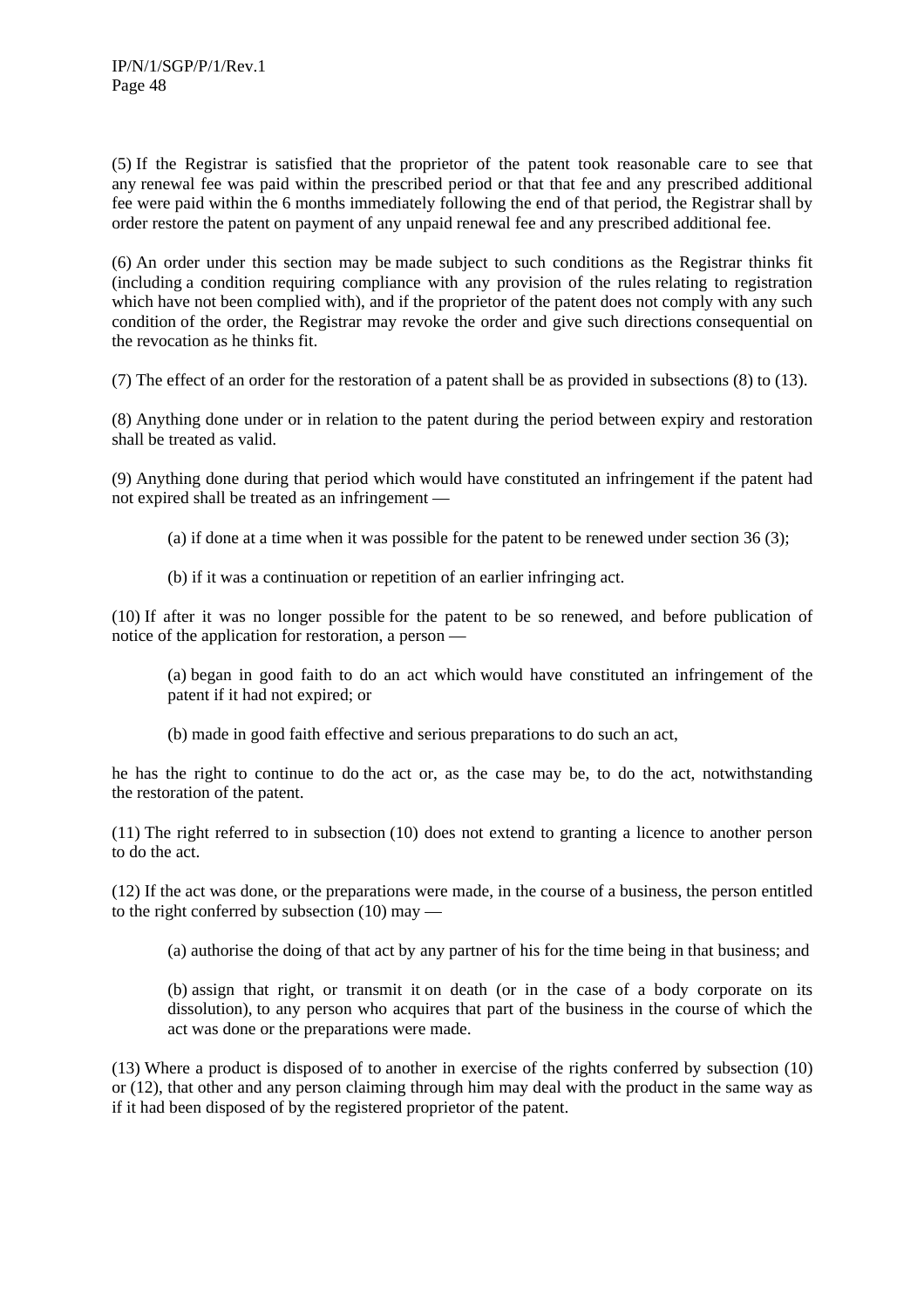(5) If the Registrar is satisfied that the proprietor of the patent took reasonable care to see that any renewal fee was paid within the prescribed period or that that fee and any prescribed additional fee were paid within the 6 months immediately following the end of that period, the Registrar shall by order restore the patent on payment of any unpaid renewal fee and any prescribed additional fee.

(6) An order under this section may be made subject to such conditions as the Registrar thinks fit (including a condition requiring compliance with any provision of the rules relating to registration which have not been complied with), and if the proprietor of the patent does not comply with any such condition of the order, the Registrar may revoke the order and give such directions consequential on the revocation as he thinks fit.

(7) The effect of an order for the restoration of a patent shall be as provided in subsections (8) to (13).

(8) Anything done under or in relation to the patent during the period between expiry and restoration shall be treated as valid.

(9) Anything done during that period which would have constituted an infringement if the patent had not expired shall be treated as an infringement —

(a) if done at a time when it was possible for the patent to be renewed under section 36 (3);

(b) if it was a continuation or repetition of an earlier infringing act.

(10) If after it was no longer possible for the patent to be so renewed, and before publication of notice of the application for restoration, a person —

(a) began in good faith to do an act which would have constituted an infringement of the patent if it had not expired; or

(b) made in good faith effective and serious preparations to do such an act,

he has the right to continue to do the act or, as the case may be, to do the act, notwithstanding the restoration of the patent.

(11) The right referred to in subsection (10) does not extend to granting a licence to another person to do the act.

(12) If the act was done, or the preparations were made, in the course of a business, the person entitled to the right conferred by subsection (10) may —

(a) authorise the doing of that act by any partner of his for the time being in that business; and

(b) assign that right, or transmit it on death (or in the case of a body corporate on its dissolution), to any person who acquires that part of the business in the course of which the act was done or the preparations were made.

(13) Where a product is disposed of to another in exercise of the rights conferred by subsection (10) or (12), that other and any person claiming through him may deal with the product in the same way as if it had been disposed of by the registered proprietor of the patent.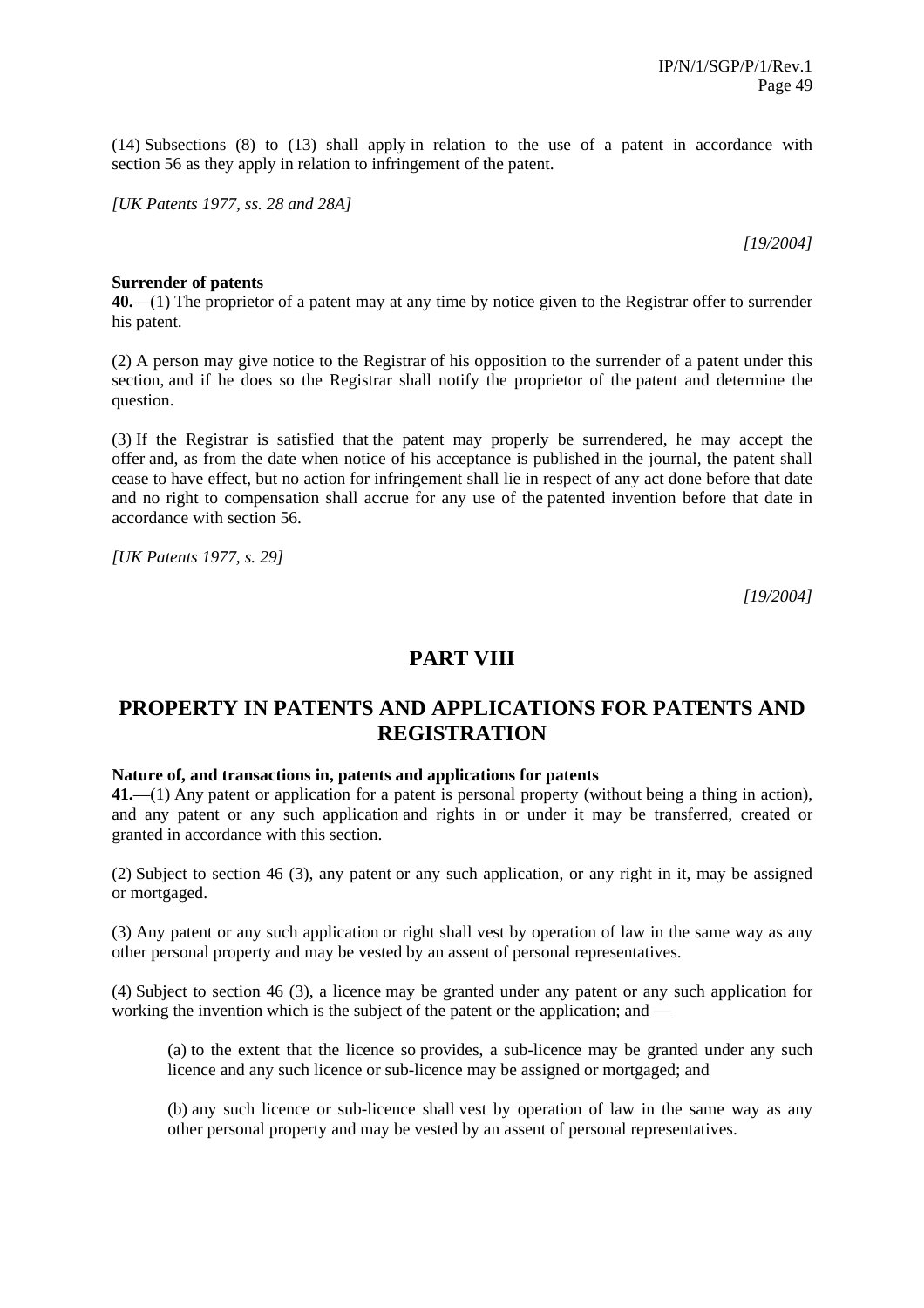(14) Subsections (8) to (13) shall apply in relation to the use of a patent in accordance with section 56 as they apply in relation to infringement of the patent.

*[UK Patents 1977, ss. 28 and 28A]*

*[19/2004]*

**Surrender of patents**

**40.**—(1) The proprietor of a patent may at any time by notice given to the Registrar offer to surrender his patent.

(2) A person may give notice to the Registrar of his opposition to the surrender of a patent under this section, and if he does so the Registrar shall notify the proprietor of the patent and determine the question.

(3) If the Registrar is satisfied that the patent may properly be surrendered, he may accept the offer and, as from the date when notice of his acceptance is published in the journal, the patent shall cease to have effect, but no action for infringement shall lie in respect of any act done before that date and no right to compensation shall accrue for any use of the patented invention before that date in accordance with section 56.

*[UK Patents 1977, s. 29]*

*[19/2004]*

## PART VIII

## PROPERTY IN PATENTS AND APPLICATIONS FOR PATENTS AND REGISTRATION

**Nature of, and transactions in, patents and applications for patents**

**41.**—(1) Any patent or application for a patent is personal property (without being a thing in action), and any patent or any such application and rights in or under it may be transferred, created or granted in accordance with this section.

(2) Subject to section 46 (3), any patent or any such application, or any right in it, may be assigned or mortgaged.

(3) Any patent or any such application or right shall vest by operation of law in the same way as any other personal property and may be vested by an assent of personal representatives.

(4) Subject to section 46 (3), a licence may be granted under any patent or any such application for working the invention which is the subject of the patent or the application; and —

(a) to the extent that the licence so provides, a sub-licence may be granted under any such licence and any such licence or sub-licence may be assigned or mortgaged; and

(b) any such licence or sub-licence shall vest by operation of law in the same way as any other personal property and may be vested by an assent of personal representatives.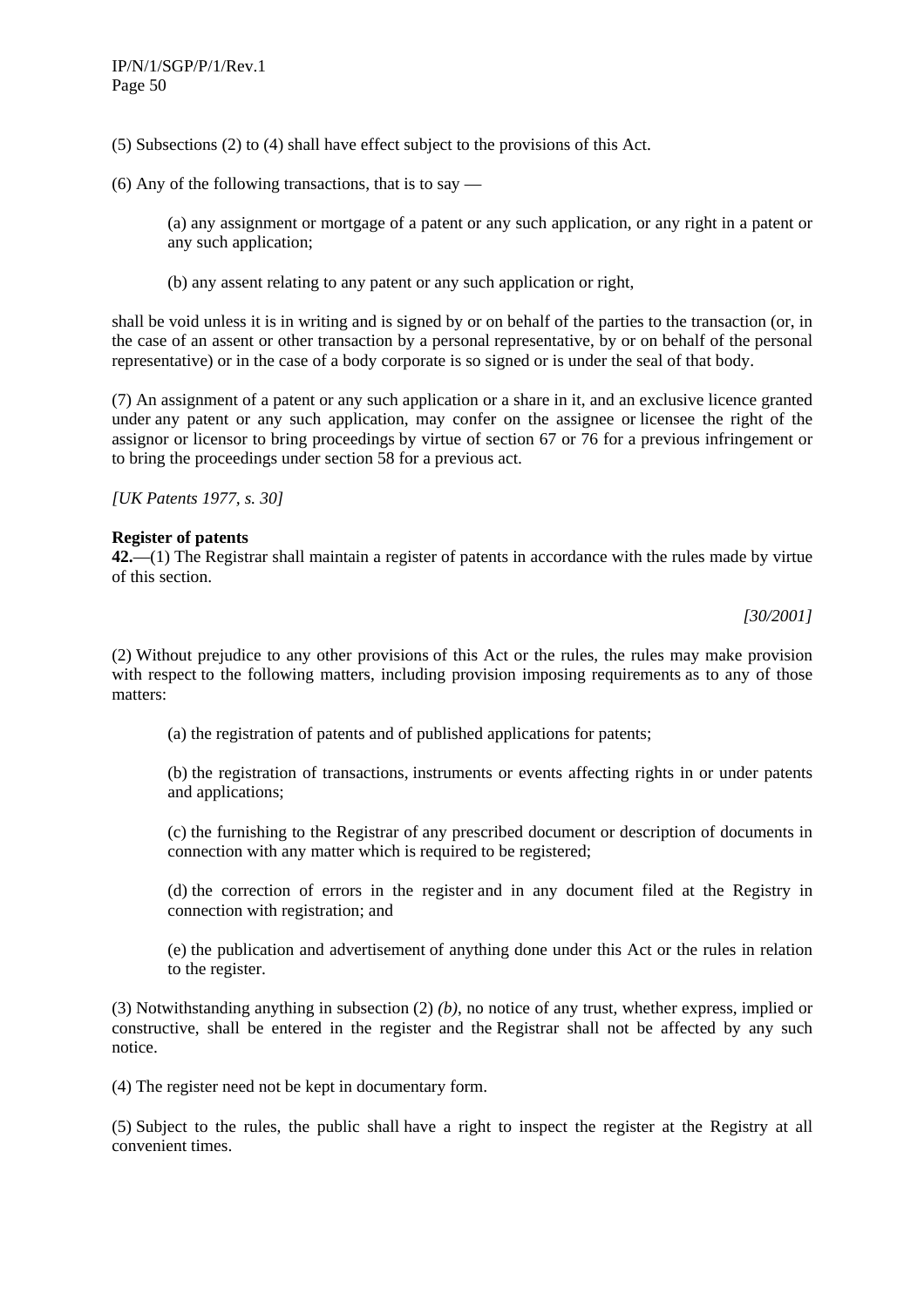(5) Subsections (2) to (4) shall have effect subject to the provisions of this Act.

(6) Any of the following transactions, that is to say —

(a) any assignment or mortgage of a patent or any such application, or any right in a patent or any such application;

(b) any assent relating to any patent or any such application or right,

shall be void unless it is in writing and is signed by or on behalf of the parties to the transaction (or, in the case of an assent or other transaction by a personal representative, by or on behalf of the personal representative) or in the case of a body corporate is so signed or is under the seal of that body.

(7) An assignment of a patent or any such application or a share in it, and an exclusive licence granted under any patent or any such application, may confer on the assignee or licensee the right of the assignor or licensor to bring proceedings by virtue of section 67 or 76 for a previous infringement or to bring the proceedings under section 58 for a previous act.

*[UK Patents 1977, s. 30]*

**Register of patents**
**42.**—(1) The Registrar shall maintain a register of patents in accordance with the rules made by virtue of this section.

*[30/2001]*

(2) Without prejudice to any other provisions of this Act or the rules, the rules may make provision with respect to the following matters, including provision imposing requirements as to any of those matters:

(a) the registration of patents and of published applications for patents;

(b) the registration of transactions, instruments or events affecting rights in or under patents and applications;

(c) the furnishing to the Registrar of any prescribed document or description of documents in connection with any matter which is required to be registered;

(d) the correction of errors in the register and in any document filed at the Registry in connection with registration; and

(e) the publication and advertisement of anything done under this Act or the rules in relation to the register.

(3) Notwithstanding anything in subsection (2) *(b)*, no notice of any trust, whether express, implied or constructive, shall be entered in the register and the Registrar shall not be affected by any such notice.

(4) The register need not be kept in documentary form.

(5) Subject to the rules, the public shall have a right to inspect the register at the Registry at all convenient times.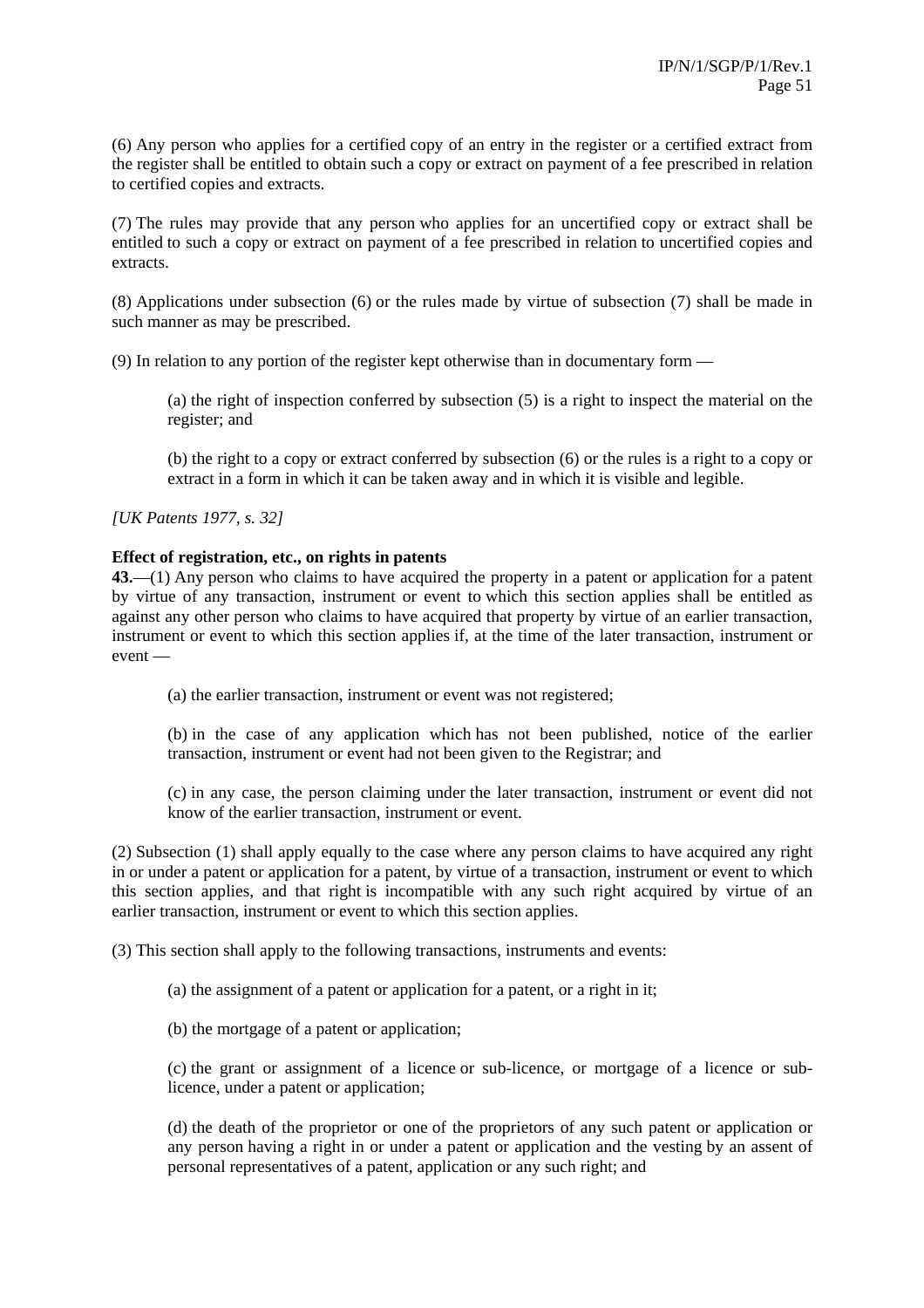(6) Any person who applies for a certified copy of an entry in the register or a certified extract from the register shall be entitled to obtain such a copy or extract on payment of a fee prescribed in relation to certified copies and extracts.

(7) The rules may provide that any person who applies for an uncertified copy or extract shall be entitled to such a copy or extract on payment of a fee prescribed in relation to uncertified copies and extracts.

(8) Applications under subsection (6) or the rules made by virtue of subsection (7) shall be made in such manner as may be prescribed.

(9) In relation to any portion of the register kept otherwise than in documentary form —

> (a) the right of inspection conferred by subsection (5) is a right to inspect the material on the register; and
>
> (b) the right to a copy or extract conferred by subsection (6) or the rules is a right to a copy or extract in a form in which it can be taken away and in which it is visible and legible.

*[UK Patents 1977, s. 32]*

**Effect of registration, etc., on rights in patents**

**43.**—(1) Any person who claims to have acquired the property in a patent or application for a patent by virtue of any transaction, instrument or event to which this section applies shall be entitled as against any other person who claims to have acquired that property by virtue of an earlier transaction, instrument or event to which this section applies if, at the time of the later transaction, instrument or event —

> (a) the earlier transaction, instrument or event was not registered;
>
> (b) in the case of any application which has not been published, notice of the earlier transaction, instrument or event had not been given to the Registrar; and
>
> (c) in any case, the person claiming under the later transaction, instrument or event did not know of the earlier transaction, instrument or event.

(2) Subsection (1) shall apply equally to the case where any person claims to have acquired any right in or under a patent or application for a patent, by virtue of a transaction, instrument or event to which this section applies, and that right is incompatible with any such right acquired by virtue of an earlier transaction, instrument or event to which this section applies.

(3) This section shall apply to the following transactions, instruments and events:

> (a) the assignment of a patent or application for a patent, or a right in it;
>
> (b) the mortgage of a patent or application;
>
> (c) the grant or assignment of a licence or sub-licence, or mortgage of a licence or sub-licence, under a patent or application;
>
> (d) the death of the proprietor or one of the proprietors of any such patent or application or any person having a right in or under a patent or application and the vesting by an assent of personal representatives of a patent, application or any such right; and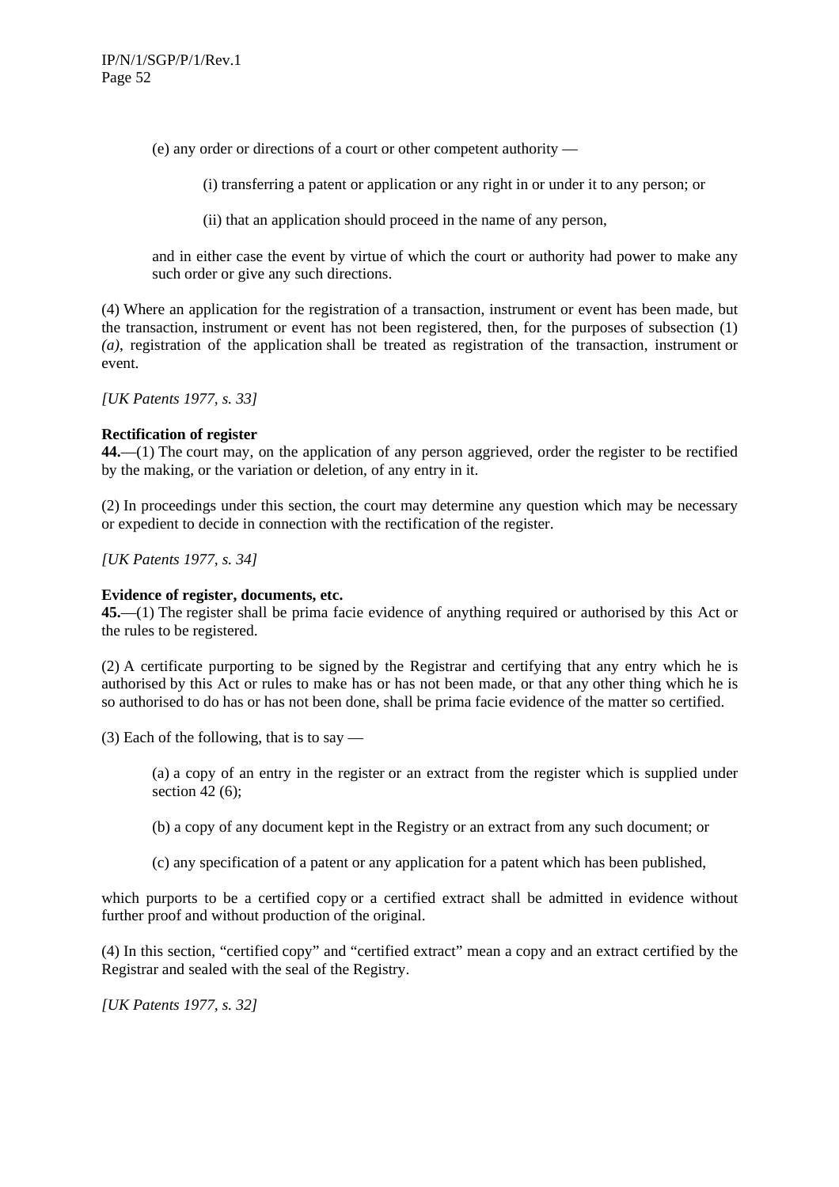(e) any order or directions of a court or other competent authority —

(i) transferring a patent or application or any right in or under it to any person; or

(ii) that an application should proceed in the name of any person,

and in either case the event by virtue of which the court or authority had power to make any such order or give any such directions.

(4) Where an application for the registration of a transaction, instrument or event has been made, but the transaction, instrument or event has not been registered, then, for the purposes of subsection (1) *(a)*, registration of the application shall be treated as registration of the transaction, instrument or event.

*[UK Patents 1977, s. 33]*

**Rectification of register**

**44.**—(1) The court may, on the application of any person aggrieved, order the register to be rectified by the making, or the variation or deletion, of any entry in it.

(2) In proceedings under this section, the court may determine any question which may be necessary or expedient to decide in connection with the rectification of the register.

*[UK Patents 1977, s. 34]*

**Evidence of register, documents, etc.**

**45.**—(1) The register shall be prima facie evidence of anything required or authorised by this Act or the rules to be registered.

(2) A certificate purporting to be signed by the Registrar and certifying that any entry which he is authorised by this Act or rules to make has or has not been made, or that any other thing which he is so authorised to do has or has not been done, shall be prima facie evidence of the matter so certified.

(3) Each of the following, that is to say —

(a) a copy of an entry in the register or an extract from the register which is supplied under section 42 (6);

(b) a copy of any document kept in the Registry or an extract from any such document; or

(c) any specification of a patent or any application for a patent which has been published,

which purports to be a certified copy or a certified extract shall be admitted in evidence without further proof and without production of the original.

(4) In this section, "certified copy" and "certified extract" mean a copy and an extract certified by the Registrar and sealed with the seal of the Registry.

*[UK Patents 1977, s. 32]*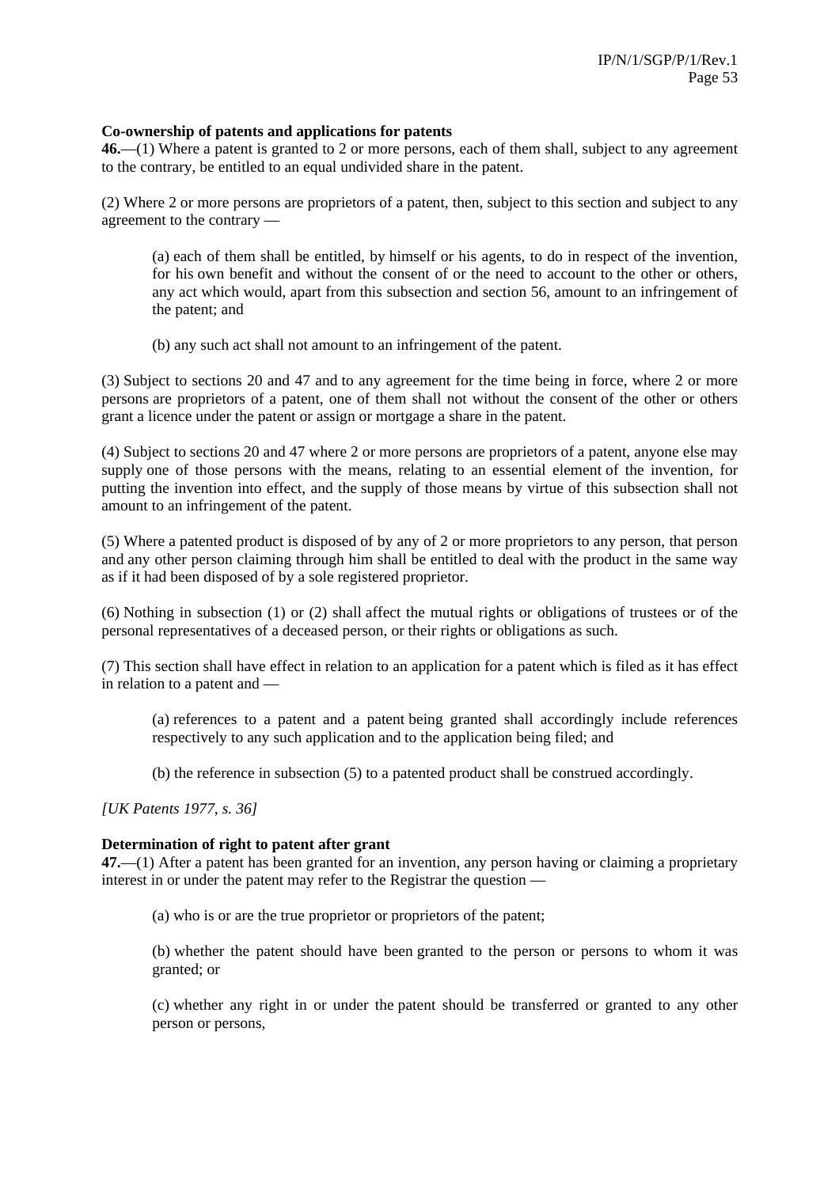**Co-ownership of patents and applications for patents**

**46.**—(1) Where a patent is granted to 2 or more persons, each of them shall, subject to any agreement to the contrary, be entitled to an equal undivided share in the patent.

(2) Where 2 or more persons are proprietors of a patent, then, subject to this section and subject to any agreement to the contrary —

> (a) each of them shall be entitled, by himself or his agents, to do in respect of the invention, for his own benefit and without the consent of or the need to account to the other or others, any act which would, apart from this subsection and section 56, amount to an infringement of the patent; and
>
> (b) any such act shall not amount to an infringement of the patent.

(3) Subject to sections 20 and 47 and to any agreement for the time being in force, where 2 or more persons are proprietors of a patent, one of them shall not without the consent of the other or others grant a licence under the patent or assign or mortgage a share in the patent.

(4) Subject to sections 20 and 47 where 2 or more persons are proprietors of a patent, anyone else may supply one of those persons with the means, relating to an essential element of the invention, for putting the invention into effect, and the supply of those means by virtue of this subsection shall not amount to an infringement of the patent.

(5) Where a patented product is disposed of by any of 2 or more proprietors to any person, that person and any other person claiming through him shall be entitled to deal with the product in the same way as if it had been disposed of by a sole registered proprietor.

(6) Nothing in subsection (1) or (2) shall affect the mutual rights or obligations of trustees or of the personal representatives of a deceased person, or their rights or obligations as such.

(7) This section shall have effect in relation to an application for a patent which is filed as it has effect in relation to a patent and —

> (a) references to a patent and a patent being granted shall accordingly include references respectively to any such application and to the application being filed; and
>
> (b) the reference in subsection (5) to a patented product shall be construed accordingly.

*[UK Patents 1977, s. 36]*

**Determination of right to patent after grant**

**47.**—(1) After a patent has been granted for an invention, any person having or claiming a proprietary interest in or under the patent may refer to the Registrar the question —

> (a) who is or are the true proprietor or proprietors of the patent;
>
> (b) whether the patent should have been granted to the person or persons to whom it was granted; or
>
> (c) whether any right in or under the patent should be transferred or granted to any other person or persons,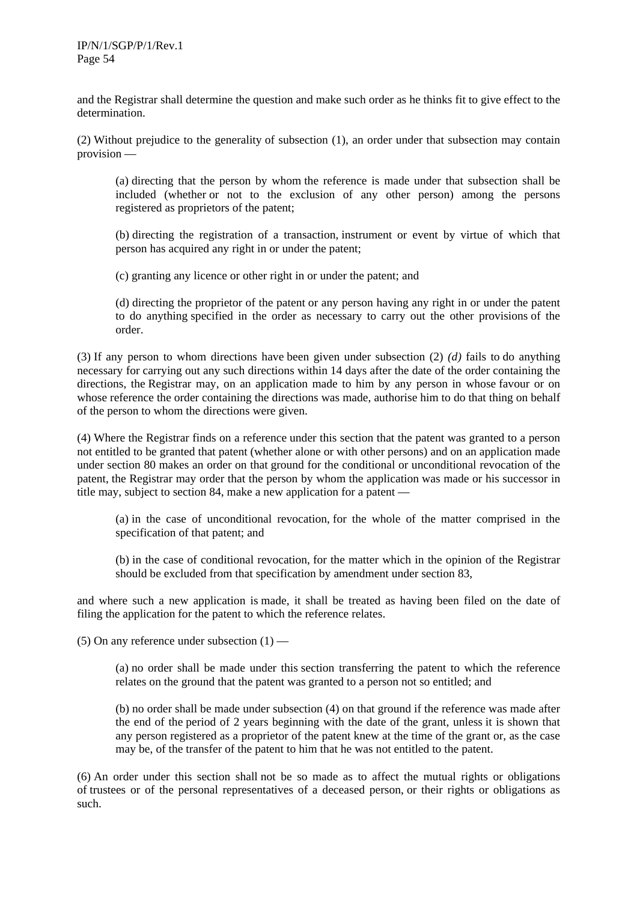and the Registrar shall determine the question and make such order as he thinks fit to give effect to the determination.

(2) Without prejudice to the generality of subsection (1), an order under that subsection may contain provision —

> (a) directing that the person by whom the reference is made under that subsection shall be included (whether or not to the exclusion of any other person) among the persons registered as proprietors of the patent;
>
> (b) directing the registration of a transaction, instrument or event by virtue of which that person has acquired any right in or under the patent;
>
> (c) granting any licence or other right in or under the patent; and
>
> (d) directing the proprietor of the patent or any person having any right in or under the patent to do anything specified in the order as necessary to carry out the other provisions of the order.

(3) If any person to whom directions have been given under subsection (2) *(d)* fails to do anything necessary for carrying out any such directions within 14 days after the date of the order containing the directions, the Registrar may, on an application made to him by any person in whose favour or on whose reference the order containing the directions was made, authorise him to do that thing on behalf of the person to whom the directions were given.

(4) Where the Registrar finds on a reference under this section that the patent was granted to a person not entitled to be granted that patent (whether alone or with other persons) and on an application made under section 80 makes an order on that ground for the conditional or unconditional revocation of the patent, the Registrar may order that the person by whom the application was made or his successor in title may, subject to section 84, make a new application for a patent —

> (a) in the case of unconditional revocation, for the whole of the matter comprised in the specification of that patent; and
>
> (b) in the case of conditional revocation, for the matter which in the opinion of the Registrar should be excluded from that specification by amendment under section 83,

and where such a new application is made, it shall be treated as having been filed on the date of filing the application for the patent to which the reference relates.

(5) On any reference under subsection (1) —

> (a) no order shall be made under this section transferring the patent to which the reference relates on the ground that the patent was granted to a person not so entitled; and
>
> (b) no order shall be made under subsection (4) on that ground if the reference was made after the end of the period of 2 years beginning with the date of the grant, unless it is shown that any person registered as a proprietor of the patent knew at the time of the grant or, as the case may be, of the transfer of the patent to him that he was not entitled to the patent.

(6) An order under this section shall not be so made as to affect the mutual rights or obligations of trustees or of the personal representatives of a deceased person, or their rights or obligations as such.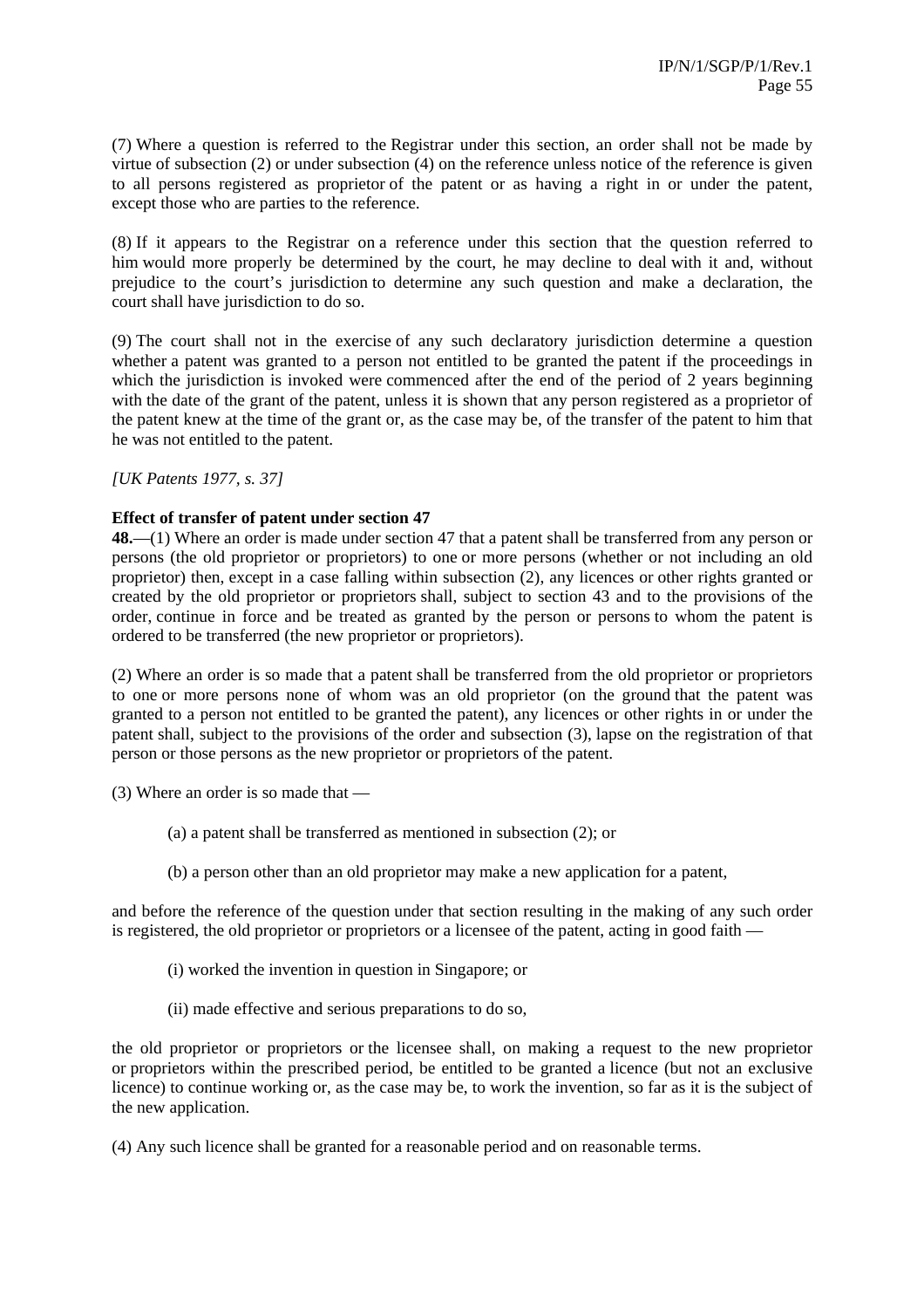(7) Where a question is referred to the Registrar under this section, an order shall not be made by virtue of subsection (2) or under subsection (4) on the reference unless notice of the reference is given to all persons registered as proprietor of the patent or as having a right in or under the patent, except those who are parties to the reference.

(8) If it appears to the Registrar on a reference under this section that the question referred to him would more properly be determined by the court, he may decline to deal with it and, without prejudice to the court's jurisdiction to determine any such question and make a declaration, the court shall have jurisdiction to do so.

(9) The court shall not in the exercise of any such declaratory jurisdiction determine a question whether a patent was granted to a person not entitled to be granted the patent if the proceedings in which the jurisdiction is invoked were commenced after the end of the period of 2 years beginning with the date of the grant of the patent, unless it is shown that any person registered as a proprietor of the patent knew at the time of the grant or, as the case may be, of the transfer of the patent to him that he was not entitled to the patent.

*[UK Patents 1977, s. 37]*

**Effect of transfer of patent under section 47**

**48.**—(1) Where an order is made under section 47 that a patent shall be transferred from any person or persons (the old proprietor or proprietors) to one or more persons (whether or not including an old proprietor) then, except in a case falling within subsection (2), any licences or other rights granted or created by the old proprietor or proprietors shall, subject to section 43 and to the provisions of the order, continue in force and be treated as granted by the person or persons to whom the patent is ordered to be transferred (the new proprietor or proprietors).

(2) Where an order is so made that a patent shall be transferred from the old proprietor or proprietors to one or more persons none of whom was an old proprietor (on the ground that the patent was granted to a person not entitled to be granted the patent), any licences or other rights in or under the patent shall, subject to the provisions of the order and subsection (3), lapse on the registration of that person or those persons as the new proprietor or proprietors of the patent.

(3) Where an order is so made that —

(a) a patent shall be transferred as mentioned in subsection (2); or

(b) a person other than an old proprietor may make a new application for a patent,

and before the reference of the question under that section resulting in the making of any such order is registered, the old proprietor or proprietors or a licensee of the patent, acting in good faith —

(i) worked the invention in question in Singapore; or

(ii) made effective and serious preparations to do so,

the old proprietor or proprietors or the licensee shall, on making a request to the new proprietor or proprietors within the prescribed period, be entitled to be granted a licence (but not an exclusive licence) to continue working or, as the case may be, to work the invention, so far as it is the subject of the new application.

(4) Any such licence shall be granted for a reasonable period and on reasonable terms.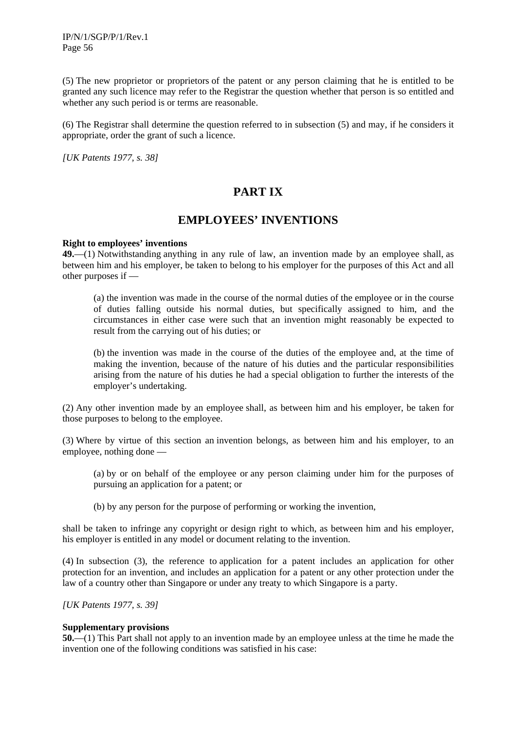(5) The new proprietor or proprietors of the patent or any person claiming that he is entitled to be granted any such licence may refer to the Registrar the question whether that person is so entitled and whether any such period is or terms are reasonable.

(6) The Registrar shall determine the question referred to in subsection (5) and may, if he considers it appropriate, order the grant of such a licence.

*[UK Patents 1977, s. 38]*

# PART IX

# EMPLOYEES' INVENTIONS

**Right to employees' inventions**

**49.**—(1) Notwithstanding anything in any rule of law, an invention made by an employee shall, as between him and his employer, be taken to belong to his employer for the purposes of this Act and all other purposes if —

> (a) the invention was made in the course of the normal duties of the employee or in the course of duties falling outside his normal duties, but specifically assigned to him, and the circumstances in either case were such that an invention might reasonably be expected to result from the carrying out of his duties; or
>
> (b) the invention was made in the course of the duties of the employee and, at the time of making the invention, because of the nature of his duties and the particular responsibilities arising from the nature of his duties he had a special obligation to further the interests of the employer's undertaking.

(2) Any other invention made by an employee shall, as between him and his employer, be taken for those purposes to belong to the employee.

(3) Where by virtue of this section an invention belongs, as between him and his employer, to an employee, nothing done —

> (a) by or on behalf of the employee or any person claiming under him for the purposes of pursuing an application for a patent; or
>
> (b) by any person for the purpose of performing or working the invention,

shall be taken to infringe any copyright or design right to which, as between him and his employer, his employer is entitled in any model or document relating to the invention.

(4) In subsection (3), the reference to application for a patent includes an application for other protection for an invention, and includes an application for a patent or any other protection under the law of a country other than Singapore or under any treaty to which Singapore is a party.

*[UK Patents 1977, s. 39]*

**Supplementary provisions**

**50.**—(1) This Part shall not apply to an invention made by an employee unless at the time he made the invention one of the following conditions was satisfied in his case: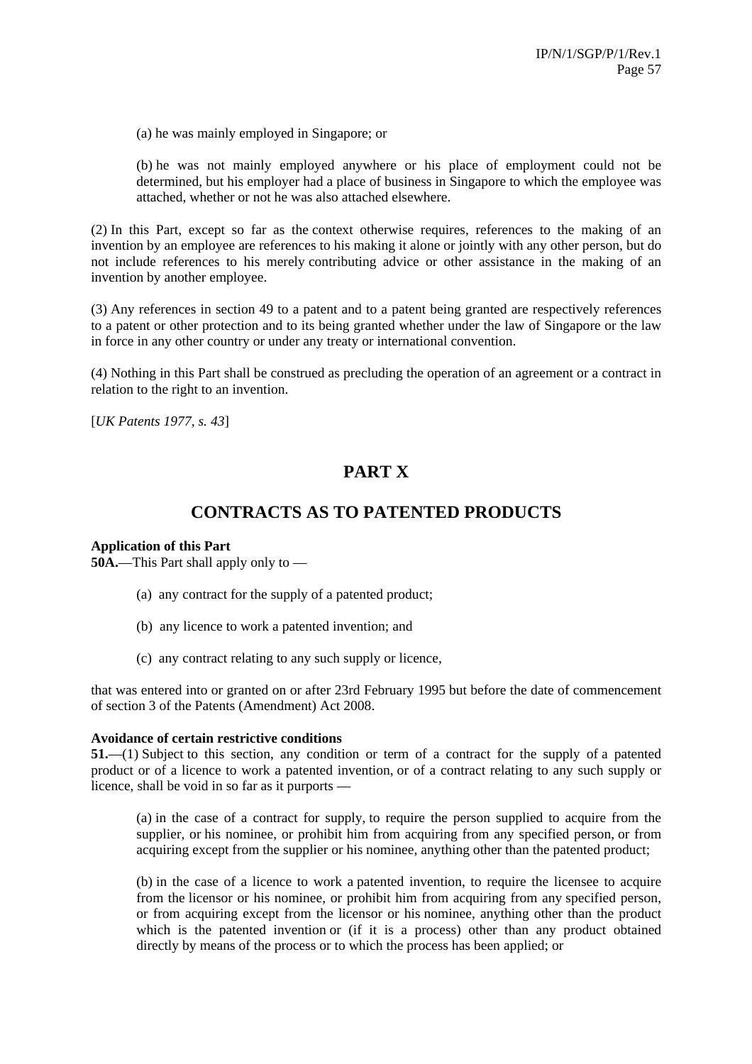(a) he was mainly employed in Singapore; or

(b) he was not mainly employed anywhere or his place of employment could not be determined, but his employer had a place of business in Singapore to which the employee was attached, whether or not he was also attached elsewhere.

(2) In this Part, except so far as the context otherwise requires, references to the making of an invention by an employee are references to his making it alone or jointly with any other person, but do not include references to his merely contributing advice or other assistance in the making of an invention by another employee.

(3) Any references in section 49 to a patent and to a patent being granted are respectively references to a patent or other protection and to its being granted whether under the law of Singapore or the law in force in any other country or under any treaty or international convention.

(4) Nothing in this Part shall be construed as precluding the operation of an agreement or a contract in relation to the right to an invention.

[*UK Patents 1977, s. 43*]

# PART X

# CONTRACTS AS TO PATENTED PRODUCTS

**Application of this Part**
**50A.**—This Part shall apply only to —

(a) any contract for the supply of a patented product;

(b) any licence to work a patented invention; and

(c) any contract relating to any such supply or licence,

that was entered into or granted on or after 23rd February 1995 but before the date of commencement of section 3 of the Patents (Amendment) Act 2008.

**Avoidance of certain restrictive conditions**
**51.**—(1) Subject to this section, any condition or term of a contract for the supply of a patented product or of a licence to work a patented invention, or of a contract relating to any such supply or licence, shall be void in so far as it purports —

(a) in the case of a contract for supply, to require the person supplied to acquire from the supplier, or his nominee, or prohibit him from acquiring from any specified person, or from acquiring except from the supplier or his nominee, anything other than the patented product;

(b) in the case of a licence to work a patented invention, to require the licensee to acquire from the licensor or his nominee, or prohibit him from acquiring from any specified person, or from acquiring except from the licensor or his nominee, anything other than the product which is the patented invention or (if it is a process) other than any product obtained directly by means of the process or to which the process has been applied; or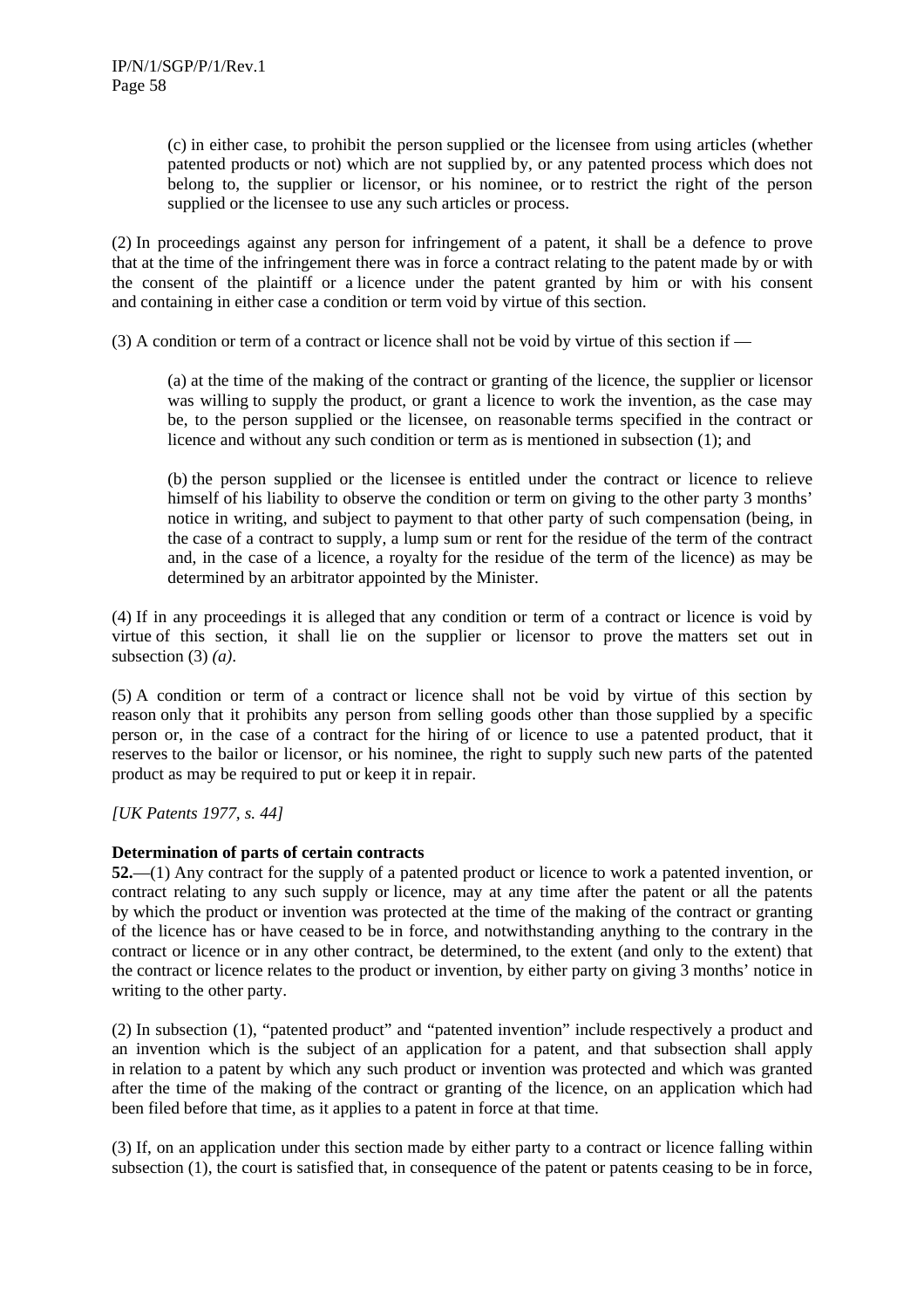(c) in either case, to prohibit the person supplied or the licensee from using articles (whether patented products or not) which are not supplied by, or any patented process which does not belong to, the supplier or licensor, or his nominee, or to restrict the right of the person supplied or the licensee to use any such articles or process.

(2) In proceedings against any person for infringement of a patent, it shall be a defence to prove that at the time of the infringement there was in force a contract relating to the patent made by or with the consent of the plaintiff or a licence under the patent granted by him or with his consent and containing in either case a condition or term void by virtue of this section.

(3) A condition or term of a contract or licence shall not be void by virtue of this section if —

(a) at the time of the making of the contract or granting of the licence, the supplier or licensor was willing to supply the product, or grant a licence to work the invention, as the case may be, to the person supplied or the licensee, on reasonable terms specified in the contract or licence and without any such condition or term as is mentioned in subsection (1); and

(b) the person supplied or the licensee is entitled under the contract or licence to relieve himself of his liability to observe the condition or term on giving to the other party 3 months' notice in writing, and subject to payment to that other party of such compensation (being, in the case of a contract to supply, a lump sum or rent for the residue of the term of the contract and, in the case of a licence, a royalty for the residue of the term of the licence) as may be determined by an arbitrator appointed by the Minister.

(4) If in any proceedings it is alleged that any condition or term of a contract or licence is void by virtue of this section, it shall lie on the supplier or licensor to prove the matters set out in subsection (3) *(a)*.

(5) A condition or term of a contract or licence shall not be void by virtue of this section by reason only that it prohibits any person from selling goods other than those supplied by a specific person or, in the case of a contract for the hiring of or licence to use a patented product, that it reserves to the bailor or licensor, or his nominee, the right to supply such new parts of the patented product as may be required to put or keep it in repair.

*[UK Patents 1977, s. 44]*

**Determination of parts of certain contracts**

**52.**—(1) Any contract for the supply of a patented product or licence to work a patented invention, or contract relating to any such supply or licence, may at any time after the patent or all the patents by which the product or invention was protected at the time of the making of the contract or granting of the licence has or have ceased to be in force, and notwithstanding anything to the contrary in the contract or licence or in any other contract, be determined, to the extent (and only to the extent) that the contract or licence relates to the product or invention, by either party on giving 3 months' notice in writing to the other party.

(2) In subsection (1), "patented product" and "patented invention" include respectively a product and an invention which is the subject of an application for a patent, and that subsection shall apply in relation to a patent by which any such product or invention was protected and which was granted after the time of the making of the contract or granting of the licence, on an application which had been filed before that time, as it applies to a patent in force at that time.

(3) If, on an application under this section made by either party to a contract or licence falling within subsection (1), the court is satisfied that, in consequence of the patent or patents ceasing to be in force,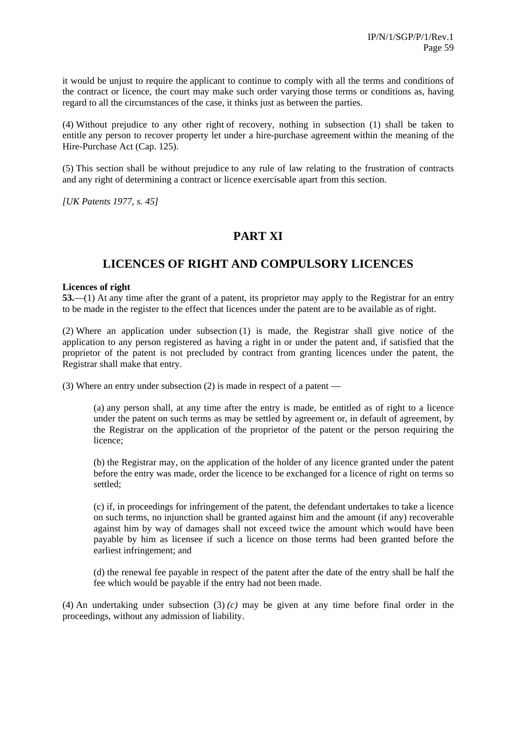it would be unjust to require the applicant to continue to comply with all the terms and conditions of the contract or licence, the court may make such order varying those terms or conditions as, having regard to all the circumstances of the case, it thinks just as between the parties.

(4) Without prejudice to any other right of recovery, nothing in subsection (1) shall be taken to entitle any person to recover property let under a hire-purchase agreement within the meaning of the Hire-Purchase Act (Cap. 125).

(5) This section shall be without prejudice to any rule of law relating to the frustration of contracts and any right of determining a contract or licence exercisable apart from this section.

*[UK Patents 1977, s. 45]*

# PART XI

# LICENCES OF RIGHT AND COMPULSORY LICENCES

**Licences of right**

**53.**—(1) At any time after the grant of a patent, its proprietor may apply to the Registrar for an entry to be made in the register to the effect that licences under the patent are to be available as of right.

(2) Where an application under subsection (1) is made, the Registrar shall give notice of the application to any person registered as having a right in or under the patent and, if satisfied that the proprietor of the patent is not precluded by contract from granting licences under the patent, the Registrar shall make that entry.

(3) Where an entry under subsection (2) is made in respect of a patent —

(a) any person shall, at any time after the entry is made, be entitled as of right to a licence under the patent on such terms as may be settled by agreement or, in default of agreement, by the Registrar on the application of the proprietor of the patent or the person requiring the licence;

(b) the Registrar may, on the application of the holder of any licence granted under the patent before the entry was made, order the licence to be exchanged for a licence of right on terms so settled;

(c) if, in proceedings for infringement of the patent, the defendant undertakes to take a licence on such terms, no injunction shall be granted against him and the amount (if any) recoverable against him by way of damages shall not exceed twice the amount which would have been payable by him as licensee if such a licence on those terms had been granted before the earliest infringement; and

(d) the renewal fee payable in respect of the patent after the date of the entry shall be half the fee which would be payable if the entry had not been made.

(4) An undertaking under subsection (3) *(c)* may be given at any time before final order in the proceedings, without any admission of liability.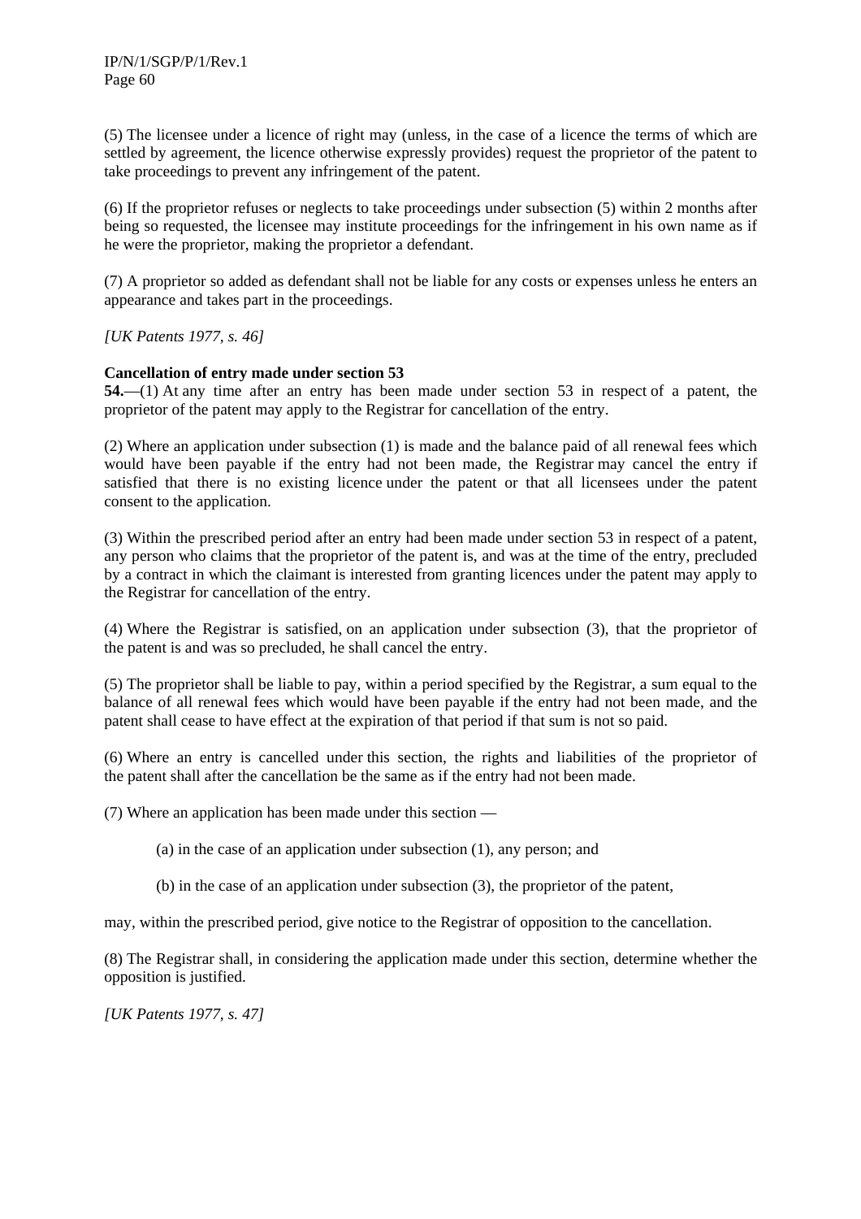(5) The licensee under a licence of right may (unless, in the case of a licence the terms of which are settled by agreement, the licence otherwise expressly provides) request the proprietor of the patent to take proceedings to prevent any infringement of the patent.

(6) If the proprietor refuses or neglects to take proceedings under subsection (5) within 2 months after being so requested, the licensee may institute proceedings for the infringement in his own name as if he were the proprietor, making the proprietor a defendant.

(7) A proprietor so added as defendant shall not be liable for any costs or expenses unless he enters an appearance and takes part in the proceedings.

*[UK Patents 1977, s. 46]*

**Cancellation of entry made under section 53**

**54.**—(1) At any time after an entry has been made under section 53 in respect of a patent, the proprietor of the patent may apply to the Registrar for cancellation of the entry.

(2) Where an application under subsection (1) is made and the balance paid of all renewal fees which would have been payable if the entry had not been made, the Registrar may cancel the entry if satisfied that there is no existing licence under the patent or that all licensees under the patent consent to the application.

(3) Within the prescribed period after an entry had been made under section 53 in respect of a patent, any person who claims that the proprietor of the patent is, and was at the time of the entry, precluded by a contract in which the claimant is interested from granting licences under the patent may apply to the Registrar for cancellation of the entry.

(4) Where the Registrar is satisfied, on an application under subsection (3), that the proprietor of the patent is and was so precluded, he shall cancel the entry.

(5) The proprietor shall be liable to pay, within a period specified by the Registrar, a sum equal to the balance of all renewal fees which would have been payable if the entry had not been made, and the patent shall cease to have effect at the expiration of that period if that sum is not so paid.

(6) Where an entry is cancelled under this section, the rights and liabilities of the proprietor of the patent shall after the cancellation be the same as if the entry had not been made.

(7) Where an application has been made under this section —

(a) in the case of an application under subsection (1), any person; and

(b) in the case of an application under subsection (3), the proprietor of the patent,

may, within the prescribed period, give notice to the Registrar of opposition to the cancellation.

(8) The Registrar shall, in considering the application made under this section, determine whether the opposition is justified.

*[UK Patents 1977, s. 47]*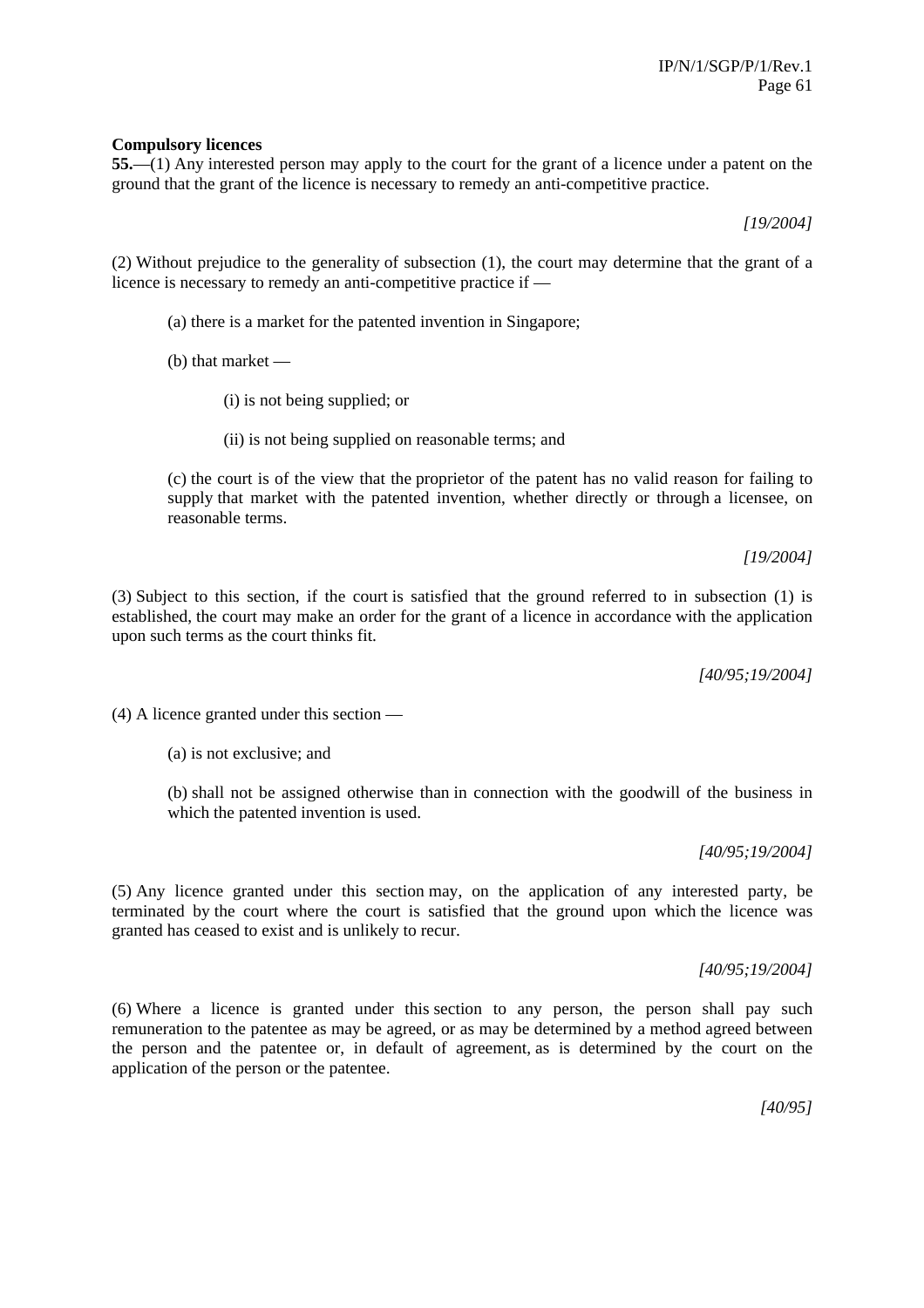**Compulsory licences**

**55.**—(1) Any interested person may apply to the court for the grant of a licence under a patent on the ground that the grant of the licence is necessary to remedy an anti-competitive practice.

*[19/2004]*

(2) Without prejudice to the generality of subsection (1), the court may determine that the grant of a licence is necessary to remedy an anti-competitive practice if —

(a) there is a market for the patented invention in Singapore;

(b) that market —

(i) is not being supplied; or

(ii) is not being supplied on reasonable terms; and

(c) the court is of the view that the proprietor of the patent has no valid reason for failing to supply that market with the patented invention, whether directly or through a licensee, on reasonable terms.

*[19/2004]*

(3) Subject to this section, if the court is satisfied that the ground referred to in subsection (1) is established, the court may make an order for the grant of a licence in accordance with the application upon such terms as the court thinks fit.

*[40/95;19/2004]*

(4) A licence granted under this section —

(a) is not exclusive; and

(b) shall not be assigned otherwise than in connection with the goodwill of the business in which the patented invention is used.

*[40/95;19/2004]*

(5) Any licence granted under this section may, on the application of any interested party, be terminated by the court where the court is satisfied that the ground upon which the licence was granted has ceased to exist and is unlikely to recur.

*[40/95;19/2004]*

(6) Where a licence is granted under this section to any person, the person shall pay such remuneration to the patentee as may be agreed, or as may be determined by a method agreed between the person and the patentee or, in default of agreement, as is determined by the court on the application of the person or the patentee.

*[40/95]*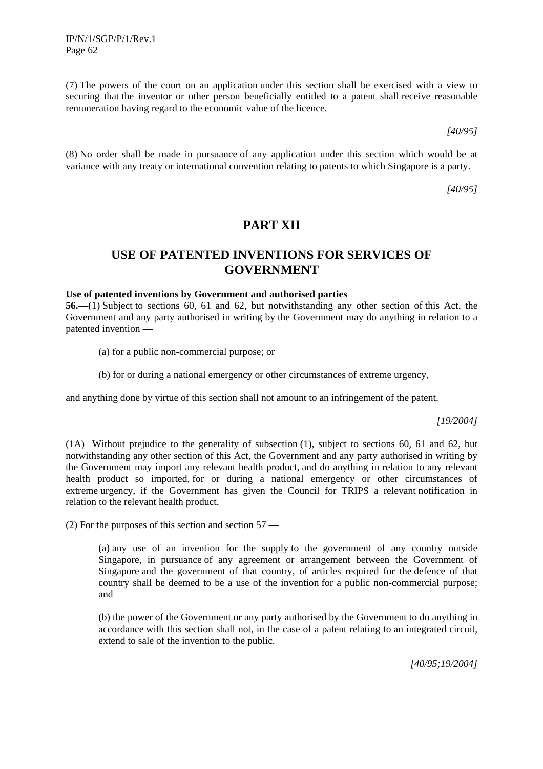(7) The powers of the court on an application under this section shall be exercised with a view to securing that the inventor or other person beneficially entitled to a patent shall receive reasonable remuneration having regard to the economic value of the licence.

*[40/95]*

(8) No order shall be made in pursuance of any application under this section which would be at variance with any treaty or international convention relating to patents to which Singapore is a party.

*[40/95]*

# PART XII

# USE OF PATENTED INVENTIONS FOR SERVICES OF GOVERNMENT

**Use of patented inventions by Government and authorised parties**

**56.**—(1) Subject to sections 60, 61 and 62, but notwithstanding any other section of this Act, the Government and any party authorised in writing by the Government may do anything in relation to a patented invention —

(a) for a public non-commercial purpose; or

(b) for or during a national emergency or other circumstances of extreme urgency,

and anything done by virtue of this section shall not amount to an infringement of the patent.

*[19/2004]*

(1A) Without prejudice to the generality of subsection (1), subject to sections 60, 61 and 62, but notwithstanding any other section of this Act, the Government and any party authorised in writing by the Government may import any relevant health product, and do anything in relation to any relevant health product so imported, for or during a national emergency or other circumstances of extreme urgency, if the Government has given the Council for TRIPS a relevant notification in relation to the relevant health product.

(2) For the purposes of this section and section 57 —

(a) any use of an invention for the supply to the government of any country outside Singapore, in pursuance of any agreement or arrangement between the Government of Singapore and the government of that country, of articles required for the defence of that country shall be deemed to be a use of the invention for a public non-commercial purpose; and

(b) the power of the Government or any party authorised by the Government to do anything in accordance with this section shall not, in the case of a patent relating to an integrated circuit, extend to sale of the invention to the public.

*[40/95;19/2004]*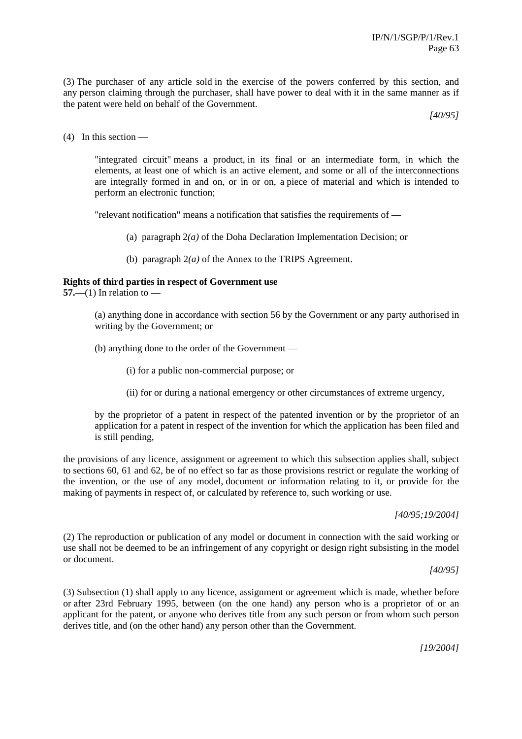(3) The purchaser of any article sold in the exercise of the powers conferred by this section, and any person claiming through the purchaser, shall have power to deal with it in the same manner as if the patent were held on behalf of the Government.

*[40/95]*

(4) In this section —

"integrated circuit" means a product, in its final or an intermediate form, in which the elements, at least one of which is an active element, and some or all of the interconnections are integrally formed in and on, or in or on, a piece of material and which is intended to perform an electronic function;

"relevant notification" means a notification that satisfies the requirements of —

(a) paragraph 2*(a)* of the Doha Declaration Implementation Decision; or

(b) paragraph 2*(a)* of the Annex to the TRIPS Agreement.

**Rights of third parties in respect of Government use**

**57.**—(1) In relation to —

(a) anything done in accordance with section 56 by the Government or any party authorised in writing by the Government; or

(b) anything done to the order of the Government —

(i) for a public non-commercial purpose; or

(ii) for or during a national emergency or other circumstances of extreme urgency,

by the proprietor of a patent in respect of the patented invention or by the proprietor of an application for a patent in respect of the invention for which the application has been filed and is still pending,

the provisions of any licence, assignment or agreement to which this subsection applies shall, subject to sections 60, 61 and 62, be of no effect so far as those provisions restrict or regulate the working of the invention, or the use of any model, document or information relating to it, or provide for the making of payments in respect of, or calculated by reference to, such working or use.

*[40/95;19/2004]*

(2) The reproduction or publication of any model or document in connection with the said working or use shall not be deemed to be an infringement of any copyright or design right subsisting in the model or document.

*[40/95]*

(3) Subsection (1) shall apply to any licence, assignment or agreement which is made, whether before or after 23rd February 1995, between (on the one hand) any person who is a proprietor of or an applicant for the patent, or anyone who derives title from any such person or from whom such person derives title, and (on the other hand) any person other than the Government.

*[19/2004]*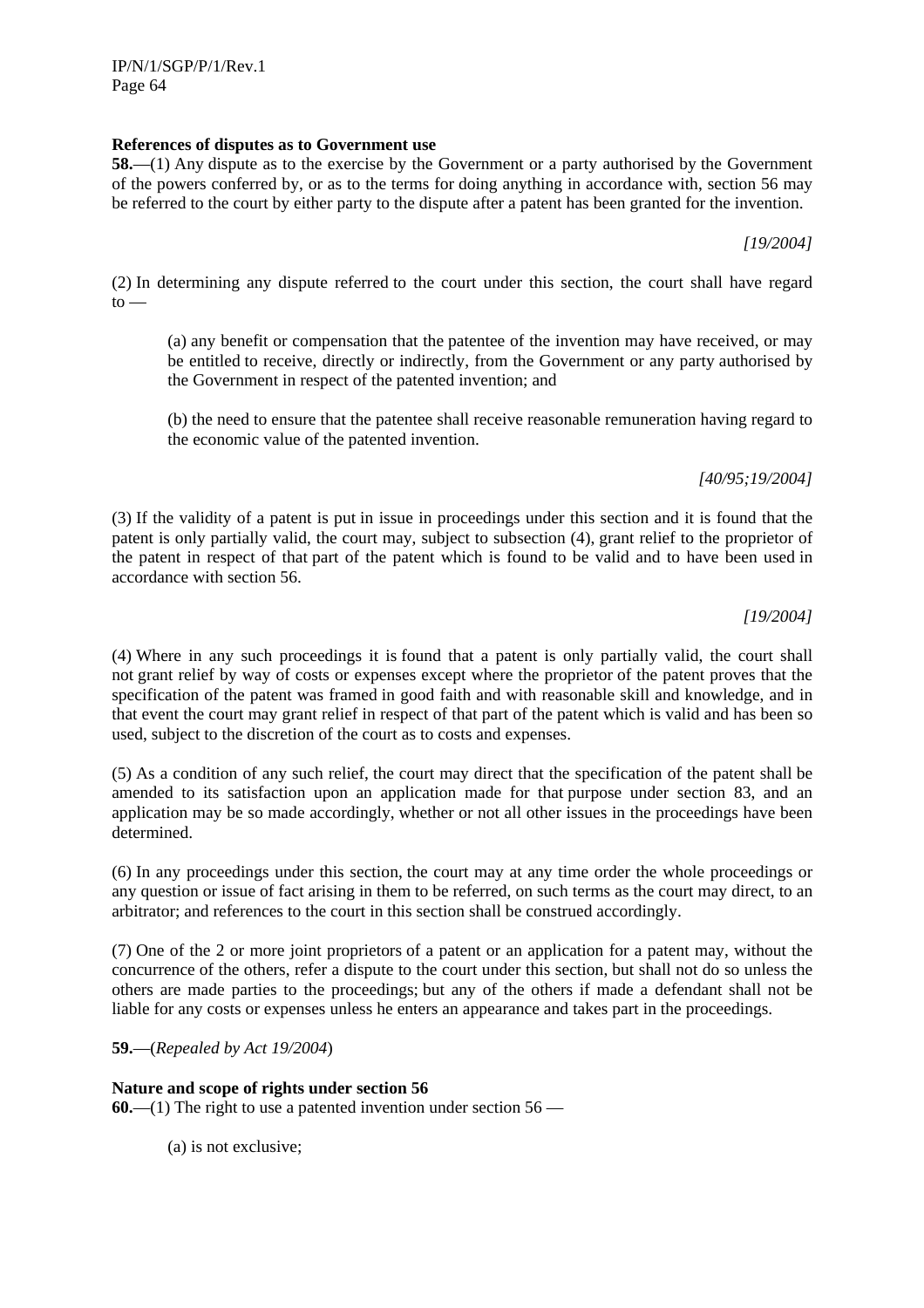**References of disputes as to Government use**

**58.**—(1) Any dispute as to the exercise by the Government or a party authorised by the Government of the powers conferred by, or as to the terms for doing anything in accordance with, section 56 may be referred to the court by either party to the dispute after a patent has been granted for the invention.

*[19/2004]*

(2) In determining any dispute referred to the court under this section, the court shall have regard to —

(a) any benefit or compensation that the patentee of the invention may have received, or may be entitled to receive, directly or indirectly, from the Government or any party authorised by the Government in respect of the patented invention; and

(b) the need to ensure that the patentee shall receive reasonable remuneration having regard to the economic value of the patented invention.

*[40/95;19/2004]*

(3) If the validity of a patent is put in issue in proceedings under this section and it is found that the patent is only partially valid, the court may, subject to subsection (4), grant relief to the proprietor of the patent in respect of that part of the patent which is found to be valid and to have been used in accordance with section 56.

*[19/2004]*

(4) Where in any such proceedings it is found that a patent is only partially valid, the court shall not grant relief by way of costs or expenses except where the proprietor of the patent proves that the specification of the patent was framed in good faith and with reasonable skill and knowledge, and in that event the court may grant relief in respect of that part of the patent which is valid and has been so used, subject to the discretion of the court as to costs and expenses.

(5) As a condition of any such relief, the court may direct that the specification of the patent shall be amended to its satisfaction upon an application made for that purpose under section 83, and an application may be so made accordingly, whether or not all other issues in the proceedings have been determined.

(6) In any proceedings under this section, the court may at any time order the whole proceedings or any question or issue of fact arising in them to be referred, on such terms as the court may direct, to an arbitrator; and references to the court in this section shall be construed accordingly.

(7) One of the 2 or more joint proprietors of a patent or an application for a patent may, without the concurrence of the others, refer a dispute to the court under this section, but shall not do so unless the others are made parties to the proceedings; but any of the others if made a defendant shall not be liable for any costs or expenses unless he enters an appearance and takes part in the proceedings.

**59.**—(*Repealed by Act 19/2004*)

**Nature and scope of rights under section 56**

**60.**—(1) The right to use a patented invention under section 56 —

(a) is not exclusive;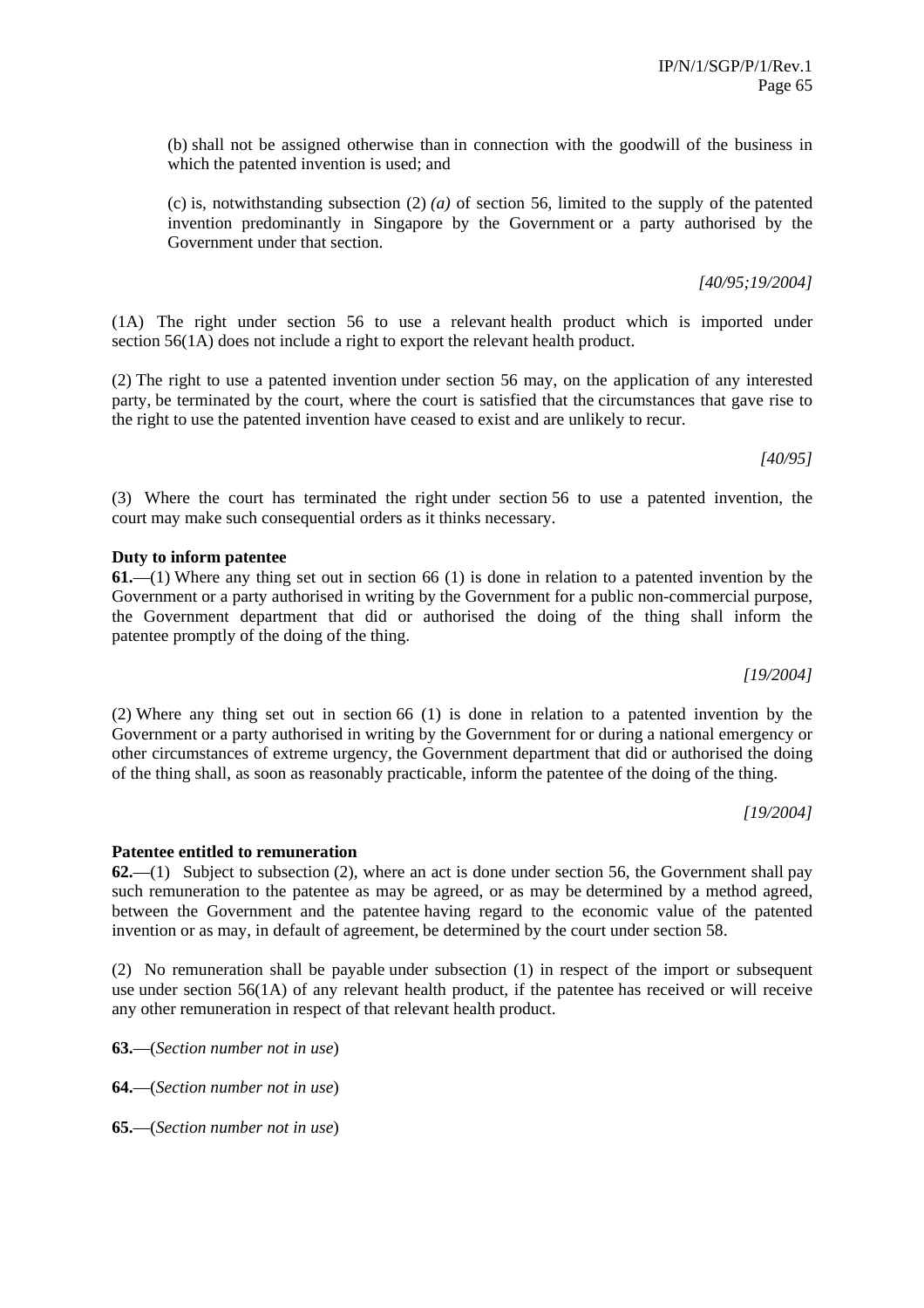(b) shall not be assigned otherwise than in connection with the goodwill of the business in which the patented invention is used; and

(c) is, notwithstanding subsection (2) *(a)* of section 56, limited to the supply of the patented invention predominantly in Singapore by the Government or a party authorised by the Government under that section.

*[40/95;19/2004]*

(1A) The right under section 56 to use a relevant health product which is imported under section 56(1A) does not include a right to export the relevant health product.

(2) The right to use a patented invention under section 56 may, on the application of any interested party, be terminated by the court, where the court is satisfied that the circumstances that gave rise to the right to use the patented invention have ceased to exist and are unlikely to recur.

*[40/95]*

(3) Where the court has terminated the right under section 56 to use a patented invention, the court may make such consequential orders as it thinks necessary.

**Duty to inform patentee**

**61.**—(1) Where any thing set out in section 66 (1) is done in relation to a patented invention by the Government or a party authorised in writing by the Government for a public non-commercial purpose, the Government department that did or authorised the doing of the thing shall inform the patentee promptly of the doing of the thing.

*[19/2004]*

(2) Where any thing set out in section 66 (1) is done in relation to a patented invention by the Government or a party authorised in writing by the Government for or during a national emergency or other circumstances of extreme urgency, the Government department that did or authorised the doing of the thing shall, as soon as reasonably practicable, inform the patentee of the doing of the thing.

*[19/2004]*

**Patentee entitled to remuneration**

**62.**—(1) Subject to subsection (2), where an act is done under section 56, the Government shall pay such remuneration to the patentee as may be agreed, or as may be determined by a method agreed, between the Government and the patentee having regard to the economic value of the patented invention or as may, in default of agreement, be determined by the court under section 58.

(2) No remuneration shall be payable under subsection (1) in respect of the import or subsequent use under section 56(1A) of any relevant health product, if the patentee has received or will receive any other remuneration in respect of that relevant health product.

**63.**—(*Section number not in use*)

**64.**—(*Section number not in use*)

**65.**—(*Section number not in use*)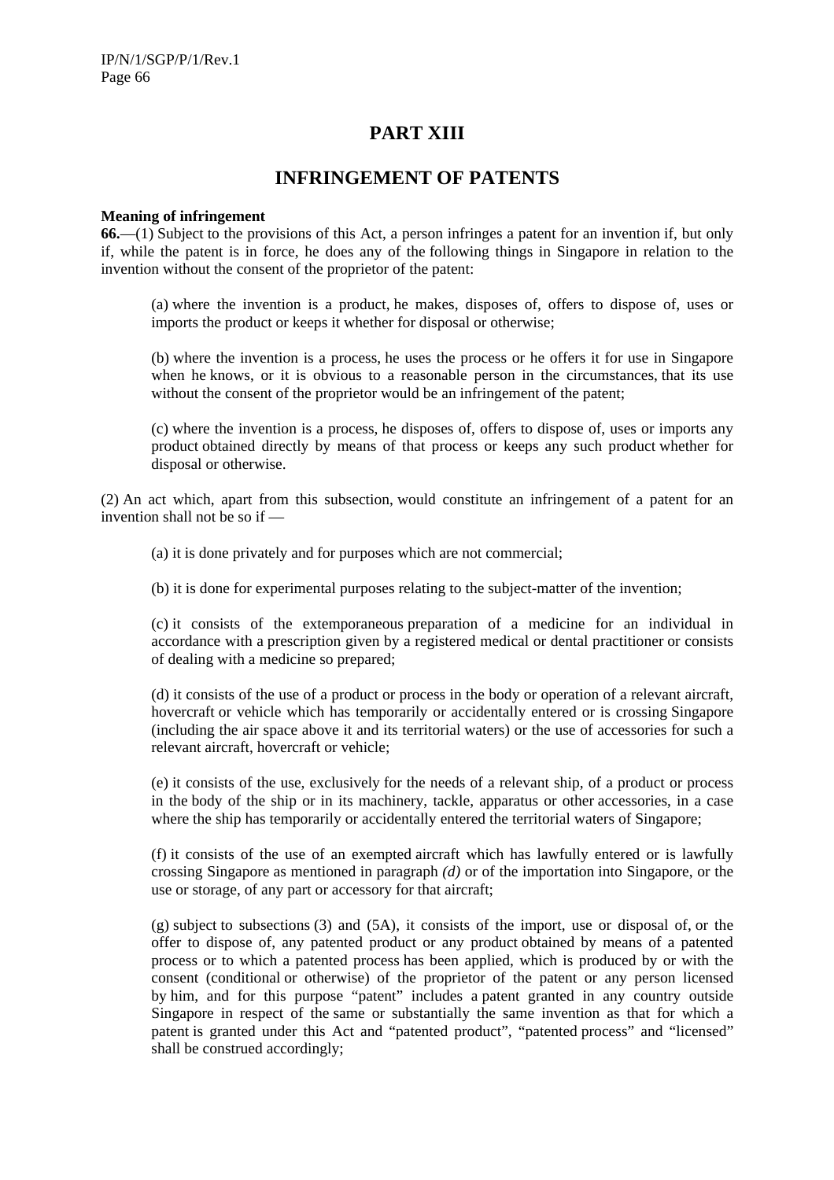# PART XIII

# INFRINGEMENT OF PATENTS

**Meaning of infringement**

**66.**—(1) Subject to the provisions of this Act, a person infringes a patent for an invention if, but only if, while the patent is in force, he does any of the following things in Singapore in relation to the invention without the consent of the proprietor of the patent:

(a) where the invention is a product, he makes, disposes of, offers to dispose of, uses or imports the product or keeps it whether for disposal or otherwise;

(b) where the invention is a process, he uses the process or he offers it for use in Singapore when he knows, or it is obvious to a reasonable person in the circumstances, that its use without the consent of the proprietor would be an infringement of the patent;

(c) where the invention is a process, he disposes of, offers to dispose of, uses or imports any product obtained directly by means of that process or keeps any such product whether for disposal or otherwise.

(2) An act which, apart from this subsection, would constitute an infringement of a patent for an invention shall not be so if —

(a) it is done privately and for purposes which are not commercial;

(b) it is done for experimental purposes relating to the subject-matter of the invention;

(c) it consists of the extemporaneous preparation of a medicine for an individual in accordance with a prescription given by a registered medical or dental practitioner or consists of dealing with a medicine so prepared;

(d) it consists of the use of a product or process in the body or operation of a relevant aircraft, hovercraft or vehicle which has temporarily or accidentally entered or is crossing Singapore (including the air space above it and its territorial waters) or the use of accessories for such a relevant aircraft, hovercraft or vehicle;

(e) it consists of the use, exclusively for the needs of a relevant ship, of a product or process in the body of the ship or in its machinery, tackle, apparatus or other accessories, in a case where the ship has temporarily or accidentally entered the territorial waters of Singapore;

(f) it consists of the use of an exempted aircraft which has lawfully entered or is lawfully crossing Singapore as mentioned in paragraph *(d)* or of the importation into Singapore, or the use or storage, of any part or accessory for that aircraft;

(g) subject to subsections (3) and (5A), it consists of the import, use or disposal of, or the offer to dispose of, any patented product or any product obtained by means of a patented process or to which a patented process has been applied, which is produced by or with the consent (conditional or otherwise) of the proprietor of the patent or any person licensed by him, and for this purpose "patent" includes a patent granted in any country outside Singapore in respect of the same or substantially the same invention as that for which a patent is granted under this Act and "patented product", "patented process" and "licensed" shall be construed accordingly;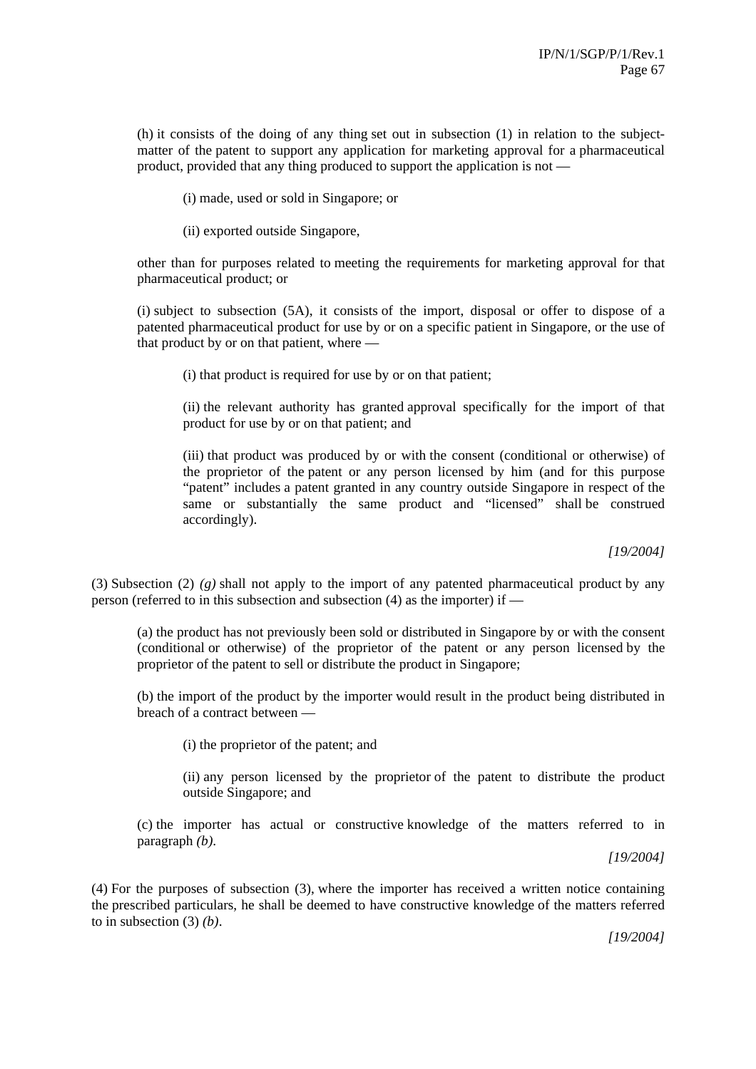(h) it consists of the doing of any thing set out in subsection (1) in relation to the subject-matter of the patent to support any application for marketing approval for a pharmaceutical product, provided that any thing produced to support the application is not —

(i) made, used or sold in Singapore; or

(ii) exported outside Singapore,

other than for purposes related to meeting the requirements for marketing approval for that pharmaceutical product; or

(i) subject to subsection (5A), it consists of the import, disposal or offer to dispose of a patented pharmaceutical product for use by or on a specific patient in Singapore, or the use of that product by or on that patient, where —

(i) that product is required for use by or on that patient;

(ii) the relevant authority has granted approval specifically for the import of that product for use by or on that patient; and

(iii) that product was produced by or with the consent (conditional or otherwise) of the proprietor of the patent or any person licensed by him (and for this purpose "patent" includes a patent granted in any country outside Singapore in respect of the same or substantially the same product and "licensed" shall be construed accordingly).

*[19/2004]*

(3) Subsection (2) *(g)* shall not apply to the import of any patented pharmaceutical product by any person (referred to in this subsection and subsection (4) as the importer) if —

(a) the product has not previously been sold or distributed in Singapore by or with the consent (conditional or otherwise) of the proprietor of the patent or any person licensed by the proprietor of the patent to sell or distribute the product in Singapore;

(b) the import of the product by the importer would result in the product being distributed in breach of a contract between —

(i) the proprietor of the patent; and

(ii) any person licensed by the proprietor of the patent to distribute the product outside Singapore; and

(c) the importer has actual or constructive knowledge of the matters referred to in paragraph *(b)*.

*[19/2004]*

(4) For the purposes of subsection (3), where the importer has received a written notice containing the prescribed particulars, he shall be deemed to have constructive knowledge of the matters referred to in subsection (3) *(b)*.

*[19/2004]*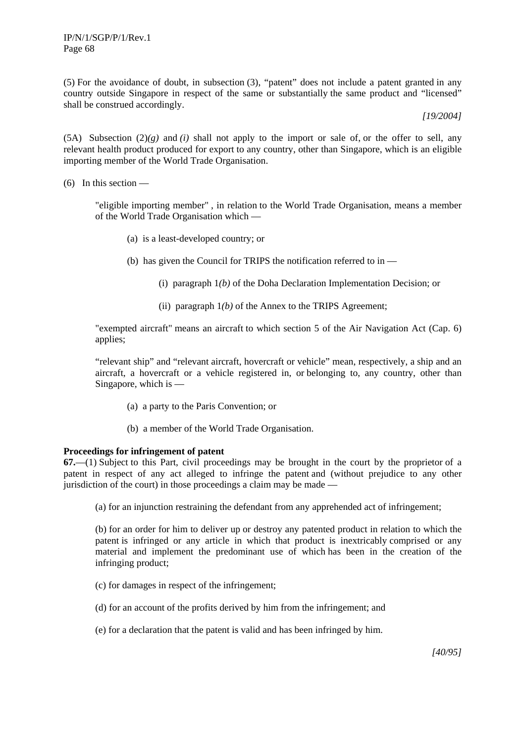(5) For the avoidance of doubt, in subsection (3), "patent" does not include a patent granted in any country outside Singapore in respect of the same or substantially the same product and "licensed" shall be construed accordingly.

*[19/2004]*

(5A) Subsection (2)*(g)* and *(i)* shall not apply to the import or sale of, or the offer to sell, any relevant health product produced for export to any country, other than Singapore, which is an eligible importing member of the World Trade Organisation.

(6) In this section —

"eligible importing member" , in relation to the World Trade Organisation, means a member of the World Trade Organisation which —

(a) is a least-developed country; or

(b) has given the Council for TRIPS the notification referred to in —

(i) paragraph 1*(b)* of the Doha Declaration Implementation Decision; or

(ii) paragraph 1*(b)* of the Annex to the TRIPS Agreement;

"exempted aircraft" means an aircraft to which section 5 of the Air Navigation Act (Cap. 6) applies;

"relevant ship" and "relevant aircraft, hovercraft or vehicle" mean, respectively, a ship and an aircraft, a hovercraft or a vehicle registered in, or belonging to, any country, other than Singapore, which is —

(a) a party to the Paris Convention; or

(b) a member of the World Trade Organisation.

**Proceedings for infringement of patent**

**67.**—(1) Subject to this Part, civil proceedings may be brought in the court by the proprietor of a patent in respect of any act alleged to infringe the patent and (without prejudice to any other jurisdiction of the court) in those proceedings a claim may be made —

(a) for an injunction restraining the defendant from any apprehended act of infringement;

(b) for an order for him to deliver up or destroy any patented product in relation to which the patent is infringed or any article in which that product is inextricably comprised or any material and implement the predominant use of which has been in the creation of the infringing product;

(c) for damages in respect of the infringement;

(d) for an account of the profits derived by him from the infringement; and

(e) for a declaration that the patent is valid and has been infringed by him.

*[40/95]*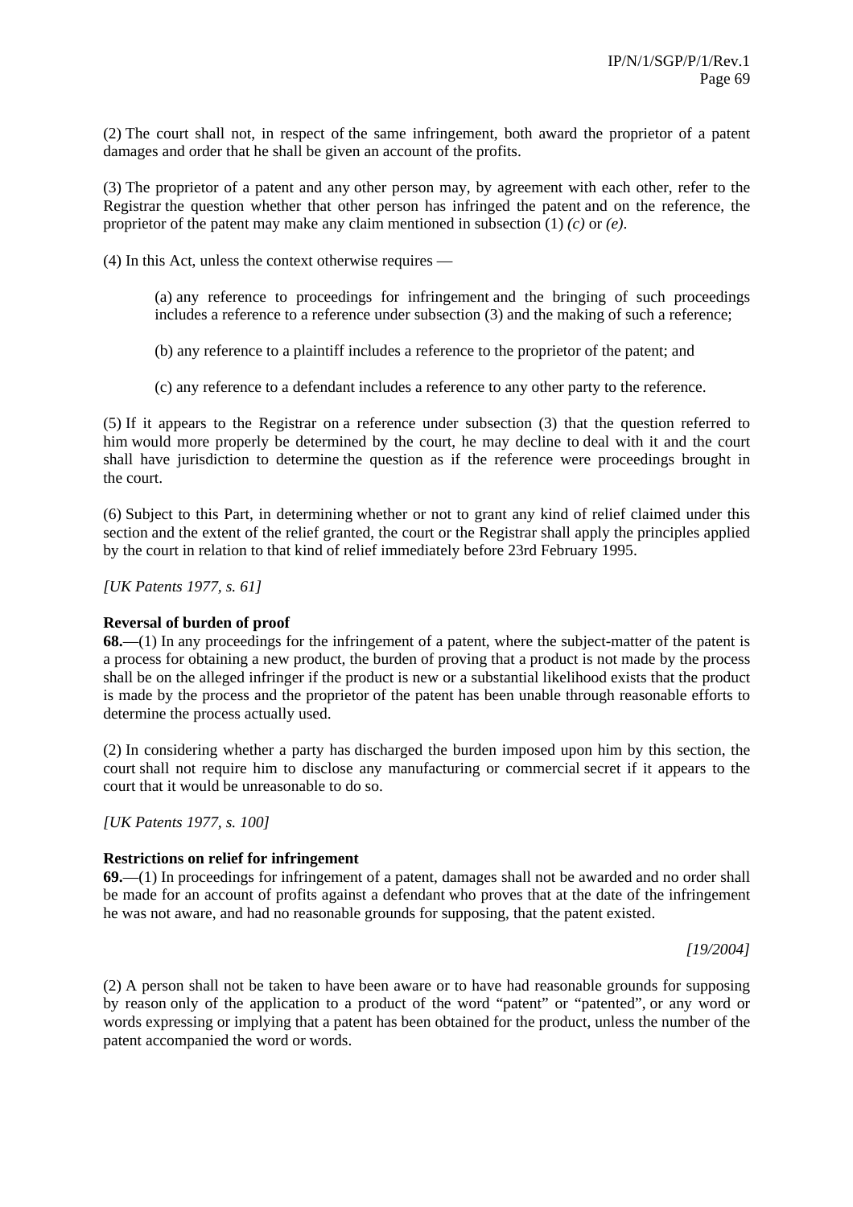(2) The court shall not, in respect of the same infringement, both award the proprietor of a patent damages and order that he shall be given an account of the profits.

(3) The proprietor of a patent and any other person may, by agreement with each other, refer to the Registrar the question whether that other person has infringed the patent and on the reference, the proprietor of the patent may make any claim mentioned in subsection (1) *(c)* or *(e)*.

(4) In this Act, unless the context otherwise requires —

> (a) any reference to proceedings for infringement and the bringing of such proceedings includes a reference to a reference under subsection (3) and the making of such a reference;
>
> (b) any reference to a plaintiff includes a reference to the proprietor of the patent; and
>
> (c) any reference to a defendant includes a reference to any other party to the reference.

(5) If it appears to the Registrar on a reference under subsection (3) that the question referred to him would more properly be determined by the court, he may decline to deal with it and the court shall have jurisdiction to determine the question as if the reference were proceedings brought in the court.

(6) Subject to this Part, in determining whether or not to grant any kind of relief claimed under this section and the extent of the relief granted, the court or the Registrar shall apply the principles applied by the court in relation to that kind of relief immediately before 23rd February 1995.

*[UK Patents 1977, s. 61]*

**Reversal of burden of proof**

**68.**—(1) In any proceedings for the infringement of a patent, where the subject-matter of the patent is a process for obtaining a new product, the burden of proving that a product is not made by the process shall be on the alleged infringer if the product is new or a substantial likelihood exists that the product is made by the process and the proprietor of the patent has been unable through reasonable efforts to determine the process actually used.

(2) In considering whether a party has discharged the burden imposed upon him by this section, the court shall not require him to disclose any manufacturing or commercial secret if it appears to the court that it would be unreasonable to do so.

*[UK Patents 1977, s. 100]*

**Restrictions on relief for infringement**

**69.**—(1) In proceedings for infringement of a patent, damages shall not be awarded and no order shall be made for an account of profits against a defendant who proves that at the date of the infringement he was not aware, and had no reasonable grounds for supposing, that the patent existed.

*[19/2004]*

(2) A person shall not be taken to have been aware or to have had reasonable grounds for supposing by reason only of the application to a product of the word "patent" or "patented", or any word or words expressing or implying that a patent has been obtained for the product, unless the number of the patent accompanied the word or words.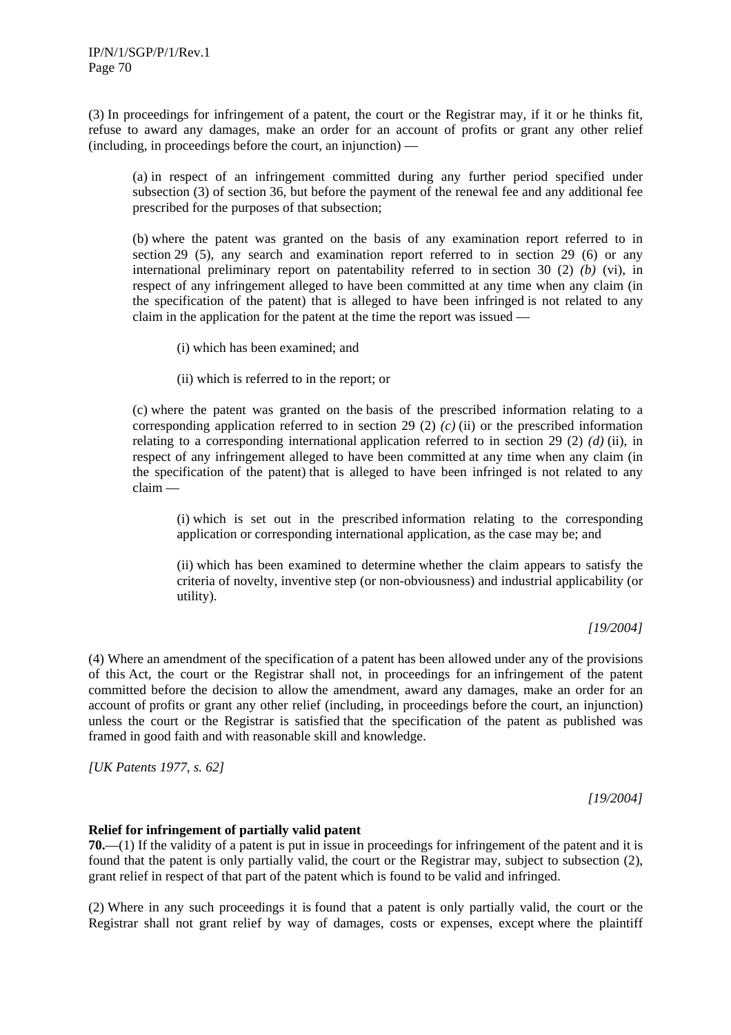(3) In proceedings for infringement of a patent, the court or the Registrar may, if it or he thinks fit, refuse to award any damages, make an order for an account of profits or grant any other relief (including, in proceedings before the court, an injunction) —

(a) in respect of an infringement committed during any further period specified under subsection (3) of section 36, but before the payment of the renewal fee and any additional fee prescribed for the purposes of that subsection;

(b) where the patent was granted on the basis of any examination report referred to in section 29 (5), any search and examination report referred to in section 29 (6) or any international preliminary report on patentability referred to in section 30 (2) *(b)* (vi), in respect of any infringement alleged to have been committed at any time when any claim (in the specification of the patent) that is alleged to have been infringed is not related to any claim in the application for the patent at the time the report was issued —

(i) which has been examined; and

(ii) which is referred to in the report; or

(c) where the patent was granted on the basis of the prescribed information relating to a corresponding application referred to in section 29 (2) *(c)* (ii) or the prescribed information relating to a corresponding international application referred to in section 29 (2) *(d)* (ii), in respect of any infringement alleged to have been committed at any time when any claim (in the specification of the patent) that is alleged to have been infringed is not related to any claim —

(i) which is set out in the prescribed information relating to the corresponding application or corresponding international application, as the case may be; and

(ii) which has been examined to determine whether the claim appears to satisfy the criteria of novelty, inventive step (or non-obviousness) and industrial applicability (or utility).

*[19/2004]*

(4) Where an amendment of the specification of a patent has been allowed under any of the provisions of this Act, the court or the Registrar shall not, in proceedings for an infringement of the patent committed before the decision to allow the amendment, award any damages, make an order for an account of profits or grant any other relief (including, in proceedings before the court, an injunction) unless the court or the Registrar is satisfied that the specification of the patent as published was framed in good faith and with reasonable skill and knowledge.

*[UK Patents 1977, s. 62]*

*[19/2004]*

**Relief for infringement of partially valid patent**

**70.**—(1) If the validity of a patent is put in issue in proceedings for infringement of the patent and it is found that the patent is only partially valid, the court or the Registrar may, subject to subsection (2), grant relief in respect of that part of the patent which is found to be valid and infringed.

(2) Where in any such proceedings it is found that a patent is only partially valid, the court or the Registrar shall not grant relief by way of damages, costs or expenses, except where the plaintiff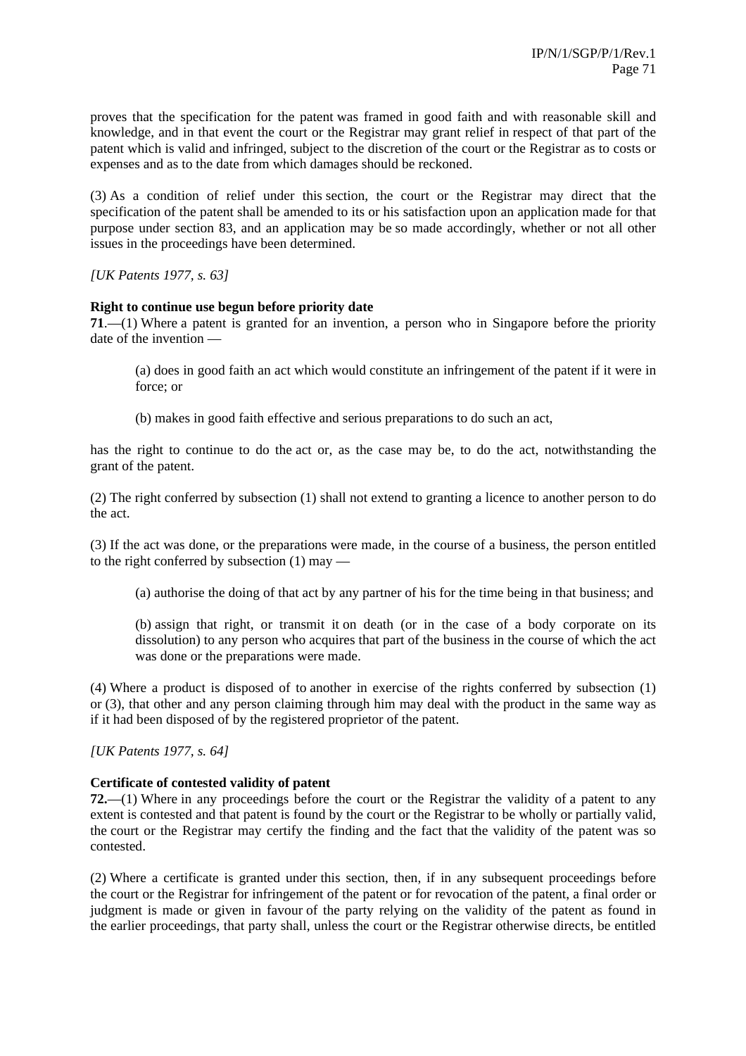proves that the specification for the patent was framed in good faith and with reasonable skill and knowledge, and in that event the court or the Registrar may grant relief in respect of that part of the patent which is valid and infringed, subject to the discretion of the court or the Registrar as to costs or expenses and as to the date from which damages should be reckoned.

(3) As a condition of relief under this section, the court or the Registrar may direct that the specification of the patent shall be amended to its or his satisfaction upon an application made for that purpose under section 83, and an application may be so made accordingly, whether or not all other issues in the proceedings have been determined.

*[UK Patents 1977, s. 63]*

**Right to continue use begun before priority date**

**71**.—(1) Where a patent is granted for an invention, a person who in Singapore before the priority date of the invention —

(a) does in good faith an act which would constitute an infringement of the patent if it were in force; or

(b) makes in good faith effective and serious preparations to do such an act,

has the right to continue to do the act or, as the case may be, to do the act, notwithstanding the grant of the patent.

(2) The right conferred by subsection (1) shall not extend to granting a licence to another person to do the act.

(3) If the act was done, or the preparations were made, in the course of a business, the person entitled to the right conferred by subsection (1) may —

(a) authorise the doing of that act by any partner of his for the time being in that business; and

(b) assign that right, or transmit it on death (or in the case of a body corporate on its dissolution) to any person who acquires that part of the business in the course of which the act was done or the preparations were made.

(4) Where a product is disposed of to another in exercise of the rights conferred by subsection (1) or (3), that other and any person claiming through him may deal with the product in the same way as if it had been disposed of by the registered proprietor of the patent.

*[UK Patents 1977, s. 64]*

**Certificate of contested validity of patent**

**72.**—(1) Where in any proceedings before the court or the Registrar the validity of a patent to any extent is contested and that patent is found by the court or the Registrar to be wholly or partially valid, the court or the Registrar may certify the finding and the fact that the validity of the patent was so contested.

(2) Where a certificate is granted under this section, then, if in any subsequent proceedings before the court or the Registrar for infringement of the patent or for revocation of the patent, a final order or judgment is made or given in favour of the party relying on the validity of the patent as found in the earlier proceedings, that party shall, unless the court or the Registrar otherwise directs, be entitled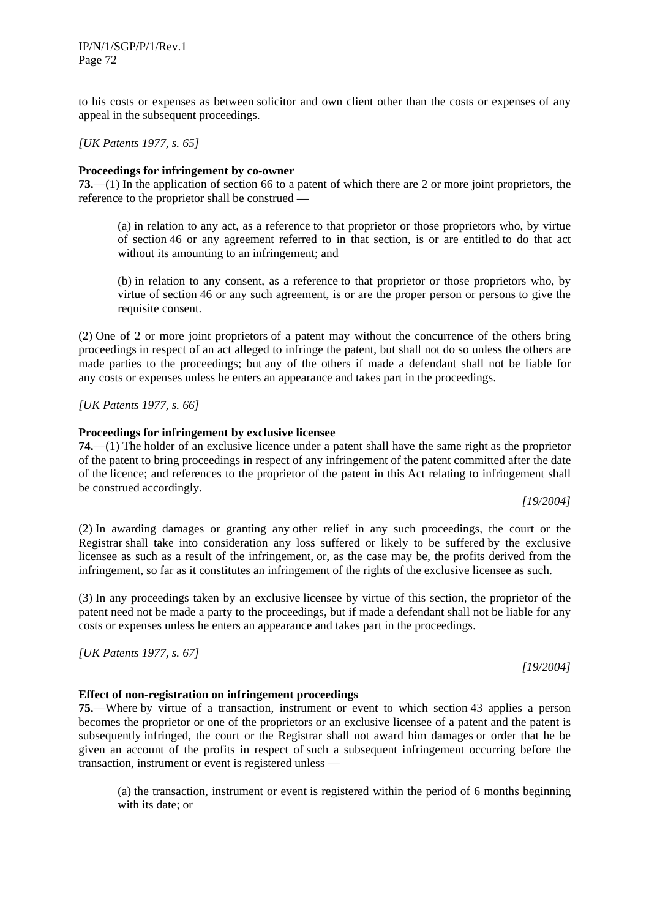to his costs or expenses as between solicitor and own client other than the costs or expenses of any appeal in the subsequent proceedings.

*[UK Patents 1977, s. 65]*

**Proceedings for infringement by co-owner**

**73.**—(1) In the application of section 66 to a patent of which there are 2 or more joint proprietors, the reference to the proprietor shall be construed —

(a) in relation to any act, as a reference to that proprietor or those proprietors who, by virtue of section 46 or any agreement referred to in that section, is or are entitled to do that act without its amounting to an infringement; and

(b) in relation to any consent, as a reference to that proprietor or those proprietors who, by virtue of section 46 or any such agreement, is or are the proper person or persons to give the requisite consent.

(2) One of 2 or more joint proprietors of a patent may without the concurrence of the others bring proceedings in respect of an act alleged to infringe the patent, but shall not do so unless the others are made parties to the proceedings; but any of the others if made a defendant shall not be liable for any costs or expenses unless he enters an appearance and takes part in the proceedings.

*[UK Patents 1977, s. 66]*

**Proceedings for infringement by exclusive licensee**

**74.**—(1) The holder of an exclusive licence under a patent shall have the same right as the proprietor of the patent to bring proceedings in respect of any infringement of the patent committed after the date of the licence; and references to the proprietor of the patent in this Act relating to infringement shall be construed accordingly.

*[19/2004]*

(2) In awarding damages or granting any other relief in any such proceedings, the court or the Registrar shall take into consideration any loss suffered or likely to be suffered by the exclusive licensee as such as a result of the infringement, or, as the case may be, the profits derived from the infringement, so far as it constitutes an infringement of the rights of the exclusive licensee as such.

(3) In any proceedings taken by an exclusive licensee by virtue of this section, the proprietor of the patent need not be made a party to the proceedings, but if made a defendant shall not be liable for any costs or expenses unless he enters an appearance and takes part in the proceedings.

*[UK Patents 1977, s. 67]*

*[19/2004]*

**Effect of non-registration on infringement proceedings**

**75.**—Where by virtue of a transaction, instrument or event to which section 43 applies a person becomes the proprietor or one of the proprietors or an exclusive licensee of a patent and the patent is subsequently infringed, the court or the Registrar shall not award him damages or order that he be given an account of the profits in respect of such a subsequent infringement occurring before the transaction, instrument or event is registered unless —

(a) the transaction, instrument or event is registered within the period of 6 months beginning with its date; or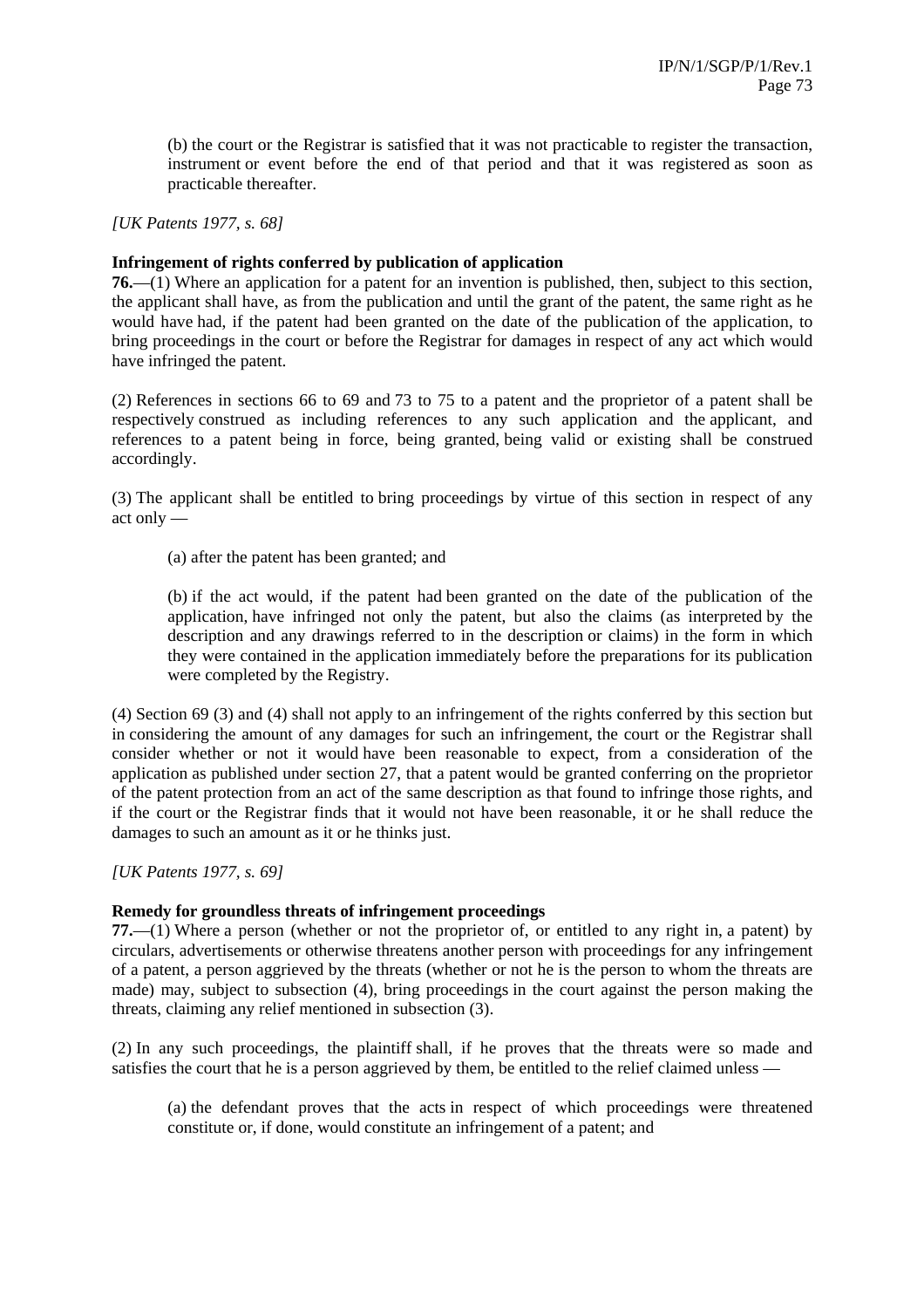(b) the court or the Registrar is satisfied that it was not practicable to register the transaction, instrument or event before the end of that period and that it was registered as soon as practicable thereafter.

*[UK Patents 1977, s. 68]*

**Infringement of rights conferred by publication of application**

**76.**—(1) Where an application for a patent for an invention is published, then, subject to this section, the applicant shall have, as from the publication and until the grant of the patent, the same right as he would have had, if the patent had been granted on the date of the publication of the application, to bring proceedings in the court or before the Registrar for damages in respect of any act which would have infringed the patent.

(2) References in sections 66 to 69 and 73 to 75 to a patent and the proprietor of a patent shall be respectively construed as including references to any such application and the applicant, and references to a patent being in force, being granted, being valid or existing shall be construed accordingly.

(3) The applicant shall be entitled to bring proceedings by virtue of this section in respect of any act only —

(a) after the patent has been granted; and

(b) if the act would, if the patent had been granted on the date of the publication of the application, have infringed not only the patent, but also the claims (as interpreted by the description and any drawings referred to in the description or claims) in the form in which they were contained in the application immediately before the preparations for its publication were completed by the Registry.

(4) Section 69 (3) and (4) shall not apply to an infringement of the rights conferred by this section but in considering the amount of any damages for such an infringement, the court or the Registrar shall consider whether or not it would have been reasonable to expect, from a consideration of the application as published under section 27, that a patent would be granted conferring on the proprietor of the patent protection from an act of the same description as that found to infringe those rights, and if the court or the Registrar finds that it would not have been reasonable, it or he shall reduce the damages to such an amount as it or he thinks just.

*[UK Patents 1977, s. 69]*

**Remedy for groundless threats of infringement proceedings**

**77.**—(1) Where a person (whether or not the proprietor of, or entitled to any right in, a patent) by circulars, advertisements or otherwise threatens another person with proceedings for any infringement of a patent, a person aggrieved by the threats (whether or not he is the person to whom the threats are made) may, subject to subsection (4), bring proceedings in the court against the person making the threats, claiming any relief mentioned in subsection (3).

(2) In any such proceedings, the plaintiff shall, if he proves that the threats were so made and satisfies the court that he is a person aggrieved by them, be entitled to the relief claimed unless —

(a) the defendant proves that the acts in respect of which proceedings were threatened constitute or, if done, would constitute an infringement of a patent; and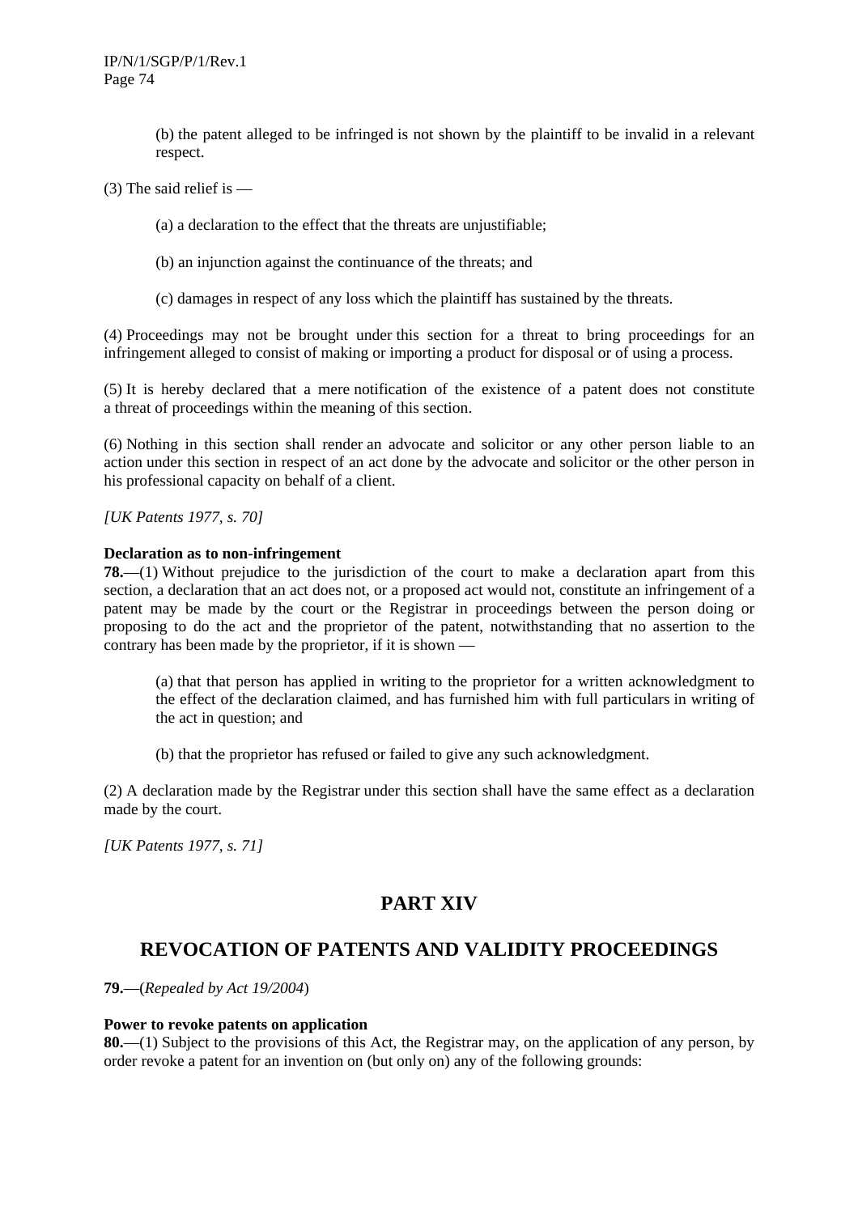(b) the patent alleged to be infringed is not shown by the plaintiff to be invalid in a relevant respect.

(3) The said relief is —

(a) a declaration to the effect that the threats are unjustifiable;

(b) an injunction against the continuance of the threats; and

(c) damages in respect of any loss which the plaintiff has sustained by the threats.

(4) Proceedings may not be brought under this section for a threat to bring proceedings for an infringement alleged to consist of making or importing a product for disposal or of using a process.

(5) It is hereby declared that a mere notification of the existence of a patent does not constitute a threat of proceedings within the meaning of this section.

(6) Nothing in this section shall render an advocate and solicitor or any other person liable to an action under this section in respect of an act done by the advocate and solicitor or the other person in his professional capacity on behalf of a client.

*[UK Patents 1977, s. 70]*

**Declaration as to non-infringement**

**78.**—(1) Without prejudice to the jurisdiction of the court to make a declaration apart from this section, a declaration that an act does not, or a proposed act would not, constitute an infringement of a patent may be made by the court or the Registrar in proceedings between the person doing or proposing to do the act and the proprietor of the patent, notwithstanding that no assertion to the contrary has been made by the proprietor, if it is shown —

(a) that that person has applied in writing to the proprietor for a written acknowledgment to the effect of the declaration claimed, and has furnished him with full particulars in writing of the act in question; and

(b) that the proprietor has refused or failed to give any such acknowledgment.

(2) A declaration made by the Registrar under this section shall have the same effect as a declaration made by the court.

*[UK Patents 1977, s. 71]*

# PART XIV

# REVOCATION OF PATENTS AND VALIDITY PROCEEDINGS

**79.**—(*Repealed by Act 19/2004*)

**Power to revoke patents on application**

**80.**—(1) Subject to the provisions of this Act, the Registrar may, on the application of any person, by order revoke a patent for an invention on (but only on) any of the following grounds: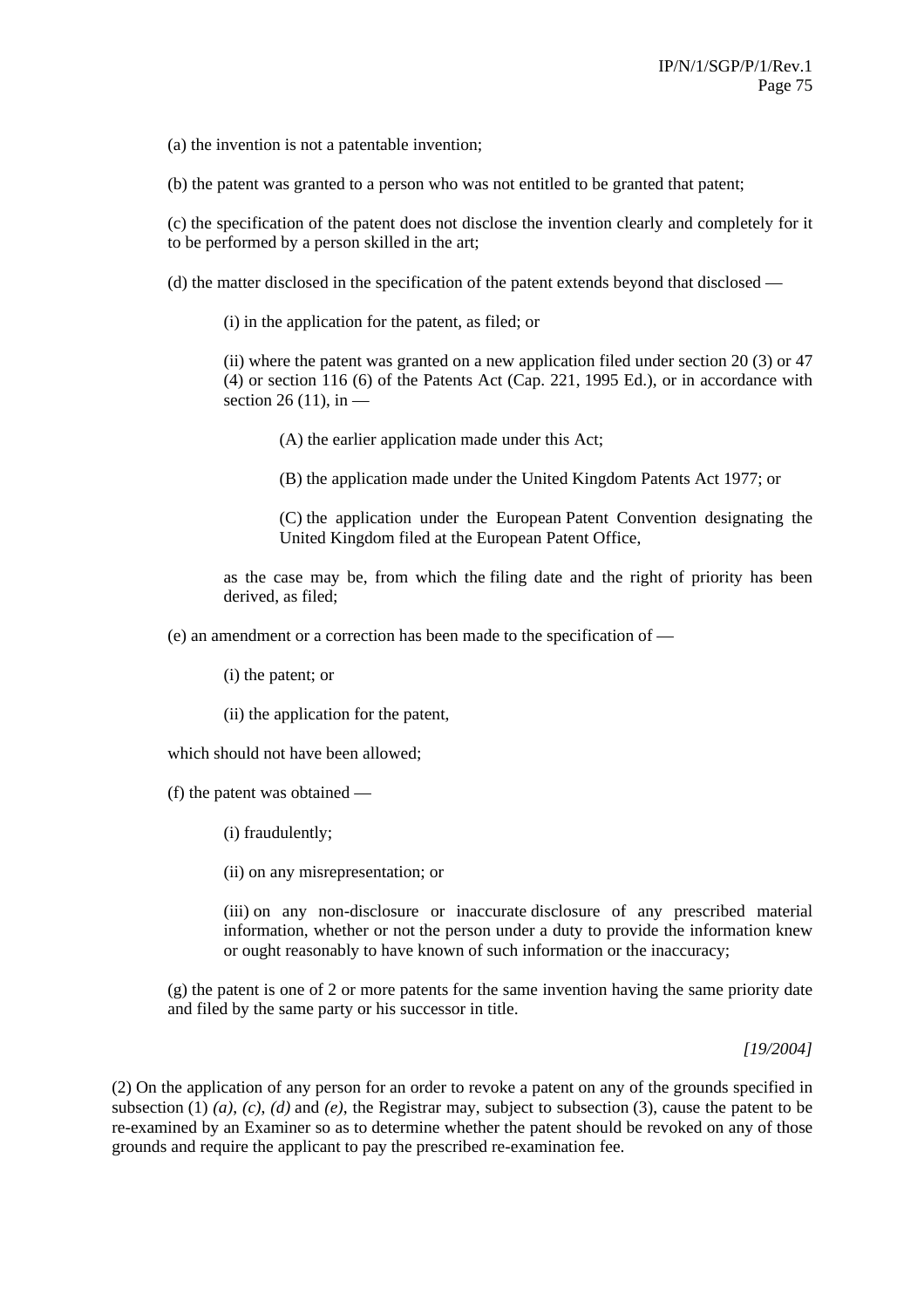(a) the invention is not a patentable invention;

(b) the patent was granted to a person who was not entitled to be granted that patent;

(c) the specification of the patent does not disclose the invention clearly and completely for it to be performed by a person skilled in the art;

(d) the matter disclosed in the specification of the patent extends beyond that disclosed —

> (i) in the application for the patent, as filed; or
>
> (ii) where the patent was granted on a new application filed under section 20 (3) or 47 (4) or section 116 (6) of the Patents Act (Cap. 221, 1995 Ed.), or in accordance with section 26 (11), in —
>
> > (A) the earlier application made under this Act;
> >
> > (B) the application made under the United Kingdom Patents Act 1977; or
> >
> > (C) the application under the European Patent Convention designating the United Kingdom filed at the European Patent Office,
>
> as the case may be, from which the filing date and the right of priority has been derived, as filed;

(e) an amendment or a correction has been made to the specification of —

> (i) the patent; or
>
> (ii) the application for the patent,

which should not have been allowed;

(f) the patent was obtained —

> (i) fraudulently;
>
> (ii) on any misrepresentation; or
>
> (iii) on any non-disclosure or inaccurate disclosure of any prescribed material information, whether or not the person under a duty to provide the information knew or ought reasonably to have known of such information or the inaccuracy;

(g) the patent is one of 2 or more patents for the same invention having the same priority date and filed by the same party or his successor in title.

*[19/2004]*

(2) On the application of any person for an order to revoke a patent on any of the grounds specified in subsection (1) *(a)*, *(c)*, *(d)* and *(e)*, the Registrar may, subject to subsection (3), cause the patent to be re-examined by an Examiner so as to determine whether the patent should be revoked on any of those grounds and require the applicant to pay the prescribed re-examination fee.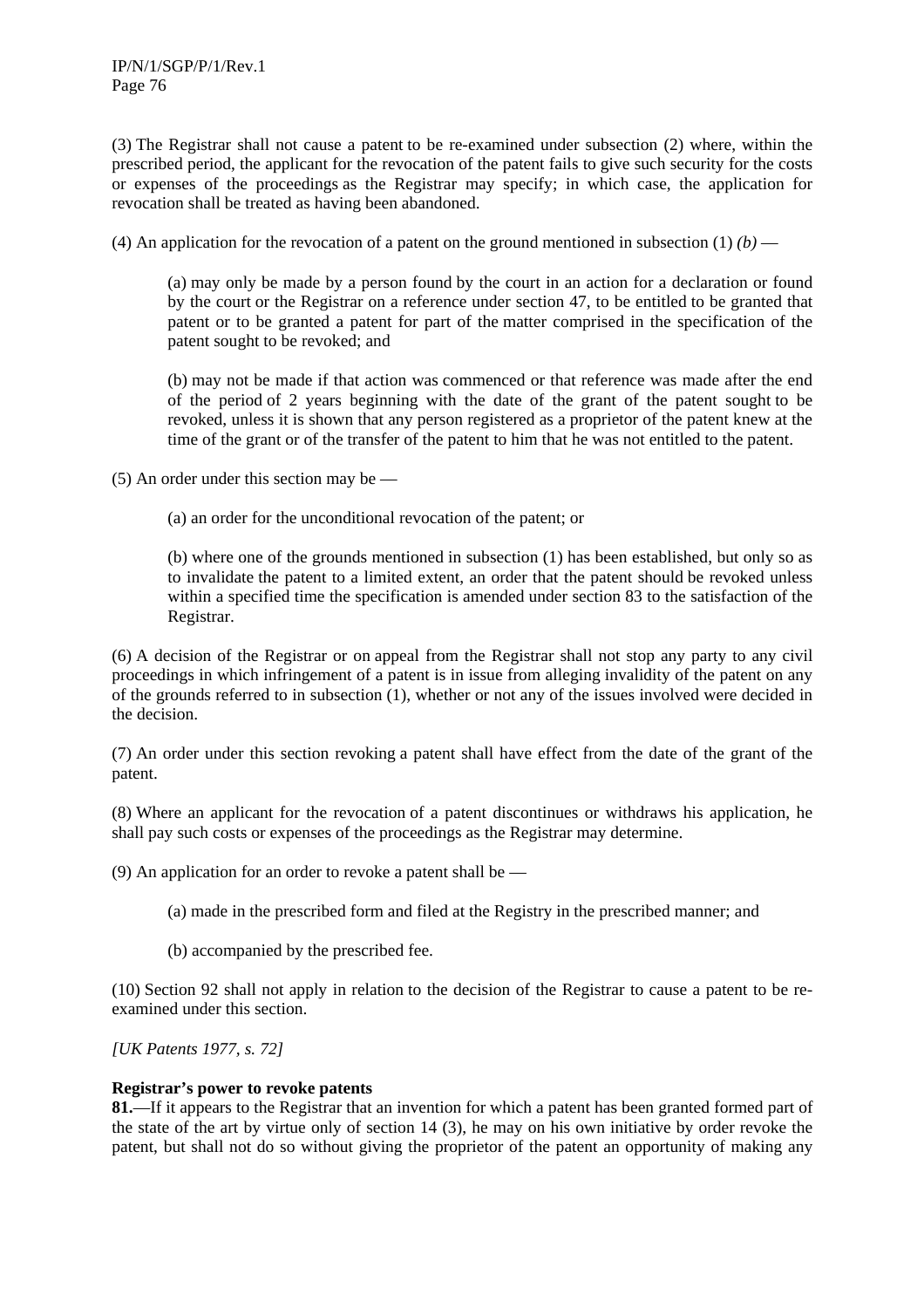(3) The Registrar shall not cause a patent to be re-examined under subsection (2) where, within the prescribed period, the applicant for the revocation of the patent fails to give such security for the costs or expenses of the proceedings as the Registrar may specify; in which case, the application for revocation shall be treated as having been abandoned.

(4) An application for the revocation of a patent on the ground mentioned in subsection (1) *(b)* —

> (a) may only be made by a person found by the court in an action for a declaration or found by the court or the Registrar on a reference under section 47, to be entitled to be granted that patent or to be granted a patent for part of the matter comprised in the specification of the patent sought to be revoked; and
>
> (b) may not be made if that action was commenced or that reference was made after the end of the period of 2 years beginning with the date of the grant of the patent sought to be revoked, unless it is shown that any person registered as a proprietor of the patent knew at the time of the grant or of the transfer of the patent to him that he was not entitled to the patent.

(5) An order under this section may be —

> (a) an order for the unconditional revocation of the patent; or
>
> (b) where one of the grounds mentioned in subsection (1) has been established, but only so as to invalidate the patent to a limited extent, an order that the patent should be revoked unless within a specified time the specification is amended under section 83 to the satisfaction of the Registrar.

(6) A decision of the Registrar or on appeal from the Registrar shall not stop any party to any civil proceedings in which infringement of a patent is in issue from alleging invalidity of the patent on any of the grounds referred to in subsection (1), whether or not any of the issues involved were decided in the decision.

(7) An order under this section revoking a patent shall have effect from the date of the grant of the patent.

(8) Where an applicant for the revocation of a patent discontinues or withdraws his application, he shall pay such costs or expenses of the proceedings as the Registrar may determine.

(9) An application for an order to revoke a patent shall be —

> (a) made in the prescribed form and filed at the Registry in the prescribed manner; and
>
> (b) accompanied by the prescribed fee.

(10) Section 92 shall not apply in relation to the decision of the Registrar to cause a patent to be re-examined under this section.

*[UK Patents 1977, s. 72]*

**Registrar's power to revoke patents**

**81.**—If it appears to the Registrar that an invention for which a patent has been granted formed part of the state of the art by virtue only of section 14 (3), he may on his own initiative by order revoke the patent, but shall not do so without giving the proprietor of the patent an opportunity of making any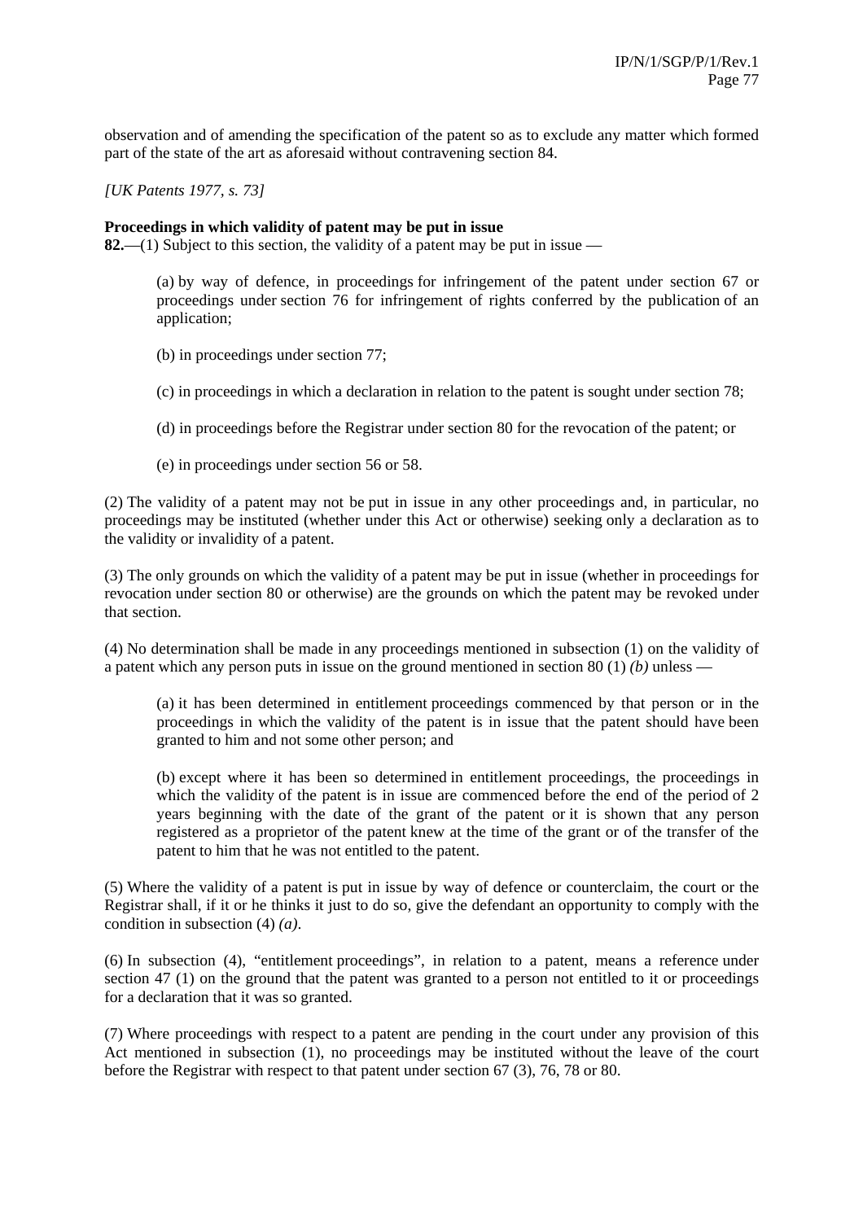observation and of amending the specification of the patent so as to exclude any matter which formed part of the state of the art as aforesaid without contravening section 84.

*[UK Patents 1977, s. 73]*

**Proceedings in which validity of patent may be put in issue**

**82.**—(1) Subject to this section, the validity of a patent may be put in issue —

(a) by way of defence, in proceedings for infringement of the patent under section 67 or proceedings under section 76 for infringement of rights conferred by the publication of an application;

(b) in proceedings under section 77;

(c) in proceedings in which a declaration in relation to the patent is sought under section 78;

(d) in proceedings before the Registrar under section 80 for the revocation of the patent; or

(e) in proceedings under section 56 or 58.

(2) The validity of a patent may not be put in issue in any other proceedings and, in particular, no proceedings may be instituted (whether under this Act or otherwise) seeking only a declaration as to the validity or invalidity of a patent.

(3) The only grounds on which the validity of a patent may be put in issue (whether in proceedings for revocation under section 80 or otherwise) are the grounds on which the patent may be revoked under that section.

(4) No determination shall be made in any proceedings mentioned in subsection (1) on the validity of a patent which any person puts in issue on the ground mentioned in section 80 (1) *(b)* unless —

(a) it has been determined in entitlement proceedings commenced by that person or in the proceedings in which the validity of the patent is in issue that the patent should have been granted to him and not some other person; and

(b) except where it has been so determined in entitlement proceedings, the proceedings in which the validity of the patent is in issue are commenced before the end of the period of 2 years beginning with the date of the grant of the patent or it is shown that any person registered as a proprietor of the patent knew at the time of the grant or of the transfer of the patent to him that he was not entitled to the patent.

(5) Where the validity of a patent is put in issue by way of defence or counterclaim, the court or the Registrar shall, if it or he thinks it just to do so, give the defendant an opportunity to comply with the condition in subsection (4) *(a)*.

(6) In subsection (4), "entitlement proceedings", in relation to a patent, means a reference under section 47 (1) on the ground that the patent was granted to a person not entitled to it or proceedings for a declaration that it was so granted.

(7) Where proceedings with respect to a patent are pending in the court under any provision of this Act mentioned in subsection (1), no proceedings may be instituted without the leave of the court before the Registrar with respect to that patent under section 67 (3), 76, 78 or 80.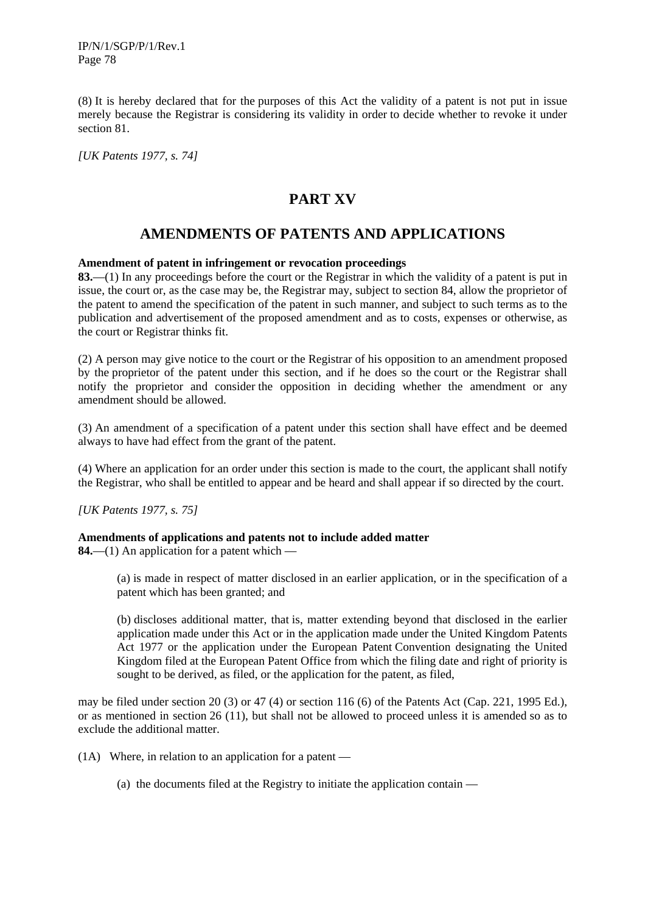(8) It is hereby declared that for the purposes of this Act the validity of a patent is not put in issue merely because the Registrar is considering its validity in order to decide whether to revoke it under section 81.

*[UK Patents 1977, s. 74]*

# PART XV

# AMENDMENTS OF PATENTS AND APPLICATIONS

**Amendment of patent in infringement or revocation proceedings**

**83.**—(1) In any proceedings before the court or the Registrar in which the validity of a patent is put in issue, the court or, as the case may be, the Registrar may, subject to section 84, allow the proprietor of the patent to amend the specification of the patent in such manner, and subject to such terms as to the publication and advertisement of the proposed amendment and as to costs, expenses or otherwise, as the court or Registrar thinks fit.

(2) A person may give notice to the court or the Registrar of his opposition to an amendment proposed by the proprietor of the patent under this section, and if he does so the court or the Registrar shall notify the proprietor and consider the opposition in deciding whether the amendment or any amendment should be allowed.

(3) An amendment of a specification of a patent under this section shall have effect and be deemed always to have had effect from the grant of the patent.

(4) Where an application for an order under this section is made to the court, the applicant shall notify the Registrar, who shall be entitled to appear and be heard and shall appear if so directed by the court.

*[UK Patents 1977, s. 75]*

**Amendments of applications and patents not to include added matter**

**84.**—(1) An application for a patent which —

> (a) is made in respect of matter disclosed in an earlier application, or in the specification of a patent which has been granted; and
>
> (b) discloses additional matter, that is, matter extending beyond that disclosed in the earlier application made under this Act or in the application made under the United Kingdom Patents Act 1977 or the application under the European Patent Convention designating the United Kingdom filed at the European Patent Office from which the filing date and right of priority is sought to be derived, as filed, or the application for the patent, as filed,

may be filed under section 20 (3) or 47 (4) or section 116 (6) of the Patents Act (Cap. 221, 1995 Ed.), or as mentioned in section 26 (11), but shall not be allowed to proceed unless it is amended so as to exclude the additional matter.

(1A) Where, in relation to an application for a patent —

> (a) the documents filed at the Registry to initiate the application contain —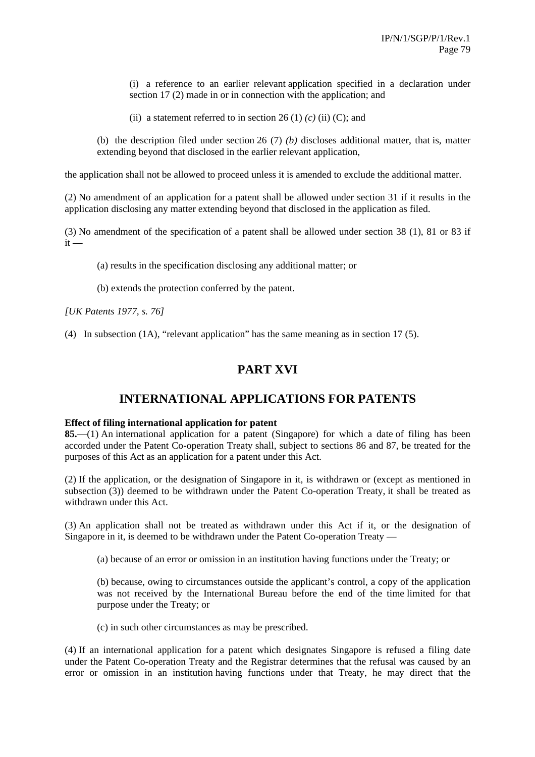(i) a reference to an earlier relevant application specified in a declaration under section 17 (2) made in or in connection with the application; and

(ii) a statement referred to in section 26 (1) *(c)* (ii) (C); and

(b) the description filed under section 26 (7) *(b)* discloses additional matter, that is, matter extending beyond that disclosed in the earlier relevant application,

the application shall not be allowed to proceed unless it is amended to exclude the additional matter.

(2) No amendment of an application for a patent shall be allowed under section 31 if it results in the application disclosing any matter extending beyond that disclosed in the application as filed.

(3) No amendment of the specification of a patent shall be allowed under section 38 (1), 81 or 83 if it —

(a) results in the specification disclosing any additional matter; or

(b) extends the protection conferred by the patent.

*[UK Patents 1977, s. 76]*

(4) In subsection (1A), "relevant application" has the same meaning as in section 17 (5).

# PART XVI

## INTERNATIONAL APPLICATIONS FOR PATENTS

**Effect of filing international application for patent**

**85.**—(1) An international application for a patent (Singapore) for which a date of filing has been accorded under the Patent Co-operation Treaty shall, subject to sections 86 and 87, be treated for the purposes of this Act as an application for a patent under this Act.

(2) If the application, or the designation of Singapore in it, is withdrawn or (except as mentioned in subsection (3)) deemed to be withdrawn under the Patent Co-operation Treaty, it shall be treated as withdrawn under this Act.

(3) An application shall not be treated as withdrawn under this Act if it, or the designation of Singapore in it, is deemed to be withdrawn under the Patent Co-operation Treaty —

(a) because of an error or omission in an institution having functions under the Treaty; or

(b) because, owing to circumstances outside the applicant's control, a copy of the application was not received by the International Bureau before the end of the time limited for that purpose under the Treaty; or

(c) in such other circumstances as may be prescribed.

(4) If an international application for a patent which designates Singapore is refused a filing date under the Patent Co-operation Treaty and the Registrar determines that the refusal was caused by an error or omission in an institution having functions under that Treaty, he may direct that the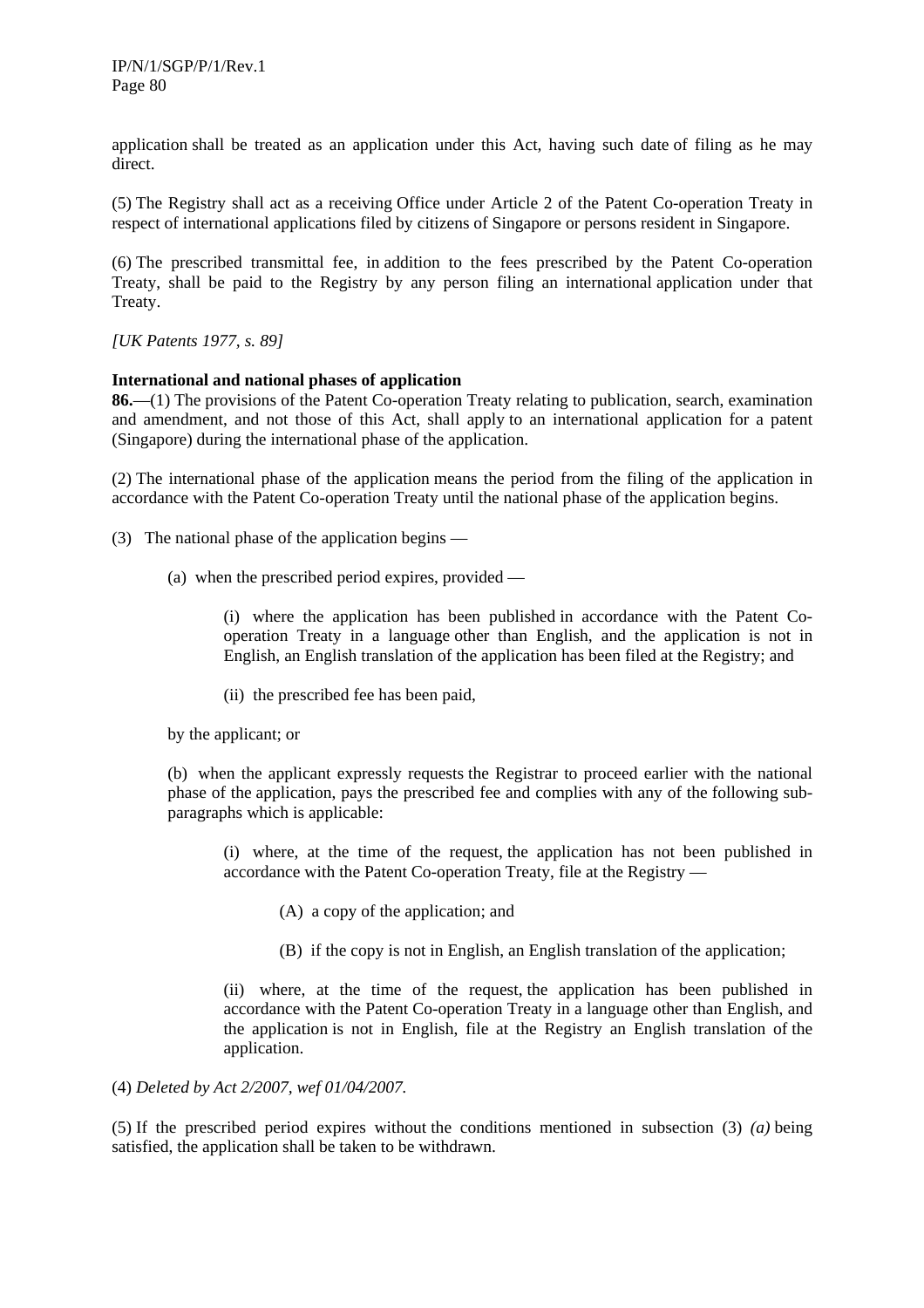application shall be treated as an application under this Act, having such date of filing as he may direct.

(5) The Registry shall act as a receiving Office under Article 2 of the Patent Co-operation Treaty in respect of international applications filed by citizens of Singapore or persons resident in Singapore.

(6) The prescribed transmittal fee, in addition to the fees prescribed by the Patent Co-operation Treaty, shall be paid to the Registry by any person filing an international application under that Treaty.

*[UK Patents 1977, s. 89]*

**International and national phases of application**

**86.**—(1) The provisions of the Patent Co-operation Treaty relating to publication, search, examination and amendment, and not those of this Act, shall apply to an international application for a patent (Singapore) during the international phase of the application.

(2) The international phase of the application means the period from the filing of the application in accordance with the Patent Co-operation Treaty until the national phase of the application begins.

(3) The national phase of the application begins —

(a) when the prescribed period expires, provided —

(i) where the application has been published in accordance with the Patent Co-operation Treaty in a language other than English, and the application is not in English, an English translation of the application has been filed at the Registry; and

(ii) the prescribed fee has been paid,

by the applicant; or

(b) when the applicant expressly requests the Registrar to proceed earlier with the national phase of the application, pays the prescribed fee and complies with any of the following sub-paragraphs which is applicable:

(i) where, at the time of the request, the application has not been published in accordance with the Patent Co-operation Treaty, file at the Registry —

(A) a copy of the application; and

(B) if the copy is not in English, an English translation of the application;

(ii) where, at the time of the request, the application has been published in accordance with the Patent Co-operation Treaty in a language other than English, and the application is not in English, file at the Registry an English translation of the application.

(4) *Deleted by Act 2/2007, wef 01/04/2007.*

(5) If the prescribed period expires without the conditions mentioned in subsection (3) *(a)* being satisfied, the application shall be taken to be withdrawn.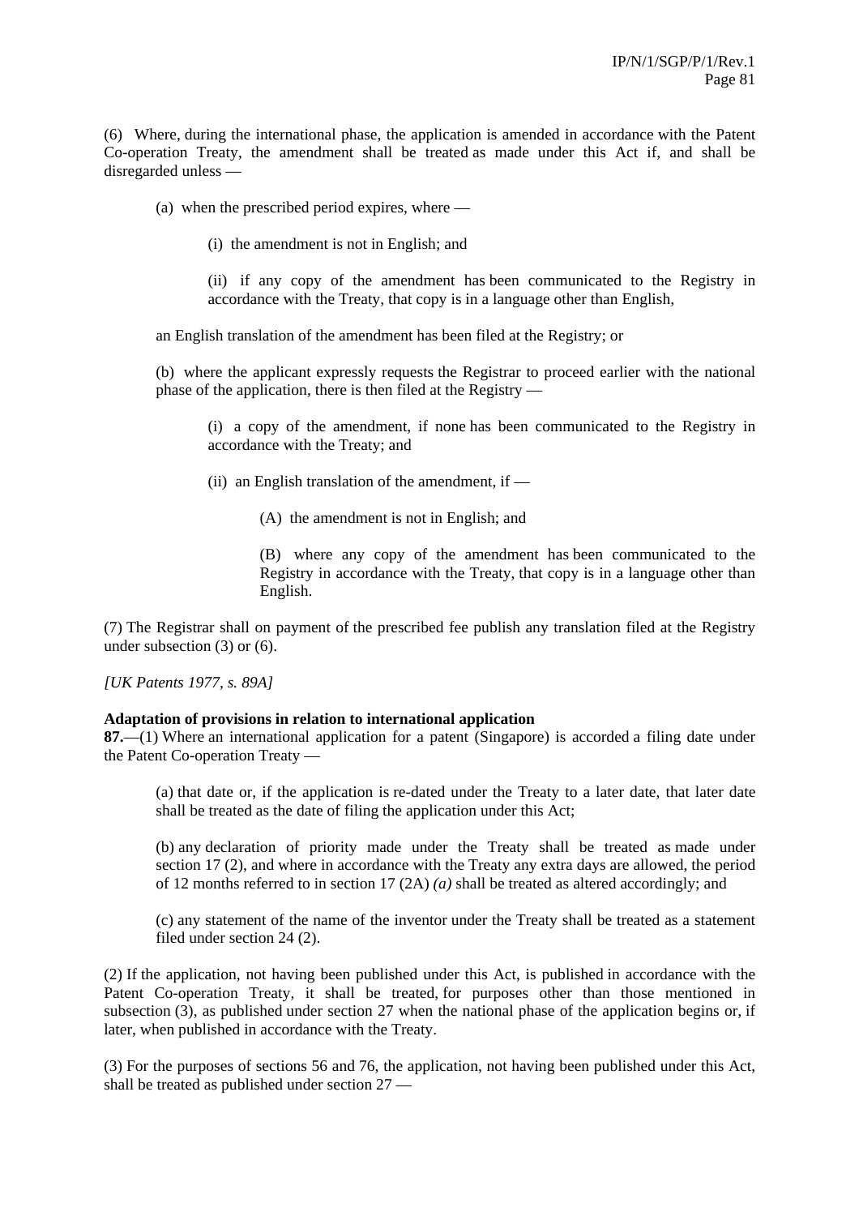(6) Where, during the international phase, the application is amended in accordance with the Patent Co-operation Treaty, the amendment shall be treated as made under this Act if, and shall be disregarded unless —

(a) when the prescribed period expires, where —

(i) the amendment is not in English; and

(ii) if any copy of the amendment has been communicated to the Registry in accordance with the Treaty, that copy is in a language other than English,

an English translation of the amendment has been filed at the Registry; or

(b) where the applicant expressly requests the Registrar to proceed earlier with the national phase of the application, there is then filed at the Registry —

(i) a copy of the amendment, if none has been communicated to the Registry in accordance with the Treaty; and

(ii) an English translation of the amendment, if —

(A) the amendment is not in English; and

(B) where any copy of the amendment has been communicated to the Registry in accordance with the Treaty, that copy is in a language other than English.

(7) The Registrar shall on payment of the prescribed fee publish any translation filed at the Registry under subsection (3) or (6).

*[UK Patents 1977, s. 89A]*

**Adaptation of provisions in relation to international application**

**87.**—(1) Where an international application for a patent (Singapore) is accorded a filing date under the Patent Co-operation Treaty —

(a) that date or, if the application is re-dated under the Treaty to a later date, that later date shall be treated as the date of filing the application under this Act;

(b) any declaration of priority made under the Treaty shall be treated as made under section 17 (2), and where in accordance with the Treaty any extra days are allowed, the period of 12 months referred to in section 17 (2A) *(a)* shall be treated as altered accordingly; and

(c) any statement of the name of the inventor under the Treaty shall be treated as a statement filed under section 24 (2).

(2) If the application, not having been published under this Act, is published in accordance with the Patent Co-operation Treaty, it shall be treated, for purposes other than those mentioned in subsection (3), as published under section 27 when the national phase of the application begins or, if later, when published in accordance with the Treaty.

(3) For the purposes of sections 56 and 76, the application, not having been published under this Act, shall be treated as published under section 27 —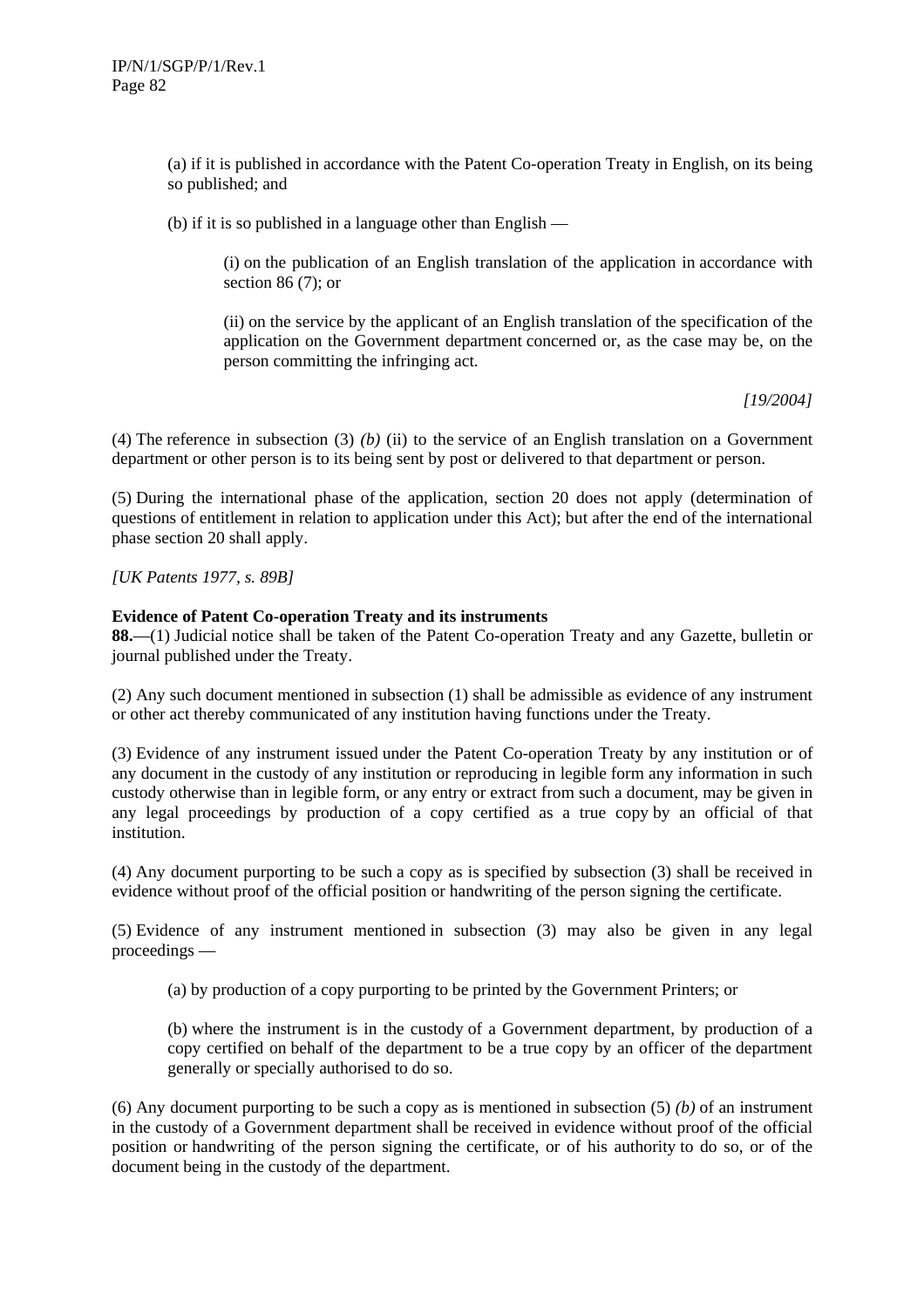(a) if it is published in accordance with the Patent Co-operation Treaty in English, on its being so published; and

(b) if it is so published in a language other than English —

(i) on the publication of an English translation of the application in accordance with section 86 (7); or

(ii) on the service by the applicant of an English translation of the specification of the application on the Government department concerned or, as the case may be, on the person committing the infringing act.

*[19/2004]*

(4) The reference in subsection (3) *(b)* (ii) to the service of an English translation on a Government department or other person is to its being sent by post or delivered to that department or person.

(5) During the international phase of the application, section 20 does not apply (determination of questions of entitlement in relation to application under this Act); but after the end of the international phase section 20 shall apply.

*[UK Patents 1977, s. 89B]*

**Evidence of Patent Co-operation Treaty and its instruments**

**88.**—(1) Judicial notice shall be taken of the Patent Co-operation Treaty and any Gazette, bulletin or journal published under the Treaty.

(2) Any such document mentioned in subsection (1) shall be admissible as evidence of any instrument or other act thereby communicated of any institution having functions under the Treaty.

(3) Evidence of any instrument issued under the Patent Co-operation Treaty by any institution or of any document in the custody of any institution or reproducing in legible form any information in such custody otherwise than in legible form, or any entry or extract from such a document, may be given in any legal proceedings by production of a copy certified as a true copy by an official of that institution.

(4) Any document purporting to be such a copy as is specified by subsection (3) shall be received in evidence without proof of the official position or handwriting of the person signing the certificate.

(5) Evidence of any instrument mentioned in subsection (3) may also be given in any legal proceedings —

(a) by production of a copy purporting to be printed by the Government Printers; or

(b) where the instrument is in the custody of a Government department, by production of a copy certified on behalf of the department to be a true copy by an officer of the department generally or specially authorised to do so.

(6) Any document purporting to be such a copy as is mentioned in subsection (5) *(b)* of an instrument in the custody of a Government department shall be received in evidence without proof of the official position or handwriting of the person signing the certificate, or of his authority to do so, or of the document being in the custody of the department.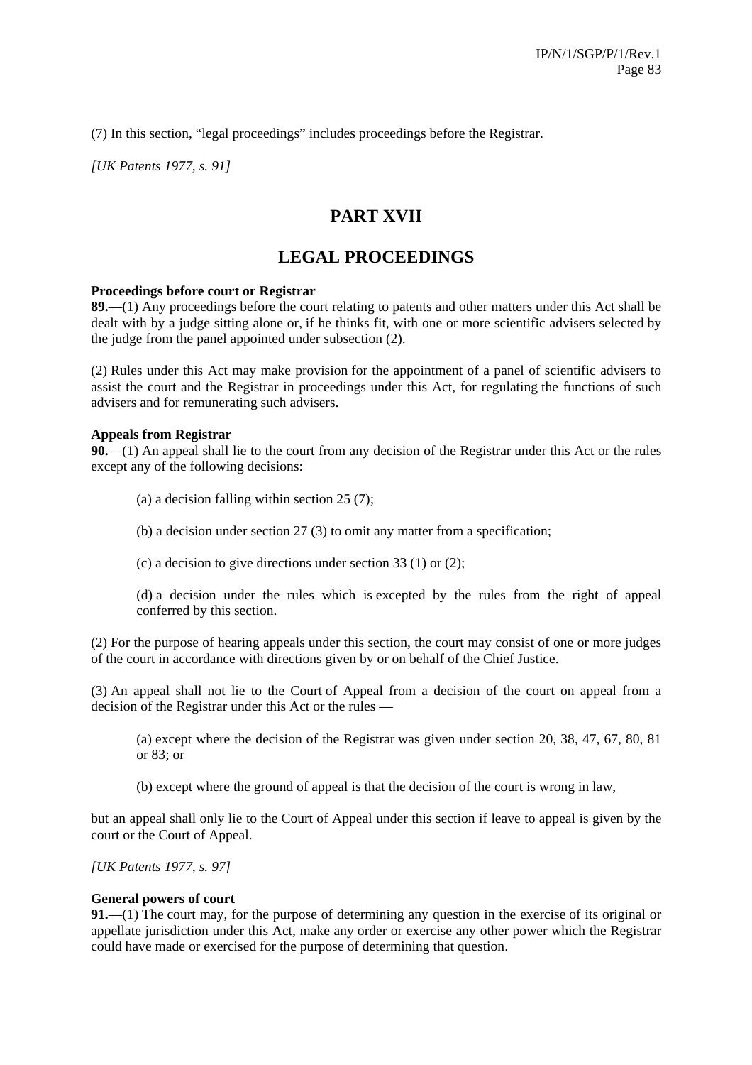(7) In this section, “legal proceedings” includes proceedings before the Registrar.

*[UK Patents 1977, s. 91]*

# PART XVII

# LEGAL PROCEEDINGS

**Proceedings before court or Registrar**

**89.**—(1) Any proceedings before the court relating to patents and other matters under this Act shall be dealt with by a judge sitting alone or, if he thinks fit, with one or more scientific advisers selected by the judge from the panel appointed under subsection (2).

(2) Rules under this Act may make provision for the appointment of a panel of scientific advisers to assist the court and the Registrar in proceedings under this Act, for regulating the functions of such advisers and for remunerating such advisers.

**Appeals from Registrar**

**90.**—(1) An appeal shall lie to the court from any decision of the Registrar under this Act or the rules except any of the following decisions:

> (a) a decision falling within section 25 (7);
>
> (b) a decision under section 27 (3) to omit any matter from a specification;
>
> (c) a decision to give directions under section 33 (1) or (2);
>
> (d) a decision under the rules which is excepted by the rules from the right of appeal conferred by this section.

(2) For the purpose of hearing appeals under this section, the court may consist of one or more judges of the court in accordance with directions given by or on behalf of the Chief Justice.

(3) An appeal shall not lie to the Court of Appeal from a decision of the court on appeal from a decision of the Registrar under this Act or the rules —

> (a) except where the decision of the Registrar was given under section 20, 38, 47, 67, 80, 81 or 83; or
>
> (b) except where the ground of appeal is that the decision of the court is wrong in law,

but an appeal shall only lie to the Court of Appeal under this section if leave to appeal is given by the court or the Court of Appeal.

*[UK Patents 1977, s. 97]*

**General powers of court**

**91.**—(1) The court may, for the purpose of determining any question in the exercise of its original or appellate jurisdiction under this Act, make any order or exercise any other power which the Registrar could have made or exercised for the purpose of determining that question.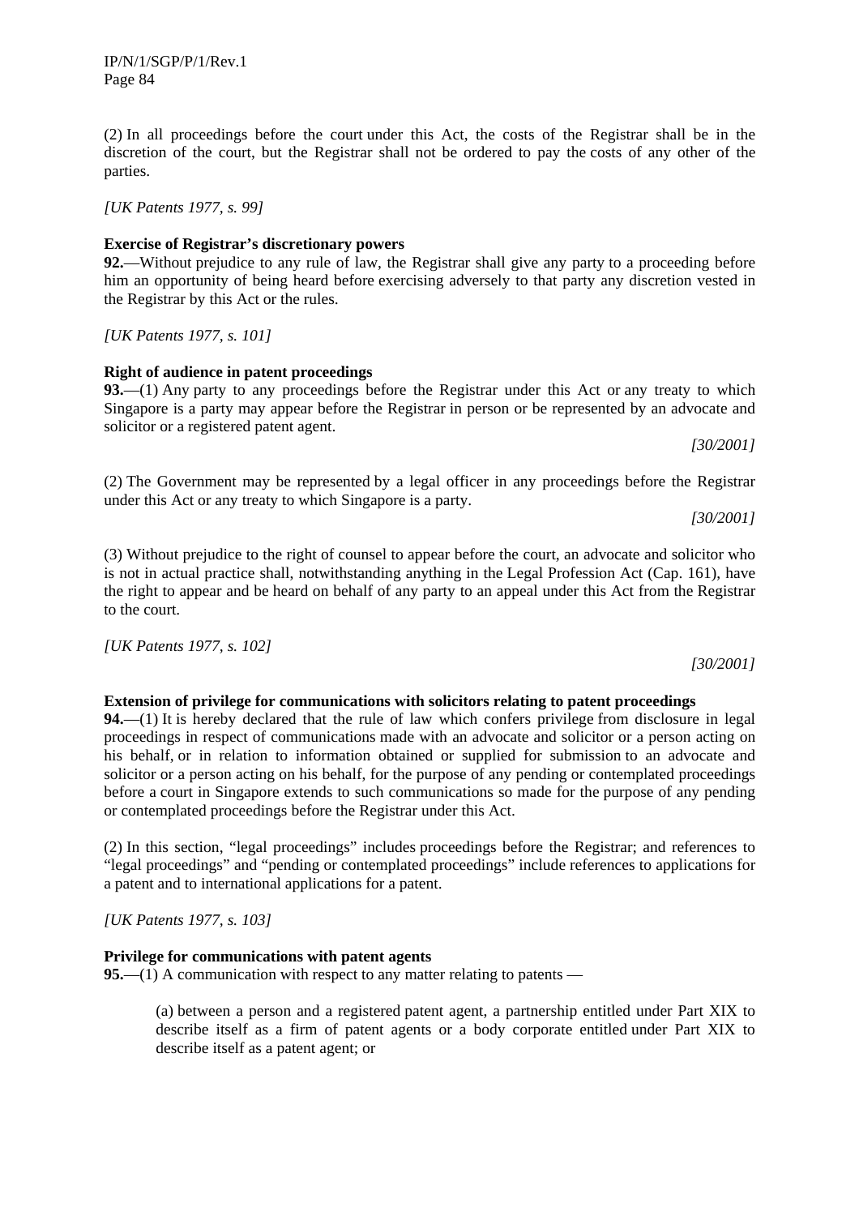(2) In all proceedings before the court under this Act, the costs of the Registrar shall be in the discretion of the court, but the Registrar shall not be ordered to pay the costs of any other of the parties.

*[UK Patents 1977, s. 99]*

**Exercise of Registrar's discretionary powers**

**92.**—Without prejudice to any rule of law, the Registrar shall give any party to a proceeding before him an opportunity of being heard before exercising adversely to that party any discretion vested in the Registrar by this Act or the rules.

*[UK Patents 1977, s. 101]*

**Right of audience in patent proceedings**

**93.**—(1) Any party to any proceedings before the Registrar under this Act or any treaty to which Singapore is a party may appear before the Registrar in person or be represented by an advocate and solicitor or a registered patent agent.

*[30/2001]*

(2) The Government may be represented by a legal officer in any proceedings before the Registrar under this Act or any treaty to which Singapore is a party.

*[30/2001]*

(3) Without prejudice to the right of counsel to appear before the court, an advocate and solicitor who is not in actual practice shall, notwithstanding anything in the Legal Profession Act (Cap. 161), have the right to appear and be heard on behalf of any party to an appeal under this Act from the Registrar to the court.

*[UK Patents 1977, s. 102]*

*[30/2001]*

**Extension of privilege for communications with solicitors relating to patent proceedings**

**94.**—(1) It is hereby declared that the rule of law which confers privilege from disclosure in legal proceedings in respect of communications made with an advocate and solicitor or a person acting on his behalf, or in relation to information obtained or supplied for submission to an advocate and solicitor or a person acting on his behalf, for the purpose of any pending or contemplated proceedings before a court in Singapore extends to such communications so made for the purpose of any pending or contemplated proceedings before the Registrar under this Act.

(2) In this section, "legal proceedings" includes proceedings before the Registrar; and references to "legal proceedings" and "pending or contemplated proceedings" include references to applications for a patent and to international applications for a patent.

*[UK Patents 1977, s. 103]*

**Privilege for communications with patent agents**

**95.**—(1) A communication with respect to any matter relating to patents —

(a) between a person and a registered patent agent, a partnership entitled under Part XIX to describe itself as a firm of patent agents or a body corporate entitled under Part XIX to describe itself as a patent agent; or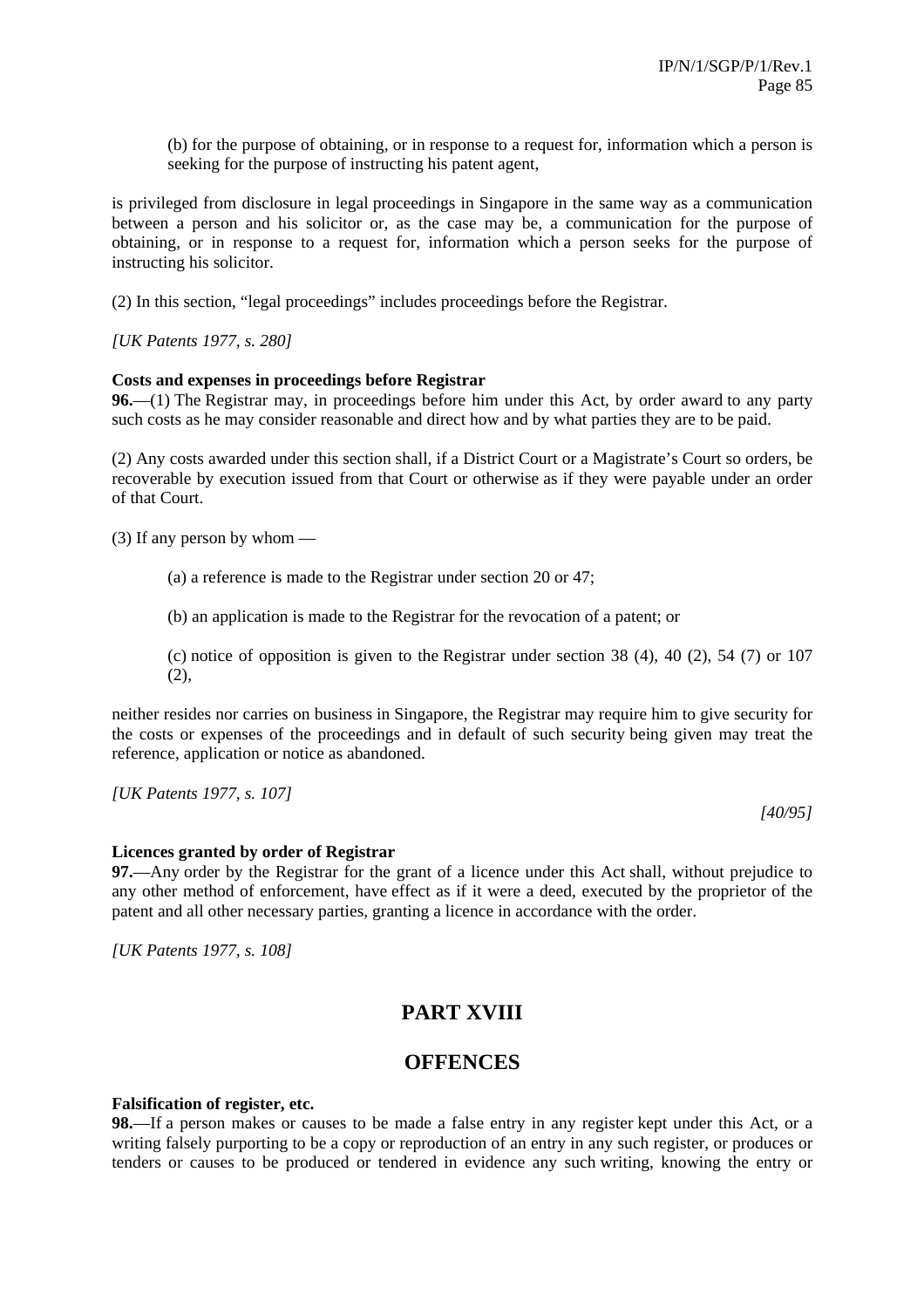(b) for the purpose of obtaining, or in response to a request for, information which a person is seeking for the purpose of instructing his patent agent,

is privileged from disclosure in legal proceedings in Singapore in the same way as a communication between a person and his solicitor or, as the case may be, a communication for the purpose of obtaining, or in response to a request for, information which a person seeks for the purpose of instructing his solicitor.

(2) In this section, "legal proceedings" includes proceedings before the Registrar.

*[UK Patents 1977, s. 280]*

**Costs and expenses in proceedings before Registrar**

**96.**—(1) The Registrar may, in proceedings before him under this Act, by order award to any party such costs as he may consider reasonable and direct how and by what parties they are to be paid.

(2) Any costs awarded under this section shall, if a District Court or a Magistrate's Court so orders, be recoverable by execution issued from that Court or otherwise as if they were payable under an order of that Court.

(3) If any person by whom —

(a) a reference is made to the Registrar under section 20 or 47;

(b) an application is made to the Registrar for the revocation of a patent; or

(c) notice of opposition is given to the Registrar under section 38 (4), 40 (2), 54 (7) or 107 (2),

neither resides nor carries on business in Singapore, the Registrar may require him to give security for the costs or expenses of the proceedings and in default of such security being given may treat the reference, application or notice as abandoned.

*[UK Patents 1977, s. 107]*

*[40/95]*

**Licences granted by order of Registrar**

**97.**—Any order by the Registrar for the grant of a licence under this Act shall, without prejudice to any other method of enforcement, have effect as if it were a deed, executed by the proprietor of the patent and all other necessary parties, granting a licence in accordance with the order.

*[UK Patents 1977, s. 108]*

# PART XVIII

# OFFENCES

**Falsification of register, etc.**

**98.**—If a person makes or causes to be made a false entry in any register kept under this Act, or a writing falsely purporting to be a copy or reproduction of an entry in any such register, or produces or tenders or causes to be produced or tendered in evidence any such writing, knowing the entry or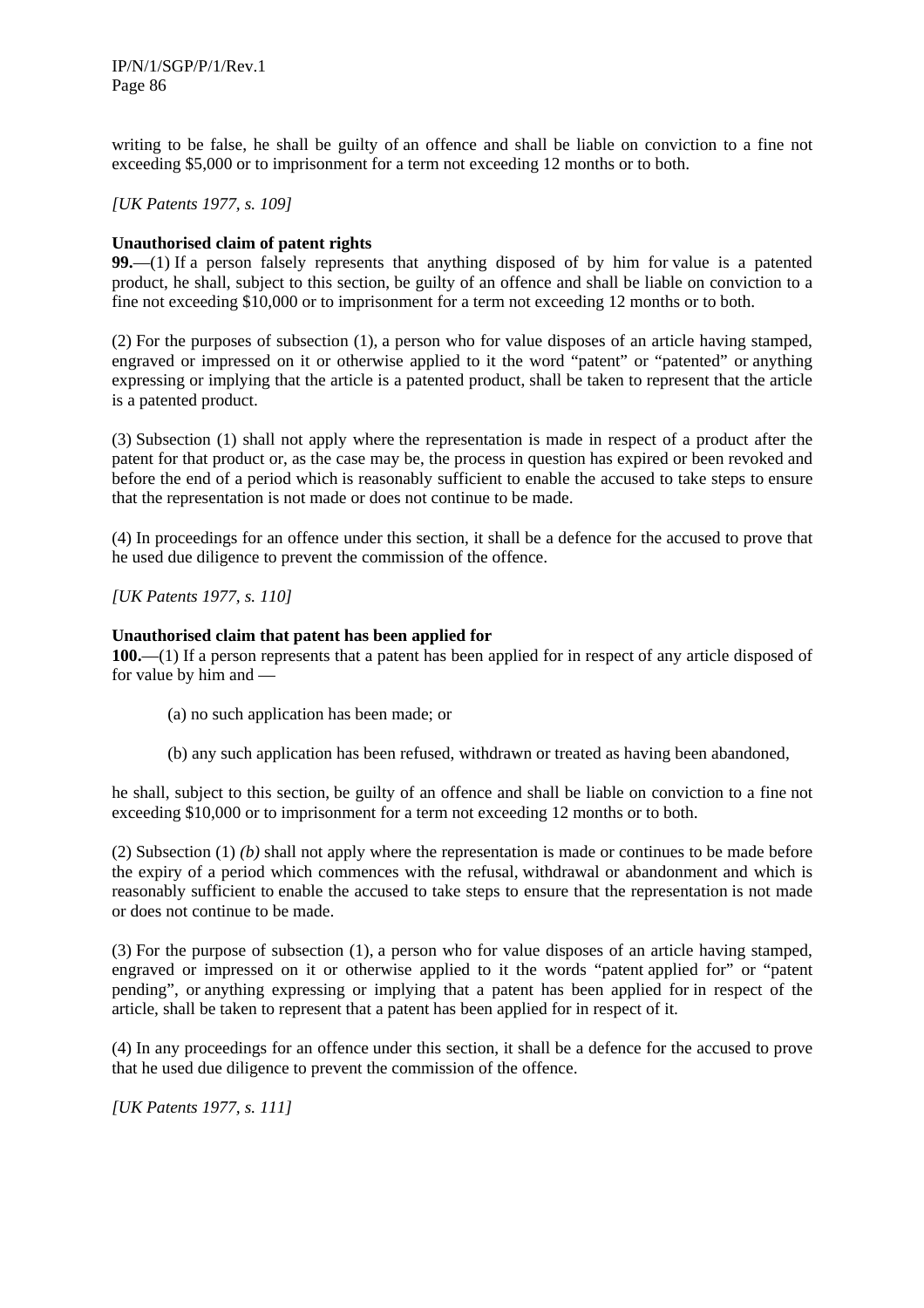writing to be false, he shall be guilty of an offence and shall be liable on conviction to a fine not exceeding $5,000 or to imprisonment for a term not exceeding 12 months or to both.

*[UK Patents 1977, s. 109]*

**Unauthorised claim of patent rights**

**99.**—(1) If a person falsely represents that anything disposed of by him for value is a patented product, he shall, subject to this section, be guilty of an offence and shall be liable on conviction to a fine not exceeding $10,000 or to imprisonment for a term not exceeding 12 months or to both.

(2) For the purposes of subsection (1), a person who for value disposes of an article having stamped, engraved or impressed on it or otherwise applied to it the word "patent" or "patented" or anything expressing or implying that the article is a patented product, shall be taken to represent that the article is a patented product.

(3) Subsection (1) shall not apply where the representation is made in respect of a product after the patent for that product or, as the case may be, the process in question has expired or been revoked and before the end of a period which is reasonably sufficient to enable the accused to take steps to ensure that the representation is not made or does not continue to be made.

(4) In proceedings for an offence under this section, it shall be a defence for the accused to prove that he used due diligence to prevent the commission of the offence.

*[UK Patents 1977, s. 110]*

**Unauthorised claim that patent has been applied for**

**100.**—(1) If a person represents that a patent has been applied for in respect of any article disposed of for value by him and —

(a) no such application has been made; or

(b) any such application has been refused, withdrawn or treated as having been abandoned,

he shall, subject to this section, be guilty of an offence and shall be liable on conviction to a fine not exceeding $10,000 or to imprisonment for a term not exceeding 12 months or to both.

(2) Subsection (1) *(b)* shall not apply where the representation is made or continues to be made before the expiry of a period which commences with the refusal, withdrawal or abandonment and which is reasonably sufficient to enable the accused to take steps to ensure that the representation is not made or does not continue to be made.

(3) For the purpose of subsection (1), a person who for value disposes of an article having stamped, engraved or impressed on it or otherwise applied to it the words "patent applied for" or "patent pending", or anything expressing or implying that a patent has been applied for in respect of the article, shall be taken to represent that a patent has been applied for in respect of it.

(4) In any proceedings for an offence under this section, it shall be a defence for the accused to prove that he used due diligence to prevent the commission of the offence.

*[UK Patents 1977, s. 111]*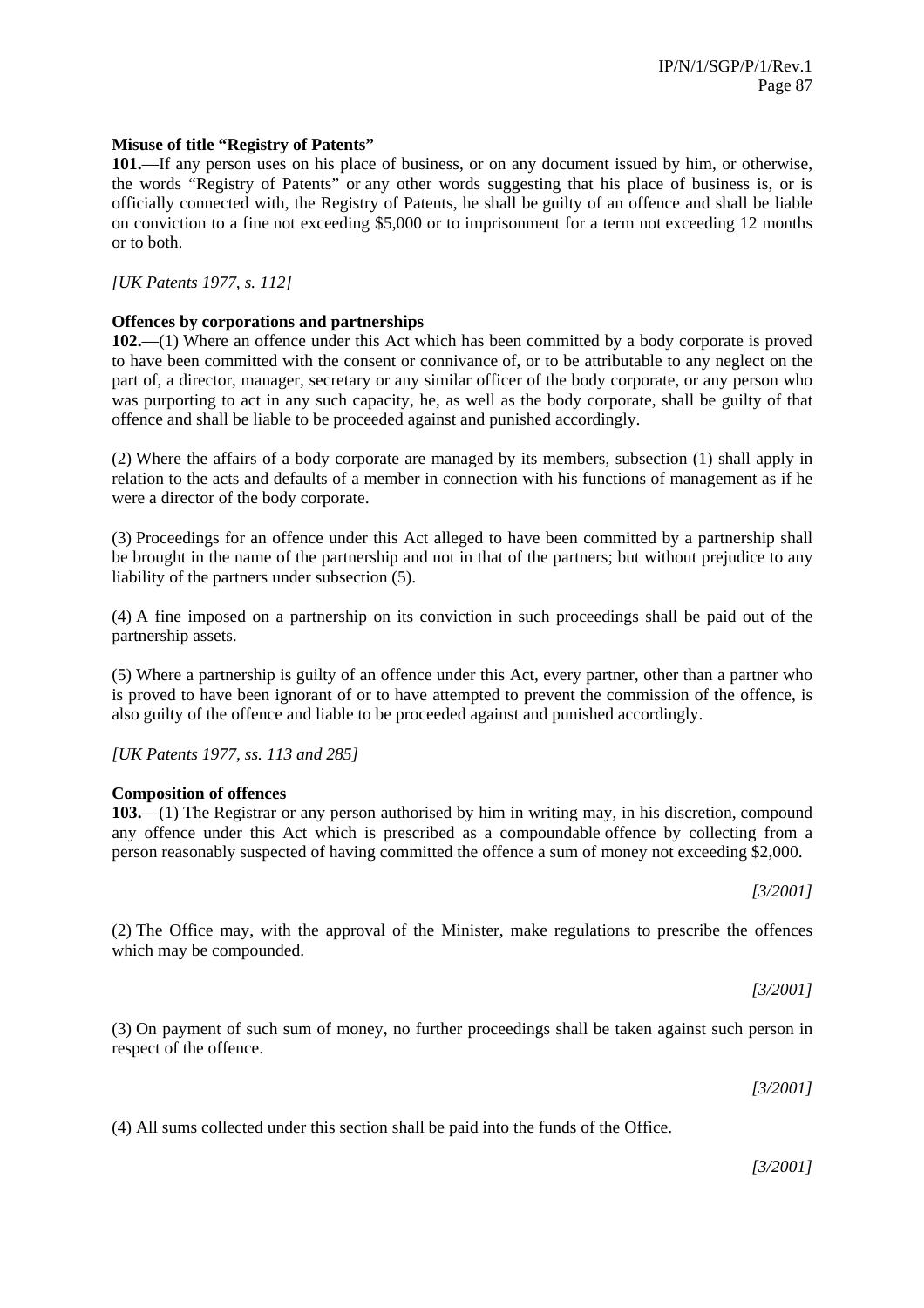**Misuse of title "Registry of Patents"**

**101.**—If any person uses on his place of business, or on any document issued by him, or otherwise, the words "Registry of Patents" or any other words suggesting that his place of business is, or is officially connected with, the Registry of Patents, he shall be guilty of an offence and shall be liable on conviction to a fine not exceeding $5,000 or to imprisonment for a term not exceeding 12 months or to both.

*[UK Patents 1977, s. 112]*

**Offences by corporations and partnerships**

**102.**—(1) Where an offence under this Act which has been committed by a body corporate is proved to have been committed with the consent or connivance of, or to be attributable to any neglect on the part of, a director, manager, secretary or any similar officer of the body corporate, or any person who was purporting to act in any such capacity, he, as well as the body corporate, shall be guilty of that offence and shall be liable to be proceeded against and punished accordingly.

(2) Where the affairs of a body corporate are managed by its members, subsection (1) shall apply in relation to the acts and defaults of a member in connection with his functions of management as if he were a director of the body corporate.

(3) Proceedings for an offence under this Act alleged to have been committed by a partnership shall be brought in the name of the partnership and not in that of the partners; but without prejudice to any liability of the partners under subsection (5).

(4) A fine imposed on a partnership on its conviction in such proceedings shall be paid out of the partnership assets.

(5) Where a partnership is guilty of an offence under this Act, every partner, other than a partner who is proved to have been ignorant of or to have attempted to prevent the commission of the offence, is also guilty of the offence and liable to be proceeded against and punished accordingly.

*[UK Patents 1977, ss. 113 and 285]*

**Composition of offences**

**103.**—(1) The Registrar or any person authorised by him in writing may, in his discretion, compound any offence under this Act which is prescribed as a compoundable offence by collecting from a person reasonably suspected of having committed the offence a sum of money not exceeding $2,000.

*[3/2001]*

(2) The Office may, with the approval of the Minister, make regulations to prescribe the offences which may be compounded.

*[3/2001]*

(3) On payment of such sum of money, no further proceedings shall be taken against such person in respect of the offence.

*[3/2001]*

(4) All sums collected under this section shall be paid into the funds of the Office.

*[3/2001]*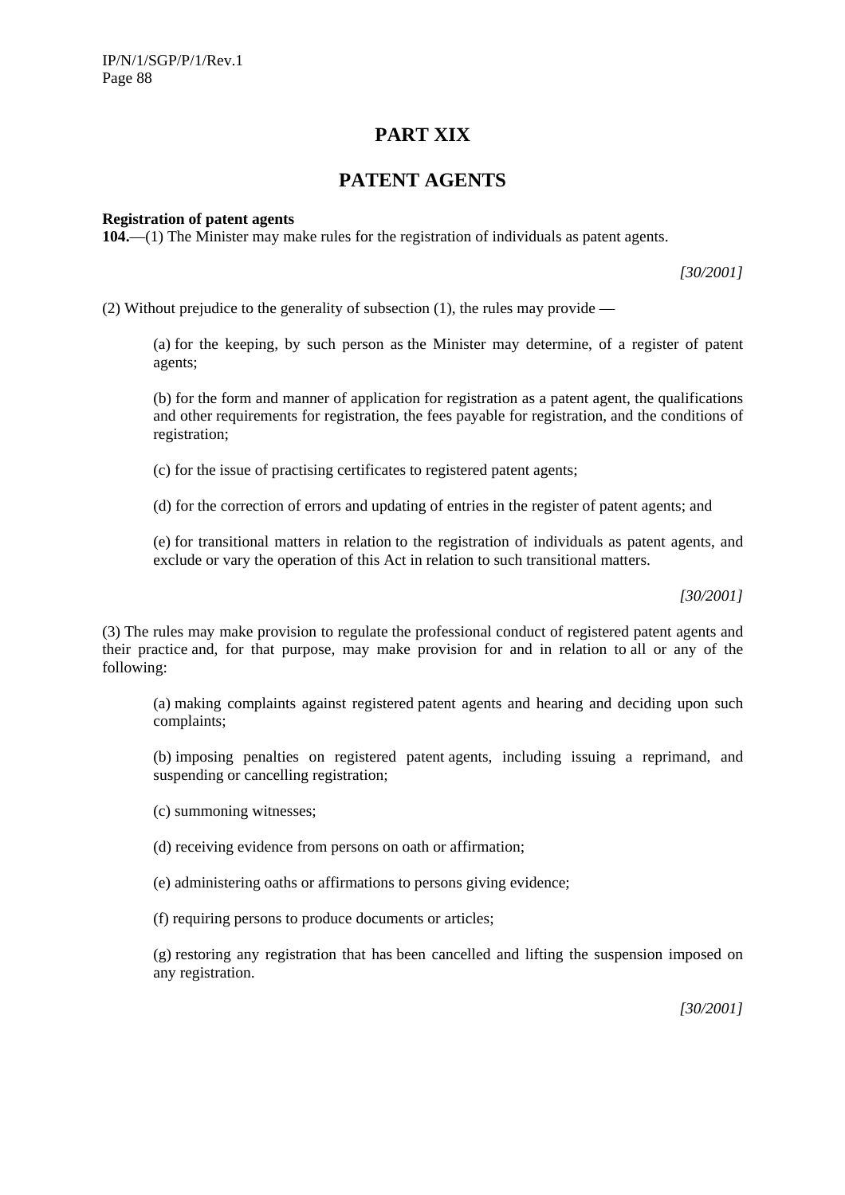# PART XIX

# PATENT AGENTS

**Registration of patent agents**

**104.**—(1) The Minister may make rules for the registration of individuals as patent agents.

*[30/2001]*

(2) Without prejudice to the generality of subsection (1), the rules may provide —

> (a) for the keeping, by such person as the Minister may determine, of a register of patent agents;
>
> (b) for the form and manner of application for registration as a patent agent, the qualifications and other requirements for registration, the fees payable for registration, and the conditions of registration;
>
> (c) for the issue of practising certificates to registered patent agents;
>
> (d) for the correction of errors and updating of entries in the register of patent agents; and
>
> (e) for transitional matters in relation to the registration of individuals as patent agents, and exclude or vary the operation of this Act in relation to such transitional matters.

*[30/2001]*

(3) The rules may make provision to regulate the professional conduct of registered patent agents and their practice and, for that purpose, may make provision for and in relation to all or any of the following:

> (a) making complaints against registered patent agents and hearing and deciding upon such complaints;
>
> (b) imposing penalties on registered patent agents, including issuing a reprimand, and suspending or cancelling registration;
>
> (c) summoning witnesses;
>
> (d) receiving evidence from persons on oath or affirmation;
>
> (e) administering oaths or affirmations to persons giving evidence;
>
> (f) requiring persons to produce documents or articles;
>
> (g) restoring any registration that has been cancelled and lifting the suspension imposed on any registration.

*[30/2001]*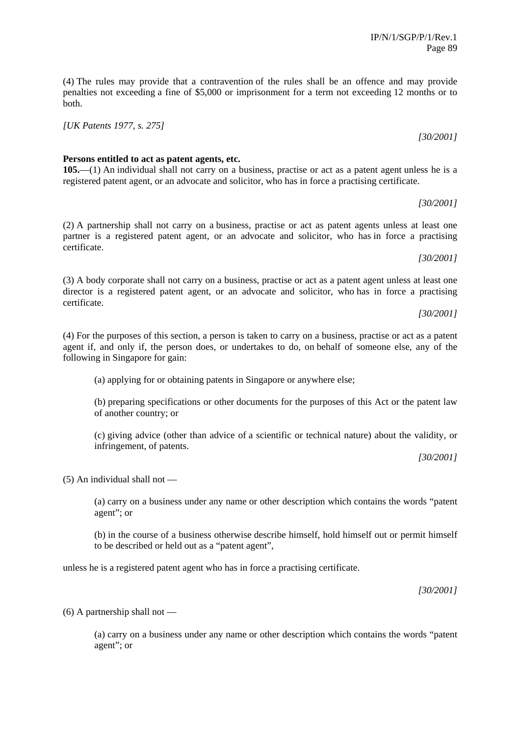(4) The rules may provide that a contravention of the rules shall be an offence and may provide penalties not exceeding a fine of $5,000 or imprisonment for a term not exceeding 12 months or to both.

*[UK Patents 1977, s. 275]*

*[30/2001]*

**Persons entitled to act as patent agents, etc.**

**105.**—(1) An individual shall not carry on a business, practise or act as a patent agent unless he is a registered patent agent, or an advocate and solicitor, who has in force a practising certificate.

*[30/2001]*

(2) A partnership shall not carry on a business, practise or act as patent agents unless at least one partner is a registered patent agent, or an advocate and solicitor, who has in force a practising certificate.

*[30/2001]*

(3) A body corporate shall not carry on a business, practise or act as a patent agent unless at least one director is a registered patent agent, or an advocate and solicitor, who has in force a practising certificate.

*[30/2001]*

(4) For the purposes of this section, a person is taken to carry on a business, practise or act as a patent agent if, and only if, the person does, or undertakes to do, on behalf of someone else, any of the following in Singapore for gain:

(a) applying for or obtaining patents in Singapore or anywhere else;

(b) preparing specifications or other documents for the purposes of this Act or the patent law of another country; or

(c) giving advice (other than advice of a scientific or technical nature) about the validity, or infringement, of patents.

*[30/2001]*

(5) An individual shall not —

(a) carry on a business under any name or other description which contains the words "patent agent"; or

(b) in the course of a business otherwise describe himself, hold himself out or permit himself to be described or held out as a "patent agent",

unless he is a registered patent agent who has in force a practising certificate.

*[30/2001]*

(6) A partnership shall not —

(a) carry on a business under any name or other description which contains the words "patent agent"; or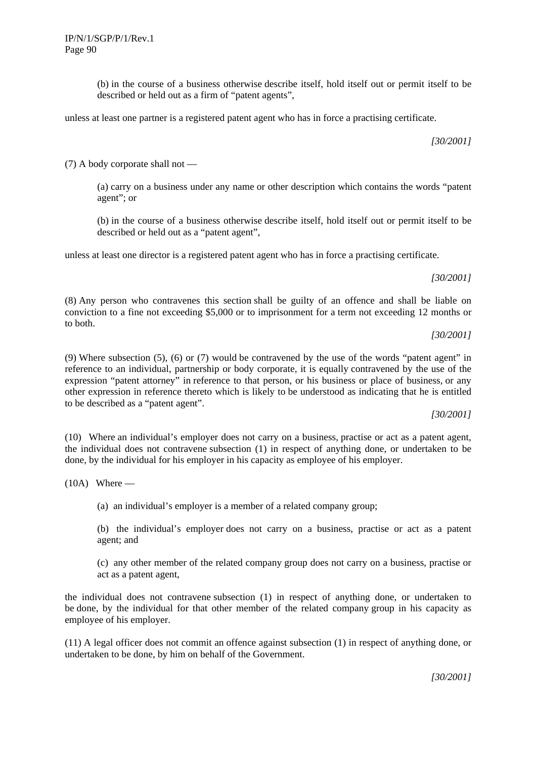(b) in the course of a business otherwise describe itself, hold itself out or permit itself to be described or held out as a firm of “patent agents”,

unless at least one partner is a registered patent agent who has in force a practising certificate.

*[30/2001]*

(7) A body corporate shall not —

(a) carry on a business under any name or other description which contains the words “patent agent”; or

(b) in the course of a business otherwise describe itself, hold itself out or permit itself to be described or held out as a “patent agent”,

unless at least one director is a registered patent agent who has in force a practising certificate.

*[30/2001]*

(8) Any person who contravenes this section shall be guilty of an offence and shall be liable on conviction to a fine not exceeding $5,000 or to imprisonment for a term not exceeding 12 months or to both.

*[30/2001]*

(9) Where subsection (5), (6) or (7) would be contravened by the use of the words “patent agent” in reference to an individual, partnership or body corporate, it is equally contravened by the use of the expression “patent attorney” in reference to that person, or his business or place of business, or any other expression in reference thereto which is likely to be understood as indicating that he is entitled to be described as a “patent agent”.

*[30/2001]*

(10) Where an individual’s employer does not carry on a business, practise or act as a patent agent, the individual does not contravene subsection (1) in respect of anything done, or undertaken to be done, by the individual for his employer in his capacity as employee of his employer.

(10A) Where —

(a) an individual’s employer is a member of a related company group;

(b) the individual’s employer does not carry on a business, practise or act as a patent agent; and

(c) any other member of the related company group does not carry on a business, practise or act as a patent agent,

the individual does not contravene subsection (1) in respect of anything done, or undertaken to be done, by the individual for that other member of the related company group in his capacity as employee of his employer.

(11) A legal officer does not commit an offence against subsection (1) in respect of anything done, or undertaken to be done, by him on behalf of the Government.

*[30/2001]*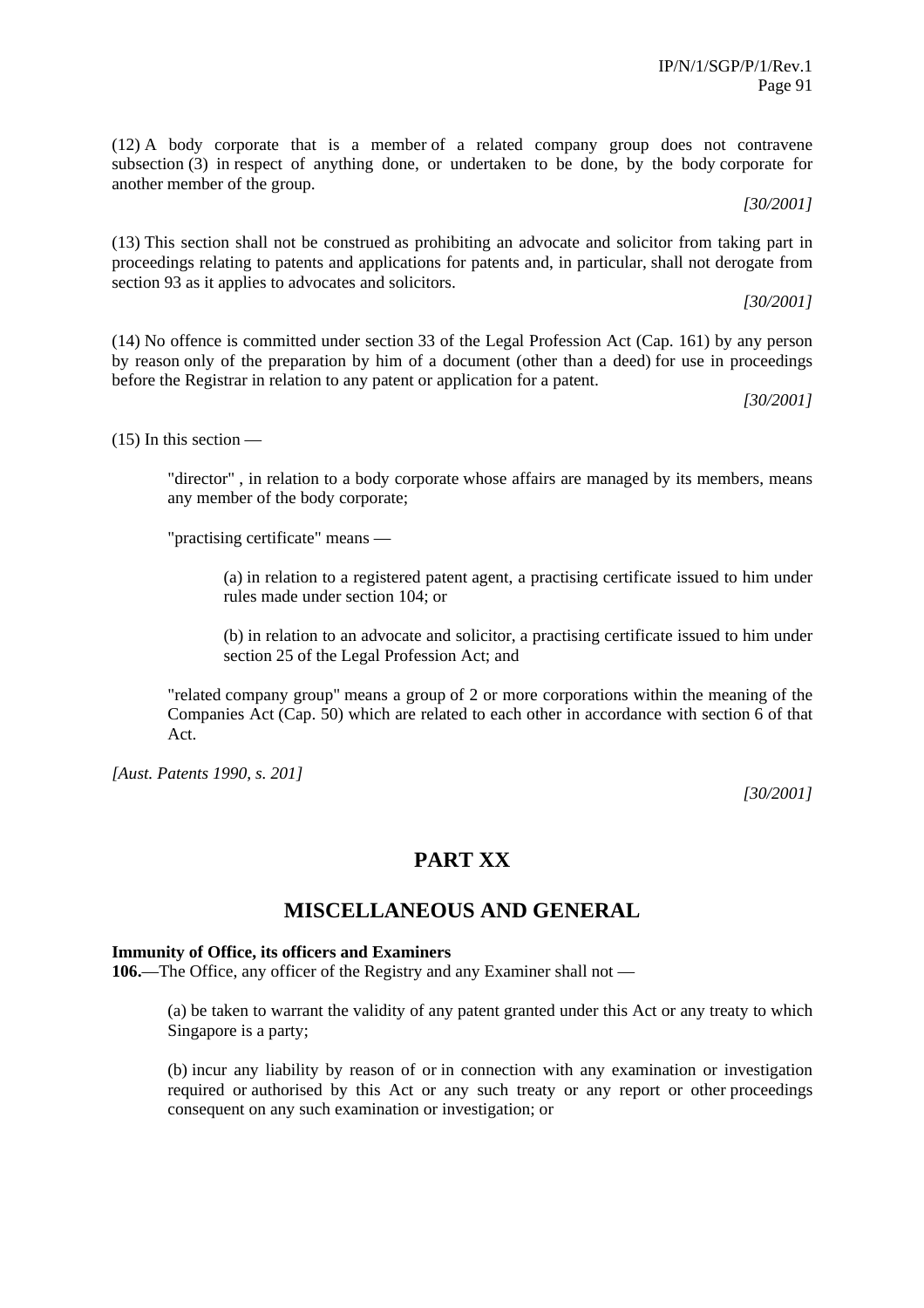(12) A body corporate that is a member of a related company group does not contravene subsection (3) in respect of anything done, or undertaken to be done, by the body corporate for another member of the group.

*[30/2001]*

(13) This section shall not be construed as prohibiting an advocate and solicitor from taking part in proceedings relating to patents and applications for patents and, in particular, shall not derogate from section 93 as it applies to advocates and solicitors.

*[30/2001]*

(14) No offence is committed under section 33 of the Legal Profession Act (Cap. 161) by any person by reason only of the preparation by him of a document (other than a deed) for use in proceedings before the Registrar in relation to any patent or application for a patent.

*[30/2001]*

(15) In this section —

> "director" , in relation to a body corporate whose affairs are managed by its members, means any member of the body corporate;
>
> "practising certificate" means —
>
> > (a) in relation to a registered patent agent, a practising certificate issued to him under rules made under section 104; or
> >
> > (b) in relation to an advocate and solicitor, a practising certificate issued to him under section 25 of the Legal Profession Act; and
>
> "related company group" means a group of 2 or more corporations within the meaning of the Companies Act (Cap. 50) which are related to each other in accordance with section 6 of that Act.

*[Aust. Patents 1990, s. 201]*

*[30/2001]*

# PART XX

# MISCELLANEOUS AND GENERAL

**Immunity of Office, its officers and Examiners**

**106.**—The Office, any officer of the Registry and any Examiner shall not —

> (a) be taken to warrant the validity of any patent granted under this Act or any treaty to which Singapore is a party;
>
> (b) incur any liability by reason of or in connection with any examination or investigation required or authorised by this Act or any such treaty or any report or other proceedings consequent on any such examination or investigation; or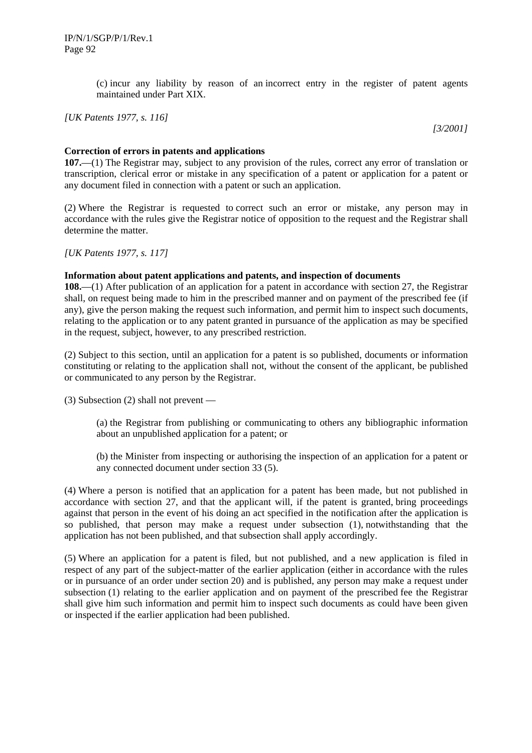(c) incur any liability by reason of an incorrect entry in the register of patent agents maintained under Part XIX.

*[UK Patents 1977, s. 116]*

*[3/2001]*

**Correction of errors in patents and applications**

**107.**—(1) The Registrar may, subject to any provision of the rules, correct any error of translation or transcription, clerical error or mistake in any specification of a patent or application for a patent or any document filed in connection with a patent or such an application.

(2) Where the Registrar is requested to correct such an error or mistake, any person may in accordance with the rules give the Registrar notice of opposition to the request and the Registrar shall determine the matter.

*[UK Patents 1977, s. 117]*

**Information about patent applications and patents, and inspection of documents**

**108.**—(1) After publication of an application for a patent in accordance with section 27, the Registrar shall, on request being made to him in the prescribed manner and on payment of the prescribed fee (if any), give the person making the request such information, and permit him to inspect such documents, relating to the application or to any patent granted in pursuance of the application as may be specified in the request, subject, however, to any prescribed restriction.

(2) Subject to this section, until an application for a patent is so published, documents or information constituting or relating to the application shall not, without the consent of the applicant, be published or communicated to any person by the Registrar.

(3) Subsection (2) shall not prevent —

(a) the Registrar from publishing or communicating to others any bibliographic information about an unpublished application for a patent; or

(b) the Minister from inspecting or authorising the inspection of an application for a patent or any connected document under section 33 (5).

(4) Where a person is notified that an application for a patent has been made, but not published in accordance with section 27, and that the applicant will, if the patent is granted, bring proceedings against that person in the event of his doing an act specified in the notification after the application is so published, that person may make a request under subsection (1), notwithstanding that the application has not been published, and that subsection shall apply accordingly.

(5) Where an application for a patent is filed, but not published, and a new application is filed in respect of any part of the subject-matter of the earlier application (either in accordance with the rules or in pursuance of an order under section 20) and is published, any person may make a request under subsection (1) relating to the earlier application and on payment of the prescribed fee the Registrar shall give him such information and permit him to inspect such documents as could have been given or inspected if the earlier application had been published.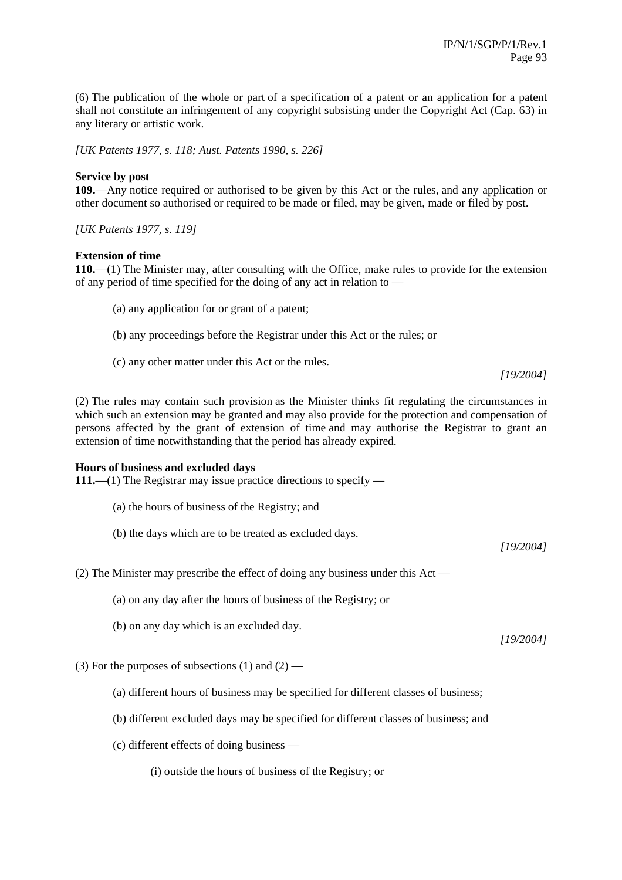(6) The publication of the whole or part of a specification of a patent or an application for a patent shall not constitute an infringement of any copyright subsisting under the Copyright Act (Cap. 63) in any literary or artistic work.

*[UK Patents 1977, s. 118; Aust. Patents 1990, s. 226]*

**Service by post**

**109.**—Any notice required or authorised to be given by this Act or the rules, and any application or other document so authorised or required to be made or filed, may be given, made or filed by post.

*[UK Patents 1977, s. 119]*

**Extension of time**

**110.**—(1) The Minister may, after consulting with the Office, make rules to provide for the extension of any period of time specified for the doing of any act in relation to —

(a) any application for or grant of a patent;

(b) any proceedings before the Registrar under this Act or the rules; or

(c) any other matter under this Act or the rules.

*[19/2004]*

(2) The rules may contain such provision as the Minister thinks fit regulating the circumstances in which such an extension may be granted and may also provide for the protection and compensation of persons affected by the grant of extension of time and may authorise the Registrar to grant an extension of time notwithstanding that the period has already expired.

**Hours of business and excluded days**

**111.**—(1) The Registrar may issue practice directions to specify —

(a) the hours of business of the Registry; and

(b) the days which are to be treated as excluded days.

*[19/2004]*

(2) The Minister may prescribe the effect of doing any business under this Act —

(a) on any day after the hours of business of the Registry; or

(b) on any day which is an excluded day.

*[19/2004]*

(3) For the purposes of subsections (1) and (2) —

(a) different hours of business may be specified for different classes of business;

(b) different excluded days may be specified for different classes of business; and

(c) different effects of doing business —

(i) outside the hours of business of the Registry; or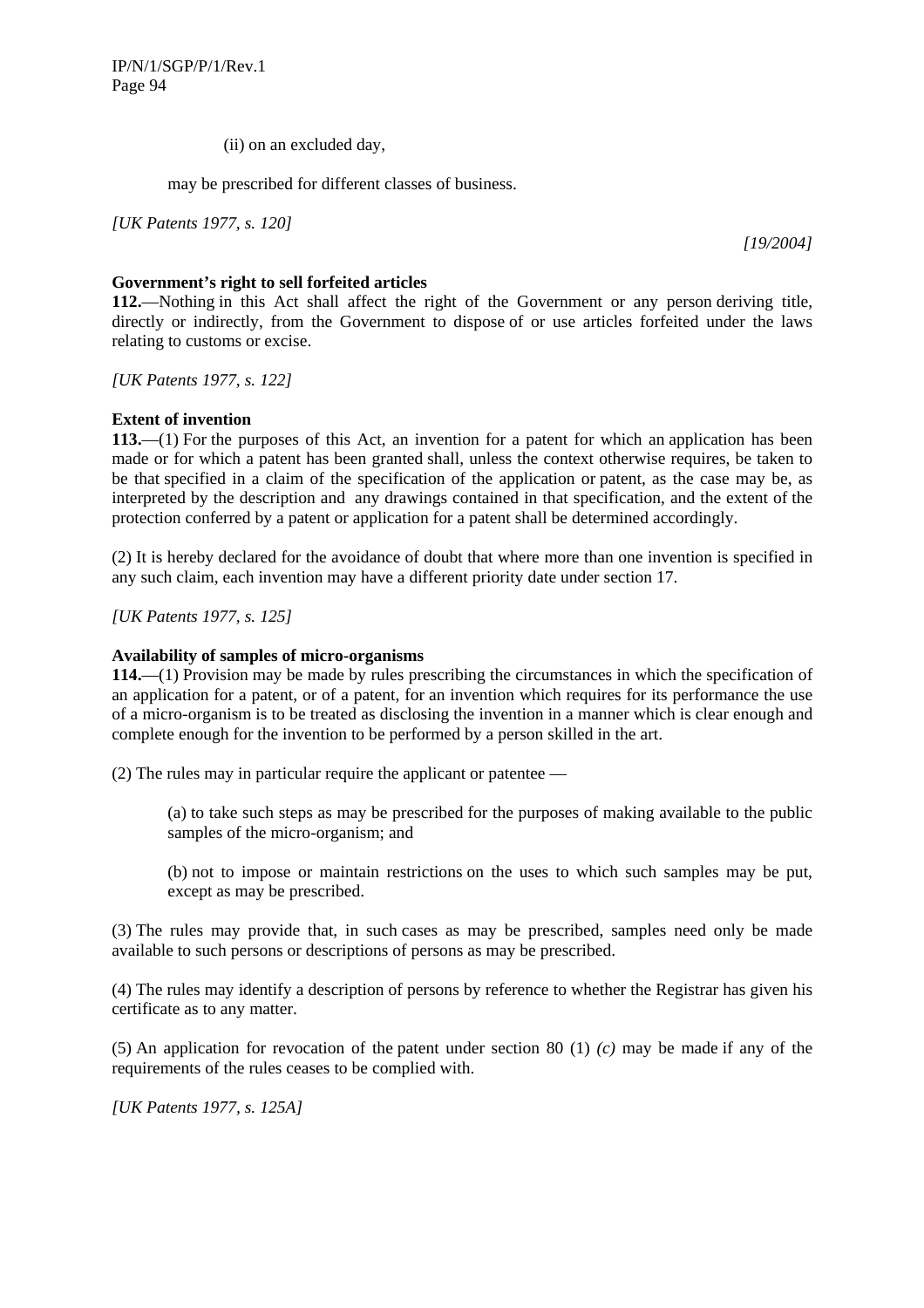(ii) on an excluded day,

may be prescribed for different classes of business.

*[UK Patents 1977, s. 120]*

*[19/2004]*

**Government's right to sell forfeited articles**

**112.**—Nothing in this Act shall affect the right of the Government or any person deriving title, directly or indirectly, from the Government to dispose of or use articles forfeited under the laws relating to customs or excise.

*[UK Patents 1977, s. 122]*

**Extent of invention**

**113.**—(1) For the purposes of this Act, an invention for a patent for which an application has been made or for which a patent has been granted shall, unless the context otherwise requires, be taken to be that specified in a claim of the specification of the application or patent, as the case may be, as interpreted by the description and any drawings contained in that specification, and the extent of the protection conferred by a patent or application for a patent shall be determined accordingly.

(2) It is hereby declared for the avoidance of doubt that where more than one invention is specified in any such claim, each invention may have a different priority date under section 17.

*[UK Patents 1977, s. 125]*

**Availability of samples of micro-organisms**

**114.**—(1) Provision may be made by rules prescribing the circumstances in which the specification of an application for a patent, or of a patent, for an invention which requires for its performance the use of a micro-organism is to be treated as disclosing the invention in a manner which is clear enough and complete enough for the invention to be performed by a person skilled in the art.

(2) The rules may in particular require the applicant or patentee —

(a) to take such steps as may be prescribed for the purposes of making available to the public samples of the micro-organism; and

(b) not to impose or maintain restrictions on the uses to which such samples may be put, except as may be prescribed.

(3) The rules may provide that, in such cases as may be prescribed, samples need only be made available to such persons or descriptions of persons as may be prescribed.

(4) The rules may identify a description of persons by reference to whether the Registrar has given his certificate as to any matter.

(5) An application for revocation of the patent under section 80 (1) *(c)* may be made if any of the requirements of the rules ceases to be complied with.

*[UK Patents 1977, s. 125A]*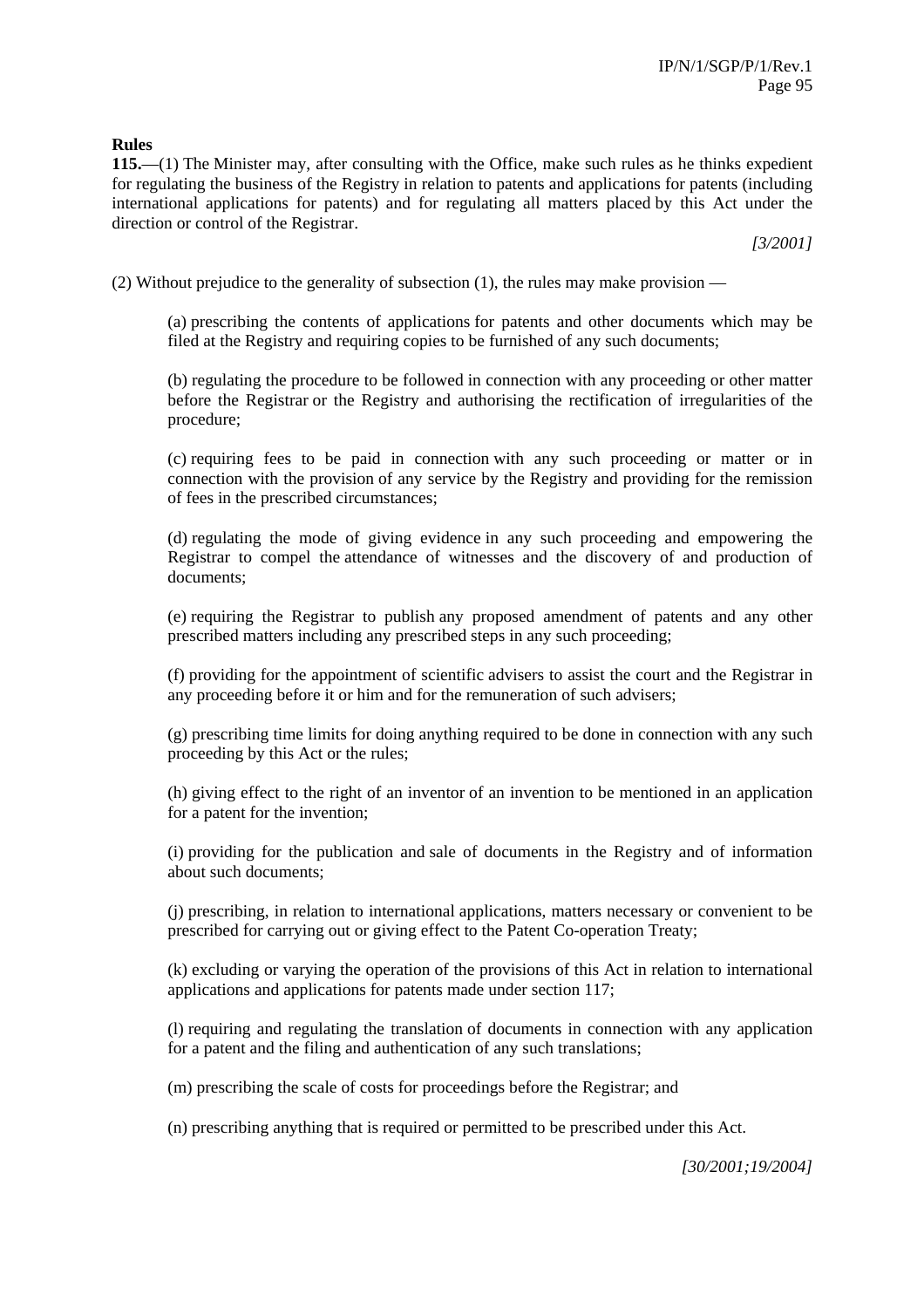**Rules**

**115.**—(1) The Minister may, after consulting with the Office, make such rules as he thinks expedient for regulating the business of the Registry in relation to patents and applications for patents (including international applications for patents) and for regulating all matters placed by this Act under the direction or control of the Registrar.

*[3/2001]*

(2) Without prejudice to the generality of subsection (1), the rules may make provision —

(a) prescribing the contents of applications for patents and other documents which may be filed at the Registry and requiring copies to be furnished of any such documents;

(b) regulating the procedure to be followed in connection with any proceeding or other matter before the Registrar or the Registry and authorising the rectification of irregularities of the procedure;

(c) requiring fees to be paid in connection with any such proceeding or matter or in connection with the provision of any service by the Registry and providing for the remission of fees in the prescribed circumstances;

(d) regulating the mode of giving evidence in any such proceeding and empowering the Registrar to compel the attendance of witnesses and the discovery of and production of documents;

(e) requiring the Registrar to publish any proposed amendment of patents and any other prescribed matters including any prescribed steps in any such proceeding;

(f) providing for the appointment of scientific advisers to assist the court and the Registrar in any proceeding before it or him and for the remuneration of such advisers;

(g) prescribing time limits for doing anything required to be done in connection with any such proceeding by this Act or the rules;

(h) giving effect to the right of an inventor of an invention to be mentioned in an application for a patent for the invention;

(i) providing for the publication and sale of documents in the Registry and of information about such documents;

(j) prescribing, in relation to international applications, matters necessary or convenient to be prescribed for carrying out or giving effect to the Patent Co-operation Treaty;

(k) excluding or varying the operation of the provisions of this Act in relation to international applications and applications for patents made under section 117;

(l) requiring and regulating the translation of documents in connection with any application for a patent and the filing and authentication of any such translations;

(m) prescribing the scale of costs for proceedings before the Registrar; and

(n) prescribing anything that is required or permitted to be prescribed under this Act.

*[30/2001;19/2004]*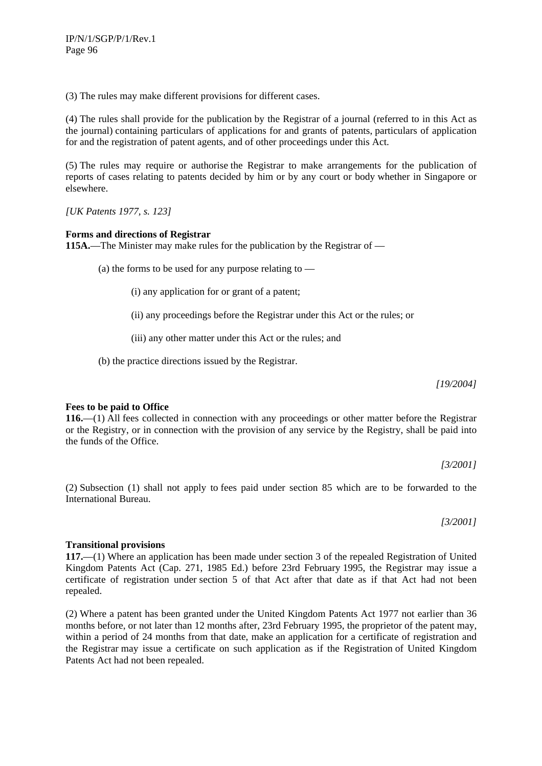(3) The rules may make different provisions for different cases.

(4) The rules shall provide for the publication by the Registrar of a journal (referred to in this Act as the journal) containing particulars of applications for and grants of patents, particulars of application for and the registration of patent agents, and of other proceedings under this Act.

(5) The rules may require or authorise the Registrar to make arrangements for the publication of reports of cases relating to patents decided by him or by any court or body whether in Singapore or elsewhere.

*[UK Patents 1977, s. 123]*

**Forms and directions of Registrar**

**115A.**—The Minister may make rules for the publication by the Registrar of —

(a) the forms to be used for any purpose relating to —

(i) any application for or grant of a patent;

(ii) any proceedings before the Registrar under this Act or the rules; or

(iii) any other matter under this Act or the rules; and

(b) the practice directions issued by the Registrar.

*[19/2004]*

**Fees to be paid to Office**

**116.**—(1) All fees collected in connection with any proceedings or other matter before the Registrar or the Registry, or in connection with the provision of any service by the Registry, shall be paid into the funds of the Office.

*[3/2001]*

(2) Subsection (1) shall not apply to fees paid under section 85 which are to be forwarded to the International Bureau.

*[3/2001]*

**Transitional provisions**

**117.**—(1) Where an application has been made under section 3 of the repealed Registration of United Kingdom Patents Act (Cap. 271, 1985 Ed.) before 23rd February 1995, the Registrar may issue a certificate of registration under section 5 of that Act after that date as if that Act had not been repealed.

(2) Where a patent has been granted under the United Kingdom Patents Act 1977 not earlier than 36 months before, or not later than 12 months after, 23rd February 1995, the proprietor of the patent may, within a period of 24 months from that date, make an application for a certificate of registration and the Registrar may issue a certificate on such application as if the Registration of United Kingdom Patents Act had not been repealed.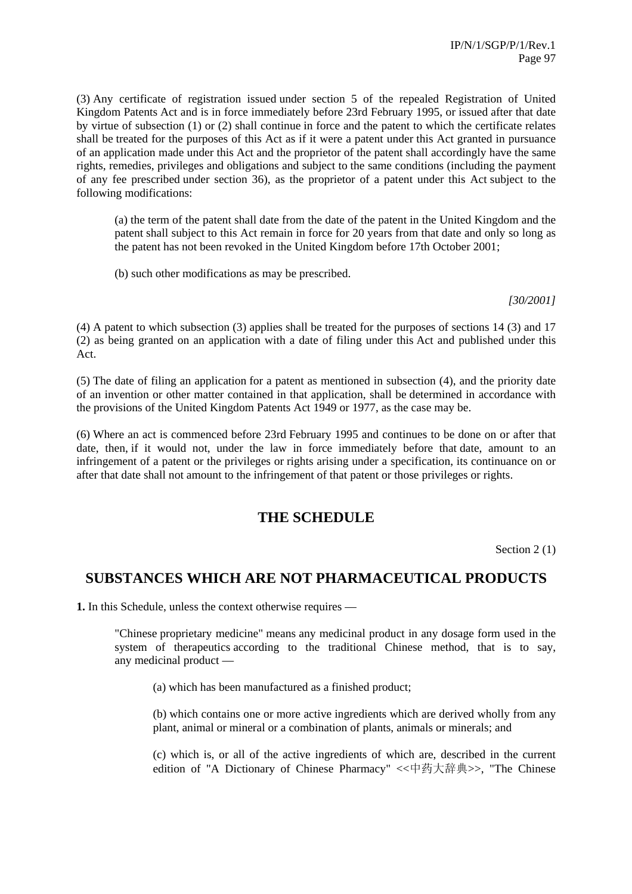(3) Any certificate of registration issued under section 5 of the repealed Registration of United Kingdom Patents Act and is in force immediately before 23rd February 1995, or issued after that date by virtue of subsection (1) or (2) shall continue in force and the patent to which the certificate relates shall be treated for the purposes of this Act as if it were a patent under this Act granted in pursuance of an application made under this Act and the proprietor of the patent shall accordingly have the same rights, remedies, privileges and obligations and subject to the same conditions (including the payment of any fee prescribed under section 36), as the proprietor of a patent under this Act subject to the following modifications:

> (a) the term of the patent shall date from the date of the patent in the United Kingdom and the patent shall subject to this Act remain in force for 20 years from that date and only so long as the patent has not been revoked in the United Kingdom before 17th October 2001;
>
> (b) such other modifications as may be prescribed.

*[30/2001]*

(4) A patent to which subsection (3) applies shall be treated for the purposes of sections 14 (3) and 17 (2) as being granted on an application with a date of filing under this Act and published under this Act.

(5) The date of filing an application for a patent as mentioned in subsection (4), and the priority date of an invention or other matter contained in that application, shall be determined in accordance with the provisions of the United Kingdom Patents Act 1949 or 1977, as the case may be.

(6) Where an act is commenced before 23rd February 1995 and continues to be done on or after that date, then, if it would not, under the law in force immediately before that date, amount to an infringement of a patent or the privileges or rights arising under a specification, its continuance on or after that date shall not amount to the infringement of that patent or those privileges or rights.

## THE SCHEDULE

Section 2 (1)

## SUBSTANCES WHICH ARE NOT PHARMACEUTICAL PRODUCTS

**1.** In this Schedule, unless the context otherwise requires —

> "Chinese proprietary medicine" means any medicinal product in any dosage form used in the system of therapeutics according to the traditional Chinese method, that is to say, any medicinal product —
>
> > (a) which has been manufactured as a finished product;
> >
> > (b) which contains one or more active ingredients which are derived wholly from any plant, animal or mineral or a combination of plants, animals or minerals; and
> >
> > (c) which is, or all of the active ingredients of which are, described in the current edition of "A Dictionary of Chinese Pharmacy" <<中药大辞典>>, "The Chinese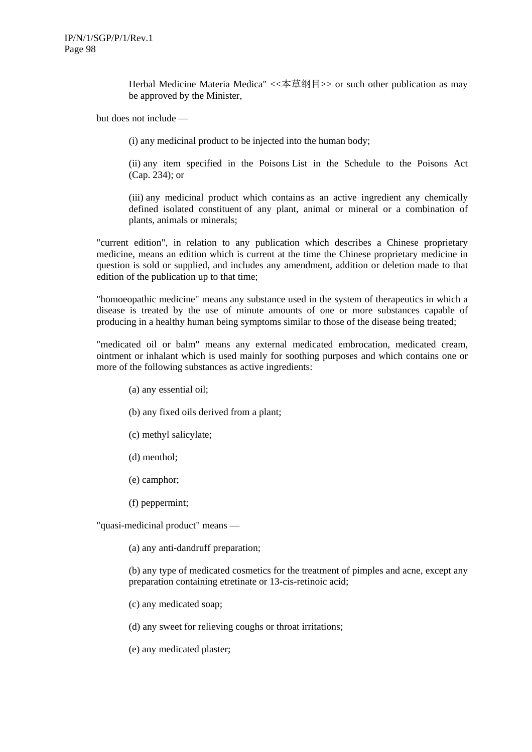Herbal Medicine Materia Medica" <<本草纲目>> or such other publication as may be approved by the Minister,

but does not include —

(i) any medicinal product to be injected into the human body;

(ii) any item specified in the Poisons List in the Schedule to the Poisons Act (Cap. 234); or

(iii) any medicinal product which contains as an active ingredient any chemically defined isolated constituent of any plant, animal or mineral or a combination of plants, animals or minerals;

"current edition", in relation to any publication which describes a Chinese proprietary medicine, means an edition which is current at the time the Chinese proprietary medicine in question is sold or supplied, and includes any amendment, addition or deletion made to that edition of the publication up to that time;

"homoeopathic medicine" means any substance used in the system of therapeutics in which a disease is treated by the use of minute amounts of one or more substances capable of producing in a healthy human being symptoms similar to those of the disease being treated;

"medicated oil or balm" means any external medicated embrocation, medicated cream, ointment or inhalant which is used mainly for soothing purposes and which contains one or more of the following substances as active ingredients:

(a) any essential oil;

(b) any fixed oils derived from a plant;

(c) methyl salicylate;

(d) menthol;

(e) camphor;

(f) peppermint;

"quasi-medicinal product" means —

(a) any anti-dandruff preparation;

(b) any type of medicated cosmetics for the treatment of pimples and acne, except any preparation containing etretinate or 13-cis-retinoic acid;

(c) any medicated soap;

(d) any sweet for relieving coughs or throat irritations;

(e) any medicated plaster;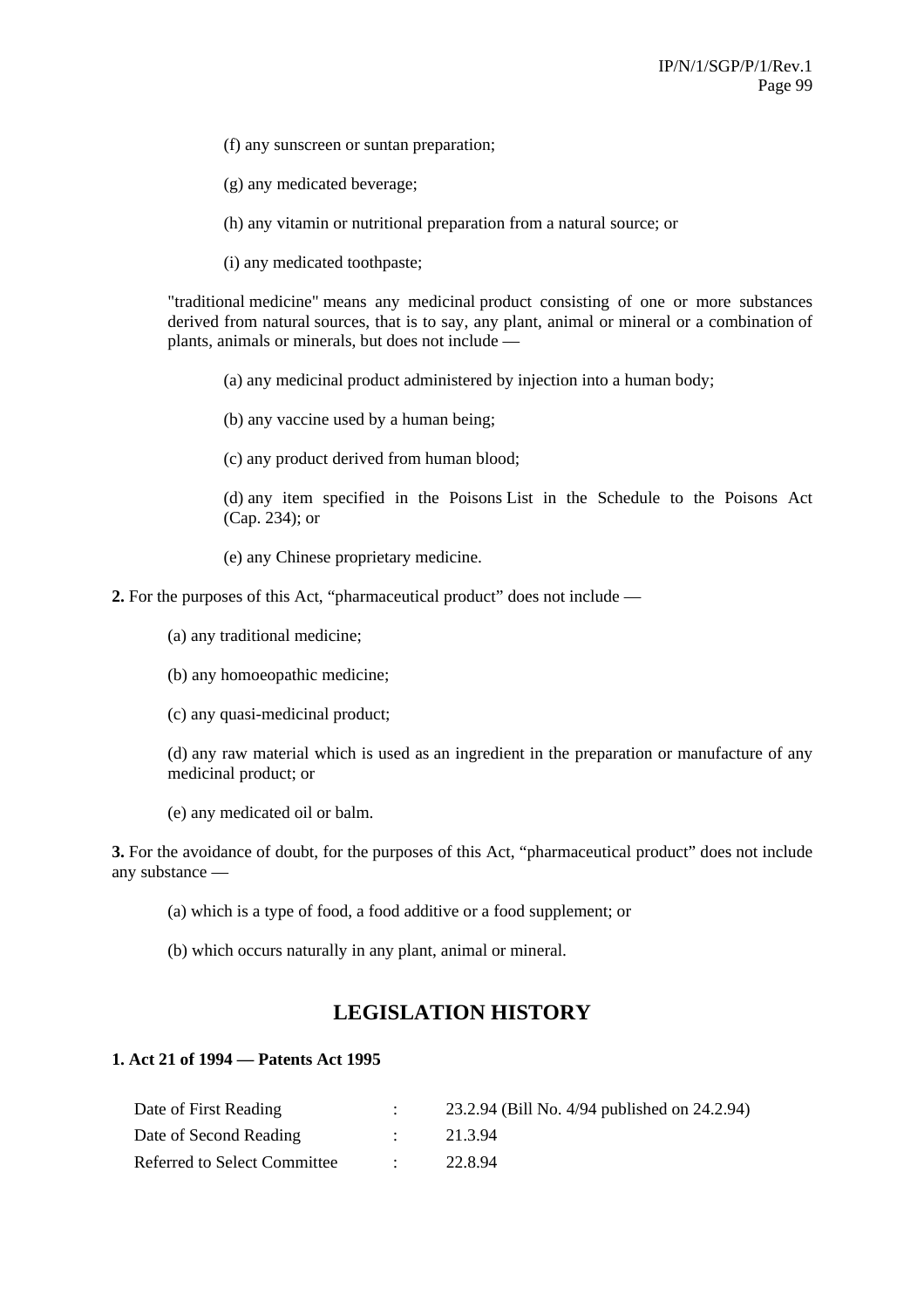(f) any sunscreen or suntan preparation;

(g) any medicated beverage;

(h) any vitamin or nutritional preparation from a natural source; or

(i) any medicated toothpaste;

"traditional medicine" means any medicinal product consisting of one or more substances derived from natural sources, that is to say, any plant, animal or mineral or a combination of plants, animals or minerals, but does not include —

(a) any medicinal product administered by injection into a human body;

(b) any vaccine used by a human being;

(c) any product derived from human blood;

(d) any item specified in the Poisons List in the Schedule to the Poisons Act (Cap. 234); or

(e) any Chinese proprietary medicine.

**2.** For the purposes of this Act, "pharmaceutical product" does not include —

(a) any traditional medicine;

(b) any homoeopathic medicine;

(c) any quasi-medicinal product;

(d) any raw material which is used as an ingredient in the preparation or manufacture of any medicinal product; or

(e) any medicated oil or balm.

**3.** For the avoidance of doubt, for the purposes of this Act, "pharmaceutical product" does not include any substance —

(a) which is a type of food, a food additive or a food supplement; or

(b) which occurs naturally in any plant, animal or mineral.

## LEGISLATION HISTORY

**1. Act 21 of 1994 — Patents Act 1995**

| | | |
|---|---|---|
| Date of First Reading | : | 23.2.94 (Bill No. 4/94 published on 24.2.94) |
| Date of Second Reading | : | 21.3.94 |
| Referred to Select Committee | : | 22.8.94 |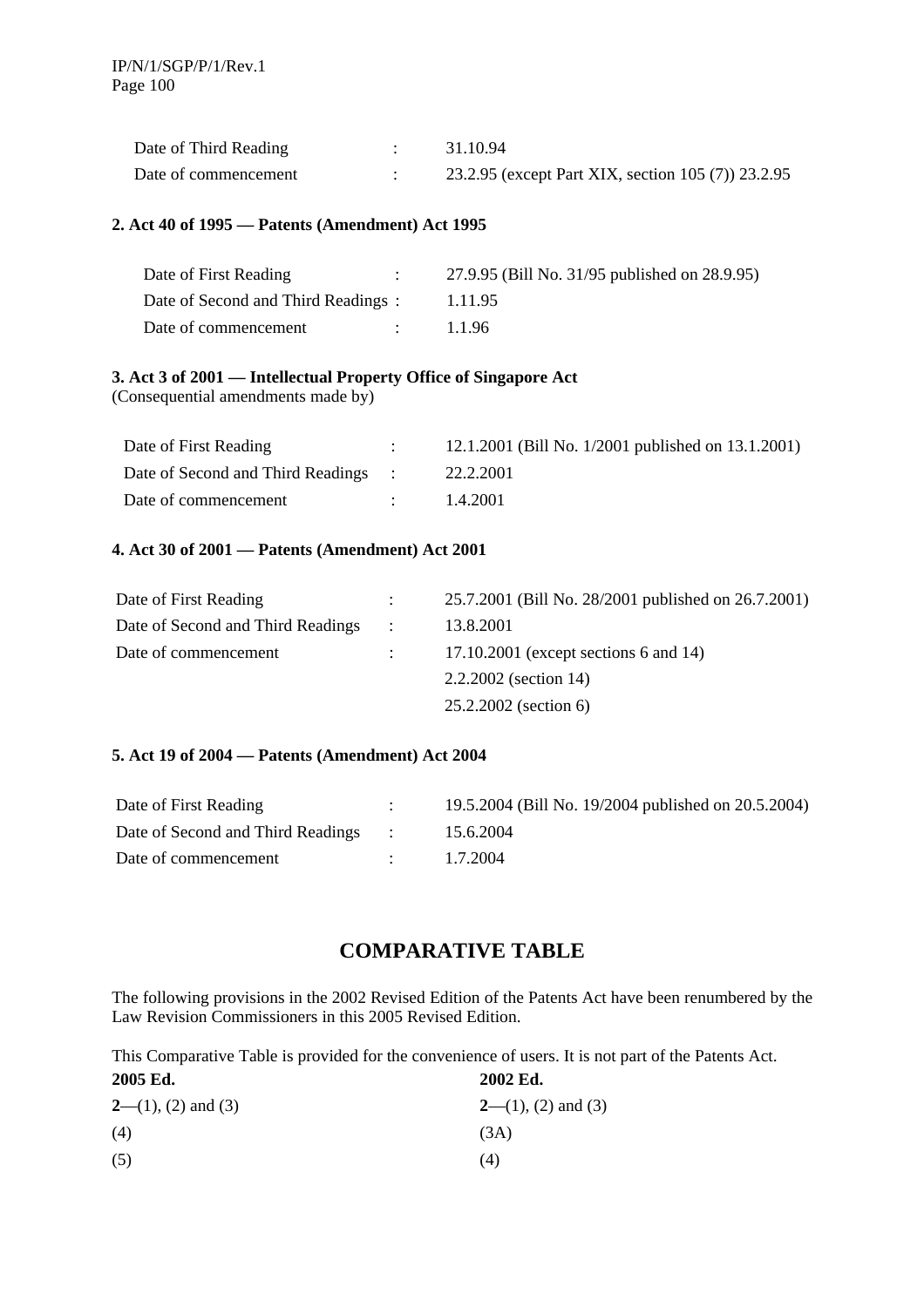| | | |
|---|---|---|
| Date of Third Reading | : | 31.10.94 |
| Date of commencement | : | 23.2.95 (except Part XIX, section 105 (7)) 23.2.95 |

**2. Act 40 of 1995 — Patents (Amendment) Act 1995**

| | | |
|---|---|---|
| Date of First Reading | : | 27.9.95 (Bill No. 31/95 published on 28.9.95) |
| Date of Second and Third Readings | : | 1.11.95 |
| Date of commencement | : | 1.1.96 |

**3. Act 3 of 2001 — Intellectual Property Office of Singapore Act**
(Consequential amendments made by)

| | | |
|---|---|---|
| Date of First Reading | : | 12.1.2001 (Bill No. 1/2001 published on 13.1.2001) |
| Date of Second and Third Readings | : | 22.2.2001 |
| Date of commencement | : | 1.4.2001 |

**4. Act 30 of 2001 — Patents (Amendment) Act 2001**

| | | |
|---|---|---|
| Date of First Reading | : | 25.7.2001 (Bill No. 28/2001 published on 26.7.2001) |
| Date of Second and Third Readings | : | 13.8.2001 |
| Date of commencement | : | 17.10.2001 (except sections 6 and 14) |
| | | 2.2.2002 (section 14) |
| | | 25.2.2002 (section 6) |

**5. Act 19 of 2004 — Patents (Amendment) Act 2004**

| | | |
|---|---|---|
| Date of First Reading | : | 19.5.2004 (Bill No. 19/2004 published on 20.5.2004) |
| Date of Second and Third Readings | : | 15.6.2004 |
| Date of commencement | : | 1.7.2004 |

## COMPARATIVE TABLE

The following provisions in the 2002 Revised Edition of the Patents Act have been renumbered by the Law Revision Commissioners in this 2005 Revised Edition.

This Comparative Table is provided for the convenience of users. It is not part of the Patents Act.

| 2005 Ed. | 2002 Ed. |
|---|---|
| **2**—(1), (2) and (3) | **2**—(1), (2) and (3) |
| (4) | (3A) |
| (5) | (4) |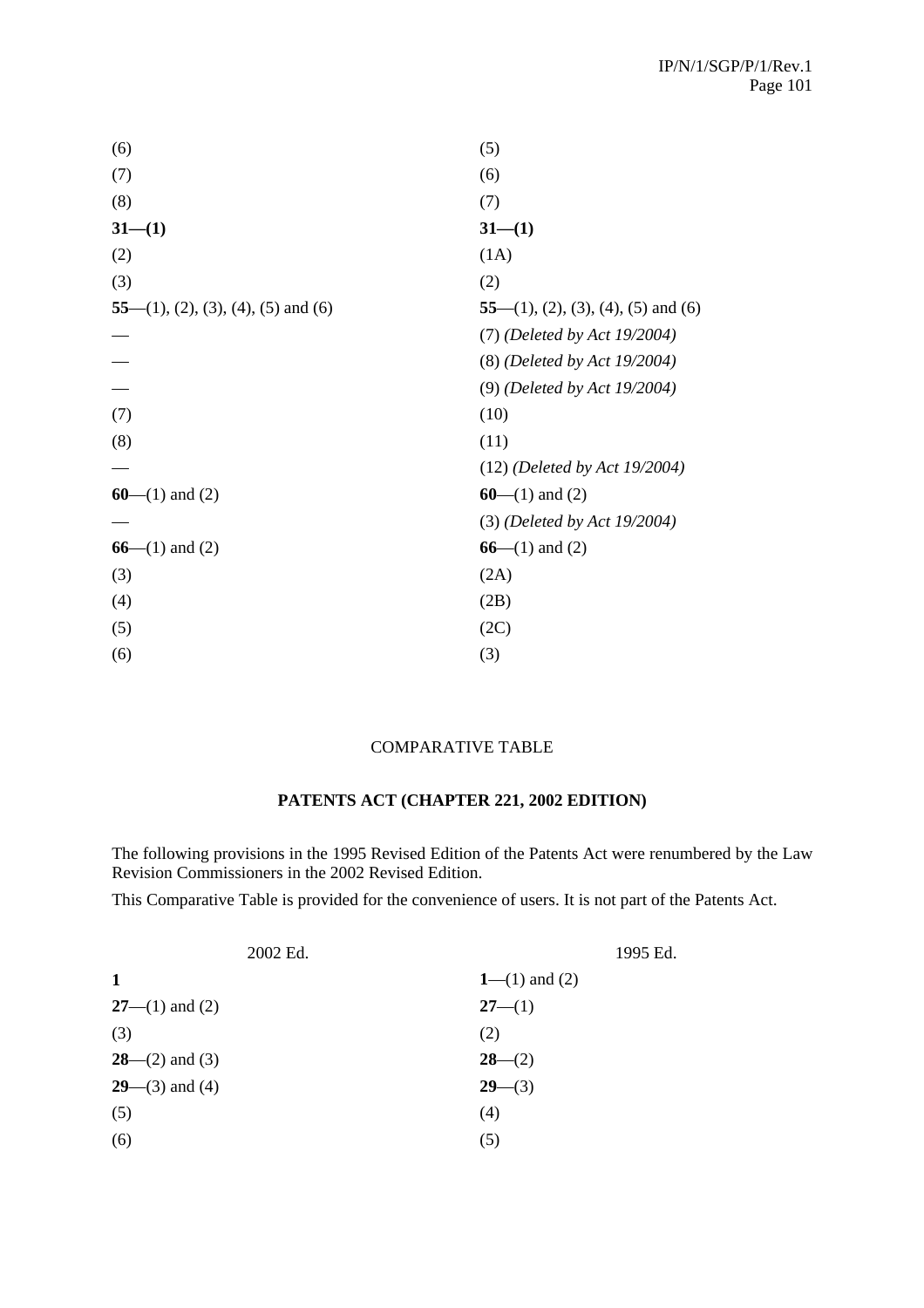| | |
|---|---|
| (6) | (5) |
| (7) | (6) |
| (8) | (7) |
| **31—(1)** | **31—(1)** |
| (2) | (1A) |
| (3) | (2) |
| **55**—(1), (2), (3), (4), (5) and (6) | **55**—(1), (2), (3), (4), (5) and (6) |
| — | (7) *(Deleted by Act 19/2004)* |
| — | (8) *(Deleted by Act 19/2004)* |
| — | (9) *(Deleted by Act 19/2004)* |
| (7) | (10) |
| (8) | (11) |
| — | (12) *(Deleted by Act 19/2004)* |
| **60**—(1) and (2) | **60**—(1) and (2) |
| — | (3) *(Deleted by Act 19/2004)* |
| **66**—(1) and (2) | **66**—(1) and (2) |
| (3) | (2A) |
| (4) | (2B) |
| (5) | (2C) |
| (6) | (3) |

COMPARATIVE TABLE

**PATENTS ACT (CHAPTER 221, 2002 EDITION)**

The following provisions in the 1995 Revised Edition of the Patents Act were renumbered by the Law Revision Commissioners in the 2002 Revised Edition.

This Comparative Table is provided for the convenience of users. It is not part of the Patents Act.

| 2002 Ed. | 1995 Ed. |
|---|---|
| **1** | **1**—(1) and (2) |
| **27**—(1) and (2) | **27**—(1) |
| (3) | (2) |
| **28**—(2) and (3) | **28**—(2) |
| **29**—(3) and (4) | **29**—(3) |
| (5) | (4) |
| (6) | (5) |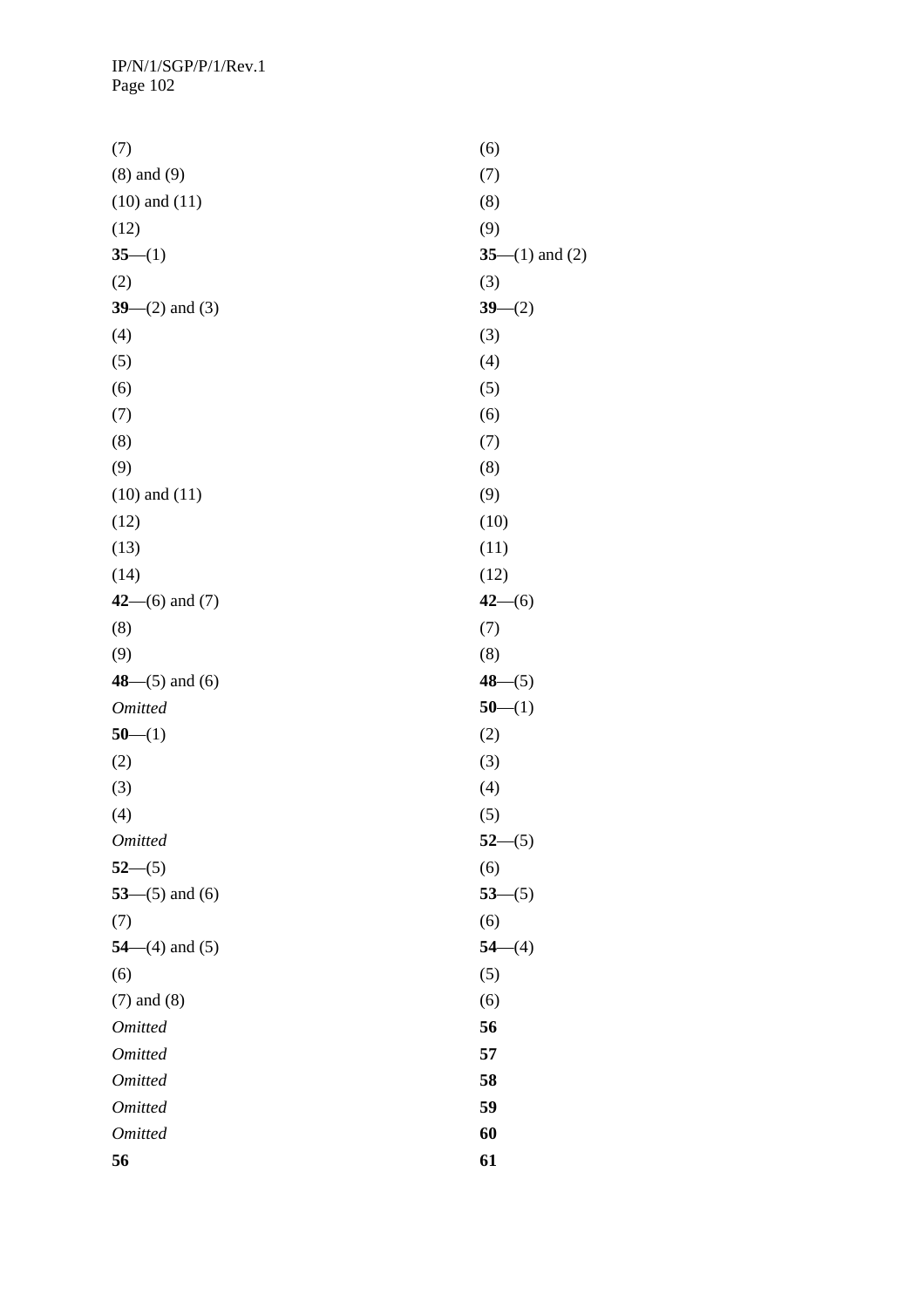| | |
|---|---|
| (7) | (6) |
| (8) and (9) | (7) |
| (10) and (11) | (8) |
| (12) | (9) |
| **35**—(1) | **35**—(1) and (2) |
| (2) | (3) |
| **39**—(2) and (3) | **39**—(2) |
| (4) | (3) |
| (5) | (4) |
| (6) | (5) |
| (7) | (6) |
| (8) | (7) |
| (9) | (8) |
| (10) and (11) | (9) |
| (12) | (10) |
| (13) | (11) |
| (14) | (12) |
| **42**—(6) and (7) | **42**—(6) |
| (8) | (7) |
| (9) | (8) |
| **48**—(5) and (6) | **48**—(5) |
| *Omitted* | **50**—(1) |
| **50**—(1) | (2) |
| (2) | (3) |
| (3) | (4) |
| (4) | (5) |
| *Omitted* | **52**—(5) |
| **52**—(5) | (6) |
| **53**—(5) and (6) | **53**—(5) |
| (7) | (6) |
| **54**—(4) and (5) | **54**—(4) |
| (6) | (5) |
| (7) and (8) | (6) |
| *Omitted* | **56** |
| *Omitted* | **57** |
| *Omitted* | **58** |
| *Omitted* | **59** |
| *Omitted* | **60** |
| **56** | **61** |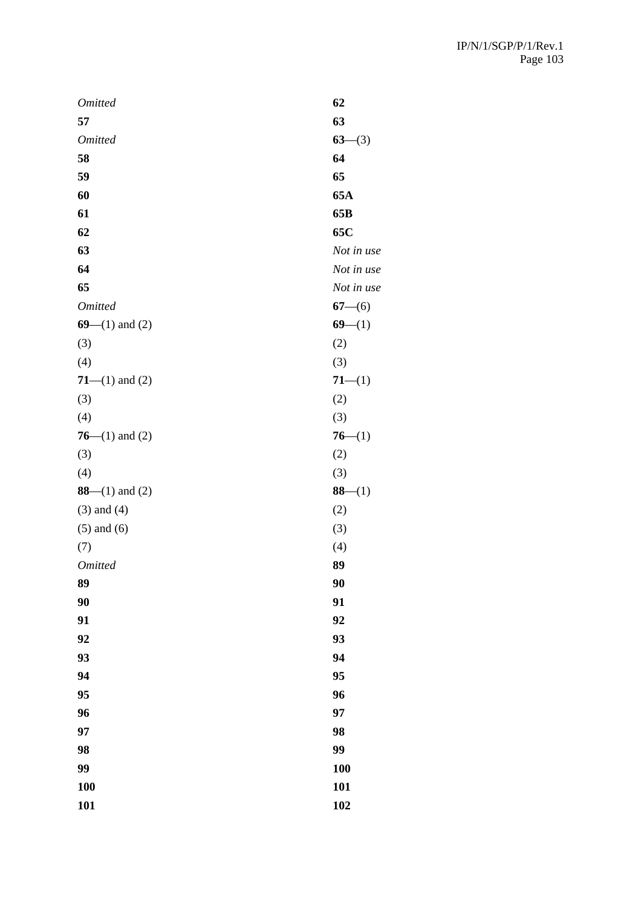| | |
|---|---|
| *Omitted* | **62** |
| **57** | **63** |
| *Omitted* | **63**—(3) |
| **58** | **64** |
| **59** | **65** |
| **60** | **65A** |
| **61** | **65B** |
| **62** | **65C** |
| **63** | *Not in use* |
| **64** | *Not in use* |
| **65** | *Not in use* |
| *Omitted* | **67**—(6) |
| **69**—(1) and (2) | **69**—(1) |
| (3) | (2) |
| (4) | (3) |
| **71**—(1) and (2) | **71**—(1) |
| (3) | (2) |
| (4) | (3) |
| **76**—(1) and (2) | **76**—(1) |
| (3) | (2) |
| (4) | (3) |
| **88**—(1) and (2) | **88**—(1) |
| (3) and (4) | (2) |
| (5) and (6) | (3) |
| (7) | (4) |
| *Omitted* | **89** |
| **89** | **90** |
| **90** | **91** |
| **91** | **92** |
| **92** | **93** |
| **93** | **94** |
| **94** | **95** |
| **95** | **96** |
| **96** | **97** |
| **97** | **98** |
| **98** | **99** |
| **99** | **100** |
| **100** | **101** |
| **101** | **102** |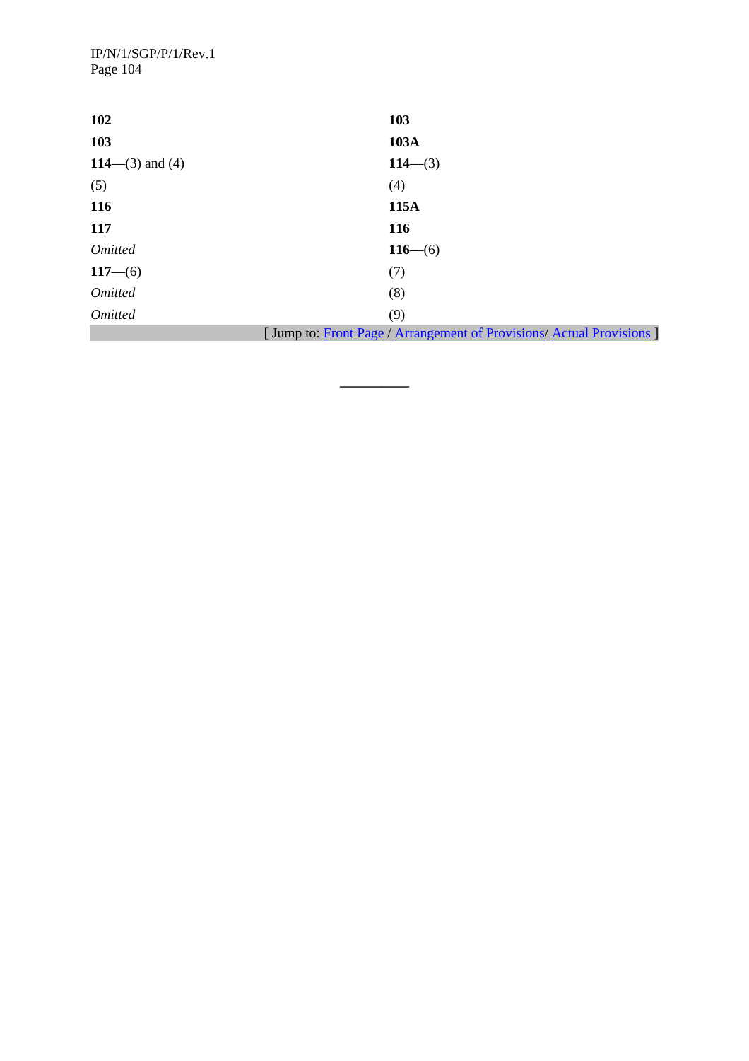| | |
|---|---|
| **102** | **103** |
| **103** | **103A** |
| **114**—(3) and (4) | **114**—(3) |
| (5) | (4) |
| **116** | **115A** |
| **117** | **116** |
| *Omitted* | **116**—(6) |
| **117**—(6) | (7) |
| *Omitted* | (8) |
| *Omitted* | (9) |

[ Jump to: Front Page / Arrangement of Provisions/ Actual Provisions ]

__________